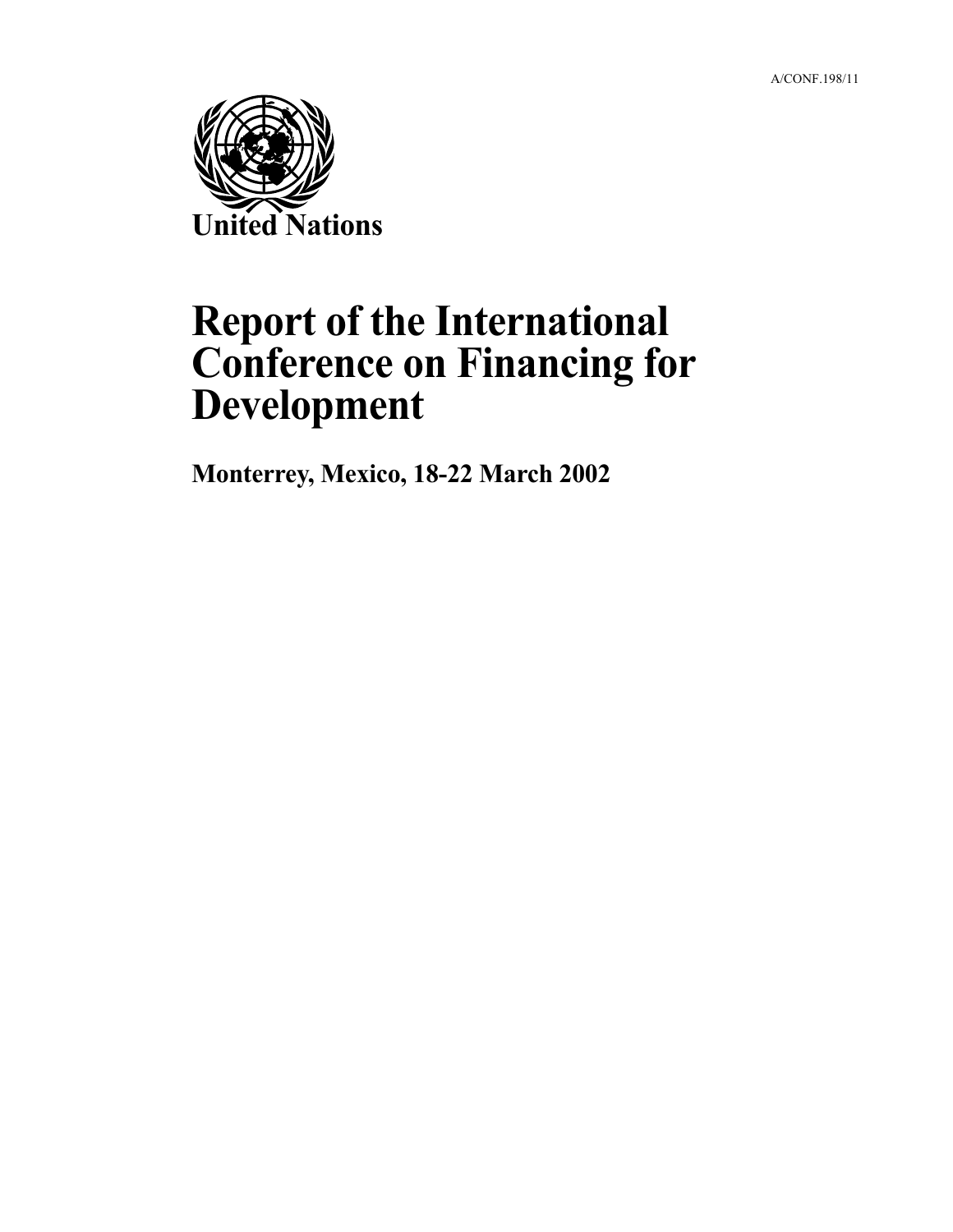A/CONF.198/11

United Nations

# Report of the International Conference on Financing for Development

**Monterrey, Mexico, 18-22 March 2002**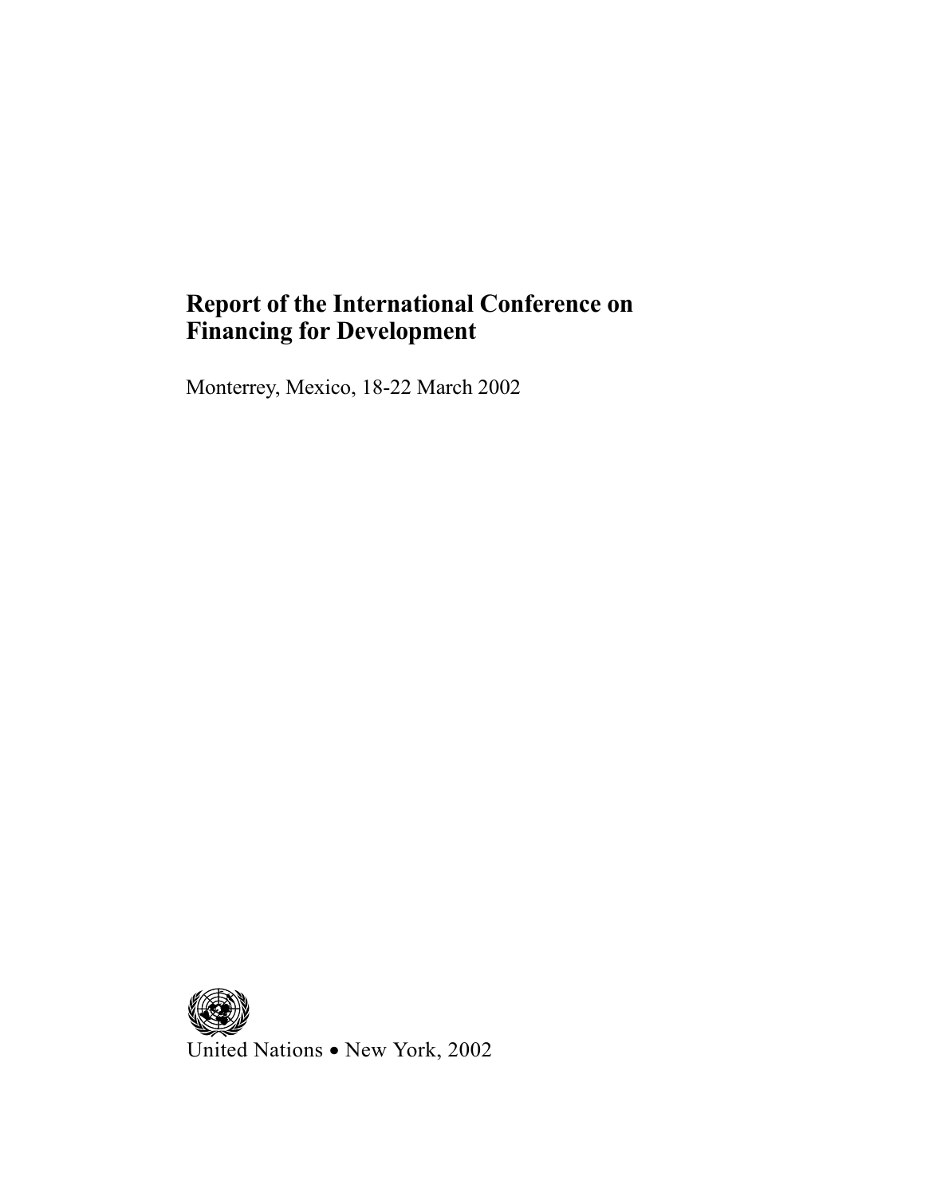# Report of the International Conference on Financing for Development

Monterrey, Mexico, 18-22 March 2002

United Nations • New York, 2002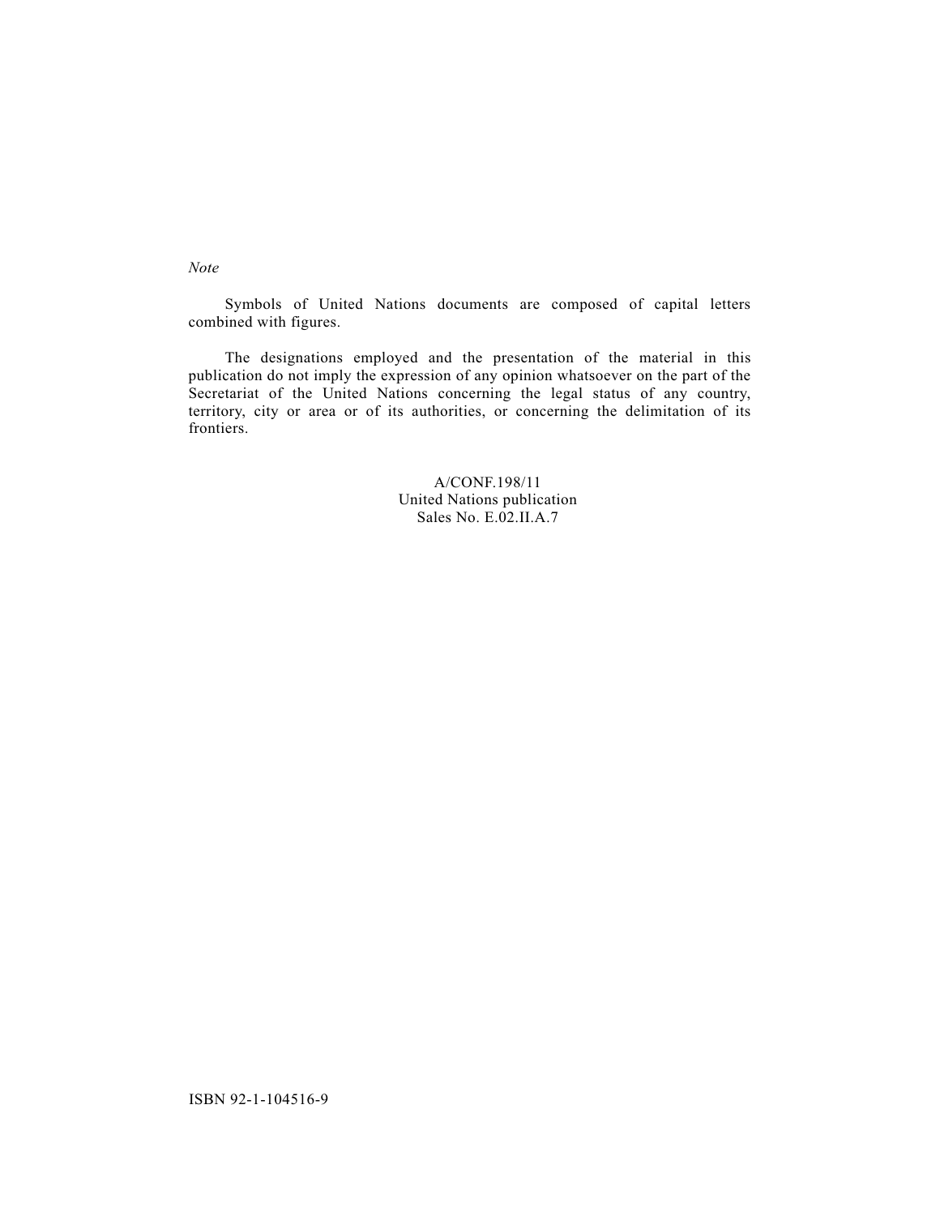*Note*

Symbols of United Nations documents are composed of capital letters combined with figures.

The designations employed and the presentation of the material in this publication do not imply the expression of any opinion whatsoever on the part of the Secretariat of the United Nations concerning the legal status of any country, territory, city or area or of its authorities, or concerning the delimitation of its frontiers.

A/CONF.198/11
United Nations publication
Sales No. E.02.II.A.7

ISBN 92-1-104516-9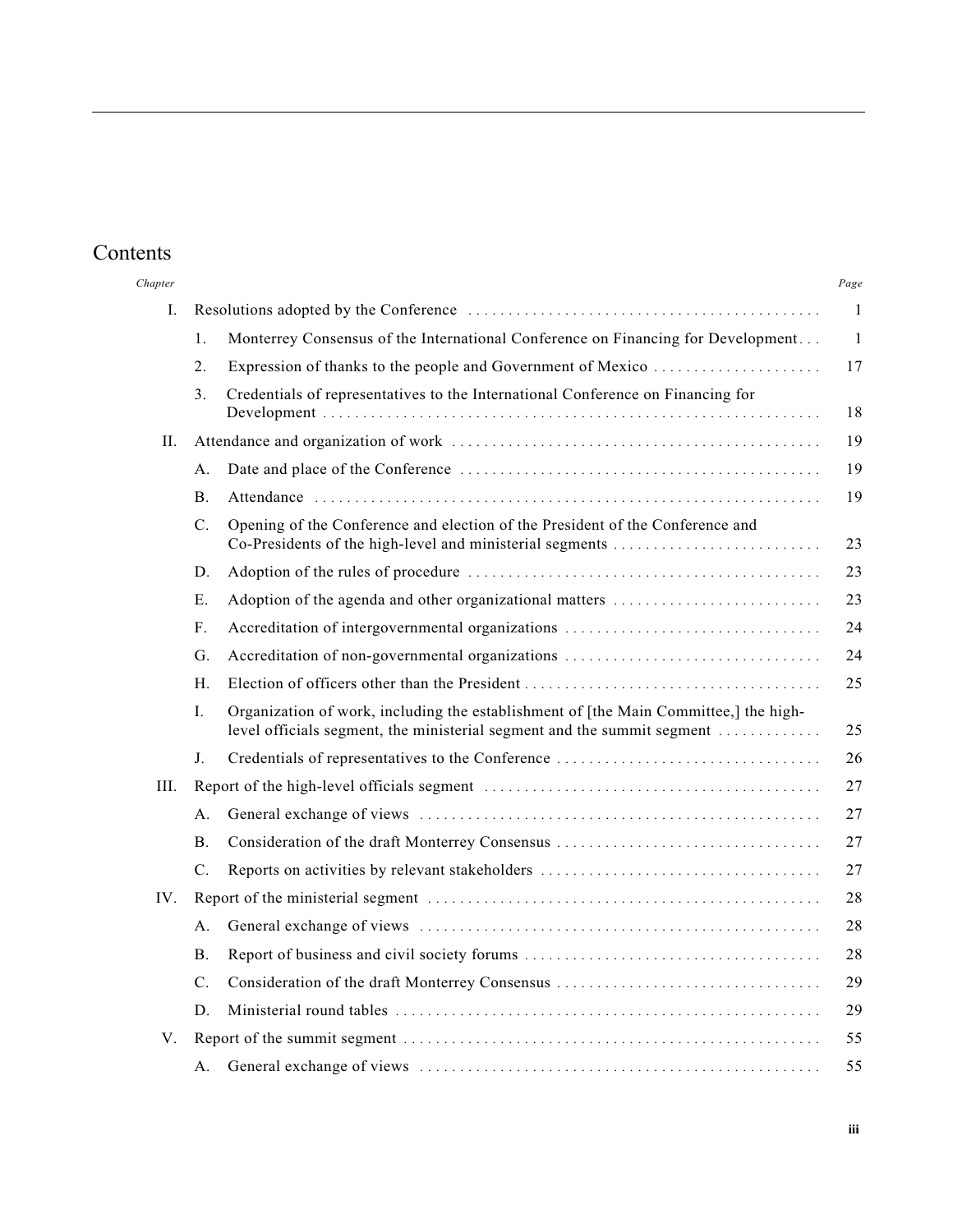# Contents

| *Chapter* | | | *Page* |
|---|---|---|---|
| I. | Resolutions adopted by the Conference | | 1 |
| | 1. | Monterrey Consensus of the International Conference on Financing for Development | 1 |
| | 2. | Expression of thanks to the people and Government of Mexico | 17 |
| | 3. | Credentials of representatives to the International Conference on Financing for Development | 18 |
| II. | Attendance and organization of work | | 19 |
| | A. | Date and place of the Conference | 19 |
| | B. | Attendance | 19 |
| | C. | Opening of the Conference and election of the President of the Conference and Co-Presidents of the high-level and ministerial segments | 23 |
| | D. | Adoption of the rules of procedure | 23 |
| | E. | Adoption of the agenda and other organizational matters | 23 |
| | F. | Accreditation of intergovernmental organizations | 24 |
| | G. | Accreditation of non-governmental organizations | 24 |
| | H. | Election of officers other than the President | 25 |
| | I. | Organization of work, including the establishment of [the Main Committee,] the high-level officials segment, the ministerial segment and the summit segment | 25 |
| | J. | Credentials of representatives to the Conference | 26 |
| III. | Report of the high-level officials segment | | 27 |
| | A. | General exchange of views | 27 |
| | B. | Consideration of the draft Monterrey Consensus | 27 |
| | C. | Reports on activities by relevant stakeholders | 27 |
| IV. | Report of the ministerial segment | | 28 |
| | A. | General exchange of views | 28 |
| | B. | Report of business and civil society forums | 28 |
| | C. | Consideration of the draft Monterrey Consensus | 29 |
| | D. | Ministerial round tables | 29 |
| V. | Report of the summit segment | | 55 |
| | A. | General exchange of views | 55 |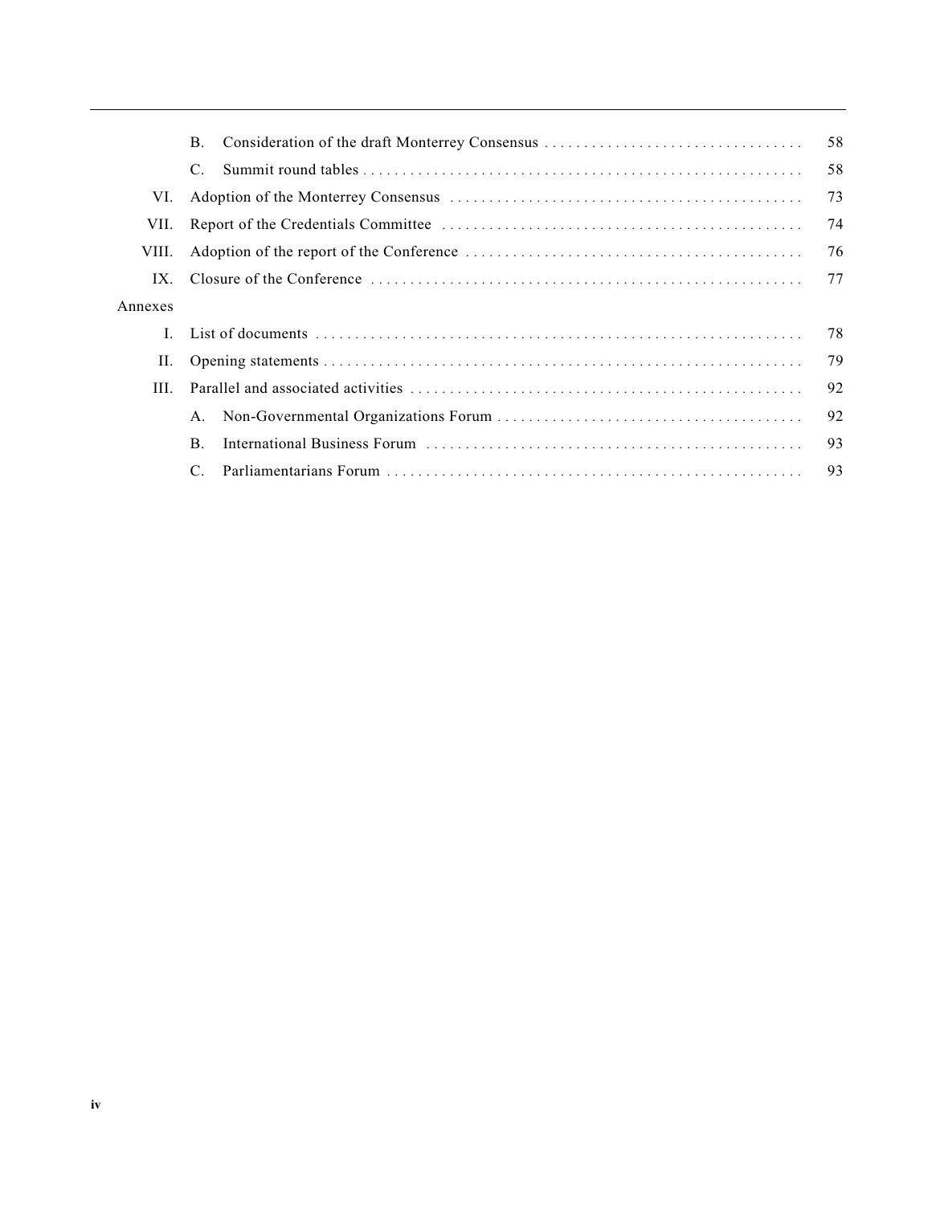| | | | |
|---|---|---|---|
| | B. | Consideration of the draft Monterrey Consensus | 58 |
| | C. | Summit round tables | 58 |
| VI. | | Adoption of the Monterrey Consensus | 73 |
| VII. | | Report of the Credentials Committee | 74 |
| VIII. | | Adoption of the report of the Conference | 76 |
| IX. | | Closure of the Conference | 77 |
| Annexes | | | |
| I. | | List of documents | 78 |
| II. | | Opening statements | 79 |
| III. | | Parallel and associated activities | 92 |
| | A. | Non-Governmental Organizations Forum | 92 |
| | B. | International Business Forum | 93 |
| | C. | Parliamentarians Forum | 93 |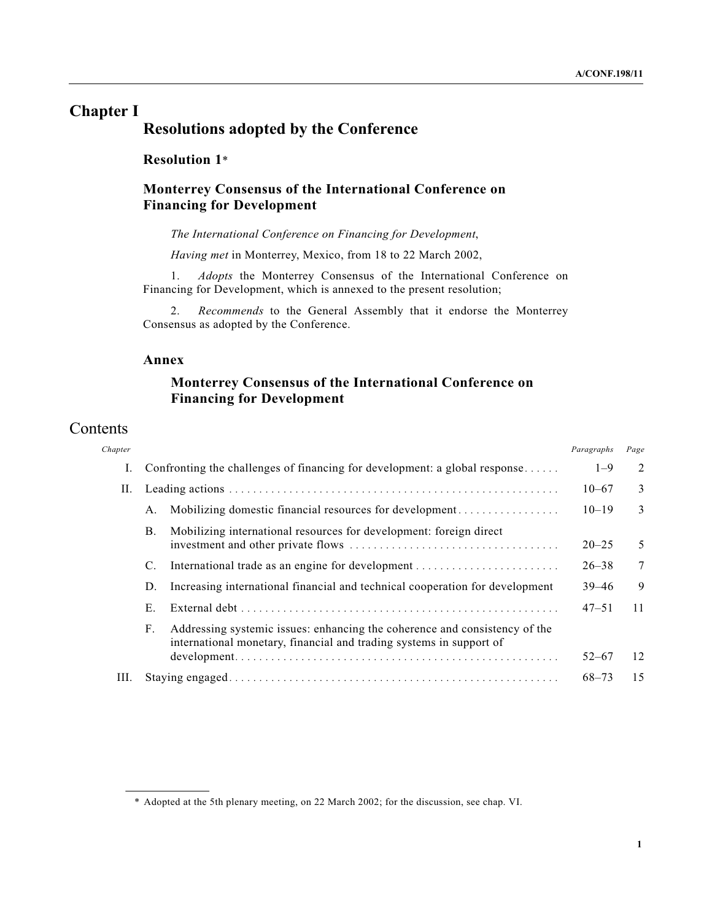# Chapter I

## Resolutions adopted by the Conference

### Resolution 1*

### Monterrey Consensus of the International Conference on Financing for Development

*The International Conference on Financing for Development*,

*Having met* in Monterrey, Mexico, from 18 to 22 March 2002,

1. *Adopts* the Monterrey Consensus of the International Conference on Financing for Development, which is annexed to the present resolution;

2. *Recommends* to the General Assembly that it endorse the Monterrey Consensus as adopted by the Conference.

### Annex

#### Monterrey Consensus of the International Conference on Financing for Development

## Contents

| *Chapter* | | *Paragraphs* | *Page* |
|---|---|---|---|
| I. | Confronting the challenges of financing for development: a global response | 1–9 | 2 |
| II. | Leading actions | 10–67 | 3 |
| | A. Mobilizing domestic financial resources for development | 10–19 | 3 |
| | B. Mobilizing international resources for development: foreign direct investment and other private flows | 20–25 | 5 |
| | C. International trade as an engine for development | 26–38 | 7 |
| | D. Increasing international financial and technical cooperation for development | 39–46 | 9 |
| | E. External debt | 47–51 | 11 |
| | F. Addressing systemic issues: enhancing the coherence and consistency of the international monetary, financial and trading systems in support of development | 52–67 | 12 |
| III. | Staying engaged | 68–73 | 15 |

\* Adopted at the 5th plenary meeting, on 22 March 2002; for the discussion, see chap. VI.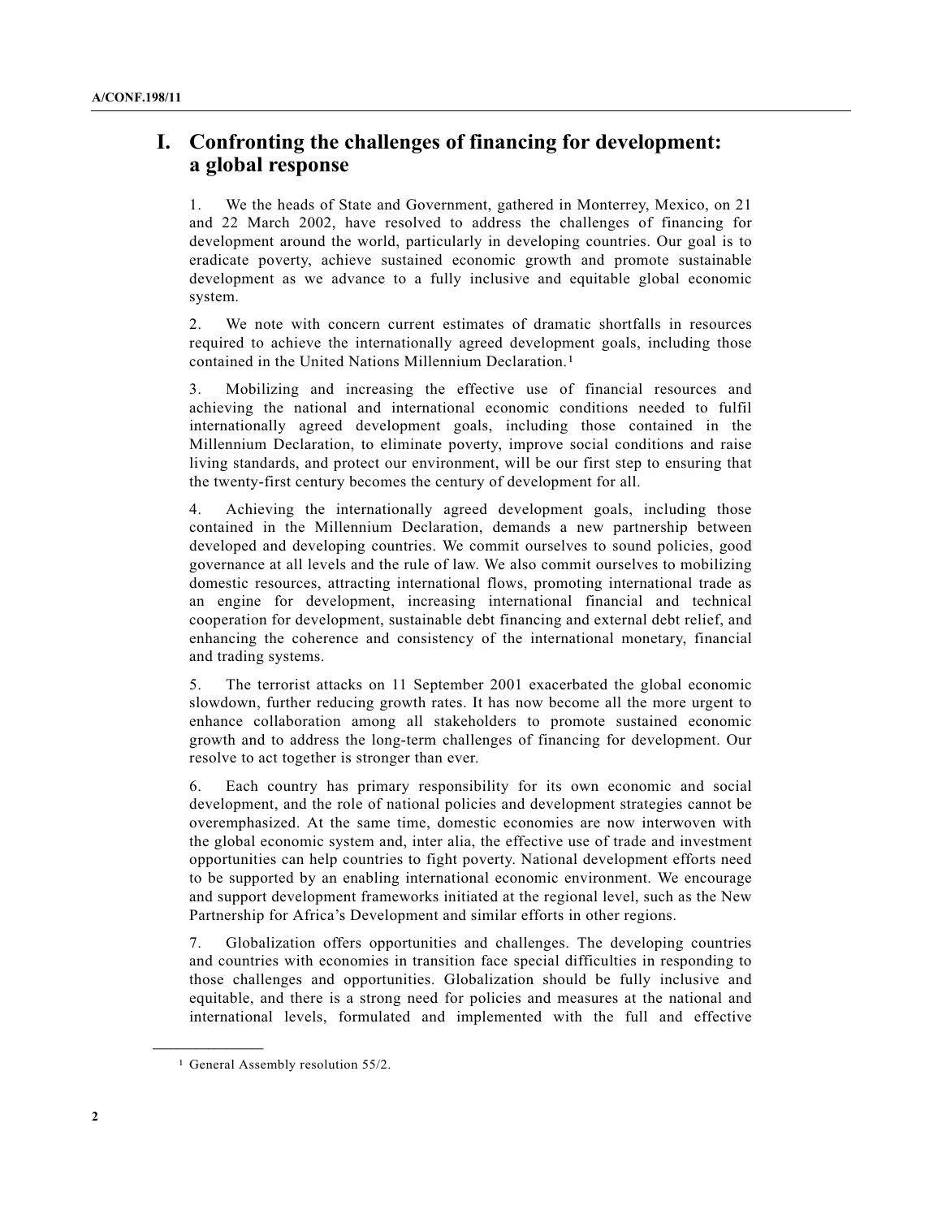# I. Confronting the challenges of financing for development: a global response

1. We the heads of State and Government, gathered in Monterrey, Mexico, on 21 and 22 March 2002, have resolved to address the challenges of financing for development around the world, particularly in developing countries. Our goal is to eradicate poverty, achieve sustained economic growth and promote sustainable development as we advance to a fully inclusive and equitable global economic system.

2. We note with concern current estimates of dramatic shortfalls in resources required to achieve the internationally agreed development goals, including those contained in the United Nations Millennium Declaration.[1]

3. Mobilizing and increasing the effective use of financial resources and achieving the national and international economic conditions needed to fulfil internationally agreed development goals, including those contained in the Millennium Declaration, to eliminate poverty, improve social conditions and raise living standards, and protect our environment, will be our first step to ensuring that the twenty-first century becomes the century of development for all.

4. Achieving the internationally agreed development goals, including those contained in the Millennium Declaration, demands a new partnership between developed and developing countries. We commit ourselves to sound policies, good governance at all levels and the rule of law. We also commit ourselves to mobilizing domestic resources, attracting international flows, promoting international trade as an engine for development, increasing international financial and technical cooperation for development, sustainable debt financing and external debt relief, and enhancing the coherence and consistency of the international monetary, financial and trading systems.

5. The terrorist attacks on 11 September 2001 exacerbated the global economic slowdown, further reducing growth rates. It has now become all the more urgent to enhance collaboration among all stakeholders to promote sustained economic growth and to address the long-term challenges of financing for development. Our resolve to act together is stronger than ever.

6. Each country has primary responsibility for its own economic and social development, and the role of national policies and development strategies cannot be overemphasized. At the same time, domestic economies are now interwoven with the global economic system and, inter alia, the effective use of trade and investment opportunities can help countries to fight poverty. National development efforts need to be supported by an enabling international economic environment. We encourage and support development frameworks initiated at the regional level, such as the New Partnership for Africa's Development and similar efforts in other regions.

7. Globalization offers opportunities and challenges. The developing countries and countries with economies in transition face special difficulties in responding to those challenges and opportunities. Globalization should be fully inclusive and equitable, and there is a strong need for policies and measures at the national and international levels, formulated and implemented with the full and effective

---

[1] General Assembly resolution 55/2.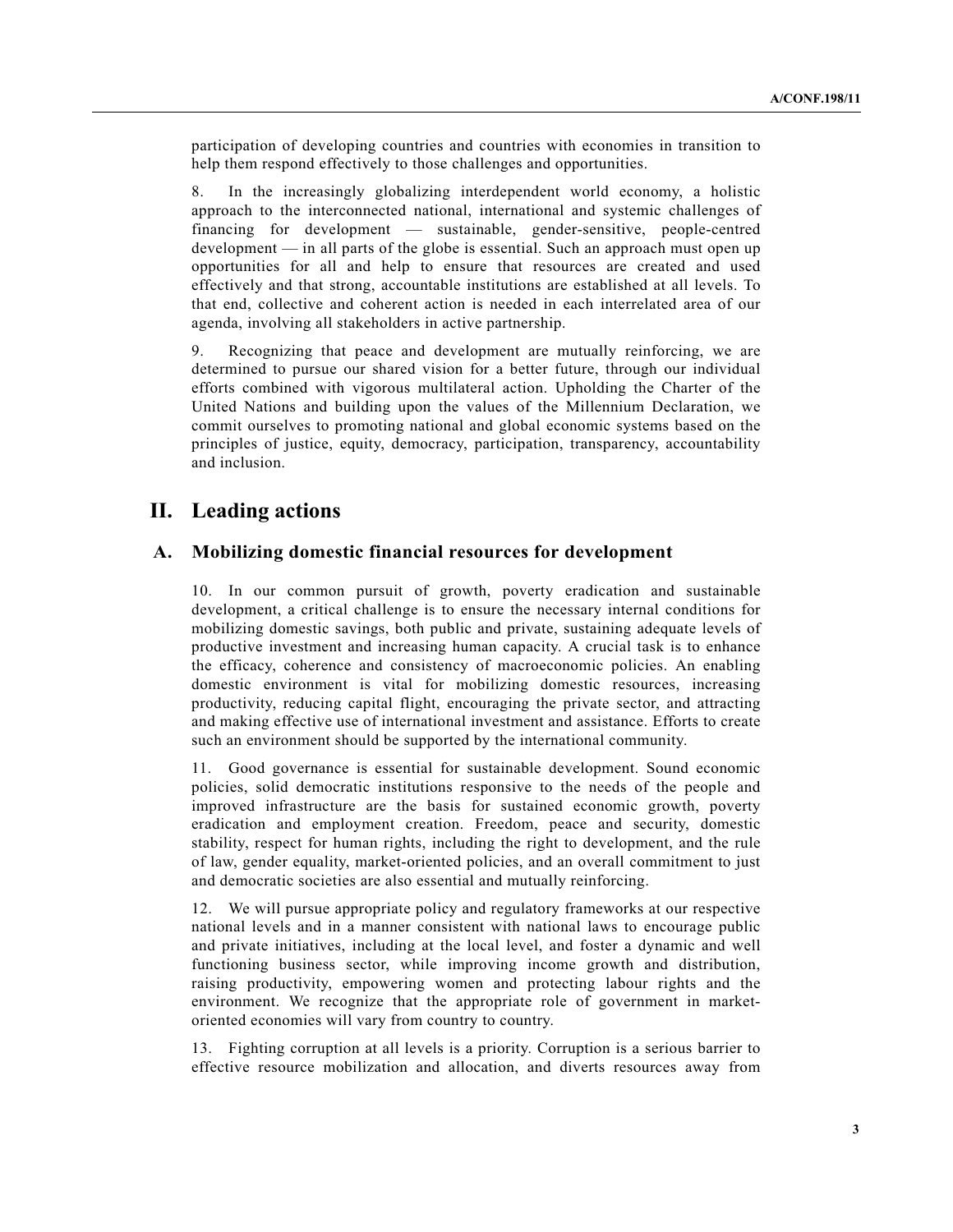participation of developing countries and countries with economies in transition to help them respond effectively to those challenges and opportunities.

8. In the increasingly globalizing interdependent world economy, a holistic approach to the interconnected national, international and systemic challenges of financing for development — sustainable, gender-sensitive, people-centred development — in all parts of the globe is essential. Such an approach must open up opportunities for all and help to ensure that resources are created and used effectively and that strong, accountable institutions are established at all levels. To that end, collective and coherent action is needed in each interrelated area of our agenda, involving all stakeholders in active partnership.

9. Recognizing that peace and development are mutually reinforcing, we are determined to pursue our shared vision for a better future, through our individual efforts combined with vigorous multilateral action. Upholding the Charter of the United Nations and building upon the values of the Millennium Declaration, we commit ourselves to promoting national and global economic systems based on the principles of justice, equity, democracy, participation, transparency, accountability and inclusion.

# II. Leading actions

## A. Mobilizing domestic financial resources for development

10. In our common pursuit of growth, poverty eradication and sustainable development, a critical challenge is to ensure the necessary internal conditions for mobilizing domestic savings, both public and private, sustaining adequate levels of productive investment and increasing human capacity. A crucial task is to enhance the efficacy, coherence and consistency of macroeconomic policies. An enabling domestic environment is vital for mobilizing domestic resources, increasing productivity, reducing capital flight, encouraging the private sector, and attracting and making effective use of international investment and assistance. Efforts to create such an environment should be supported by the international community.

11. Good governance is essential for sustainable development. Sound economic policies, solid democratic institutions responsive to the needs of the people and improved infrastructure are the basis for sustained economic growth, poverty eradication and employment creation. Freedom, peace and security, domestic stability, respect for human rights, including the right to development, and the rule of law, gender equality, market-oriented policies, and an overall commitment to just and democratic societies are also essential and mutually reinforcing.

12. We will pursue appropriate policy and regulatory frameworks at our respective national levels and in a manner consistent with national laws to encourage public and private initiatives, including at the local level, and foster a dynamic and well functioning business sector, while improving income growth and distribution, raising productivity, empowering women and protecting labour rights and the environment. We recognize that the appropriate role of government in market-oriented economies will vary from country to country.

13. Fighting corruption at all levels is a priority. Corruption is a serious barrier to effective resource mobilization and allocation, and diverts resources away from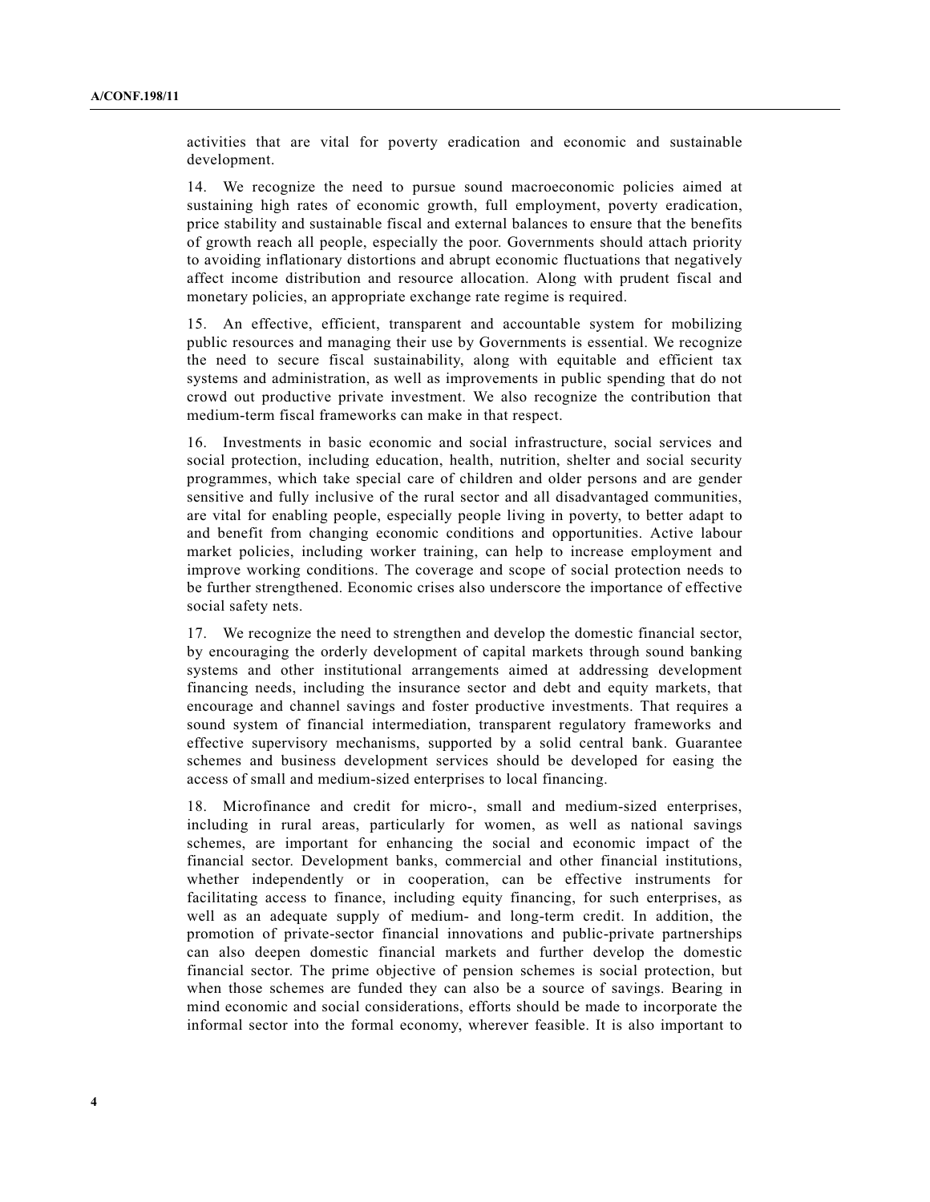activities that are vital for poverty eradication and economic and sustainable development.

14. We recognize the need to pursue sound macroeconomic policies aimed at sustaining high rates of economic growth, full employment, poverty eradication, price stability and sustainable fiscal and external balances to ensure that the benefits of growth reach all people, especially the poor. Governments should attach priority to avoiding inflationary distortions and abrupt economic fluctuations that negatively affect income distribution and resource allocation. Along with prudent fiscal and monetary policies, an appropriate exchange rate regime is required.

15. An effective, efficient, transparent and accountable system for mobilizing public resources and managing their use by Governments is essential. We recognize the need to secure fiscal sustainability, along with equitable and efficient tax systems and administration, as well as improvements in public spending that do not crowd out productive private investment. We also recognize the contribution that medium-term fiscal frameworks can make in that respect.

16. Investments in basic economic and social infrastructure, social services and social protection, including education, health, nutrition, shelter and social security programmes, which take special care of children and older persons and are gender sensitive and fully inclusive of the rural sector and all disadvantaged communities, are vital for enabling people, especially people living in poverty, to better adapt to and benefit from changing economic conditions and opportunities. Active labour market policies, including worker training, can help to increase employment and improve working conditions. The coverage and scope of social protection needs to be further strengthened. Economic crises also underscore the importance of effective social safety nets.

17. We recognize the need to strengthen and develop the domestic financial sector, by encouraging the orderly development of capital markets through sound banking systems and other institutional arrangements aimed at addressing development financing needs, including the insurance sector and debt and equity markets, that encourage and channel savings and foster productive investments. That requires a sound system of financial intermediation, transparent regulatory frameworks and effective supervisory mechanisms, supported by a solid central bank. Guarantee schemes and business development services should be developed for easing the access of small and medium-sized enterprises to local financing.

18. Microfinance and credit for micro-, small and medium-sized enterprises, including in rural areas, particularly for women, as well as national savings schemes, are important for enhancing the social and economic impact of the financial sector. Development banks, commercial and other financial institutions, whether independently or in cooperation, can be effective instruments for facilitating access to finance, including equity financing, for such enterprises, as well as an adequate supply of medium- and long-term credit. In addition, the promotion of private-sector financial innovations and public-private partnerships can also deepen domestic financial markets and further develop the domestic financial sector. The prime objective of pension schemes is social protection, but when those schemes are funded they can also be a source of savings. Bearing in mind economic and social considerations, efforts should be made to incorporate the informal sector into the formal economy, wherever feasible. It is also important to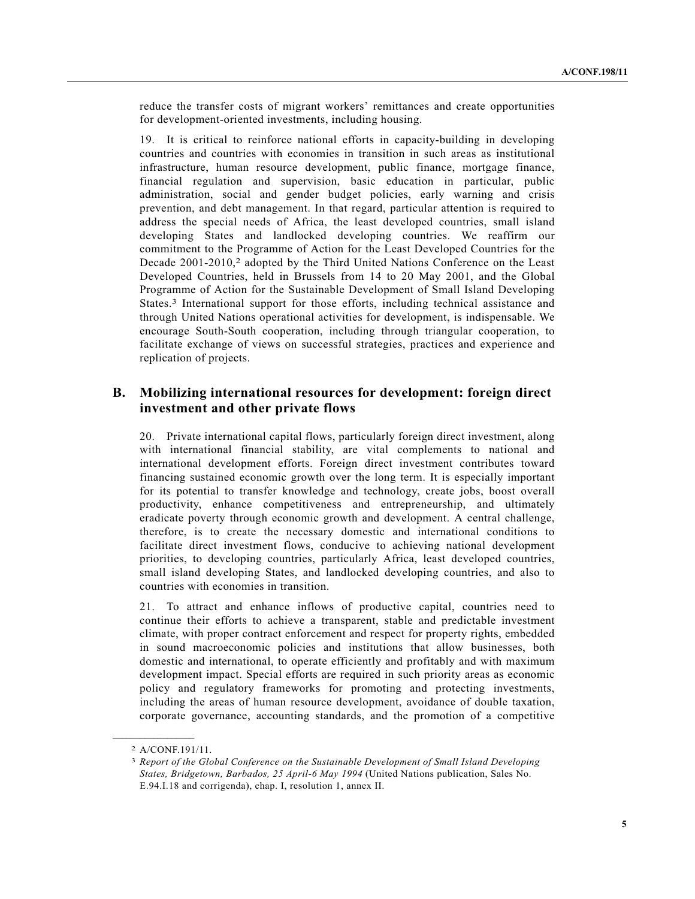reduce the transfer costs of migrant workers' remittances and create opportunities for development-oriented investments, including housing.

19. It is critical to reinforce national efforts in capacity-building in developing countries and countries with economies in transition in such areas as institutional infrastructure, human resource development, public finance, mortgage finance, financial regulation and supervision, basic education in particular, public administration, social and gender budget policies, early warning and crisis prevention, and debt management. In that regard, particular attention is required to address the special needs of Africa, the least developed countries, small island developing States and landlocked developing countries. We reaffirm our commitment to the Programme of Action for the Least Developed Countries for the Decade 2001-2010,[2] adopted by the Third United Nations Conference on the Least Developed Countries, held in Brussels from 14 to 20 May 2001, and the Global Programme of Action for the Sustainable Development of Small Island Developing States.[3] International support for those efforts, including technical assistance and through United Nations operational activities for development, is indispensable. We encourage South-South cooperation, including through triangular cooperation, to facilitate exchange of views on successful strategies, practices and experience and replication of projects.

## B. Mobilizing international resources for development: foreign direct investment and other private flows

20. Private international capital flows, particularly foreign direct investment, along with international financial stability, are vital complements to national and international development efforts. Foreign direct investment contributes toward financing sustained economic growth over the long term. It is especially important for its potential to transfer knowledge and technology, create jobs, boost overall productivity, enhance competitiveness and entrepreneurship, and ultimately eradicate poverty through economic growth and development. A central challenge, therefore, is to create the necessary domestic and international conditions to facilitate direct investment flows, conducive to achieving national development priorities, to developing countries, particularly Africa, least developed countries, small island developing States, and landlocked developing countries, and also to countries with economies in transition.

21. To attract and enhance inflows of productive capital, countries need to continue their efforts to achieve a transparent, stable and predictable investment climate, with proper contract enforcement and respect for property rights, embedded in sound macroeconomic policies and institutions that allow businesses, both domestic and international, to operate efficiently and profitably and with maximum development impact. Special efforts are required in such priority areas as economic policy and regulatory frameworks for promoting and protecting investments, including the areas of human resource development, avoidance of double taxation, corporate governance, accounting standards, and the promotion of a competitive

---

[2] A/CONF.191/11.

[3] *Report of the Global Conference on the Sustainable Development of Small Island Developing States, Bridgetown, Barbados, 25 April-6 May 1994* (United Nations publication, Sales No. E.94.I.18 and corrigenda), chap. I, resolution 1, annex II.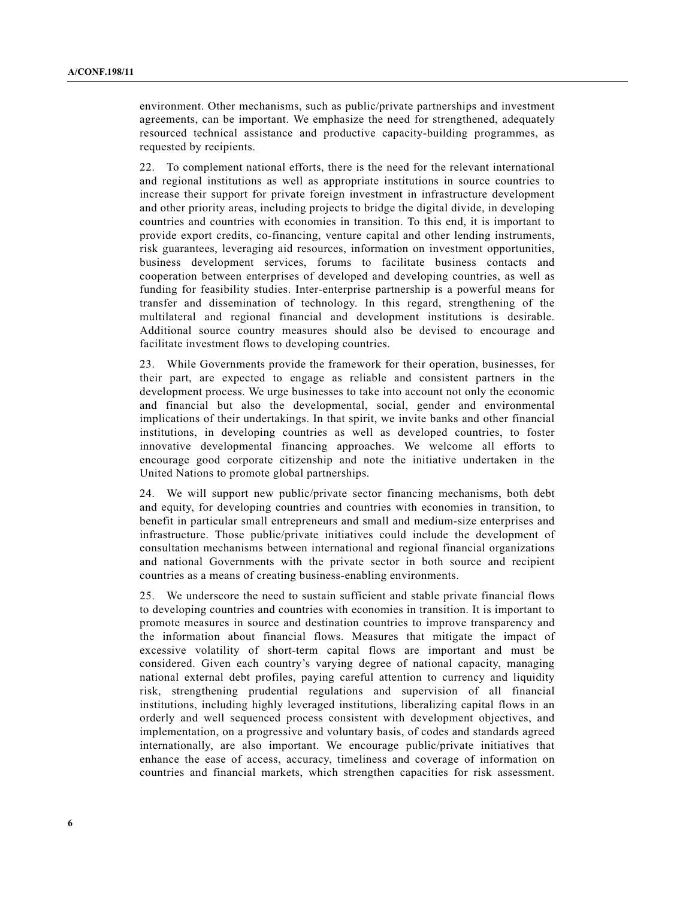environment. Other mechanisms, such as public/private partnerships and investment agreements, can be important. We emphasize the need for strengthened, adequately resourced technical assistance and productive capacity-building programmes, as requested by recipients.

22. To complement national efforts, there is the need for the relevant international and regional institutions as well as appropriate institutions in source countries to increase their support for private foreign investment in infrastructure development and other priority areas, including projects to bridge the digital divide, in developing countries and countries with economies in transition. To this end, it is important to provide export credits, co-financing, venture capital and other lending instruments, risk guarantees, leveraging aid resources, information on investment opportunities, business development services, forums to facilitate business contacts and cooperation between enterprises of developed and developing countries, as well as funding for feasibility studies. Inter-enterprise partnership is a powerful means for transfer and dissemination of technology. In this regard, strengthening of the multilateral and regional financial and development institutions is desirable. Additional source country measures should also be devised to encourage and facilitate investment flows to developing countries.

23. While Governments provide the framework for their operation, businesses, for their part, are expected to engage as reliable and consistent partners in the development process. We urge businesses to take into account not only the economic and financial but also the developmental, social, gender and environmental implications of their undertakings. In that spirit, we invite banks and other financial institutions, in developing countries as well as developed countries, to foster innovative developmental financing approaches. We welcome all efforts to encourage good corporate citizenship and note the initiative undertaken in the United Nations to promote global partnerships.

24. We will support new public/private sector financing mechanisms, both debt and equity, for developing countries and countries with economies in transition, to benefit in particular small entrepreneurs and small and medium-size enterprises and infrastructure. Those public/private initiatives could include the development of consultation mechanisms between international and regional financial organizations and national Governments with the private sector in both source and recipient countries as a means of creating business-enabling environments.

25. We underscore the need to sustain sufficient and stable private financial flows to developing countries and countries with economies in transition. It is important to promote measures in source and destination countries to improve transparency and the information about financial flows. Measures that mitigate the impact of excessive volatility of short-term capital flows are important and must be considered. Given each country's varying degree of national capacity, managing national external debt profiles, paying careful attention to currency and liquidity risk, strengthening prudential regulations and supervision of all financial institutions, including highly leveraged institutions, liberalizing capital flows in an orderly and well sequenced process consistent with development objectives, and implementation, on a progressive and voluntary basis, of codes and standards agreed internationally, are also important. We encourage public/private initiatives that enhance the ease of access, accuracy, timeliness and coverage of information on countries and financial markets, which strengthen capacities for risk assessment.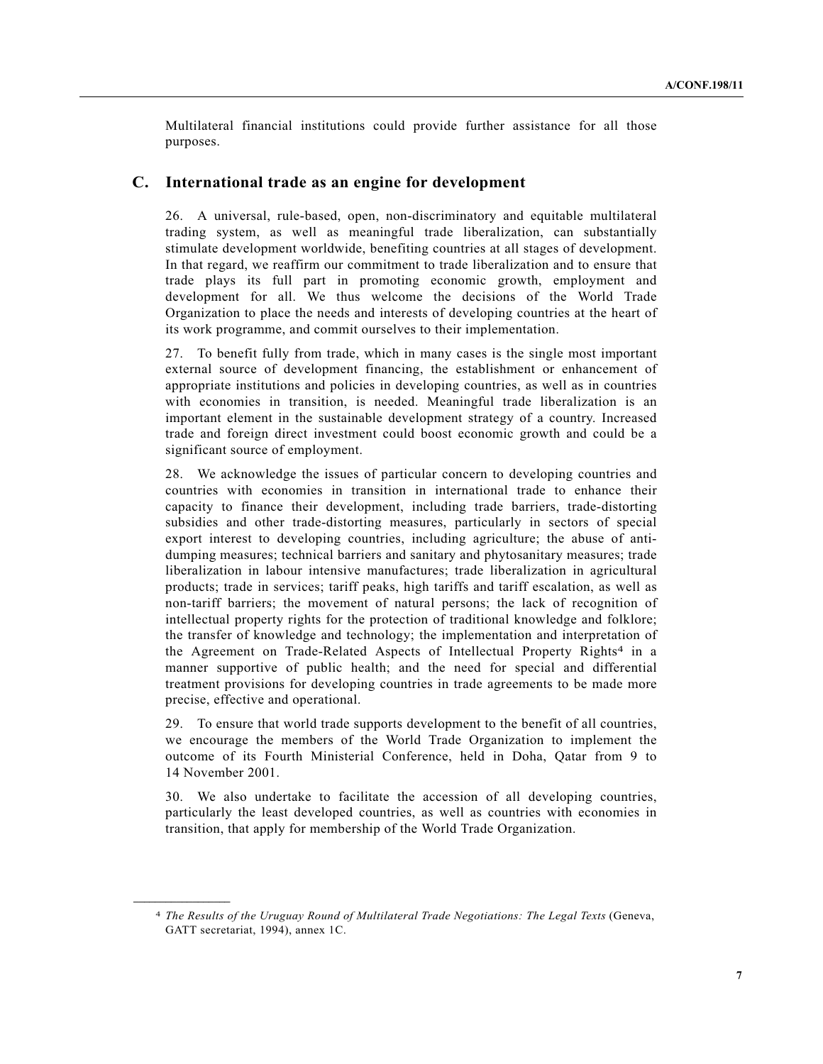Multilateral financial institutions could provide further assistance for all those purposes.

## C. International trade as an engine for development

26. A universal, rule-based, open, non-discriminatory and equitable multilateral trading system, as well as meaningful trade liberalization, can substantially stimulate development worldwide, benefiting countries at all stages of development. In that regard, we reaffirm our commitment to trade liberalization and to ensure that trade plays its full part in promoting economic growth, employment and development for all. We thus welcome the decisions of the World Trade Organization to place the needs and interests of developing countries at the heart of its work programme, and commit ourselves to their implementation.

27. To benefit fully from trade, which in many cases is the single most important external source of development financing, the establishment or enhancement of appropriate institutions and policies in developing countries, as well as in countries with economies in transition, is needed. Meaningful trade liberalization is an important element in the sustainable development strategy of a country. Increased trade and foreign direct investment could boost economic growth and could be a significant source of employment.

28. We acknowledge the issues of particular concern to developing countries and countries with economies in transition in international trade to enhance their capacity to finance their development, including trade barriers, trade-distorting subsidies and other trade-distorting measures, particularly in sectors of special export interest to developing countries, including agriculture; the abuse of anti-dumping measures; technical barriers and sanitary and phytosanitary measures; trade liberalization in labour intensive manufactures; trade liberalization in agricultural products; trade in services; tariff peaks, high tariffs and tariff escalation, as well as non-tariff barriers; the movement of natural persons; the lack of recognition of intellectual property rights for the protection of traditional knowledge and folklore; the transfer of knowledge and technology; the implementation and interpretation of the Agreement on Trade-Related Aspects of Intellectual Property Rights[4] in a manner supportive of public health; and the need for special and differential treatment provisions for developing countries in trade agreements to be made more precise, effective and operational.

29. To ensure that world trade supports development to the benefit of all countries, we encourage the members of the World Trade Organization to implement the outcome of its Fourth Ministerial Conference, held in Doha, Qatar from 9 to 14 November 2001.

30. We also undertake to facilitate the accession of all developing countries, particularly the least developed countries, as well as countries with economies in transition, that apply for membership of the World Trade Organization.

---

[4] *The Results of the Uruguay Round of Multilateral Trade Negotiations: The Legal Texts* (Geneva, GATT secretariat, 1994), annex 1C.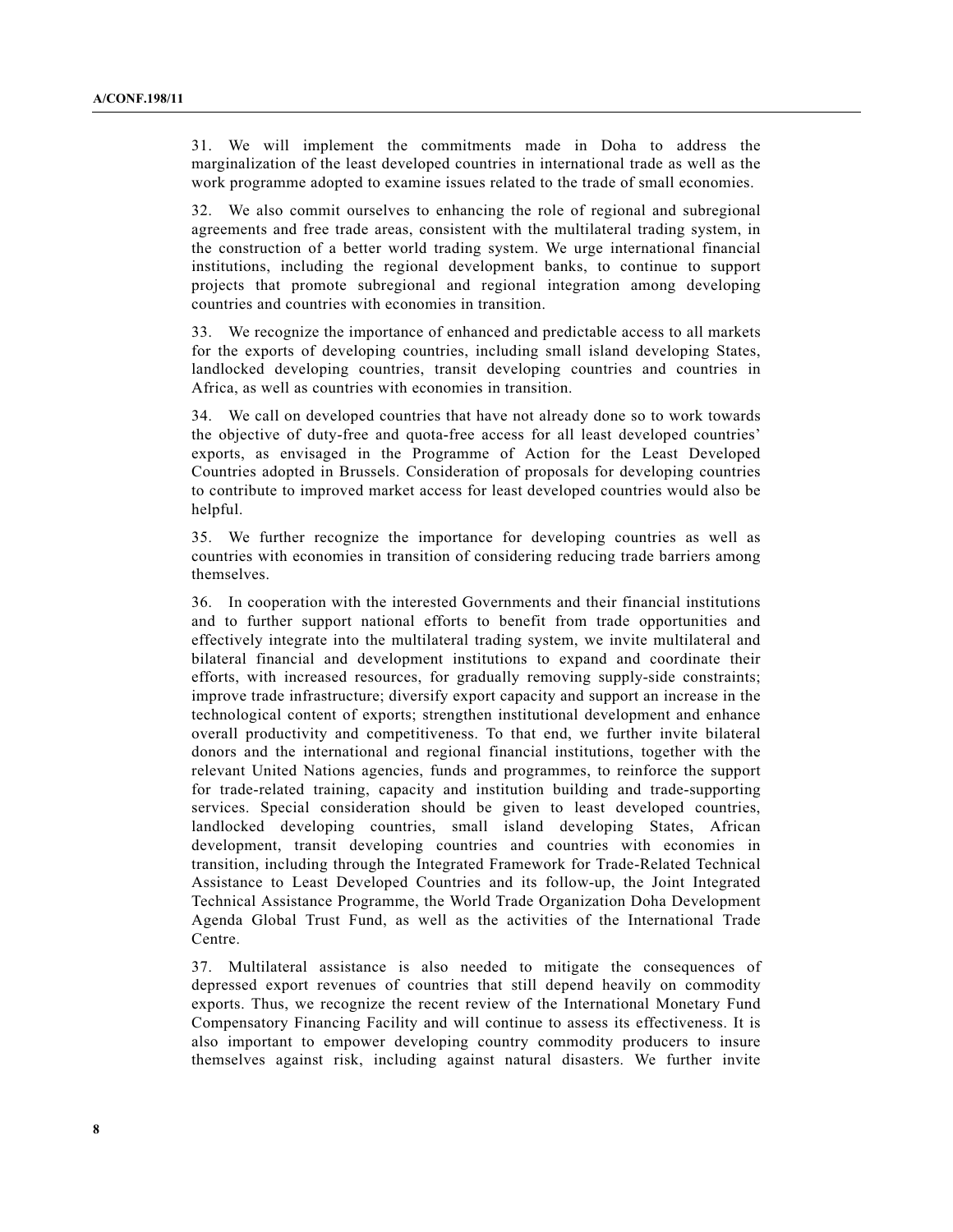31. We will implement the commitments made in Doha to address the marginalization of the least developed countries in international trade as well as the work programme adopted to examine issues related to the trade of small economies.

32. We also commit ourselves to enhancing the role of regional and subregional agreements and free trade areas, consistent with the multilateral trading system, in the construction of a better world trading system. We urge international financial institutions, including the regional development banks, to continue to support projects that promote subregional and regional integration among developing countries and countries with economies in transition.

33. We recognize the importance of enhanced and predictable access to all markets for the exports of developing countries, including small island developing States, landlocked developing countries, transit developing countries and countries in Africa, as well as countries with economies in transition.

34. We call on developed countries that have not already done so to work towards the objective of duty-free and quota-free access for all least developed countries' exports, as envisaged in the Programme of Action for the Least Developed Countries adopted in Brussels. Consideration of proposals for developing countries to contribute to improved market access for least developed countries would also be helpful.

35. We further recognize the importance for developing countries as well as countries with economies in transition of considering reducing trade barriers among themselves.

36. In cooperation with the interested Governments and their financial institutions and to further support national efforts to benefit from trade opportunities and effectively integrate into the multilateral trading system, we invite multilateral and bilateral financial and development institutions to expand and coordinate their efforts, with increased resources, for gradually removing supply-side constraints; improve trade infrastructure; diversify export capacity and support an increase in the technological content of exports; strengthen institutional development and enhance overall productivity and competitiveness. To that end, we further invite bilateral donors and the international and regional financial institutions, together with the relevant United Nations agencies, funds and programmes, to reinforce the support for trade-related training, capacity and institution building and trade-supporting services. Special consideration should be given to least developed countries, landlocked developing countries, small island developing States, African development, transit developing countries and countries with economies in transition, including through the Integrated Framework for Trade-Related Technical Assistance to Least Developed Countries and its follow-up, the Joint Integrated Technical Assistance Programme, the World Trade Organization Doha Development Agenda Global Trust Fund, as well as the activities of the International Trade Centre.

37. Multilateral assistance is also needed to mitigate the consequences of depressed export revenues of countries that still depend heavily on commodity exports. Thus, we recognize the recent review of the International Monetary Fund Compensatory Financing Facility and will continue to assess its effectiveness. It is also important to empower developing country commodity producers to insure themselves against risk, including against natural disasters. We further invite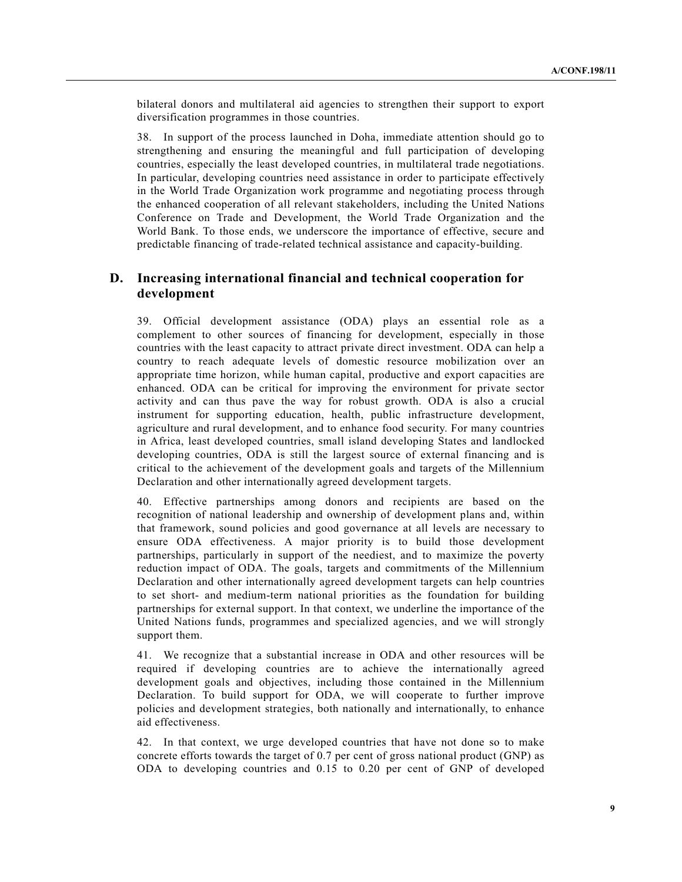bilateral donors and multilateral aid agencies to strengthen their support to export diversification programmes in those countries.

38. In support of the process launched in Doha, immediate attention should go to strengthening and ensuring the meaningful and full participation of developing countries, especially the least developed countries, in multilateral trade negotiations. In particular, developing countries need assistance in order to participate effectively in the World Trade Organization work programme and negotiating process through the enhanced cooperation of all relevant stakeholders, including the United Nations Conference on Trade and Development, the World Trade Organization and the World Bank. To those ends, we underscore the importance of effective, secure and predictable financing of trade-related technical assistance and capacity-building.

## D. Increasing international financial and technical cooperation for development

39. Official development assistance (ODA) plays an essential role as a complement to other sources of financing for development, especially in those countries with the least capacity to attract private direct investment. ODA can help a country to reach adequate levels of domestic resource mobilization over an appropriate time horizon, while human capital, productive and export capacities are enhanced. ODA can be critical for improving the environment for private sector activity and can thus pave the way for robust growth. ODA is also a crucial instrument for supporting education, health, public infrastructure development, agriculture and rural development, and to enhance food security. For many countries in Africa, least developed countries, small island developing States and landlocked developing countries, ODA is still the largest source of external financing and is critical to the achievement of the development goals and targets of the Millennium Declaration and other internationally agreed development targets.

40. Effective partnerships among donors and recipients are based on the recognition of national leadership and ownership of development plans and, within that framework, sound policies and good governance at all levels are necessary to ensure ODA effectiveness. A major priority is to build those development partnerships, particularly in support of the neediest, and to maximize the poverty reduction impact of ODA. The goals, targets and commitments of the Millennium Declaration and other internationally agreed development targets can help countries to set short- and medium-term national priorities as the foundation for building partnerships for external support. In that context, we underline the importance of the United Nations funds, programmes and specialized agencies, and we will strongly support them.

41. We recognize that a substantial increase in ODA and other resources will be required if developing countries are to achieve the internationally agreed development goals and objectives, including those contained in the Millennium Declaration. To build support for ODA, we will cooperate to further improve policies and development strategies, both nationally and internationally, to enhance aid effectiveness.

42. In that context, we urge developed countries that have not done so to make concrete efforts towards the target of 0.7 per cent of gross national product (GNP) as ODA to developing countries and 0.15 to 0.20 per cent of GNP of developed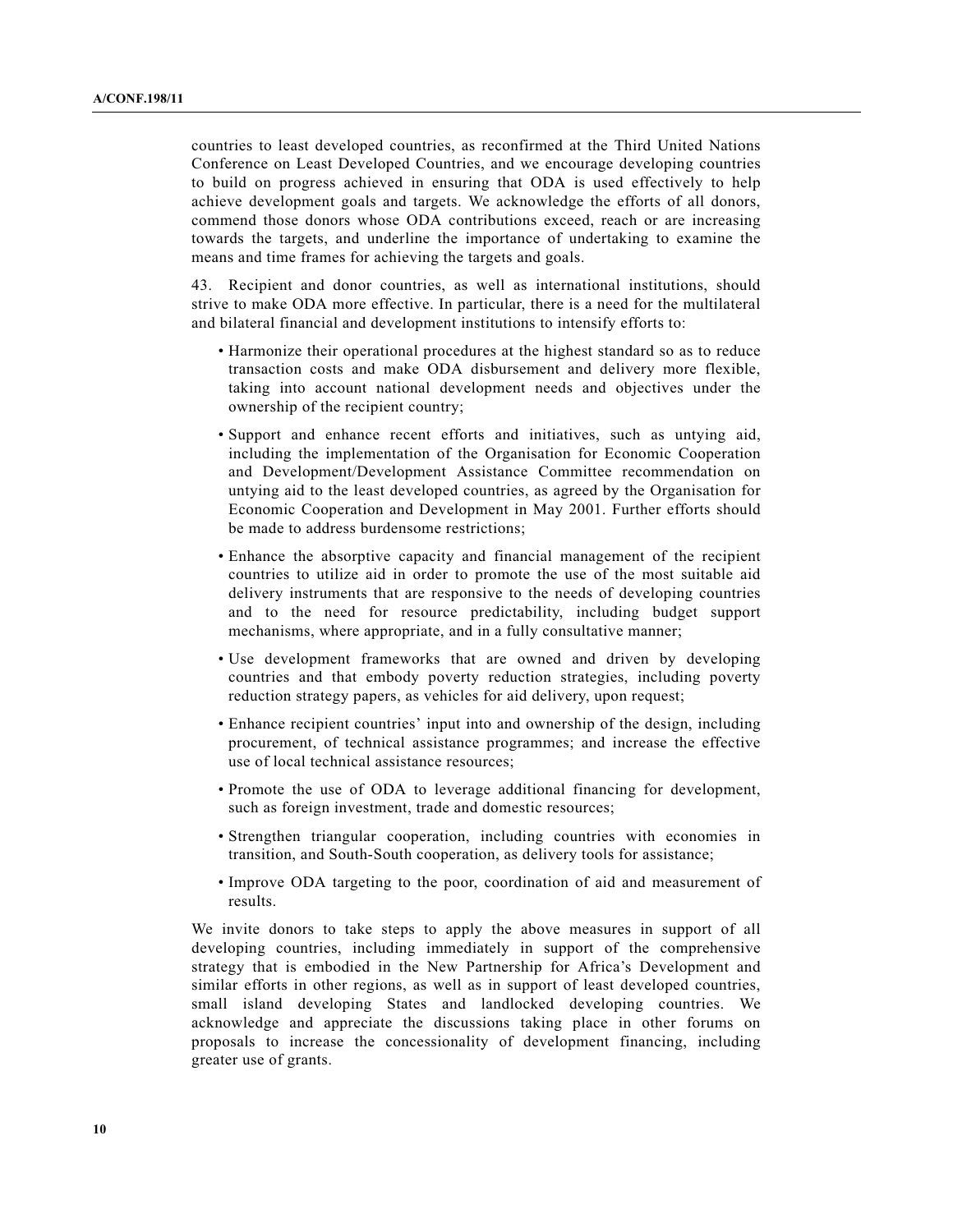countries to least developed countries, as reconfirmed at the Third United Nations Conference on Least Developed Countries, and we encourage developing countries to build on progress achieved in ensuring that ODA is used effectively to help achieve development goals and targets. We acknowledge the efforts of all donors, commend those donors whose ODA contributions exceed, reach or are increasing towards the targets, and underline the importance of undertaking to examine the means and time frames for achieving the targets and goals.

43. Recipient and donor countries, as well as international institutions, should strive to make ODA more effective. In particular, there is a need for the multilateral and bilateral financial and development institutions to intensify efforts to:

- Harmonize their operational procedures at the highest standard so as to reduce transaction costs and make ODA disbursement and delivery more flexible, taking into account national development needs and objectives under the ownership of the recipient country;
- Support and enhance recent efforts and initiatives, such as untying aid, including the implementation of the Organisation for Economic Cooperation and Development/Development Assistance Committee recommendation on untying aid to the least developed countries, as agreed by the Organisation for Economic Cooperation and Development in May 2001. Further efforts should be made to address burdensome restrictions;
- Enhance the absorptive capacity and financial management of the recipient countries to utilize aid in order to promote the use of the most suitable aid delivery instruments that are responsive to the needs of developing countries and to the need for resource predictability, including budget support mechanisms, where appropriate, and in a fully consultative manner;
- Use development frameworks that are owned and driven by developing countries and that embody poverty reduction strategies, including poverty reduction strategy papers, as vehicles for aid delivery, upon request;
- Enhance recipient countries' input into and ownership of the design, including procurement, of technical assistance programmes; and increase the effective use of local technical assistance resources;
- Promote the use of ODA to leverage additional financing for development, such as foreign investment, trade and domestic resources;
- Strengthen triangular cooperation, including countries with economies in transition, and South-South cooperation, as delivery tools for assistance;
- Improve ODA targeting to the poor, coordination of aid and measurement of results.

We invite donors to take steps to apply the above measures in support of all developing countries, including immediately in support of the comprehensive strategy that is embodied in the New Partnership for Africa's Development and similar efforts in other regions, as well as in support of least developed countries, small island developing States and landlocked developing countries. We acknowledge and appreciate the discussions taking place in other forums on proposals to increase the concessionality of development financing, including greater use of grants.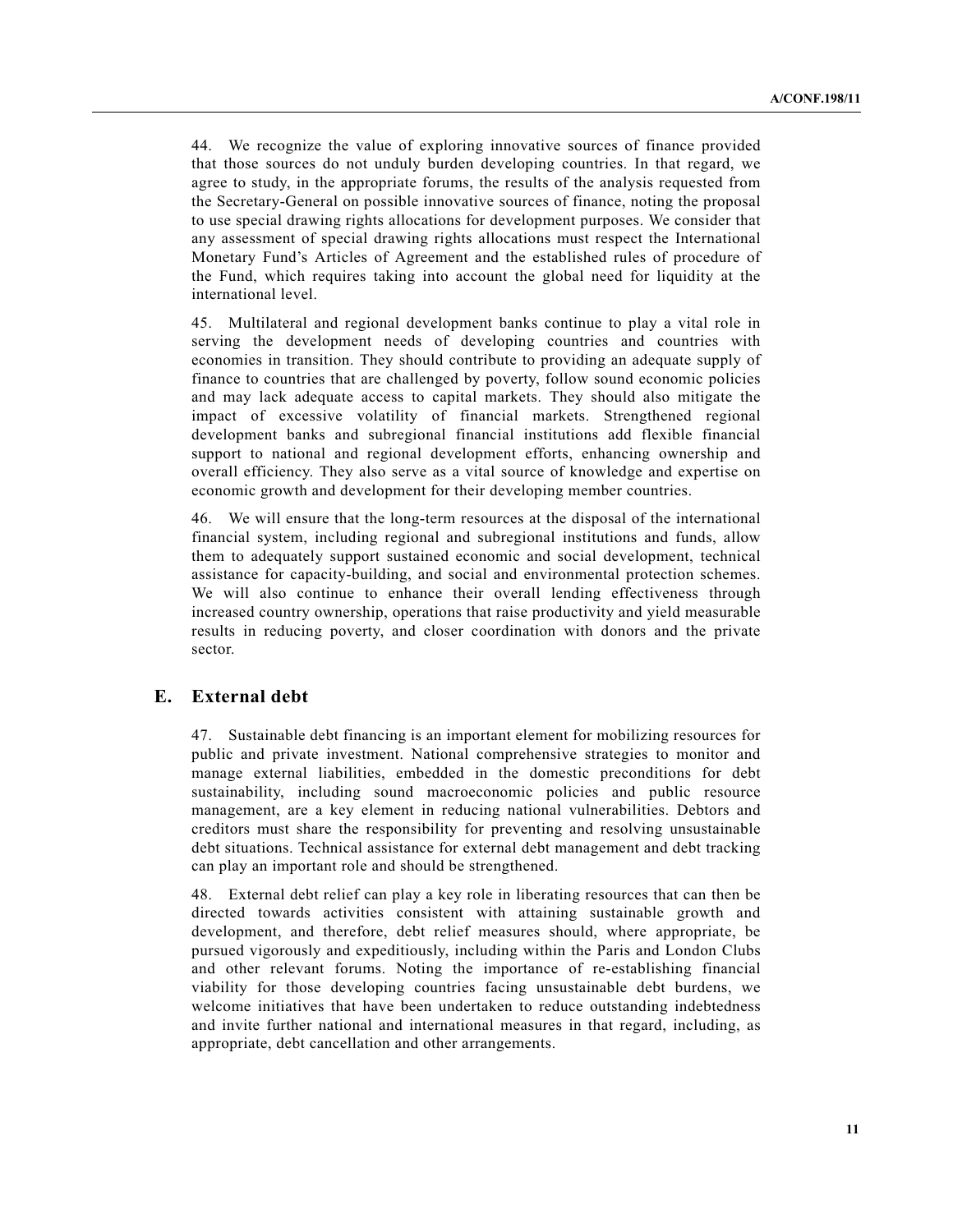44. We recognize the value of exploring innovative sources of finance provided that those sources do not unduly burden developing countries. In that regard, we agree to study, in the appropriate forums, the results of the analysis requested from the Secretary-General on possible innovative sources of finance, noting the proposal to use special drawing rights allocations for development purposes. We consider that any assessment of special drawing rights allocations must respect the International Monetary Fund's Articles of Agreement and the established rules of procedure of the Fund, which requires taking into account the global need for liquidity at the international level.

45. Multilateral and regional development banks continue to play a vital role in serving the development needs of developing countries and countries with economies in transition. They should contribute to providing an adequate supply of finance to countries that are challenged by poverty, follow sound economic policies and may lack adequate access to capital markets. They should also mitigate the impact of excessive volatility of financial markets. Strengthened regional development banks and subregional financial institutions add flexible financial support to national and regional development efforts, enhancing ownership and overall efficiency. They also serve as a vital source of knowledge and expertise on economic growth and development for their developing member countries.

46. We will ensure that the long-term resources at the disposal of the international financial system, including regional and subregional institutions and funds, allow them to adequately support sustained economic and social development, technical assistance for capacity-building, and social and environmental protection schemes. We will also continue to enhance their overall lending effectiveness through increased country ownership, operations that raise productivity and yield measurable results in reducing poverty, and closer coordination with donors and the private sector.

## E. External debt

47. Sustainable debt financing is an important element for mobilizing resources for public and private investment. National comprehensive strategies to monitor and manage external liabilities, embedded in the domestic preconditions for debt sustainability, including sound macroeconomic policies and public resource management, are a key element in reducing national vulnerabilities. Debtors and creditors must share the responsibility for preventing and resolving unsustainable debt situations. Technical assistance for external debt management and debt tracking can play an important role and should be strengthened.

48. External debt relief can play a key role in liberating resources that can then be directed towards activities consistent with attaining sustainable growth and development, and therefore, debt relief measures should, where appropriate, be pursued vigorously and expeditiously, including within the Paris and London Clubs and other relevant forums. Noting the importance of re-establishing financial viability for those developing countries facing unsustainable debt burdens, we welcome initiatives that have been undertaken to reduce outstanding indebtedness and invite further national and international measures in that regard, including, as appropriate, debt cancellation and other arrangements.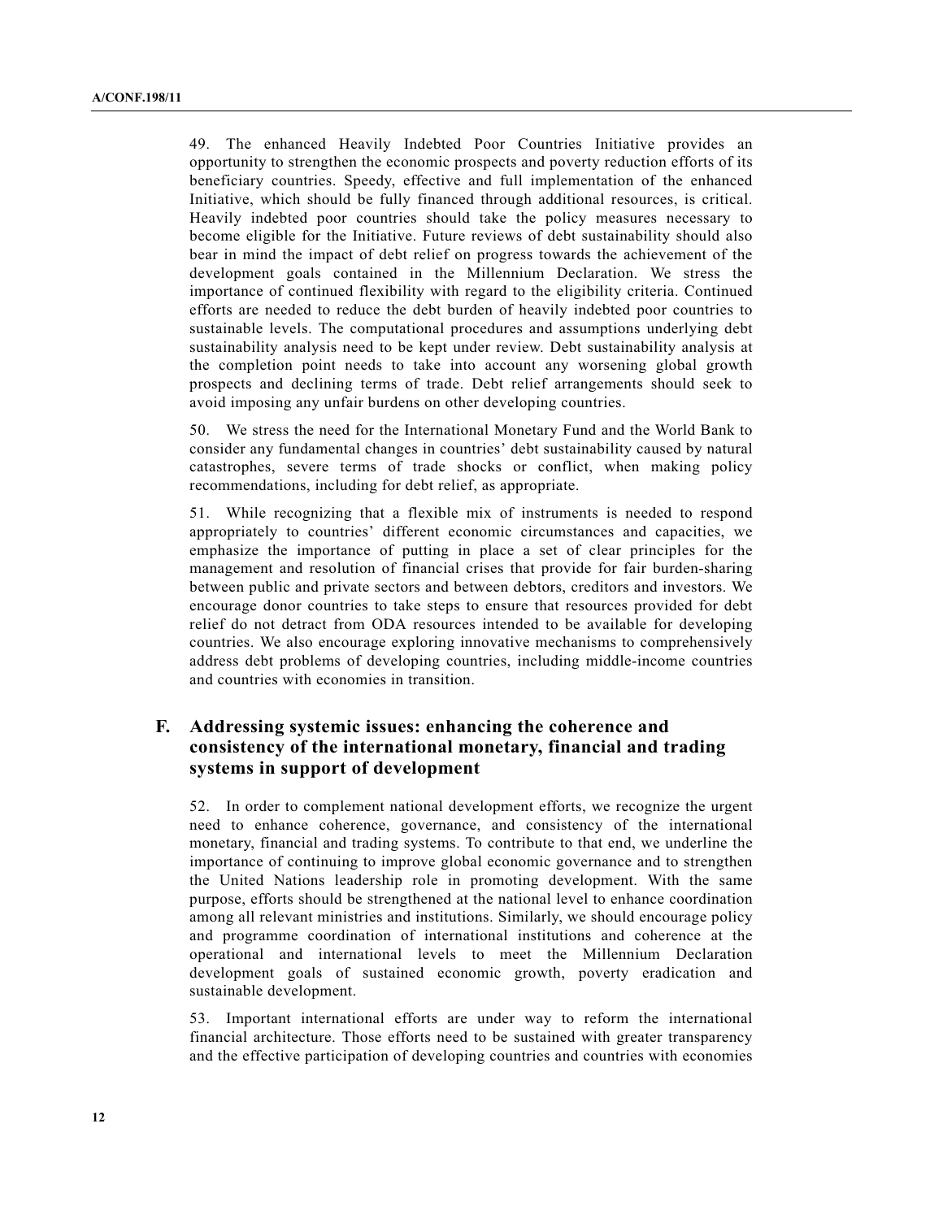49. The enhanced Heavily Indebted Poor Countries Initiative provides an opportunity to strengthen the economic prospects and poverty reduction efforts of its beneficiary countries. Speedy, effective and full implementation of the enhanced Initiative, which should be fully financed through additional resources, is critical. Heavily indebted poor countries should take the policy measures necessary to become eligible for the Initiative. Future reviews of debt sustainability should also bear in mind the impact of debt relief on progress towards the achievement of the development goals contained in the Millennium Declaration. We stress the importance of continued flexibility with regard to the eligibility criteria. Continued efforts are needed to reduce the debt burden of heavily indebted poor countries to sustainable levels. The computational procedures and assumptions underlying debt sustainability analysis need to be kept under review. Debt sustainability analysis at the completion point needs to take into account any worsening global growth prospects and declining terms of trade. Debt relief arrangements should seek to avoid imposing any unfair burdens on other developing countries.

50. We stress the need for the International Monetary Fund and the World Bank to consider any fundamental changes in countries' debt sustainability caused by natural catastrophes, severe terms of trade shocks or conflict, when making policy recommendations, including for debt relief, as appropriate.

51. While recognizing that a flexible mix of instruments is needed to respond appropriately to countries' different economic circumstances and capacities, we emphasize the importance of putting in place a set of clear principles for the management and resolution of financial crises that provide for fair burden-sharing between public and private sectors and between debtors, creditors and investors. We encourage donor countries to take steps to ensure that resources provided for debt relief do not detract from ODA resources intended to be available for developing countries. We also encourage exploring innovative mechanisms to comprehensively address debt problems of developing countries, including middle-income countries and countries with economies in transition.

## F. Addressing systemic issues: enhancing the coherence and consistency of the international monetary, financial and trading systems in support of development

52. In order to complement national development efforts, we recognize the urgent need to enhance coherence, governance, and consistency of the international monetary, financial and trading systems. To contribute to that end, we underline the importance of continuing to improve global economic governance and to strengthen the United Nations leadership role in promoting development. With the same purpose, efforts should be strengthened at the national level to enhance coordination among all relevant ministries and institutions. Similarly, we should encourage policy and programme coordination of international institutions and coherence at the operational and international levels to meet the Millennium Declaration development goals of sustained economic growth, poverty eradication and sustainable development.

53. Important international efforts are under way to reform the international financial architecture. Those efforts need to be sustained with greater transparency and the effective participation of developing countries and countries with economies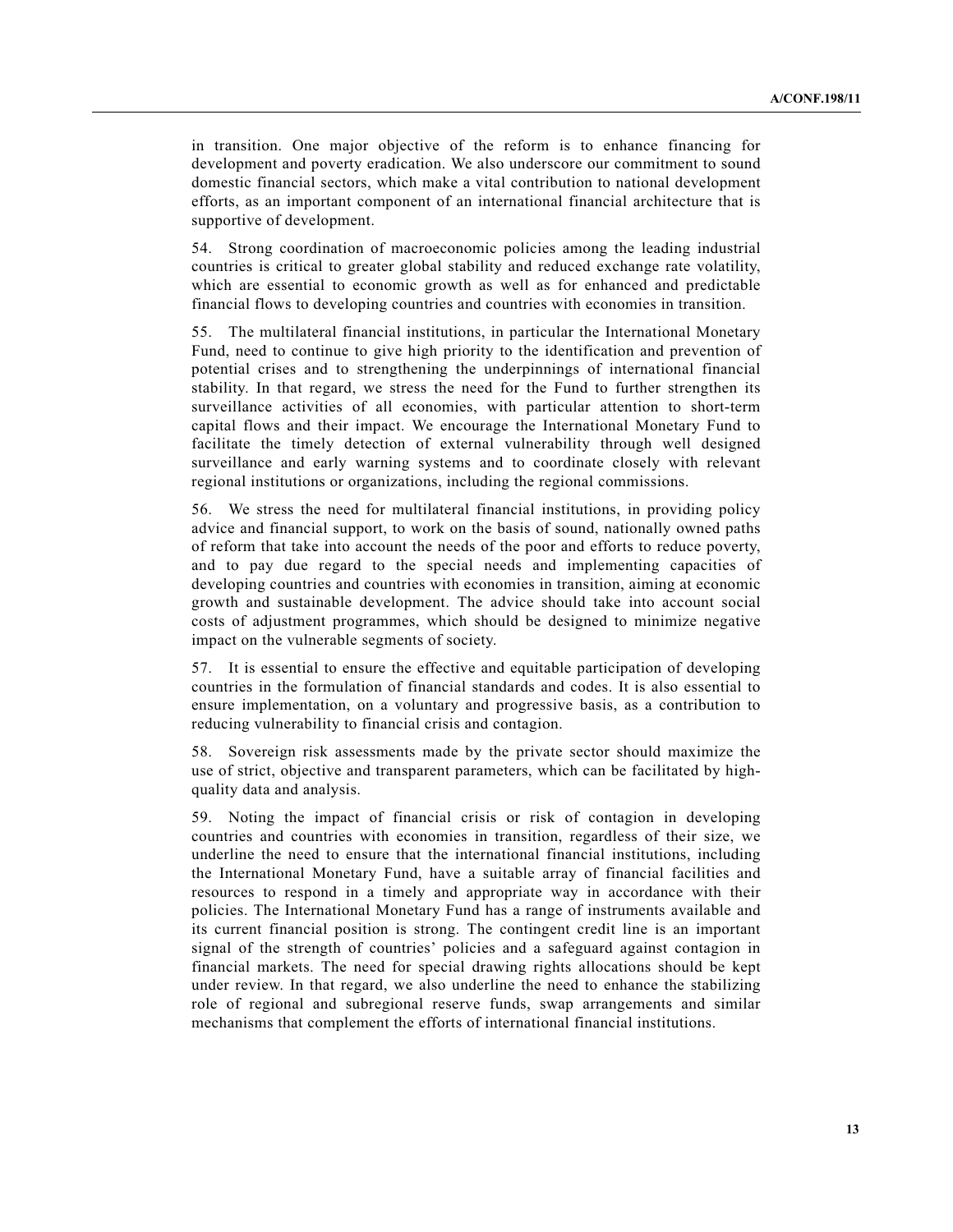in transition. One major objective of the reform is to enhance financing for development and poverty eradication. We also underscore our commitment to sound domestic financial sectors, which make a vital contribution to national development efforts, as an important component of an international financial architecture that is supportive of development.

54. Strong coordination of macroeconomic policies among the leading industrial countries is critical to greater global stability and reduced exchange rate volatility, which are essential to economic growth as well as for enhanced and predictable financial flows to developing countries and countries with economies in transition.

55. The multilateral financial institutions, in particular the International Monetary Fund, need to continue to give high priority to the identification and prevention of potential crises and to strengthening the underpinnings of international financial stability. In that regard, we stress the need for the Fund to further strengthen its surveillance activities of all economies, with particular attention to short-term capital flows and their impact. We encourage the International Monetary Fund to facilitate the timely detection of external vulnerability through well designed surveillance and early warning systems and to coordinate closely with relevant regional institutions or organizations, including the regional commissions.

56. We stress the need for multilateral financial institutions, in providing policy advice and financial support, to work on the basis of sound, nationally owned paths of reform that take into account the needs of the poor and efforts to reduce poverty, and to pay due regard to the special needs and implementing capacities of developing countries and countries with economies in transition, aiming at economic growth and sustainable development. The advice should take into account social costs of adjustment programmes, which should be designed to minimize negative impact on the vulnerable segments of society.

57. It is essential to ensure the effective and equitable participation of developing countries in the formulation of financial standards and codes. It is also essential to ensure implementation, on a voluntary and progressive basis, as a contribution to reducing vulnerability to financial crisis and contagion.

58. Sovereign risk assessments made by the private sector should maximize the use of strict, objective and transparent parameters, which can be facilitated by high-quality data and analysis.

59. Noting the impact of financial crisis or risk of contagion in developing countries and countries with economies in transition, regardless of their size, we underline the need to ensure that the international financial institutions, including the International Monetary Fund, have a suitable array of financial facilities and resources to respond in a timely and appropriate way in accordance with their policies. The International Monetary Fund has a range of instruments available and its current financial position is strong. The contingent credit line is an important signal of the strength of countries' policies and a safeguard against contagion in financial markets. The need for special drawing rights allocations should be kept under review. In that regard, we also underline the need to enhance the stabilizing role of regional and subregional reserve funds, swap arrangements and similar mechanisms that complement the efforts of international financial institutions.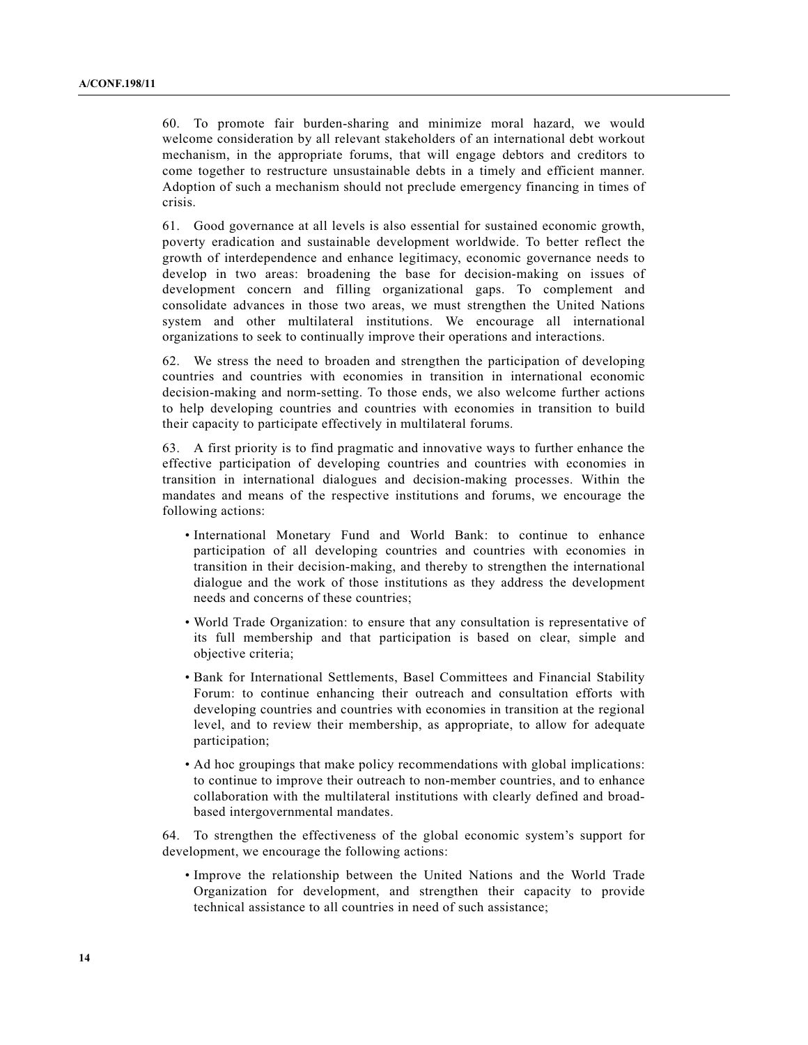60. To promote fair burden-sharing and minimize moral hazard, we would welcome consideration by all relevant stakeholders of an international debt workout mechanism, in the appropriate forums, that will engage debtors and creditors to come together to restructure unsustainable debts in a timely and efficient manner. Adoption of such a mechanism should not preclude emergency financing in times of crisis.

61. Good governance at all levels is also essential for sustained economic growth, poverty eradication and sustainable development worldwide. To better reflect the growth of interdependence and enhance legitimacy, economic governance needs to develop in two areas: broadening the base for decision-making on issues of development concern and filling organizational gaps. To complement and consolidate advances in those two areas, we must strengthen the United Nations system and other multilateral institutions. We encourage all international organizations to seek to continually improve their operations and interactions.

62. We stress the need to broaden and strengthen the participation of developing countries and countries with economies in transition in international economic decision-making and norm-setting. To those ends, we also welcome further actions to help developing countries and countries with economies in transition to build their capacity to participate effectively in multilateral forums.

63. A first priority is to find pragmatic and innovative ways to further enhance the effective participation of developing countries and countries with economies in transition in international dialogues and decision-making processes. Within the mandates and means of the respective institutions and forums, we encourage the following actions:

- International Monetary Fund and World Bank: to continue to enhance participation of all developing countries and countries with economies in transition in their decision-making, and thereby to strengthen the international dialogue and the work of those institutions as they address the development needs and concerns of these countries;
- World Trade Organization: to ensure that any consultation is representative of its full membership and that participation is based on clear, simple and objective criteria;
- Bank for International Settlements, Basel Committees and Financial Stability Forum: to continue enhancing their outreach and consultation efforts with developing countries and countries with economies in transition at the regional level, and to review their membership, as appropriate, to allow for adequate participation;
- Ad hoc groupings that make policy recommendations with global implications: to continue to improve their outreach to non-member countries, and to enhance collaboration with the multilateral institutions with clearly defined and broad-based intergovernmental mandates.

64. To strengthen the effectiveness of the global economic system's support for development, we encourage the following actions:

- Improve the relationship between the United Nations and the World Trade Organization for development, and strengthen their capacity to provide technical assistance to all countries in need of such assistance;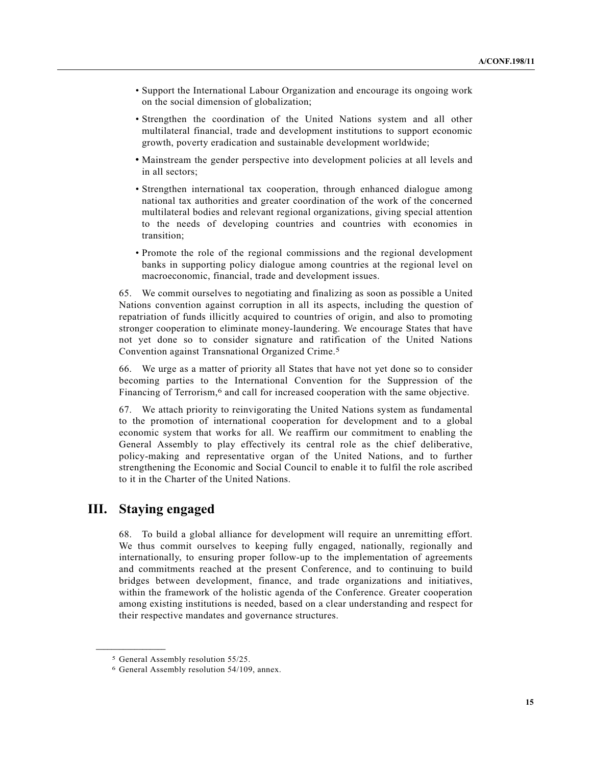- Support the International Labour Organization and encourage its ongoing work on the social dimension of globalization;
- Strengthen the coordination of the United Nations system and all other multilateral financial, trade and development institutions to support economic growth, poverty eradication and sustainable development worldwide;
- Mainstream the gender perspective into development policies at all levels and in all sectors;
- Strengthen international tax cooperation, through enhanced dialogue among national tax authorities and greater coordination of the work of the concerned multilateral bodies and relevant regional organizations, giving special attention to the needs of developing countries and countries with economies in transition;
- Promote the role of the regional commissions and the regional development banks in supporting policy dialogue among countries at the regional level on macroeconomic, financial, trade and development issues.

65. We commit ourselves to negotiating and finalizing as soon as possible a United Nations convention against corruption in all its aspects, including the question of repatriation of funds illicitly acquired to countries of origin, and also to promoting stronger cooperation to eliminate money-laundering. We encourage States that have not yet done so to consider signature and ratification of the United Nations Convention against Transnational Organized Crime.[5]

66. We urge as a matter of priority all States that have not yet done so to consider becoming parties to the International Convention for the Suppression of the Financing of Terrorism,[6] and call for increased cooperation with the same objective.

67. We attach priority to reinvigorating the United Nations system as fundamental to the promotion of international cooperation for development and to a global economic system that works for all. We reaffirm our commitment to enabling the General Assembly to play effectively its central role as the chief deliberative, policy-making and representative organ of the United Nations, and to further strengthening the Economic and Social Council to enable it to fulfil the role ascribed to it in the Charter of the United Nations.

## III. Staying engaged

68. To build a global alliance for development will require an unremitting effort. We thus commit ourselves to keeping fully engaged, nationally, regionally and internationally, to ensuring proper follow-up to the implementation of agreements and commitments reached at the present Conference, and to continuing to build bridges between development, finance, and trade organizations and initiatives, within the framework of the holistic agenda of the Conference. Greater cooperation among existing institutions is needed, based on a clear understanding and respect for their respective mandates and governance structures.

---

[5] General Assembly resolution 55/25.

[6] General Assembly resolution 54/109, annex.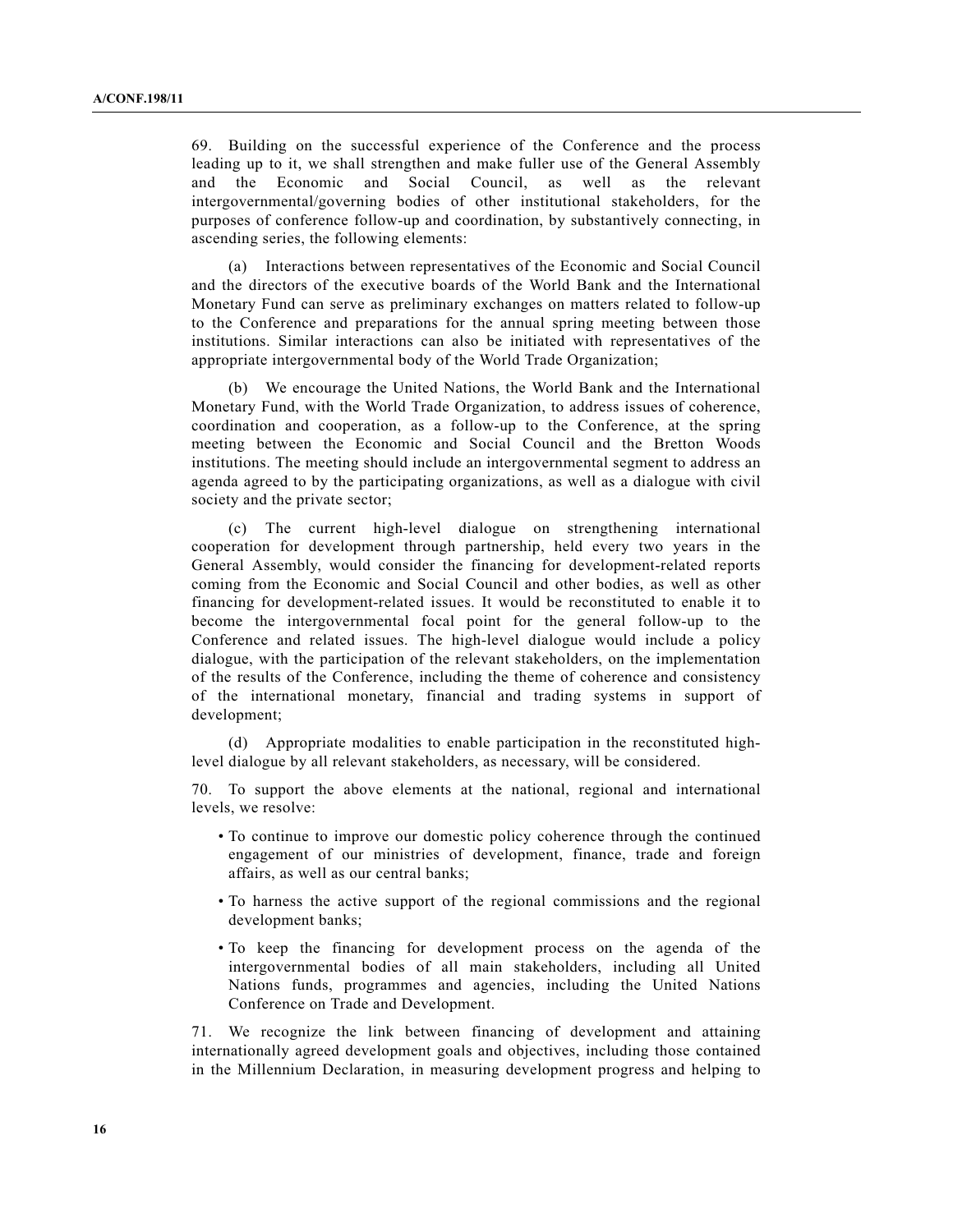69. Building on the successful experience of the Conference and the process leading up to it, we shall strengthen and make fuller use of the General Assembly and the Economic and Social Council, as well as the relevant intergovernmental/governing bodies of other institutional stakeholders, for the purposes of conference follow-up and coordination, by substantively connecting, in ascending series, the following elements:

(a) Interactions between representatives of the Economic and Social Council and the directors of the executive boards of the World Bank and the International Monetary Fund can serve as preliminary exchanges on matters related to follow-up to the Conference and preparations for the annual spring meeting between those institutions. Similar interactions can also be initiated with representatives of the appropriate intergovernmental body of the World Trade Organization;

(b) We encourage the United Nations, the World Bank and the International Monetary Fund, with the World Trade Organization, to address issues of coherence, coordination and cooperation, as a follow-up to the Conference, at the spring meeting between the Economic and Social Council and the Bretton Woods institutions. The meeting should include an intergovernmental segment to address an agenda agreed to by the participating organizations, as well as a dialogue with civil society and the private sector;

(c) The current high-level dialogue on strengthening international cooperation for development through partnership, held every two years in the General Assembly, would consider the financing for development-related reports coming from the Economic and Social Council and other bodies, as well as other financing for development-related issues. It would be reconstituted to enable it to become the intergovernmental focal point for the general follow-up to the Conference and related issues. The high-level dialogue would include a policy dialogue, with the participation of the relevant stakeholders, on the implementation of the results of the Conference, including the theme of coherence and consistency of the international monetary, financial and trading systems in support of development;

(d) Appropriate modalities to enable participation in the reconstituted high-level dialogue by all relevant stakeholders, as necessary, will be considered.

70. To support the above elements at the national, regional and international levels, we resolve:

- To continue to improve our domestic policy coherence through the continued engagement of our ministries of development, finance, trade and foreign affairs, as well as our central banks;
- To harness the active support of the regional commissions and the regional development banks;
- To keep the financing for development process on the agenda of the intergovernmental bodies of all main stakeholders, including all United Nations funds, programmes and agencies, including the United Nations Conference on Trade and Development.

71. We recognize the link between financing of development and attaining internationally agreed development goals and objectives, including those contained in the Millennium Declaration, in measuring development progress and helping to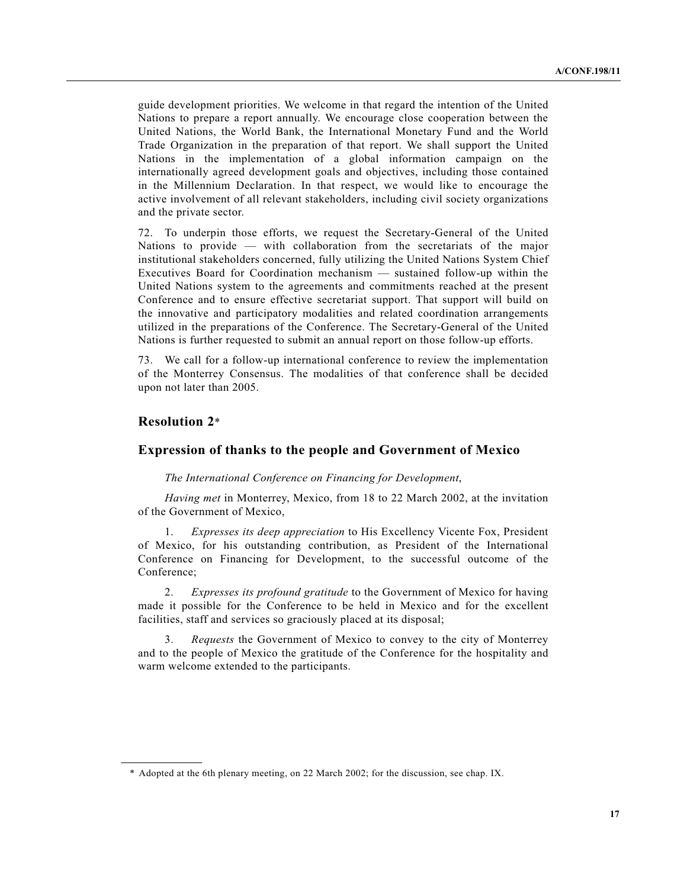guide development priorities. We welcome in that regard the intention of the United Nations to prepare a report annually. We encourage close cooperation between the United Nations, the World Bank, the International Monetary Fund and the World Trade Organization in the preparation of that report. We shall support the United Nations in the implementation of a global information campaign on the internationally agreed development goals and objectives, including those contained in the Millennium Declaration. In that respect, we would like to encourage the active involvement of all relevant stakeholders, including civil society organizations and the private sector.

72. To underpin those efforts, we request the Secretary-General of the United Nations to provide — with collaboration from the secretariats of the major institutional stakeholders concerned, fully utilizing the United Nations System Chief Executives Board for Coordination mechanism — sustained follow-up within the United Nations system to the agreements and commitments reached at the present Conference and to ensure effective secretariat support. That support will build on the innovative and participatory modalities and related coordination arrangements utilized in the preparations of the Conference. The Secretary-General of the United Nations is further requested to submit an annual report on those follow-up efforts.

73. We call for a follow-up international conference to review the implementation of the Monterrey Consensus. The modalities of that conference shall be decided upon not later than 2005.

## Resolution 2*

## Expression of thanks to the people and Government of Mexico

*The International Conference on Financing for Development*,

*Having met* in Monterrey, Mexico, from 18 to 22 March 2002, at the invitation of the Government of Mexico,

1. *Expresses its deep appreciation* to His Excellency Vicente Fox, President of Mexico, for his outstanding contribution, as President of the International Conference on Financing for Development, to the successful outcome of the Conference;

2. *Expresses its profound gratitude* to the Government of Mexico for having made it possible for the Conference to be held in Mexico and for the excellent facilities, staff and services so graciously placed at its disposal;

3. *Requests* the Government of Mexico to convey to the city of Monterrey and to the people of Mexico the gratitude of the Conference for the hospitality and warm welcome extended to the participants.

---

\* Adopted at the 6th plenary meeting, on 22 March 2002; for the discussion, see chap. IX.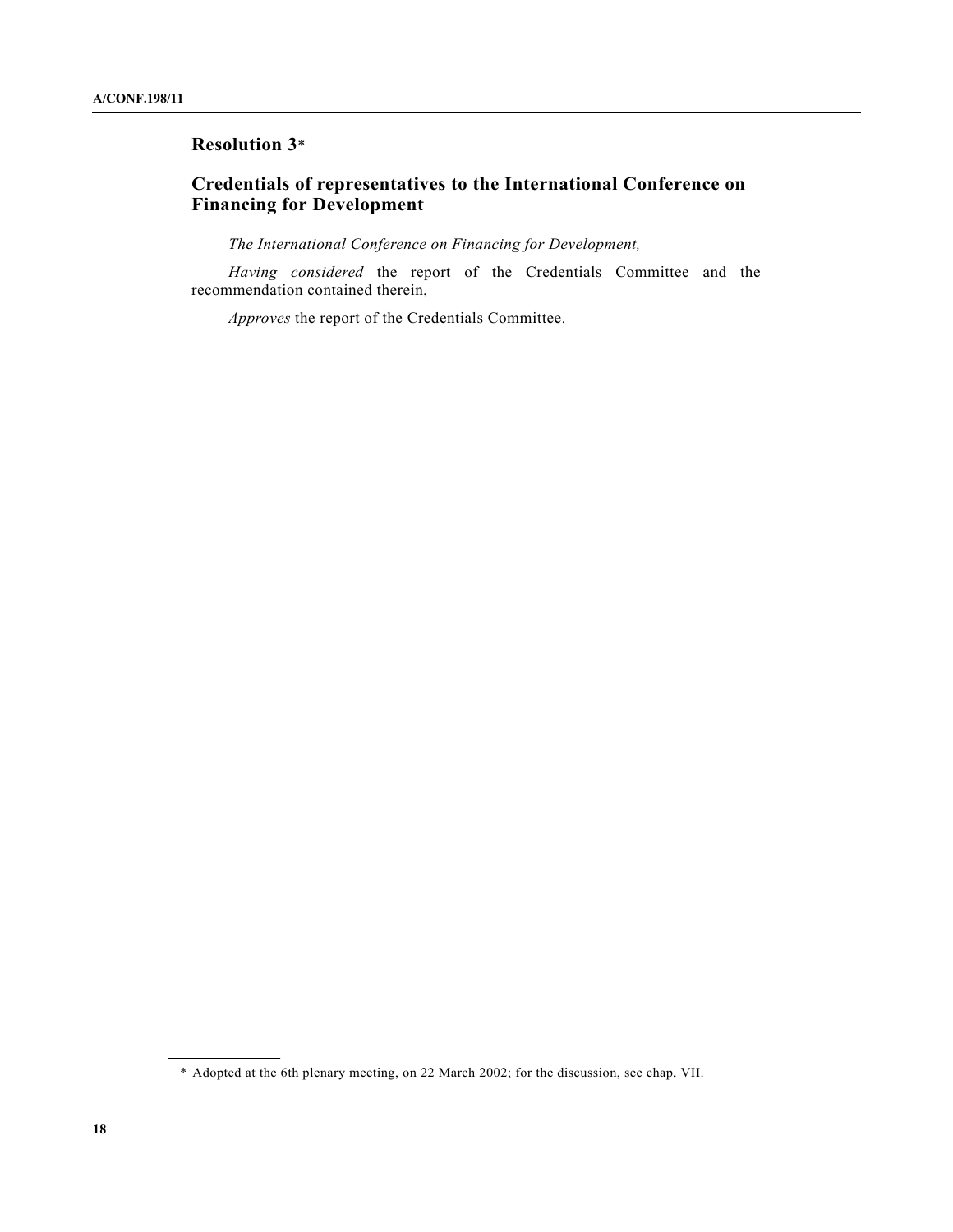## Resolution 3*

## Credentials of representatives to the International Conference on Financing for Development

*The International Conference on Financing for Development,*

*Having considered* the report of the Credentials Committee and the recommendation contained therein,

*Approves* the report of the Credentials Committee.

---

\* Adopted at the 6th plenary meeting, on 22 March 2002; for the discussion, see chap. VII.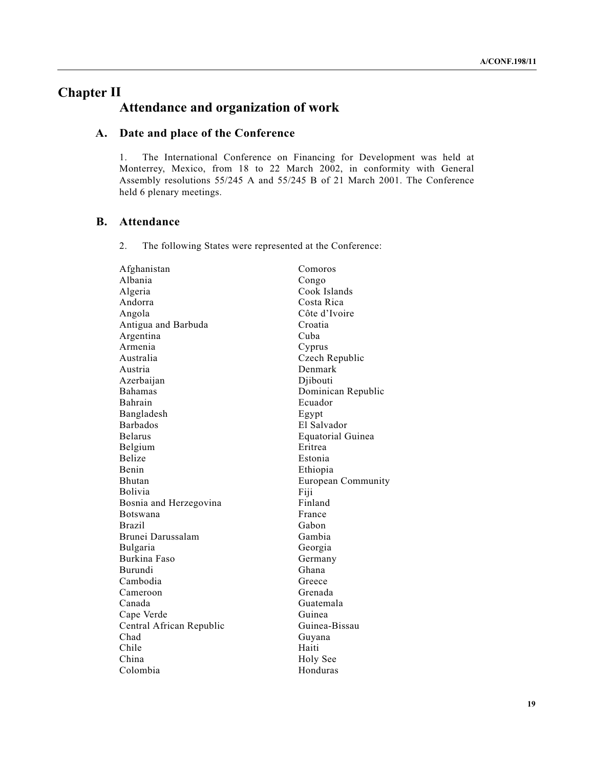# Chapter II
## Attendance and organization of work

### A. Date and place of the Conference

1. The International Conference on Financing for Development was held at Monterrey, Mexico, from 18 to 22 March 2002, in conformity with General Assembly resolutions 55/245 A and 55/245 B of 21 March 2001. The Conference held 6 plenary meetings.

### B. Attendance

2. The following States were represented at the Conference:

Afghanistan
Albania
Algeria
Andorra
Angola
Antigua and Barbuda
Argentina
Armenia
Australia
Austria
Azerbaijan
Bahamas
Bahrain
Bangladesh
Barbados
Belarus
Belgium
Belize
Benin
Bhutan
Bolivia
Bosnia and Herzegovina
Botswana
Brazil
Brunei Darussalam
Bulgaria
Burkina Faso
Burundi
Cambodia
Cameroon
Canada
Cape Verde
Central African Republic
Chad
Chile
China
Colombia
Comoros
Congo
Cook Islands
Costa Rica
Côte d'Ivoire
Croatia
Cuba
Cyprus
Czech Republic
Denmark
Djibouti
Dominican Republic
Ecuador
Egypt
El Salvador
Equatorial Guinea
Eritrea
Estonia
Ethiopia
European Community
Fiji
Finland
France
Gabon
Gambia
Georgia
Germany
Ghana
Greece
Grenada
Guatemala
Guinea
Guinea-Bissau
Guyana
Haiti
Holy See
Honduras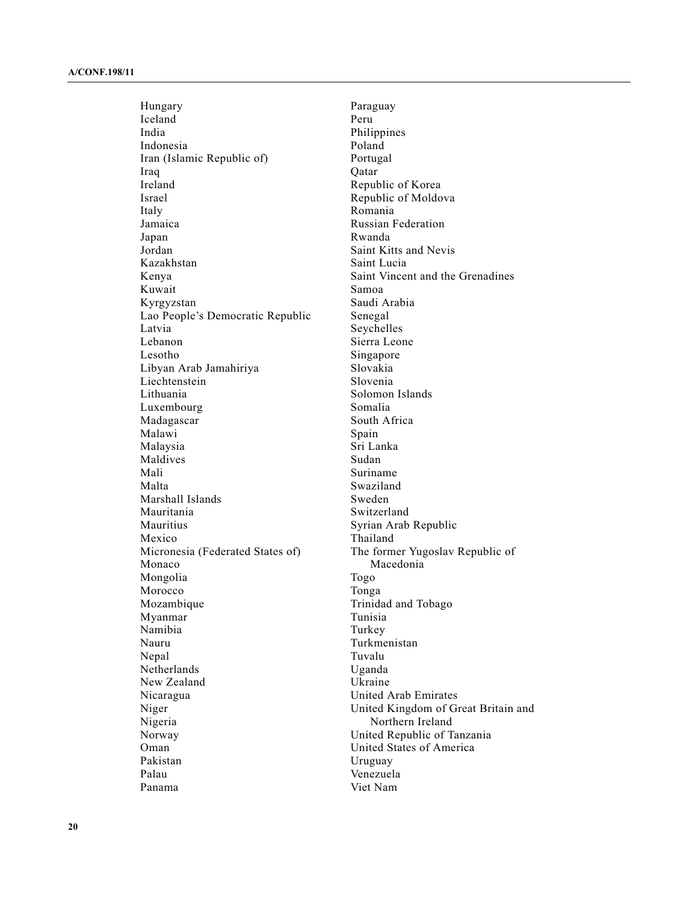Hungary
Iceland
India
Indonesia
Iran (Islamic Republic of)
Iraq
Ireland
Israel
Italy
Jamaica
Japan
Jordan
Kazakhstan
Kenya
Kuwait
Kyrgyzstan
Lao People's Democratic Republic
Latvia
Lebanon
Lesotho
Libyan Arab Jamahiriya
Liechtenstein
Lithuania
Luxembourg
Madagascar
Malawi
Malaysia
Maldives
Mali
Malta
Marshall Islands
Mauritania
Mauritius
Mexico
Micronesia (Federated States of)
Monaco
Mongolia
Morocco
Mozambique
Myanmar
Namibia
Nauru
Nepal
Netherlands
New Zealand
Nicaragua
Niger
Nigeria
Norway
Oman
Pakistan
Palau
Panama
Paraguay
Peru
Philippines
Poland
Portugal
Qatar
Republic of Korea
Republic of Moldova
Romania
Russian Federation
Rwanda
Saint Kitts and Nevis
Saint Lucia
Saint Vincent and the Grenadines
Samoa
Saudi Arabia
Senegal
Seychelles
Sierra Leone
Singapore
Slovakia
Slovenia
Solomon Islands
Somalia
South Africa
Spain
Sri Lanka
Sudan
Suriname
Swaziland
Sweden
Switzerland
Syrian Arab Republic
Thailand
The former Yugoslav Republic of Macedonia
Togo
Tonga
Trinidad and Tobago
Tunisia
Turkey
Turkmenistan
Tuvalu
Uganda
Ukraine
United Arab Emirates
United Kingdom of Great Britain and Northern Ireland
United Republic of Tanzania
United States of America
Uruguay
Venezuela
Viet Nam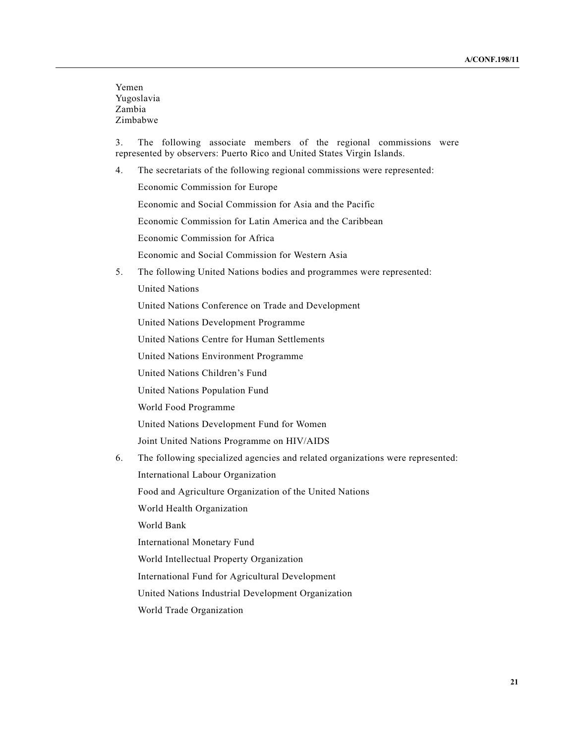Yemen
Yugoslavia
Zambia
Zimbabwe

3. The following associate members of the regional commissions were represented by observers: Puerto Rico and United States Virgin Islands.

4. The secretariats of the following regional commissions were represented:

Economic Commission for Europe

Economic and Social Commission for Asia and the Pacific

Economic Commission for Latin America and the Caribbean

Economic Commission for Africa

Economic and Social Commission for Western Asia

5. The following United Nations bodies and programmes were represented:

United Nations

United Nations Conference on Trade and Development

United Nations Development Programme

United Nations Centre for Human Settlements

United Nations Environment Programme

United Nations Children's Fund

United Nations Population Fund

World Food Programme

United Nations Development Fund for Women

Joint United Nations Programme on HIV/AIDS

6. The following specialized agencies and related organizations were represented:

International Labour Organization

Food and Agriculture Organization of the United Nations

World Health Organization

World Bank

International Monetary Fund

World Intellectual Property Organization

International Fund for Agricultural Development

United Nations Industrial Development Organization

World Trade Organization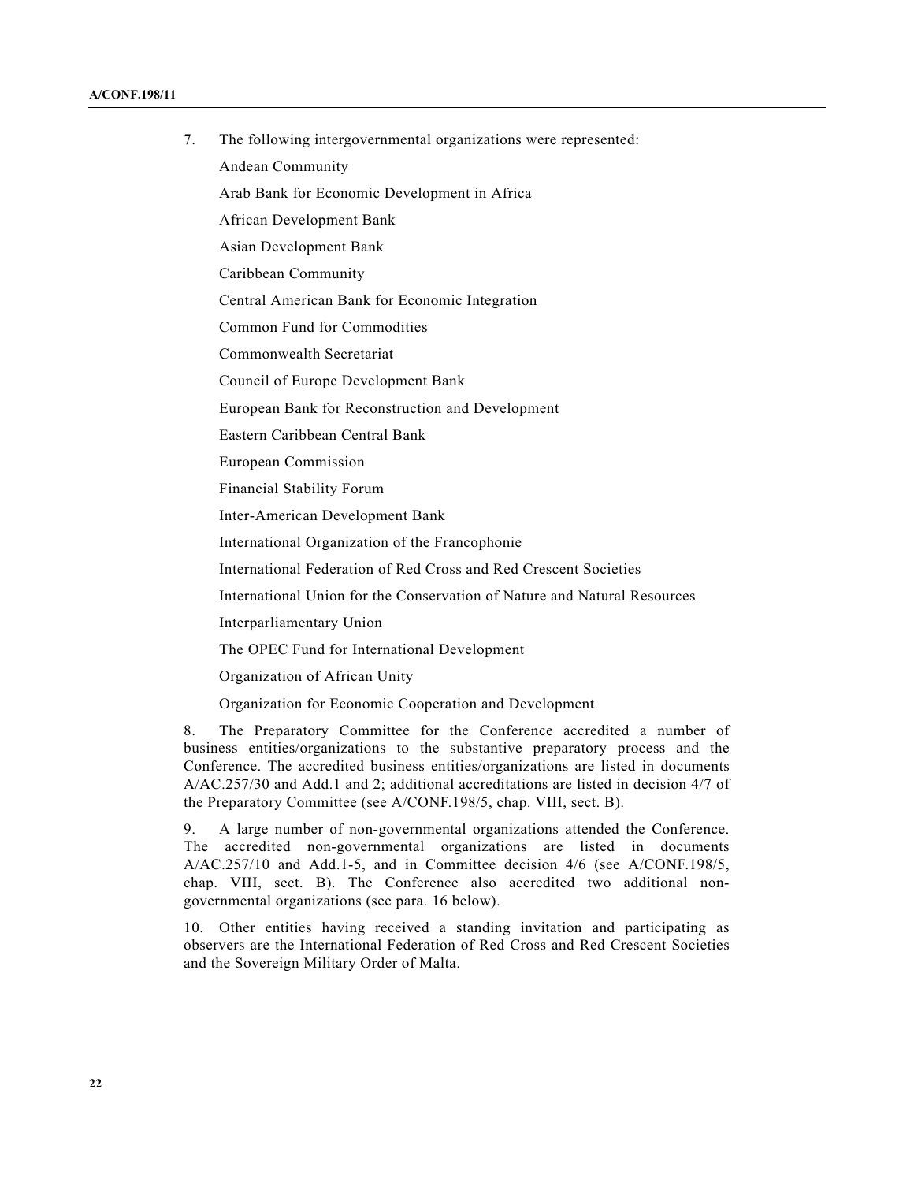7. The following intergovernmental organizations were represented:

Andean Community

Arab Bank for Economic Development in Africa

African Development Bank

Asian Development Bank

Caribbean Community

Central American Bank for Economic Integration

Common Fund for Commodities

Commonwealth Secretariat

Council of Europe Development Bank

European Bank for Reconstruction and Development

Eastern Caribbean Central Bank

European Commission

Financial Stability Forum

Inter-American Development Bank

International Organization of the Francophonie

International Federation of Red Cross and Red Crescent Societies

International Union for the Conservation of Nature and Natural Resources

Interparliamentary Union

The OPEC Fund for International Development

Organization of African Unity

Organization for Economic Cooperation and Development

8. The Preparatory Committee for the Conference accredited a number of business entities/organizations to the substantive preparatory process and the Conference. The accredited business entities/organizations are listed in documents A/AC.257/30 and Add.1 and 2; additional accreditations are listed in decision 4/7 of the Preparatory Committee (see A/CONF.198/5, chap. VIII, sect. B).

9. A large number of non-governmental organizations attended the Conference. The accredited non-governmental organizations are listed in documents A/AC.257/10 and Add.1-5, and in Committee decision 4/6 (see A/CONF.198/5, chap. VIII, sect. B). The Conference also accredited two additional non-governmental organizations (see para. 16 below).

10. Other entities having received a standing invitation and participating as observers are the International Federation of Red Cross and Red Crescent Societies and the Sovereign Military Order of Malta.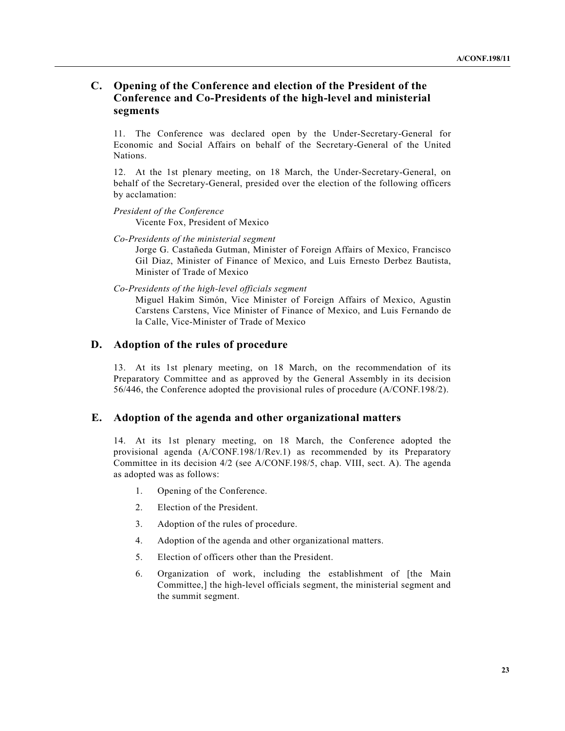## C. Opening of the Conference and election of the President of the Conference and Co-Presidents of the high-level and ministerial segments

11. The Conference was declared open by the Under-Secretary-General for Economic and Social Affairs on behalf of the Secretary-General of the United Nations.

12. At the 1st plenary meeting, on 18 March, the Under-Secretary-General, on behalf of the Secretary-General, presided over the election of the following officers by acclamation:

*President of the Conference*
Vicente Fox, President of Mexico

*Co-Presidents of the ministerial segment*
Jorge G. Castañeda Gutman, Minister of Foreign Affairs of Mexico, Francisco Gil Diaz, Minister of Finance of Mexico, and Luis Ernesto Derbez Bautista, Minister of Trade of Mexico

*Co-Presidents of the high-level officials segment*
Miguel Hakim Simón, Vice Minister of Foreign Affairs of Mexico, Agustin Carstens Carstens, Vice Minister of Finance of Mexico, and Luis Fernando de la Calle, Vice-Minister of Trade of Mexico

## D. Adoption of the rules of procedure

13. At its 1st plenary meeting, on 18 March, on the recommendation of its Preparatory Committee and as approved by the General Assembly in its decision 56/446, the Conference adopted the provisional rules of procedure (A/CONF.198/2).

## E. Adoption of the agenda and other organizational matters

14. At its 1st plenary meeting, on 18 March, the Conference adopted the provisional agenda (A/CONF.198/1/Rev.1) as recommended by its Preparatory Committee in its decision 4/2 (see A/CONF.198/5, chap. VIII, sect. A). The agenda as adopted was as follows:

1. Opening of the Conference.
2. Election of the President.
3. Adoption of the rules of procedure.
4. Adoption of the agenda and other organizational matters.
5. Election of officers other than the President.
6. Organization of work, including the establishment of [the Main Committee,] the high-level officials segment, the ministerial segment and the summit segment.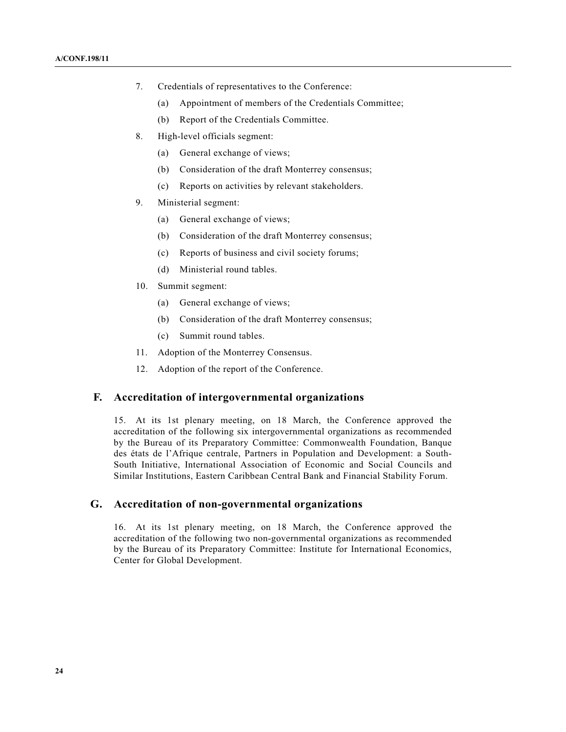7. Credentials of representatives to the Conference:

   (a) Appointment of members of the Credentials Committee;

   (b) Report of the Credentials Committee.

8. High-level officials segment:

   (a) General exchange of views;

   (b) Consideration of the draft Monterrey consensus;

   (c) Reports on activities by relevant stakeholders.

9. Ministerial segment:

   (a) General exchange of views;

   (b) Consideration of the draft Monterrey consensus;

   (c) Reports of business and civil society forums;

   (d) Ministerial round tables.

10. Summit segment:

    (a) General exchange of views;

    (b) Consideration of the draft Monterrey consensus;

    (c) Summit round tables.

11. Adoption of the Monterrey Consensus.

12. Adoption of the report of the Conference.

## F. Accreditation of intergovernmental organizations

15. At its 1st plenary meeting, on 18 March, the Conference approved the accreditation of the following six intergovernmental organizations as recommended by the Bureau of its Preparatory Committee: Commonwealth Foundation, Banque des états de l'Afrique centrale, Partners in Population and Development: a South-South Initiative, International Association of Economic and Social Councils and Similar Institutions, Eastern Caribbean Central Bank and Financial Stability Forum.

## G. Accreditation of non-governmental organizations

16. At its 1st plenary meeting, on 18 March, the Conference approved the accreditation of the following two non-governmental organizations as recommended by the Bureau of its Preparatory Committee: Institute for International Economics, Center for Global Development.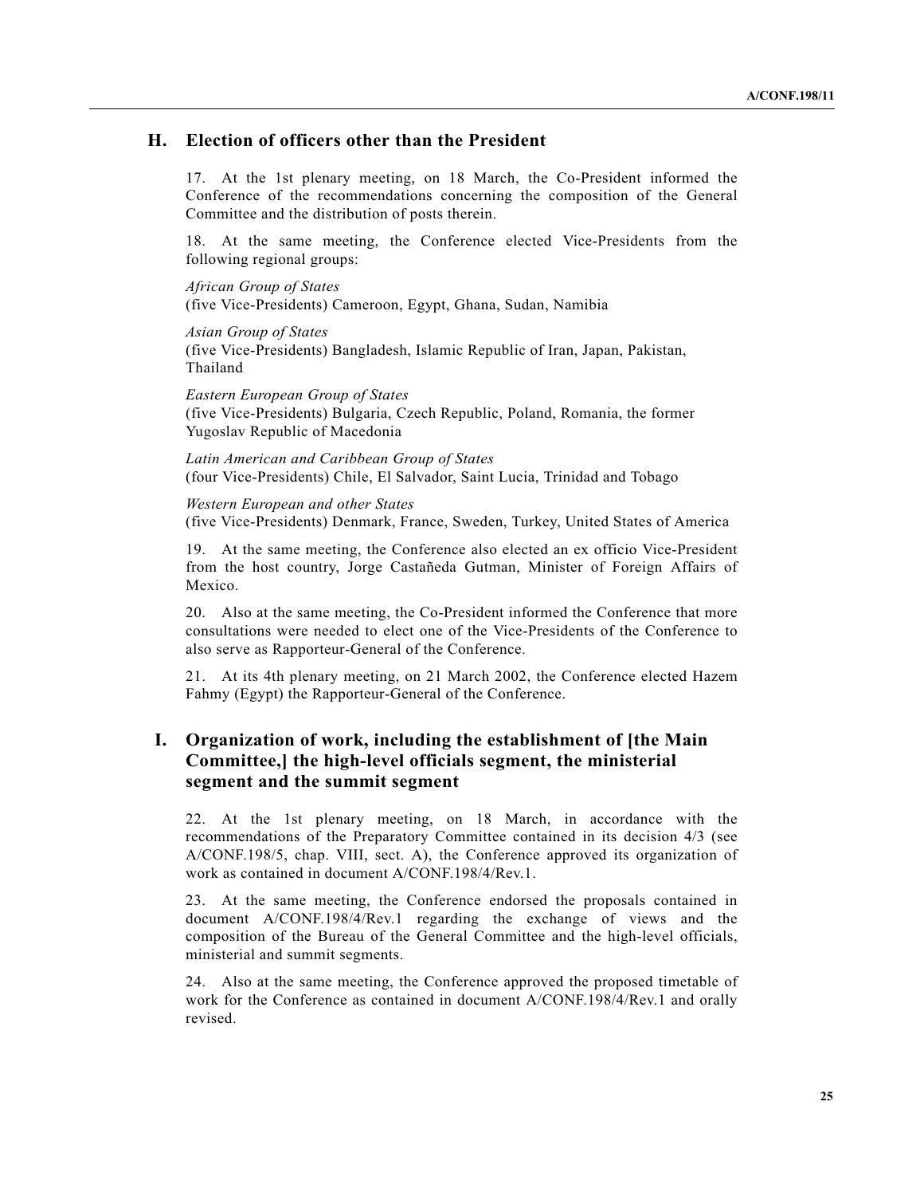## H. Election of officers other than the President

17. At the 1st plenary meeting, on 18 March, the Co-President informed the Conference of the recommendations concerning the composition of the General Committee and the distribution of posts therein.

18. At the same meeting, the Conference elected Vice-Presidents from the following regional groups:

*African Group of States*
(five Vice-Presidents) Cameroon, Egypt, Ghana, Sudan, Namibia

*Asian Group of States*
(five Vice-Presidents) Bangladesh, Islamic Republic of Iran, Japan, Pakistan, Thailand

*Eastern European Group of States*
(five Vice-Presidents) Bulgaria, Czech Republic, Poland, Romania, the former Yugoslav Republic of Macedonia

*Latin American and Caribbean Group of States*
(four Vice-Presidents) Chile, El Salvador, Saint Lucia, Trinidad and Tobago

*Western European and other States*
(five Vice-Presidents) Denmark, France, Sweden, Turkey, United States of America

19. At the same meeting, the Conference also elected an ex officio Vice-President from the host country, Jorge Castañeda Gutman, Minister of Foreign Affairs of Mexico.

20. Also at the same meeting, the Co-President informed the Conference that more consultations were needed to elect one of the Vice-Presidents of the Conference to also serve as Rapporteur-General of the Conference.

21. At its 4th plenary meeting, on 21 March 2002, the Conference elected Hazem Fahmy (Egypt) the Rapporteur-General of the Conference.

## I. Organization of work, including the establishment of [the Main Committee,] the high-level officials segment, the ministerial segment and the summit segment

22. At the 1st plenary meeting, on 18 March, in accordance with the recommendations of the Preparatory Committee contained in its decision 4/3 (see A/CONF.198/5, chap. VIII, sect. A), the Conference approved its organization of work as contained in document A/CONF.198/4/Rev.1.

23. At the same meeting, the Conference endorsed the proposals contained in document A/CONF.198/4/Rev.1 regarding the exchange of views and the composition of the Bureau of the General Committee and the high-level officials, ministerial and summit segments.

24. Also at the same meeting, the Conference approved the proposed timetable of work for the Conference as contained in document A/CONF.198/4/Rev.1 and orally revised.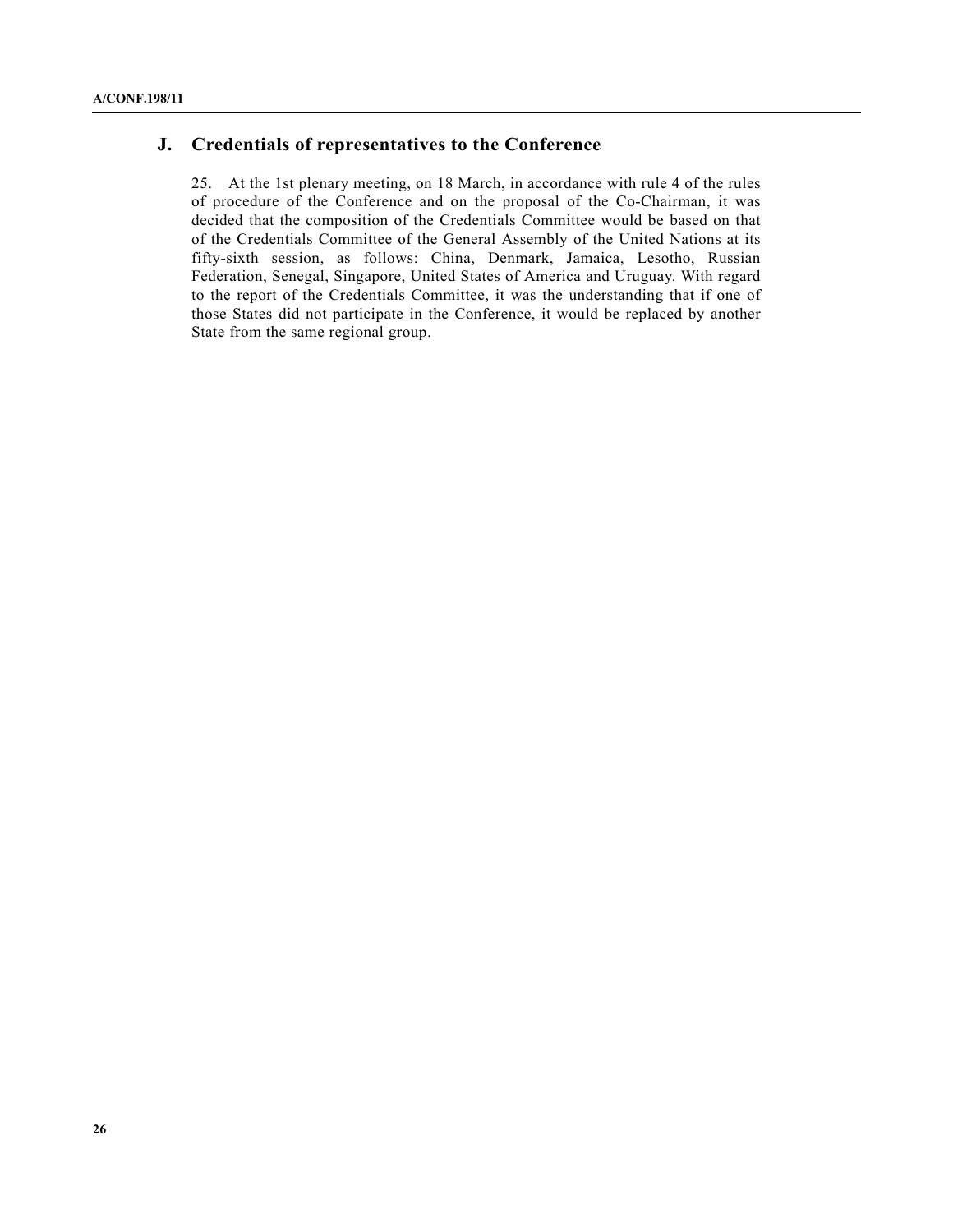## J. Credentials of representatives to the Conference

25. At the 1st plenary meeting, on 18 March, in accordance with rule 4 of the rules of procedure of the Conference and on the proposal of the Co-Chairman, it was decided that the composition of the Credentials Committee would be based on that of the Credentials Committee of the General Assembly of the United Nations at its fifty-sixth session, as follows: China, Denmark, Jamaica, Lesotho, Russian Federation, Senegal, Singapore, United States of America and Uruguay. With regard to the report of the Credentials Committee, it was the understanding that if one of those States did not participate in the Conference, it would be replaced by another State from the same regional group.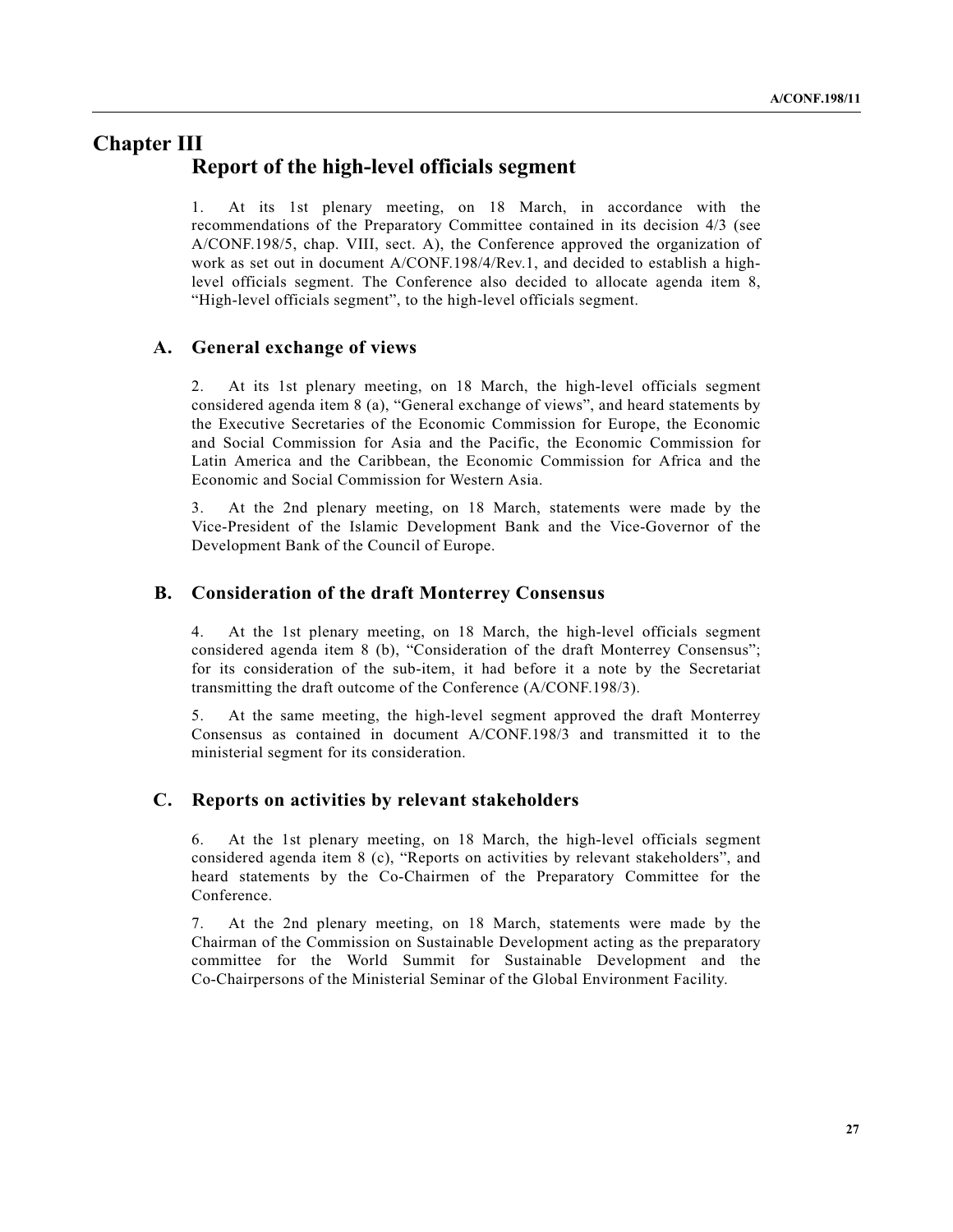# Chapter III

## Report of the high-level officials segment

1. At its 1st plenary meeting, on 18 March, in accordance with the recommendations of the Preparatory Committee contained in its decision 4/3 (see A/CONF.198/5, chap. VIII, sect. A), the Conference approved the organization of work as set out in document A/CONF.198/4/Rev.1, and decided to establish a high-level officials segment. The Conference also decided to allocate agenda item 8, "High-level officials segment", to the high-level officials segment.

### A. General exchange of views

2. At its 1st plenary meeting, on 18 March, the high-level officials segment considered agenda item 8 (a), "General exchange of views", and heard statements by the Executive Secretaries of the Economic Commission for Europe, the Economic and Social Commission for Asia and the Pacific, the Economic Commission for Latin America and the Caribbean, the Economic Commission for Africa and the Economic and Social Commission for Western Asia.

3. At the 2nd plenary meeting, on 18 March, statements were made by the Vice-President of the Islamic Development Bank and the Vice-Governor of the Development Bank of the Council of Europe.

### B. Consideration of the draft Monterrey Consensus

4. At the 1st plenary meeting, on 18 March, the high-level officials segment considered agenda item 8 (b), "Consideration of the draft Monterrey Consensus"; for its consideration of the sub-item, it had before it a note by the Secretariat transmitting the draft outcome of the Conference (A/CONF.198/3).

5. At the same meeting, the high-level segment approved the draft Monterrey Consensus as contained in document A/CONF.198/3 and transmitted it to the ministerial segment for its consideration.

### C. Reports on activities by relevant stakeholders

6. At the 1st plenary meeting, on 18 March, the high-level officials segment considered agenda item 8 (c), "Reports on activities by relevant stakeholders", and heard statements by the Co-Chairmen of the Preparatory Committee for the Conference.

7. At the 2nd plenary meeting, on 18 March, statements were made by the Chairman of the Commission on Sustainable Development acting as the preparatory committee for the World Summit for Sustainable Development and the Co-Chairpersons of the Ministerial Seminar of the Global Environment Facility.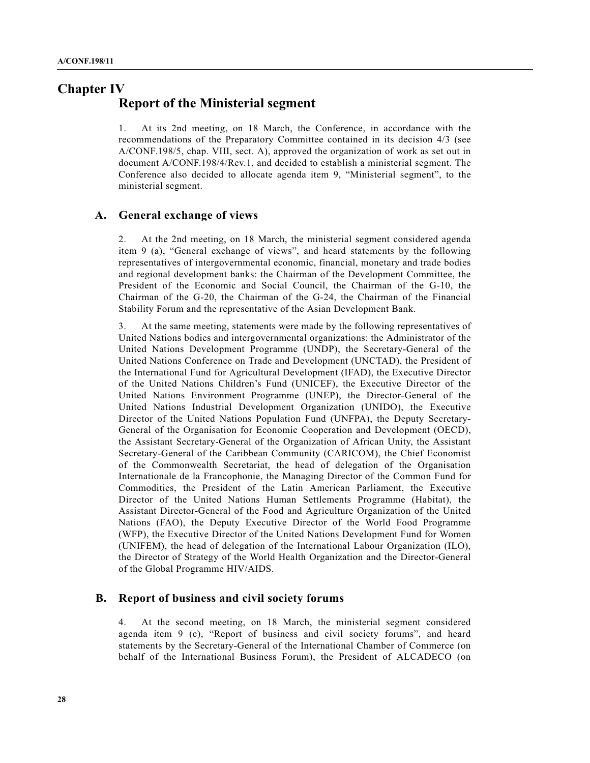# Chapter IV
## Report of the Ministerial segment

1. At its 2nd meeting, on 18 March, the Conference, in accordance with the recommendations of the Preparatory Committee contained in its decision 4/3 (see A/CONF.198/5, chap. VIII, sect. A), approved the organization of work as set out in document A/CONF.198/4/Rev.1, and decided to establish a ministerial segment. The Conference also decided to allocate agenda item 9, "Ministerial segment", to the ministerial segment.

### A. General exchange of views

2. At the 2nd meeting, on 18 March, the ministerial segment considered agenda item 9 (a), "General exchange of views", and heard statements by the following representatives of intergovernmental economic, financial, monetary and trade bodies and regional development banks: the Chairman of the Development Committee, the President of the Economic and Social Council, the Chairman of the G-10, the Chairman of the G-20, the Chairman of the G-24, the Chairman of the Financial Stability Forum and the representative of the Asian Development Bank.

3. At the same meeting, statements were made by the following representatives of United Nations bodies and intergovernmental organizations: the Administrator of the United Nations Development Programme (UNDP), the Secretary-General of the United Nations Conference on Trade and Development (UNCTAD), the President of the International Fund for Agricultural Development (IFAD), the Executive Director of the United Nations Children's Fund (UNICEF), the Executive Director of the United Nations Environment Programme (UNEP), the Director-General of the United Nations Industrial Development Organization (UNIDO), the Executive Director of the United Nations Population Fund (UNFPA), the Deputy Secretary-General of the Organisation for Economic Cooperation and Development (OECD), the Assistant Secretary-General of the Organization of African Unity, the Assistant Secretary-General of the Caribbean Community (CARICOM), the Chief Economist of the Commonwealth Secretariat, the head of delegation of the Organisation Internationale de la Francophonie, the Managing Director of the Common Fund for Commodities, the President of the Latin American Parliament, the Executive Director of the United Nations Human Settlements Programme (Habitat), the Assistant Director-General of the Food and Agriculture Organization of the United Nations (FAO), the Deputy Executive Director of the World Food Programme (WFP), the Executive Director of the United Nations Development Fund for Women (UNIFEM), the head of delegation of the International Labour Organization (ILO), the Director of Strategy of the World Health Organization and the Director-General of the Global Programme HIV/AIDS.

### B. Report of business and civil society forums

4. At the second meeting, on 18 March, the ministerial segment considered agenda item 9 (c), "Report of business and civil society forums", and heard statements by the Secretary-General of the International Chamber of Commerce (on behalf of the International Business Forum), the President of ALCADECO (on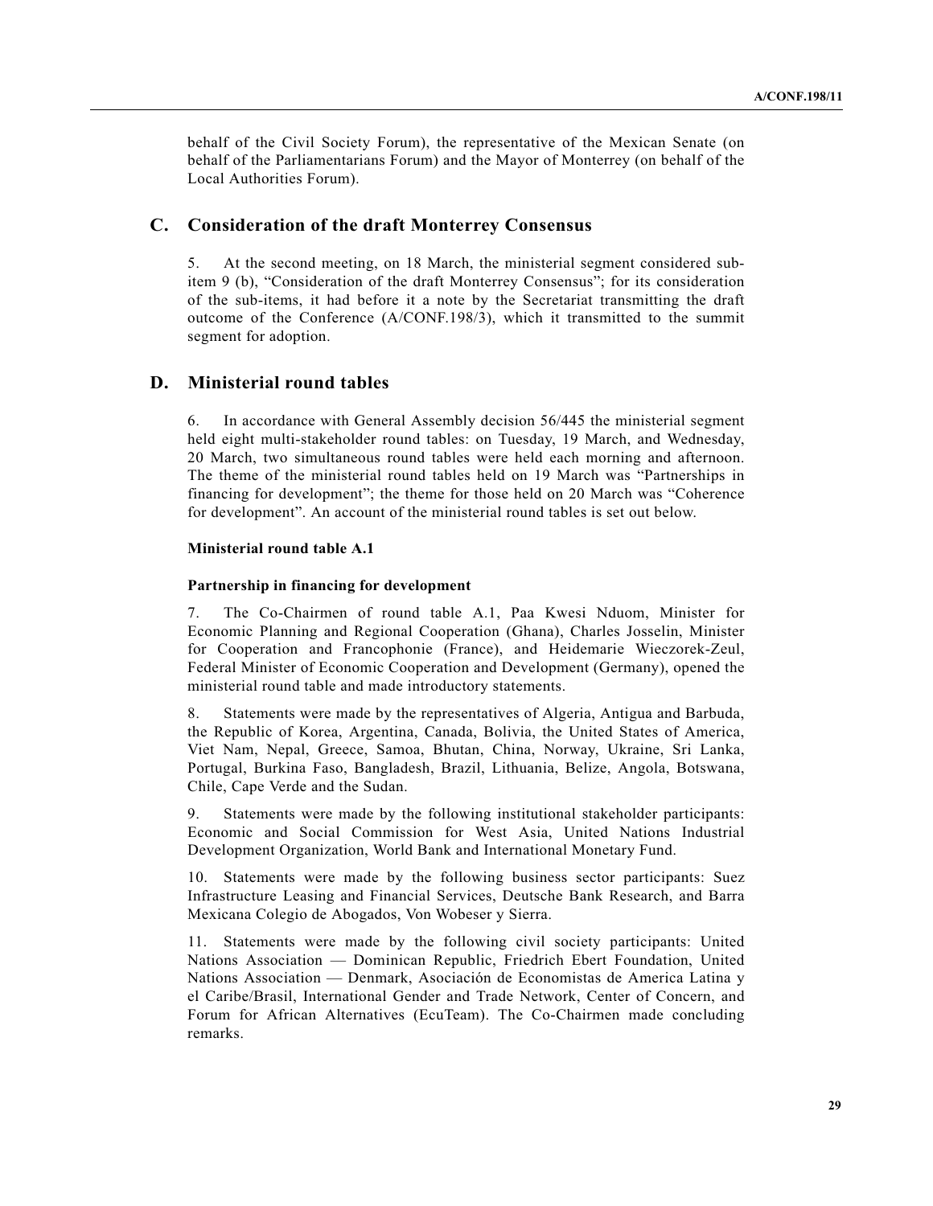behalf of the Civil Society Forum), the representative of the Mexican Senate (on behalf of the Parliamentarians Forum) and the Mayor of Monterrey (on behalf of the Local Authorities Forum).

## C. Consideration of the draft Monterrey Consensus

5. At the second meeting, on 18 March, the ministerial segment considered sub-item 9 (b), "Consideration of the draft Monterrey Consensus"; for its consideration of the sub-items, it had before it a note by the Secretariat transmitting the draft outcome of the Conference (A/CONF.198/3), which it transmitted to the summit segment for adoption.

## D. Ministerial round tables

6. In accordance with General Assembly decision 56/445 the ministerial segment held eight multi-stakeholder round tables: on Tuesday, 19 March, and Wednesday, 20 March, two simultaneous round tables were held each morning and afternoon. The theme of the ministerial round tables held on 19 March was "Partnerships in financing for development"; the theme for those held on 20 March was "Coherence for development". An account of the ministerial round tables is set out below.

**Ministerial round table A.1**

**Partnership in financing for development**

7. The Co-Chairmen of round table A.1, Paa Kwesi Nduom, Minister for Economic Planning and Regional Cooperation (Ghana), Charles Josselin, Minister for Cooperation and Francophonie (France), and Heidemarie Wieczorek-Zeul, Federal Minister of Economic Cooperation and Development (Germany), opened the ministerial round table and made introductory statements.

8. Statements were made by the representatives of Algeria, Antigua and Barbuda, the Republic of Korea, Argentina, Canada, Bolivia, the United States of America, Viet Nam, Nepal, Greece, Samoa, Bhutan, China, Norway, Ukraine, Sri Lanka, Portugal, Burkina Faso, Bangladesh, Brazil, Lithuania, Belize, Angola, Botswana, Chile, Cape Verde and the Sudan.

9. Statements were made by the following institutional stakeholder participants: Economic and Social Commission for West Asia, United Nations Industrial Development Organization, World Bank and International Monetary Fund.

10. Statements were made by the following business sector participants: Suez Infrastructure Leasing and Financial Services, Deutsche Bank Research, and Barra Mexicana Colegio de Abogados, Von Wobeser y Sierra.

11. Statements were made by the following civil society participants: United Nations Association — Dominican Republic, Friedrich Ebert Foundation, United Nations Association — Denmark, Asociación de Economistas de America Latina y el Caribe/Brasil, International Gender and Trade Network, Center of Concern, and Forum for African Alternatives (EcuTeam). The Co-Chairmen made concluding remarks.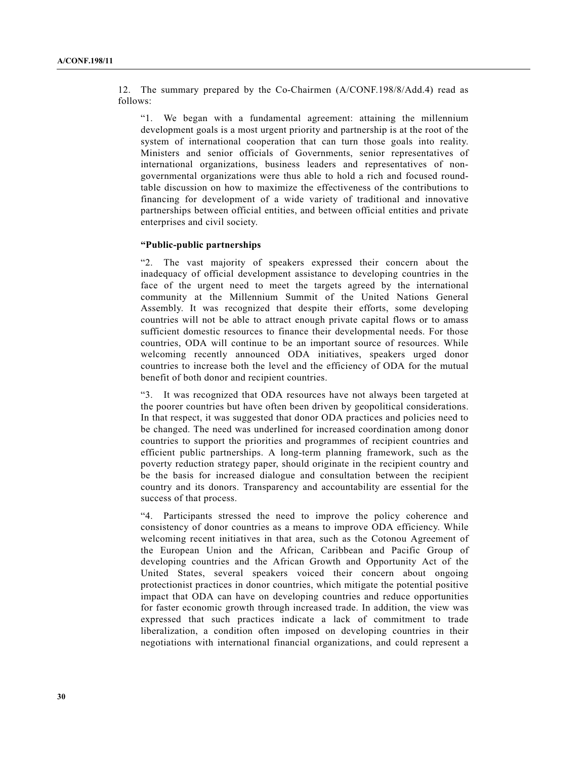12. The summary prepared by the Co-Chairmen (A/CONF.198/8/Add.4) read as follows:

"1. We began with a fundamental agreement: attaining the millennium development goals is a most urgent priority and partnership is at the root of the system of international cooperation that can turn those goals into reality. Ministers and senior officials of Governments, senior representatives of international organizations, business leaders and representatives of non-governmental organizations were thus able to hold a rich and focused round-table discussion on how to maximize the effectiveness of the contributions to financing for development of a wide variety of traditional and innovative partnerships between official entities, and between official entities and private enterprises and civil society.

**"Public-public partnerships**

"2. The vast majority of speakers expressed their concern about the inadequacy of official development assistance to developing countries in the face of the urgent need to meet the targets agreed by the international community at the Millennium Summit of the United Nations General Assembly. It was recognized that despite their efforts, some developing countries will not be able to attract enough private capital flows or to amass sufficient domestic resources to finance their developmental needs. For those countries, ODA will continue to be an important source of resources. While welcoming recently announced ODA initiatives, speakers urged donor countries to increase both the level and the efficiency of ODA for the mutual benefit of both donor and recipient countries.

"3. It was recognized that ODA resources have not always been targeted at the poorer countries but have often been driven by geopolitical considerations. In that respect, it was suggested that donor ODA practices and policies need to be changed. The need was underlined for increased coordination among donor countries to support the priorities and programmes of recipient countries and efficient public partnerships. A long-term planning framework, such as the poverty reduction strategy paper, should originate in the recipient country and be the basis for increased dialogue and consultation between the recipient country and its donors. Transparency and accountability are essential for the success of that process.

"4. Participants stressed the need to improve the policy coherence and consistency of donor countries as a means to improve ODA efficiency. While welcoming recent initiatives in that area, such as the Cotonou Agreement of the European Union and the African, Caribbean and Pacific Group of developing countries and the African Growth and Opportunity Act of the United States, several speakers voiced their concern about ongoing protectionist practices in donor countries, which mitigate the potential positive impact that ODA can have on developing countries and reduce opportunities for faster economic growth through increased trade. In addition, the view was expressed that such practices indicate a lack of commitment to trade liberalization, a condition often imposed on developing countries in their negotiations with international financial organizations, and could represent a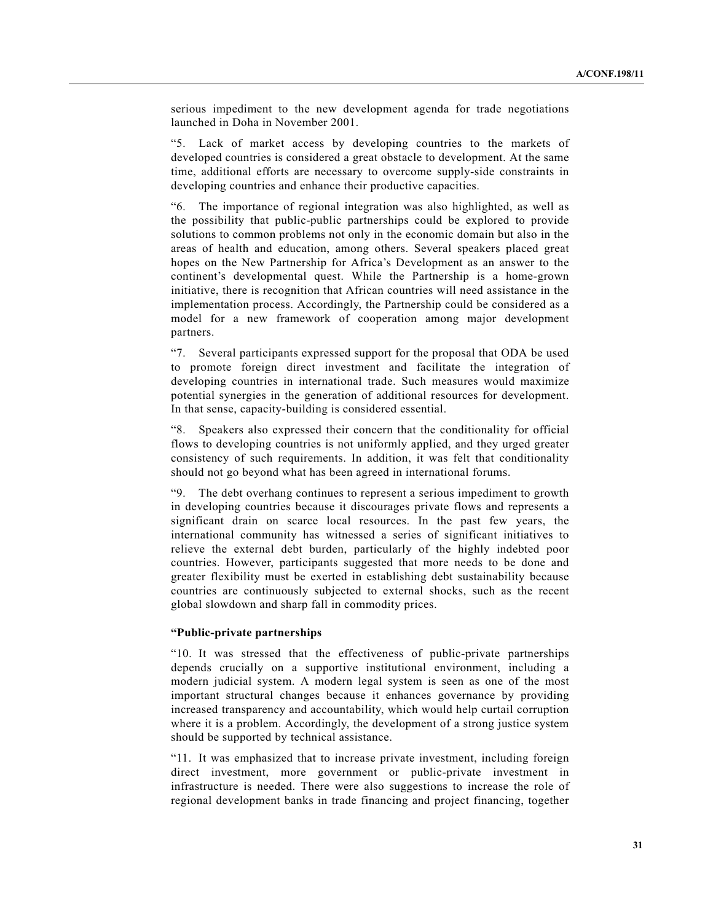serious impediment to the new development agenda for trade negotiations launched in Doha in November 2001.

“5. Lack of market access by developing countries to the markets of developed countries is considered a great obstacle to development. At the same time, additional efforts are necessary to overcome supply-side constraints in developing countries and enhance their productive capacities.

“6. The importance of regional integration was also highlighted, as well as the possibility that public-public partnerships could be explored to provide solutions to common problems not only in the economic domain but also in the areas of health and education, among others. Several speakers placed great hopes on the New Partnership for Africa’s Development as an answer to the continent’s developmental quest. While the Partnership is a home-grown initiative, there is recognition that African countries will need assistance in the implementation process. Accordingly, the Partnership could be considered as a model for a new framework of cooperation among major development partners.

“7. Several participants expressed support for the proposal that ODA be used to promote foreign direct investment and facilitate the integration of developing countries in international trade. Such measures would maximize potential synergies in the generation of additional resources for development. In that sense, capacity-building is considered essential.

“8. Speakers also expressed their concern that the conditionality for official flows to developing countries is not uniformly applied, and they urged greater consistency of such requirements. In addition, it was felt that conditionality should not go beyond what has been agreed in international forums.

“9. The debt overhang continues to represent a serious impediment to growth in developing countries because it discourages private flows and represents a significant drain on scarce local resources. In the past few years, the international community has witnessed a series of significant initiatives to relieve the external debt burden, particularly of the highly indebted poor countries. However, participants suggested that more needs to be done and greater flexibility must be exerted in establishing debt sustainability because countries are continuously subjected to external shocks, such as the recent global slowdown and sharp fall in commodity prices.

**“Public-private partnerships**

“10. It was stressed that the effectiveness of public-private partnerships depends crucially on a supportive institutional environment, including a modern judicial system. A modern legal system is seen as one of the most important structural changes because it enhances governance by providing increased transparency and accountability, which would help curtail corruption where it is a problem. Accordingly, the development of a strong justice system should be supported by technical assistance.

“11. It was emphasized that to increase private investment, including foreign direct investment, more government or public-private investment in infrastructure is needed. There were also suggestions to increase the role of regional development banks in trade financing and project financing, together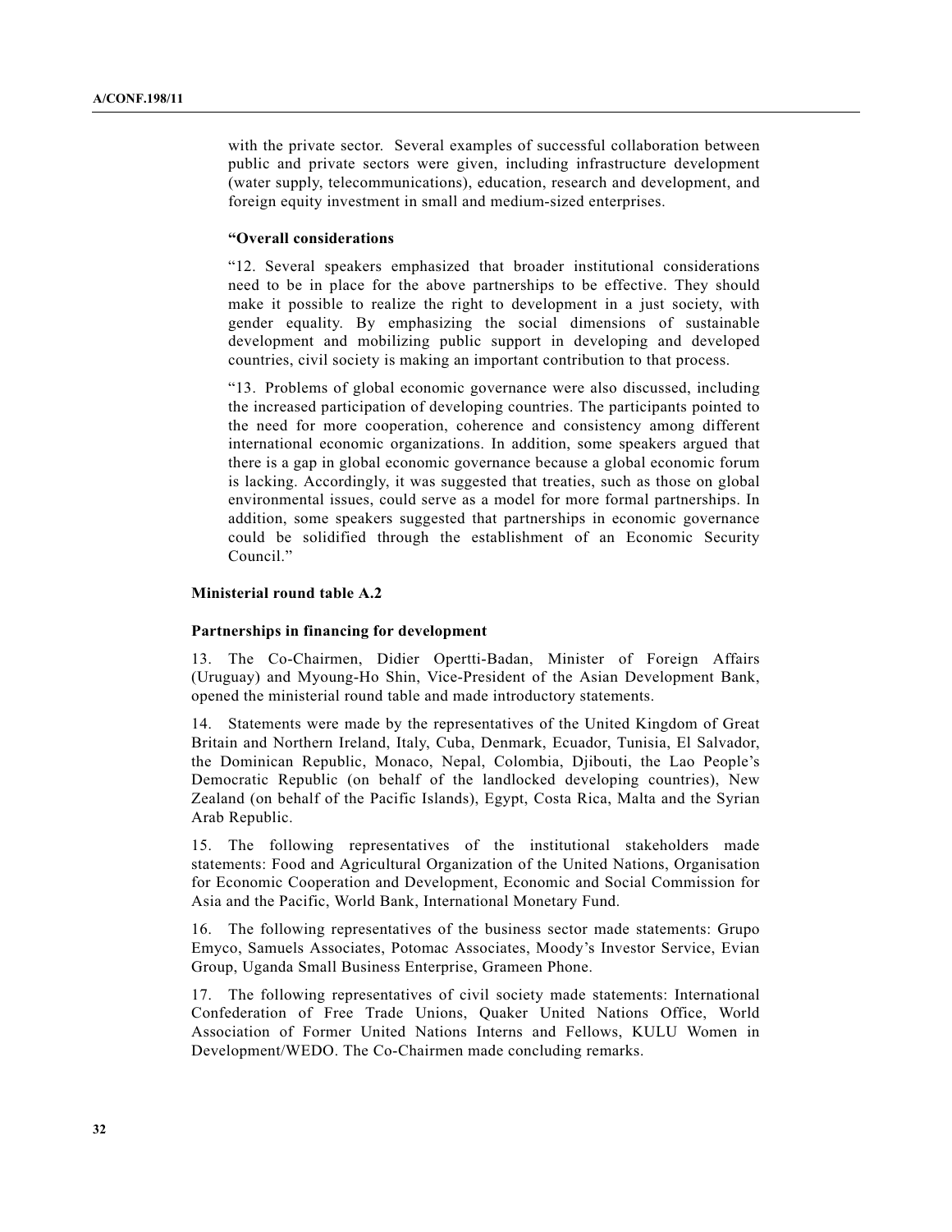with the private sector. Several examples of successful collaboration between public and private sectors were given, including infrastructure development (water supply, telecommunications), education, research and development, and foreign equity investment in small and medium-sized enterprises.

**"Overall considerations**

"12. Several speakers emphasized that broader institutional considerations need to be in place for the above partnerships to be effective. They should make it possible to realize the right to development in a just society, with gender equality. By emphasizing the social dimensions of sustainable development and mobilizing public support in developing and developed countries, civil society is making an important contribution to that process.

"13. Problems of global economic governance were also discussed, including the increased participation of developing countries. The participants pointed to the need for more cooperation, coherence and consistency among different international economic organizations. In addition, some speakers argued that there is a gap in global economic governance because a global economic forum is lacking. Accordingly, it was suggested that treaties, such as those on global environmental issues, could serve as a model for more formal partnerships. In addition, some speakers suggested that partnerships in economic governance could be solidified through the establishment of an Economic Security Council."

**Ministerial round table A.2**

**Partnerships in financing for development**

13. The Co-Chairmen, Didier Opertti-Badan, Minister of Foreign Affairs (Uruguay) and Myoung-Ho Shin, Vice-President of the Asian Development Bank, opened the ministerial round table and made introductory statements.

14. Statements were made by the representatives of the United Kingdom of Great Britain and Northern Ireland, Italy, Cuba, Denmark, Ecuador, Tunisia, El Salvador, the Dominican Republic, Monaco, Nepal, Colombia, Djibouti, the Lao People's Democratic Republic (on behalf of the landlocked developing countries), New Zealand (on behalf of the Pacific Islands), Egypt, Costa Rica, Malta and the Syrian Arab Republic.

15. The following representatives of the institutional stakeholders made statements: Food and Agricultural Organization of the United Nations, Organisation for Economic Cooperation and Development, Economic and Social Commission for Asia and the Pacific, World Bank, International Monetary Fund.

16. The following representatives of the business sector made statements: Grupo Emyco, Samuels Associates, Potomac Associates, Moody's Investor Service, Evian Group, Uganda Small Business Enterprise, Grameen Phone.

17. The following representatives of civil society made statements: International Confederation of Free Trade Unions, Quaker United Nations Office, World Association of Former United Nations Interns and Fellows, KULU Women in Development/WEDO. The Co-Chairmen made concluding remarks.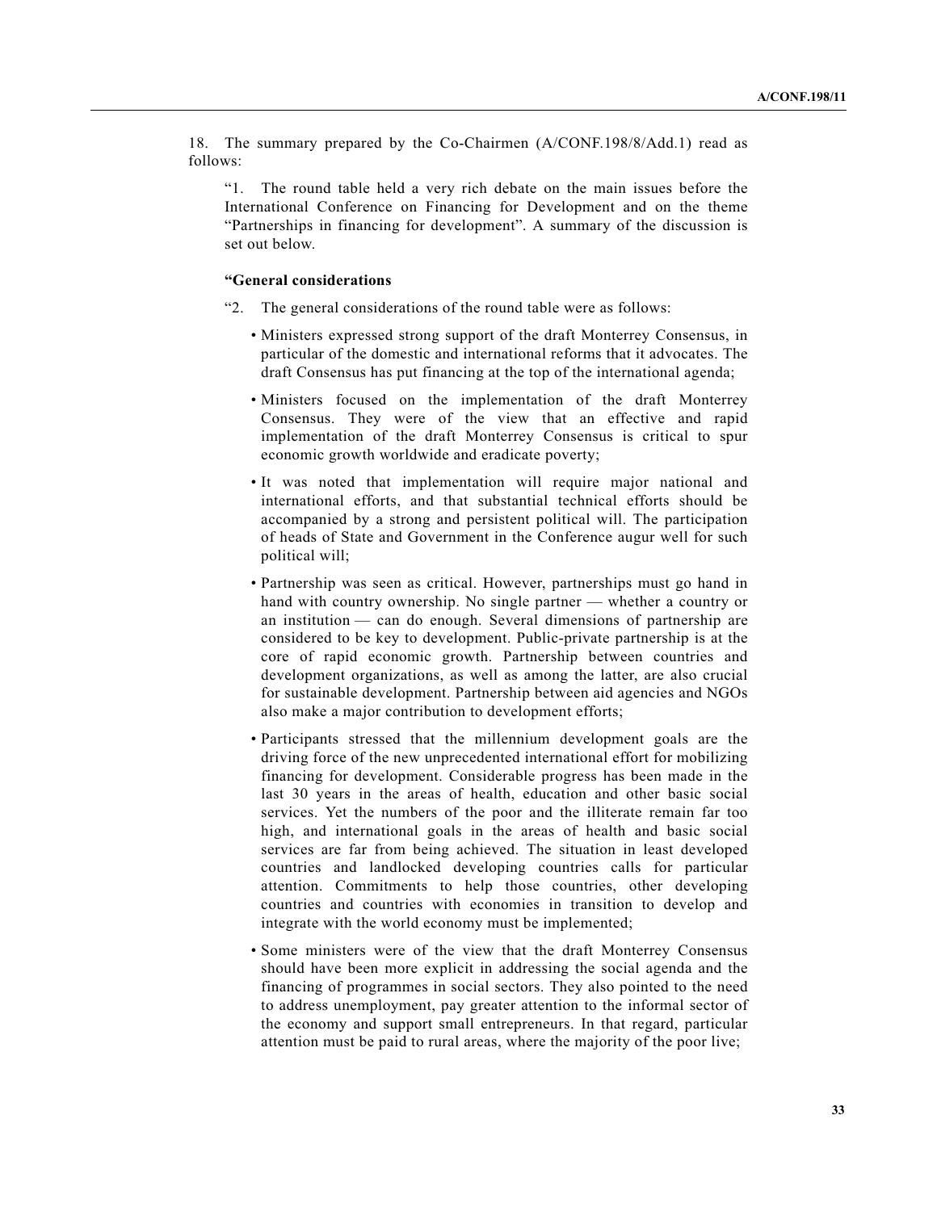18. The summary prepared by the Co-Chairmen (A/CONF.198/8/Add.1) read as follows:

"1. The round table held a very rich debate on the main issues before the International Conference on Financing for Development and on the theme "Partnerships in financing for development". A summary of the discussion is set out below.

**"General considerations**

"2. The general considerations of the round table were as follows:

- Ministers expressed strong support of the draft Monterrey Consensus, in particular of the domestic and international reforms that it advocates. The draft Consensus has put financing at the top of the international agenda;
- Ministers focused on the implementation of the draft Monterrey Consensus. They were of the view that an effective and rapid implementation of the draft Monterrey Consensus is critical to spur economic growth worldwide and eradicate poverty;
- It was noted that implementation will require major national and international efforts, and that substantial technical efforts should be accompanied by a strong and persistent political will. The participation of heads of State and Government in the Conference augur well for such political will;
- Partnership was seen as critical. However, partnerships must go hand in hand with country ownership. No single partner — whether a country or an institution — can do enough. Several dimensions of partnership are considered to be key to development. Public-private partnership is at the core of rapid economic growth. Partnership between countries and development organizations, as well as among the latter, are also crucial for sustainable development. Partnership between aid agencies and NGOs also make a major contribution to development efforts;
- Participants stressed that the millennium development goals are the driving force of the new unprecedented international effort for mobilizing financing for development. Considerable progress has been made in the last 30 years in the areas of health, education and other basic social services. Yet the numbers of the poor and the illiterate remain far too high, and international goals in the areas of health and basic social services are far from being achieved. The situation in least developed countries and landlocked developing countries calls for particular attention. Commitments to help those countries, other developing countries and countries with economies in transition to develop and integrate with the world economy must be implemented;
- Some ministers were of the view that the draft Monterrey Consensus should have been more explicit in addressing the social agenda and the financing of programmes in social sectors. They also pointed to the need to address unemployment, pay greater attention to the informal sector of the economy and support small entrepreneurs. In that regard, particular attention must be paid to rural areas, where the majority of the poor live;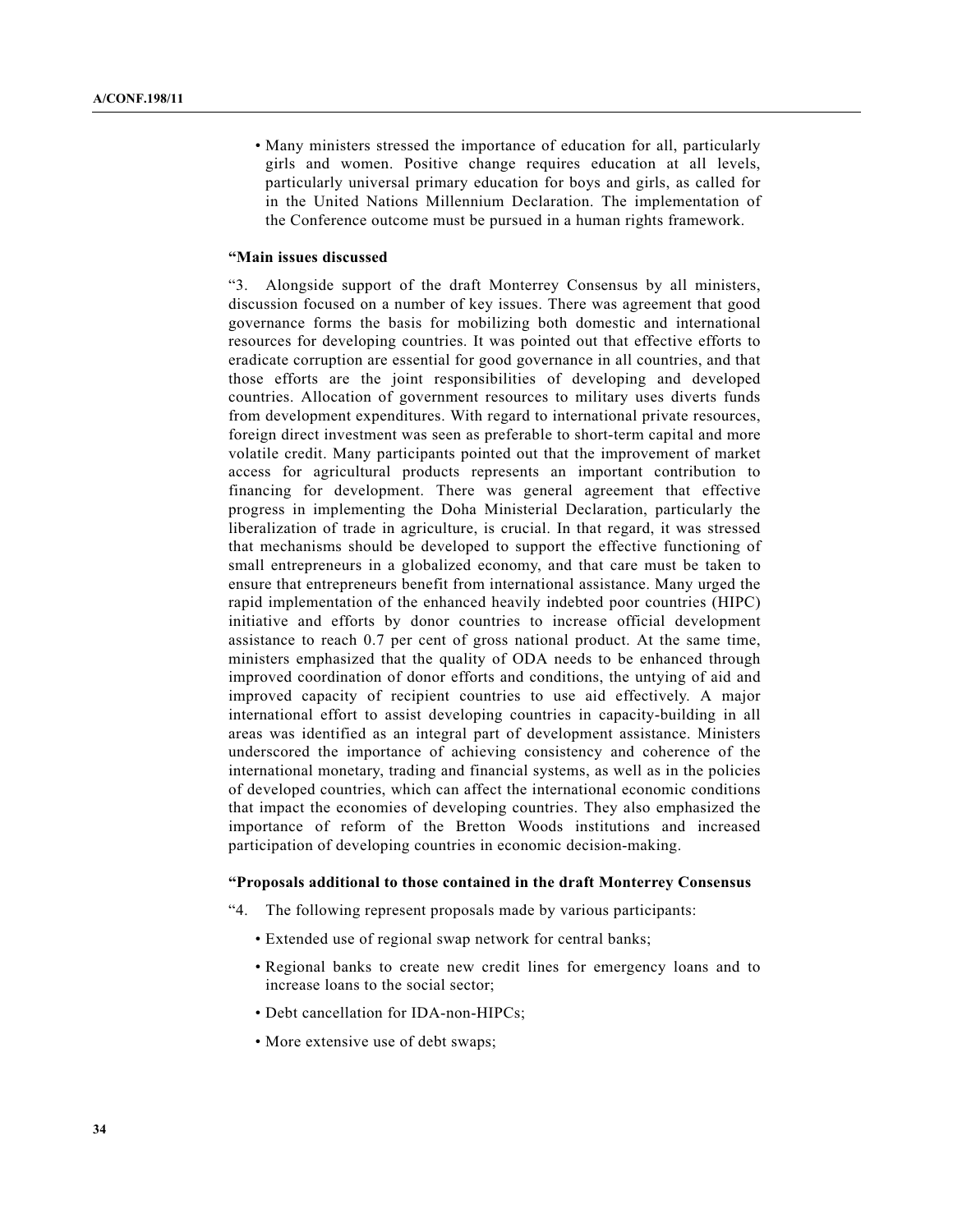- Many ministers stressed the importance of education for all, particularly girls and women. Positive change requires education at all levels, particularly universal primary education for boys and girls, as called for in the United Nations Millennium Declaration. The implementation of the Conference outcome must be pursued in a human rights framework.

**“Main issues discussed**

“3. Alongside support of the draft Monterrey Consensus by all ministers, discussion focused on a number of key issues. There was agreement that good governance forms the basis for mobilizing both domestic and international resources for developing countries. It was pointed out that effective efforts to eradicate corruption are essential for good governance in all countries, and that those efforts are the joint responsibilities of developing and developed countries. Allocation of government resources to military uses diverts funds from development expenditures. With regard to international private resources, foreign direct investment was seen as preferable to short-term capital and more volatile credit. Many participants pointed out that the improvement of market access for agricultural products represents an important contribution to financing for development. There was general agreement that effective progress in implementing the Doha Ministerial Declaration, particularly the liberalization of trade in agriculture, is crucial. In that regard, it was stressed that mechanisms should be developed to support the effective functioning of small entrepreneurs in a globalized economy, and that care must be taken to ensure that entrepreneurs benefit from international assistance. Many urged the rapid implementation of the enhanced heavily indebted poor countries (HIPC) initiative and efforts by donor countries to increase official development assistance to reach 0.7 per cent of gross national product. At the same time, ministers emphasized that the quality of ODA needs to be enhanced through improved coordination of donor efforts and conditions, the untying of aid and improved capacity of recipient countries to use aid effectively. A major international effort to assist developing countries in capacity-building in all areas was identified as an integral part of development assistance. Ministers underscored the importance of achieving consistency and coherence of the international monetary, trading and financial systems, as well as in the policies of developed countries, which can affect the international economic conditions that impact the economies of developing countries. They also emphasized the importance of reform of the Bretton Woods institutions and increased participation of developing countries in economic decision-making.

**“Proposals additional to those contained in the draft Monterrey Consensus**

“4. The following represent proposals made by various participants:

- Extended use of regional swap network for central banks;
- Regional banks to create new credit lines for emergency loans and to increase loans to the social sector;
- Debt cancellation for IDA-non-HIPCs;
- More extensive use of debt swaps;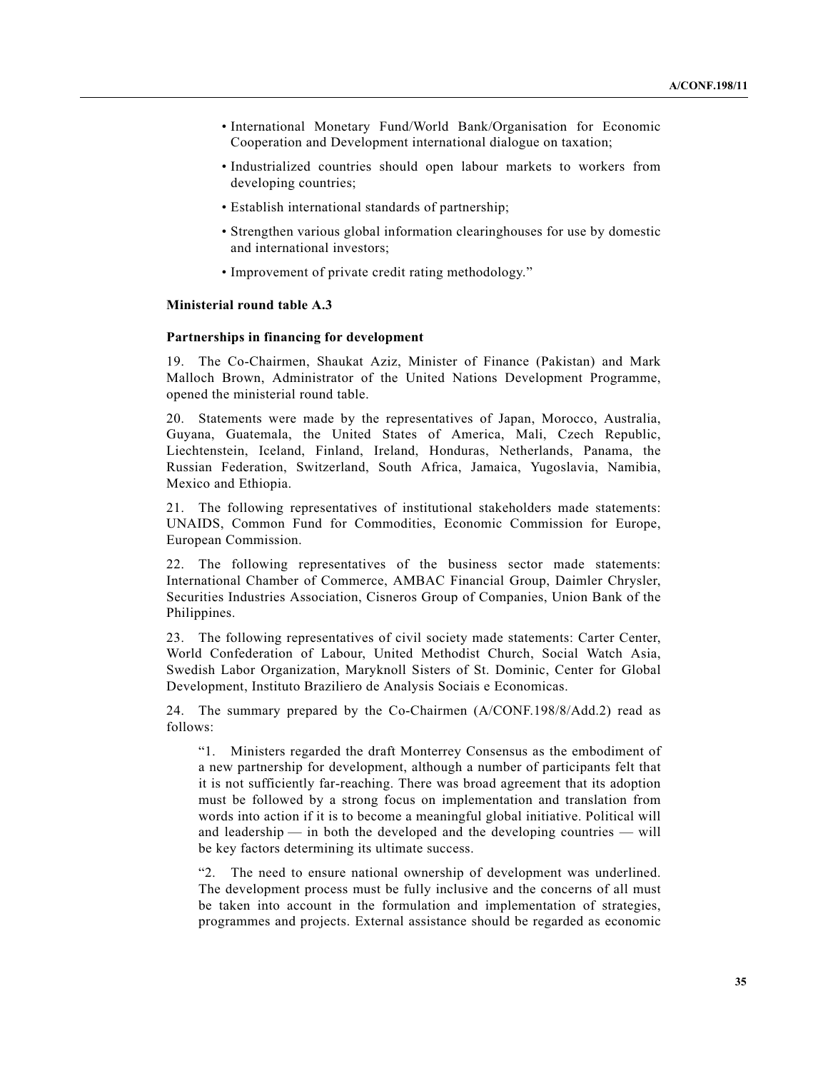- International Monetary Fund/World Bank/Organisation for Economic Cooperation and Development international dialogue on taxation;
- Industrialized countries should open labour markets to workers from developing countries;
- Establish international standards of partnership;
- Strengthen various global information clearinghouses for use by domestic and international investors;
- Improvement of private credit rating methodology."

**Ministerial round table A.3**

**Partnerships in financing for development**

19. The Co-Chairmen, Shaukat Aziz, Minister of Finance (Pakistan) and Mark Malloch Brown, Administrator of the United Nations Development Programme, opened the ministerial round table.

20. Statements were made by the representatives of Japan, Morocco, Australia, Guyana, Guatemala, the United States of America, Mali, Czech Republic, Liechtenstein, Iceland, Finland, Ireland, Honduras, Netherlands, Panama, the Russian Federation, Switzerland, South Africa, Jamaica, Yugoslavia, Namibia, Mexico and Ethiopia.

21. The following representatives of institutional stakeholders made statements: UNAIDS, Common Fund for Commodities, Economic Commission for Europe, European Commission.

22. The following representatives of the business sector made statements: International Chamber of Commerce, AMBAC Financial Group, Daimler Chrysler, Securities Industries Association, Cisneros Group of Companies, Union Bank of the Philippines.

23. The following representatives of civil society made statements: Carter Center, World Confederation of Labour, United Methodist Church, Social Watch Asia, Swedish Labor Organization, Maryknoll Sisters of St. Dominic, Center for Global Development, Instituto Braziliero de Analysis Sociais e Economicas.

24. The summary prepared by the Co-Chairmen (A/CONF.198/8/Add.2) read as follows:

"1. Ministers regarded the draft Monterrey Consensus as the embodiment of a new partnership for development, although a number of participants felt that it is not sufficiently far-reaching. There was broad agreement that its adoption must be followed by a strong focus on implementation and translation from words into action if it is to become a meaningful global initiative. Political will and leadership — in both the developed and the developing countries — will be key factors determining its ultimate success.

"2. The need to ensure national ownership of development was underlined. The development process must be fully inclusive and the concerns of all must be taken into account in the formulation and implementation of strategies, programmes and projects. External assistance should be regarded as economic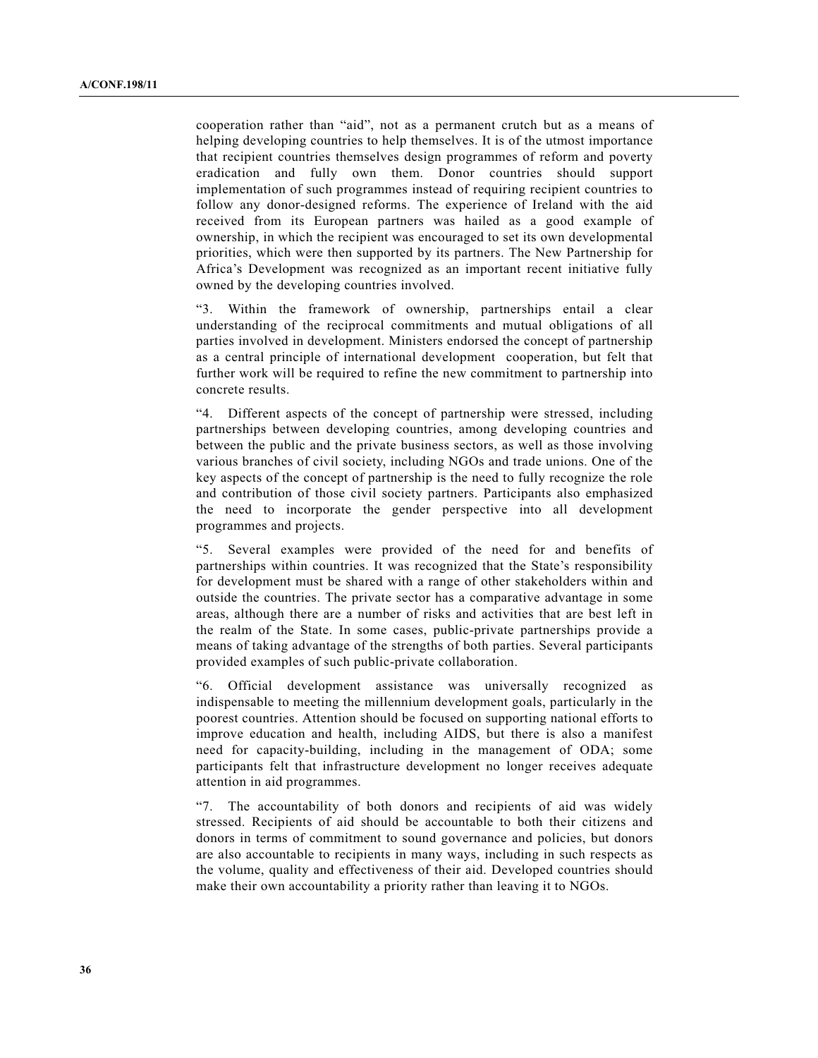cooperation rather than "aid", not as a permanent crutch but as a means of helping developing countries to help themselves. It is of the utmost importance that recipient countries themselves design programmes of reform and poverty eradication and fully own them. Donor countries should support implementation of such programmes instead of requiring recipient countries to follow any donor-designed reforms. The experience of Ireland with the aid received from its European partners was hailed as a good example of ownership, in which the recipient was encouraged to set its own developmental priorities, which were then supported by its partners. The New Partnership for Africa's Development was recognized as an important recent initiative fully owned by the developing countries involved.

"3. Within the framework of ownership, partnerships entail a clear understanding of the reciprocal commitments and mutual obligations of all parties involved in development. Ministers endorsed the concept of partnership as a central principle of international development cooperation, but felt that further work will be required to refine the new commitment to partnership into concrete results.

"4. Different aspects of the concept of partnership were stressed, including partnerships between developing countries, among developing countries and between the public and the private business sectors, as well as those involving various branches of civil society, including NGOs and trade unions. One of the key aspects of the concept of partnership is the need to fully recognize the role and contribution of those civil society partners. Participants also emphasized the need to incorporate the gender perspective into all development programmes and projects.

"5. Several examples were provided of the need for and benefits of partnerships within countries. It was recognized that the State's responsibility for development must be shared with a range of other stakeholders within and outside the countries. The private sector has a comparative advantage in some areas, although there are a number of risks and activities that are best left in the realm of the State. In some cases, public-private partnerships provide a means of taking advantage of the strengths of both parties. Several participants provided examples of such public-private collaboration.

"6. Official development assistance was universally recognized as indispensable to meeting the millennium development goals, particularly in the poorest countries. Attention should be focused on supporting national efforts to improve education and health, including AIDS, but there is also a manifest need for capacity-building, including in the management of ODA; some participants felt that infrastructure development no longer receives adequate attention in aid programmes.

"7. The accountability of both donors and recipients of aid was widely stressed. Recipients of aid should be accountable to both their citizens and donors in terms of commitment to sound governance and policies, but donors are also accountable to recipients in many ways, including in such respects as the volume, quality and effectiveness of their aid. Developed countries should make their own accountability a priority rather than leaving it to NGOs.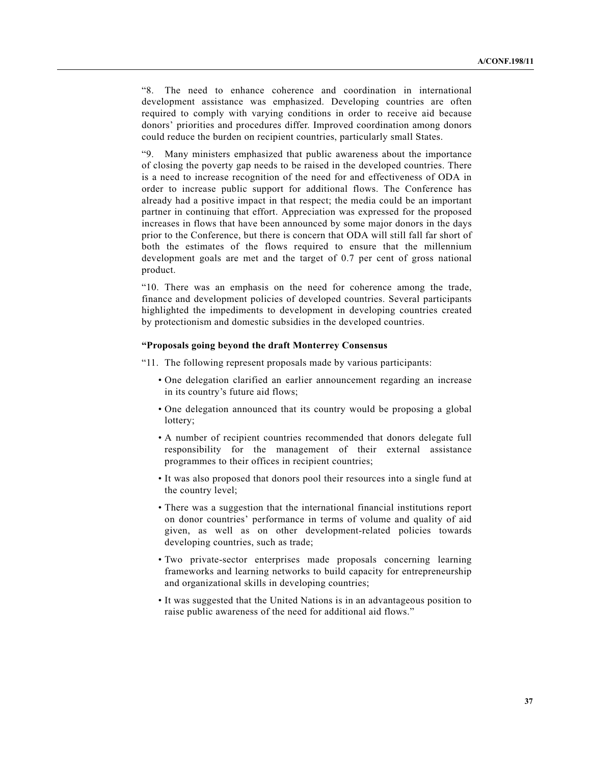“8. The need to enhance coherence and coordination in international development assistance was emphasized. Developing countries are often required to comply with varying conditions in order to receive aid because donors’ priorities and procedures differ. Improved coordination among donors could reduce the burden on recipient countries, particularly small States.

“9. Many ministers emphasized that public awareness about the importance of closing the poverty gap needs to be raised in the developed countries. There is a need to increase recognition of the need for and effectiveness of ODA in order to increase public support for additional flows. The Conference has already had a positive impact in that respect; the media could be an important partner in continuing that effort. Appreciation was expressed for the proposed increases in flows that have been announced by some major donors in the days prior to the Conference, but there is concern that ODA will still fall far short of both the estimates of the flows required to ensure that the millennium development goals are met and the target of 0.7 per cent of gross national product.

“10. There was an emphasis on the need for coherence among the trade, finance and development policies of developed countries. Several participants highlighted the impediments to development in developing countries created by protectionism and domestic subsidies in the developed countries.

**“Proposals going beyond the draft Monterrey Consensus**

“11. The following represent proposals made by various participants:

- One delegation clarified an earlier announcement regarding an increase in its country’s future aid flows;
- One delegation announced that its country would be proposing a global lottery;
- A number of recipient countries recommended that donors delegate full responsibility for the management of their external assistance programmes to their offices in recipient countries;
- It was also proposed that donors pool their resources into a single fund at the country level;
- There was a suggestion that the international financial institutions report on donor countries’ performance in terms of volume and quality of aid given, as well as on other development-related policies towards developing countries, such as trade;
- Two private-sector enterprises made proposals concerning learning frameworks and learning networks to build capacity for entrepreneurship and organizational skills in developing countries;
- It was suggested that the United Nations is in an advantageous position to raise public awareness of the need for additional aid flows.”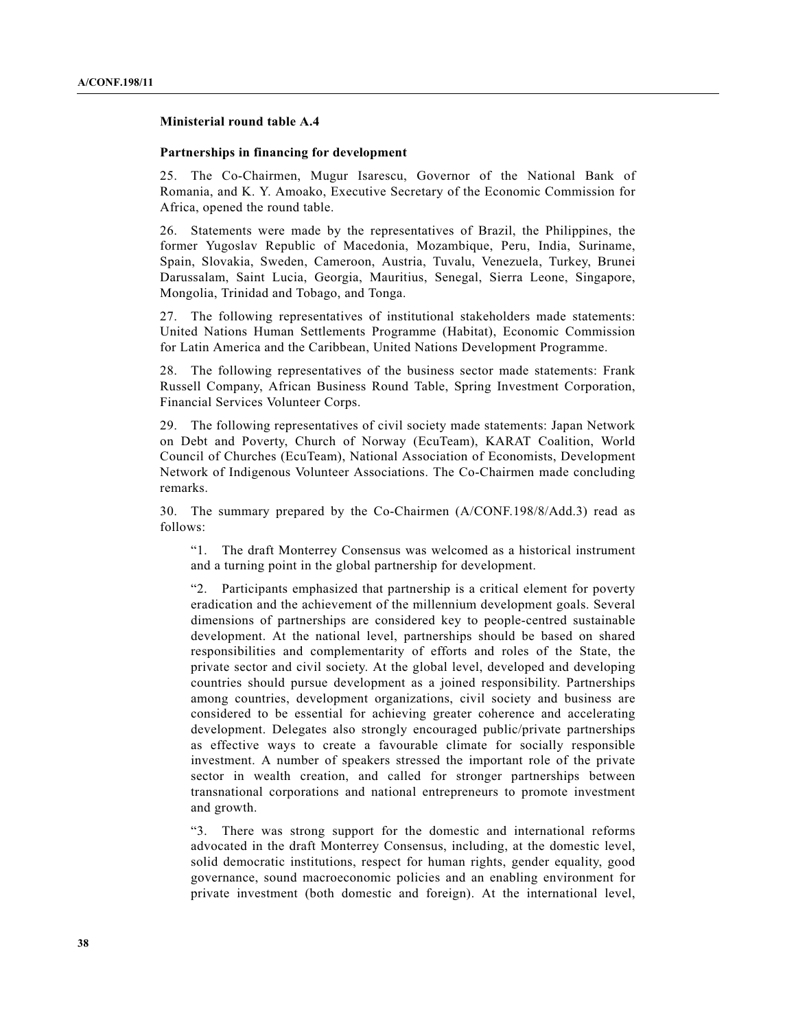### Ministerial round table A.4

### Partnerships in financing for development

25. The Co-Chairmen, Mugur Isarescu, Governor of the National Bank of Romania, and K. Y. Amoako, Executive Secretary of the Economic Commission for Africa, opened the round table.

26. Statements were made by the representatives of Brazil, the Philippines, the former Yugoslav Republic of Macedonia, Mozambique, Peru, India, Suriname, Spain, Slovakia, Sweden, Cameroon, Austria, Tuvalu, Venezuela, Turkey, Brunei Darussalam, Saint Lucia, Georgia, Mauritius, Senegal, Sierra Leone, Singapore, Mongolia, Trinidad and Tobago, and Tonga.

27. The following representatives of institutional stakeholders made statements: United Nations Human Settlements Programme (Habitat), Economic Commission for Latin America and the Caribbean, United Nations Development Programme.

28. The following representatives of the business sector made statements: Frank Russell Company, African Business Round Table, Spring Investment Corporation, Financial Services Volunteer Corps.

29. The following representatives of civil society made statements: Japan Network on Debt and Poverty, Church of Norway (EcuTeam), KARAT Coalition, World Council of Churches (EcuTeam), National Association of Economists, Development Network of Indigenous Volunteer Associations. The Co-Chairmen made concluding remarks.

30. The summary prepared by the Co-Chairmen (A/CONF.198/8/Add.3) read as follows:

> "1. The draft Monterrey Consensus was welcomed as a historical instrument and a turning point in the global partnership for development.
>
> "2. Participants emphasized that partnership is a critical element for poverty eradication and the achievement of the millennium development goals. Several dimensions of partnerships are considered key to people-centred sustainable development. At the national level, partnerships should be based on shared responsibilities and complementarity of efforts and roles of the State, the private sector and civil society. At the global level, developed and developing countries should pursue development as a joined responsibility. Partnerships among countries, development organizations, civil society and business are considered to be essential for achieving greater coherence and accelerating development. Delegates also strongly encouraged public/private partnerships as effective ways to create a favourable climate for socially responsible investment. A number of speakers stressed the important role of the private sector in wealth creation, and called for stronger partnerships between transnational corporations and national entrepreneurs to promote investment and growth.
>
> "3. There was strong support for the domestic and international reforms advocated in the draft Monterrey Consensus, including, at the domestic level, solid democratic institutions, respect for human rights, gender equality, good governance, sound macroeconomic policies and an enabling environment for private investment (both domestic and foreign). At the international level,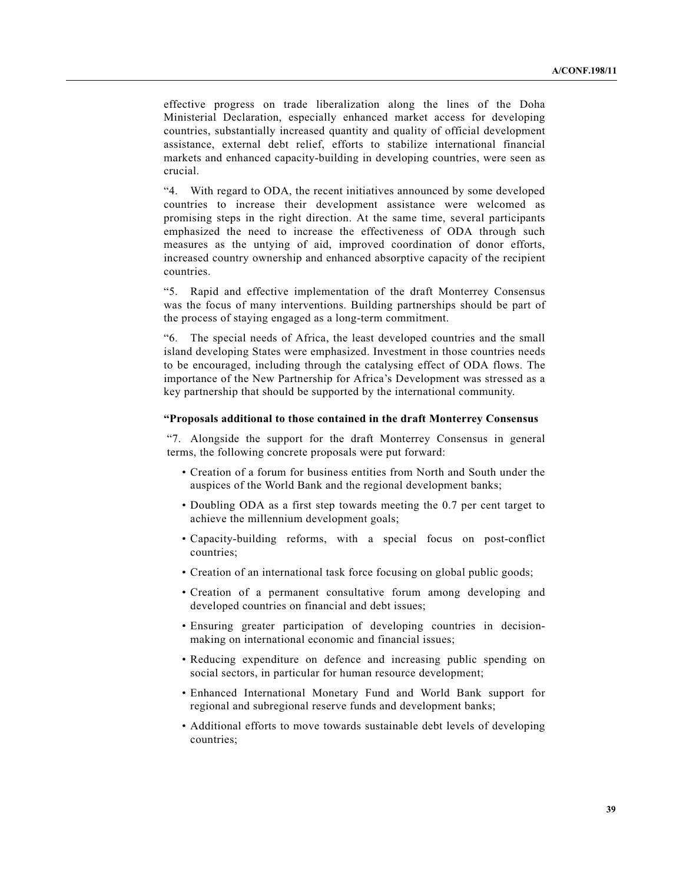effective progress on trade liberalization along the lines of the Doha Ministerial Declaration, especially enhanced market access for developing countries, substantially increased quantity and quality of official development assistance, external debt relief, efforts to stabilize international financial markets and enhanced capacity-building in developing countries, were seen as crucial.

"4. With regard to ODA, the recent initiatives announced by some developed countries to increase their development assistance were welcomed as promising steps in the right direction. At the same time, several participants emphasized the need to increase the effectiveness of ODA through such measures as the untying of aid, improved coordination of donor efforts, increased country ownership and enhanced absorptive capacity of the recipient countries.

"5. Rapid and effective implementation of the draft Monterrey Consensus was the focus of many interventions. Building partnerships should be part of the process of staying engaged as a long-term commitment.

"6. The special needs of Africa, the least developed countries and the small island developing States were emphasized. Investment in those countries needs to be encouraged, including through the catalysing effect of ODA flows. The importance of the New Partnership for Africa's Development was stressed as a key partnership that should be supported by the international community.

**"Proposals additional to those contained in the draft Monterrey Consensus**

"7. Alongside the support for the draft Monterrey Consensus in general terms, the following concrete proposals were put forward:

- Creation of a forum for business entities from North and South under the auspices of the World Bank and the regional development banks;
- Doubling ODA as a first step towards meeting the 0.7 per cent target to achieve the millennium development goals;
- Capacity-building reforms, with a special focus on post-conflict countries;
- Creation of an international task force focusing on global public goods;
- Creation of a permanent consultative forum among developing and developed countries on financial and debt issues;
- Ensuring greater participation of developing countries in decision-making on international economic and financial issues;
- Reducing expenditure on defence and increasing public spending on social sectors, in particular for human resource development;
- Enhanced International Monetary Fund and World Bank support for regional and subregional reserve funds and development banks;
- Additional efforts to move towards sustainable debt levels of developing countries;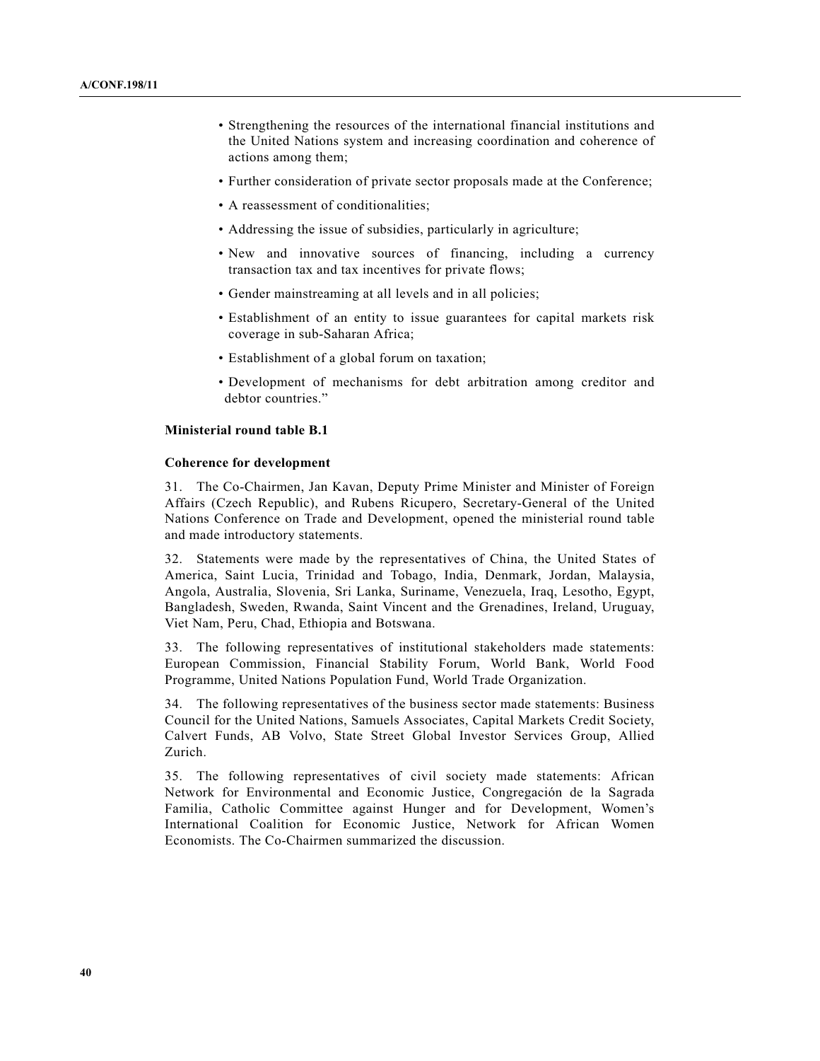- Strengthening the resources of the international financial institutions and the United Nations system and increasing coordination and coherence of actions among them;
- Further consideration of private sector proposals made at the Conference;
- A reassessment of conditionalities;
- Addressing the issue of subsidies, particularly in agriculture;
- New and innovative sources of financing, including a currency transaction tax and tax incentives for private flows;
- Gender mainstreaming at all levels and in all policies;
- Establishment of an entity to issue guarantees for capital markets risk coverage in sub-Saharan Africa;
- Establishment of a global forum on taxation;
- Development of mechanisms for debt arbitration among creditor and debtor countries."

**Ministerial round table B.1**

**Coherence for development**

31. The Co-Chairmen, Jan Kavan, Deputy Prime Minister and Minister of Foreign Affairs (Czech Republic), and Rubens Ricupero, Secretary-General of the United Nations Conference on Trade and Development, opened the ministerial round table and made introductory statements.

32. Statements were made by the representatives of China, the United States of America, Saint Lucia, Trinidad and Tobago, India, Denmark, Jordan, Malaysia, Angola, Australia, Slovenia, Sri Lanka, Suriname, Venezuela, Iraq, Lesotho, Egypt, Bangladesh, Sweden, Rwanda, Saint Vincent and the Grenadines, Ireland, Uruguay, Viet Nam, Peru, Chad, Ethiopia and Botswana.

33. The following representatives of institutional stakeholders made statements: European Commission, Financial Stability Forum, World Bank, World Food Programme, United Nations Population Fund, World Trade Organization.

34. The following representatives of the business sector made statements: Business Council for the United Nations, Samuels Associates, Capital Markets Credit Society, Calvert Funds, AB Volvo, State Street Global Investor Services Group, Allied Zurich.

35. The following representatives of civil society made statements: African Network for Environmental and Economic Justice, Congregación de la Sagrada Familia, Catholic Committee against Hunger and for Development, Women's International Coalition for Economic Justice, Network for African Women Economists. The Co-Chairmen summarized the discussion.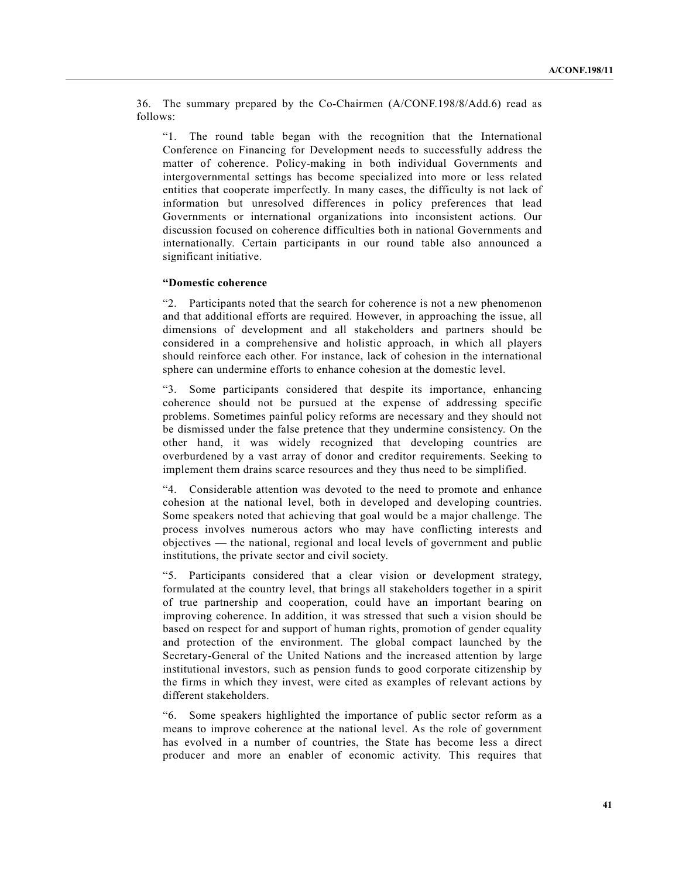36. The summary prepared by the Co-Chairmen (A/CONF.198/8/Add.6) read as follows:

"1. The round table began with the recognition that the International Conference on Financing for Development needs to successfully address the matter of coherence. Policy-making in both individual Governments and intergovernmental settings has become specialized into more or less related entities that cooperate imperfectly. In many cases, the difficulty is not lack of information but unresolved differences in policy preferences that lead Governments or international organizations into inconsistent actions. Our discussion focused on coherence difficulties both in national Governments and internationally. Certain participants in our round table also announced a significant initiative.

**"Domestic coherence**

"2. Participants noted that the search for coherence is not a new phenomenon and that additional efforts are required. However, in approaching the issue, all dimensions of development and all stakeholders and partners should be considered in a comprehensive and holistic approach, in which all players should reinforce each other. For instance, lack of cohesion in the international sphere can undermine efforts to enhance cohesion at the domestic level.

"3. Some participants considered that despite its importance, enhancing coherence should not be pursued at the expense of addressing specific problems. Sometimes painful policy reforms are necessary and they should not be dismissed under the false pretence that they undermine consistency. On the other hand, it was widely recognized that developing countries are overburdened by a vast array of donor and creditor requirements. Seeking to implement them drains scarce resources and they thus need to be simplified.

"4. Considerable attention was devoted to the need to promote and enhance cohesion at the national level, both in developed and developing countries. Some speakers noted that achieving that goal would be a major challenge. The process involves numerous actors who may have conflicting interests and objectives — the national, regional and local levels of government and public institutions, the private sector and civil society.

"5. Participants considered that a clear vision or development strategy, formulated at the country level, that brings all stakeholders together in a spirit of true partnership and cooperation, could have an important bearing on improving coherence. In addition, it was stressed that such a vision should be based on respect for and support of human rights, promotion of gender equality and protection of the environment. The global compact launched by the Secretary-General of the United Nations and the increased attention by large institutional investors, such as pension funds to good corporate citizenship by the firms in which they invest, were cited as examples of relevant actions by different stakeholders.

"6. Some speakers highlighted the importance of public sector reform as a means to improve coherence at the national level. As the role of government has evolved in a number of countries, the State has become less a direct producer and more an enabler of economic activity. This requires that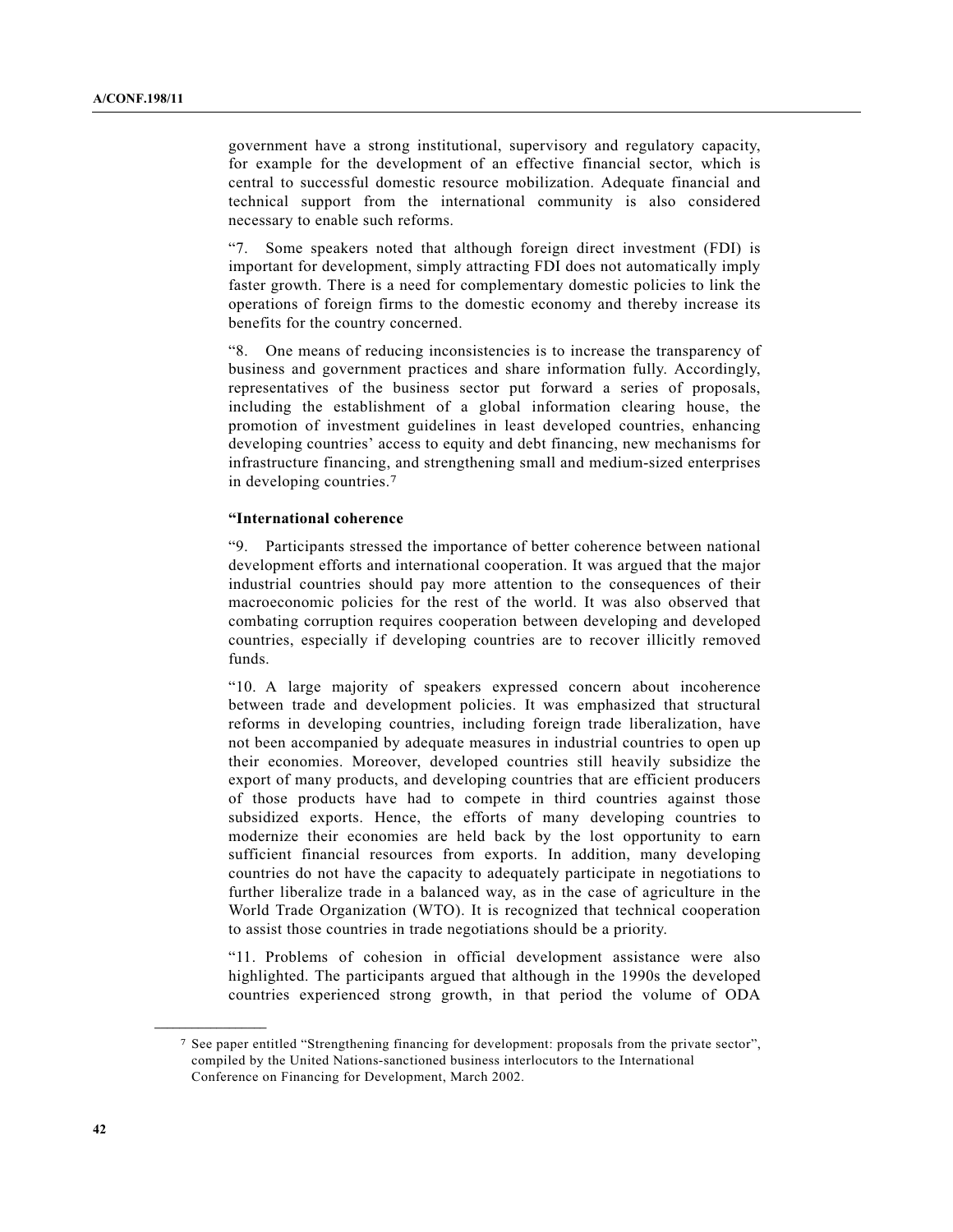government have a strong institutional, supervisory and regulatory capacity, for example for the development of an effective financial sector, which is central to successful domestic resource mobilization. Adequate financial and technical support from the international community is also considered necessary to enable such reforms.

"7. Some speakers noted that although foreign direct investment (FDI) is important for development, simply attracting FDI does not automatically imply faster growth. There is a need for complementary domestic policies to link the operations of foreign firms to the domestic economy and thereby increase its benefits for the country concerned.

"8. One means of reducing inconsistencies is to increase the transparency of business and government practices and share information fully. Accordingly, representatives of the business sector put forward a series of proposals, including the establishment of a global information clearing house, the promotion of investment guidelines in least developed countries, enhancing developing countries' access to equity and debt financing, new mechanisms for infrastructure financing, and strengthening small and medium-sized enterprises in developing countries.[7]

**"International coherence**

"9. Participants stressed the importance of better coherence between national development efforts and international cooperation. It was argued that the major industrial countries should pay more attention to the consequences of their macroeconomic policies for the rest of the world. It was also observed that combating corruption requires cooperation between developing and developed countries, especially if developing countries are to recover illicitly removed funds.

"10. A large majority of speakers expressed concern about incoherence between trade and development policies. It was emphasized that structural reforms in developing countries, including foreign trade liberalization, have not been accompanied by adequate measures in industrial countries to open up their economies. Moreover, developed countries still heavily subsidize the export of many products, and developing countries that are efficient producers of those products have had to compete in third countries against those subsidized exports. Hence, the efforts of many developing countries to modernize their economies are held back by the lost opportunity to earn sufficient financial resources from exports. In addition, many developing countries do not have the capacity to adequately participate in negotiations to further liberalize trade in a balanced way, as in the case of agriculture in the World Trade Organization (WTO). It is recognized that technical cooperation to assist those countries in trade negotiations should be a priority.

"11. Problems of cohesion in official development assistance were also highlighted. The participants argued that although in the 1990s the developed countries experienced strong growth, in that period the volume of ODA

---

[7] See paper entitled "Strengthening financing for development: proposals from the private sector", compiled by the United Nations-sanctioned business interlocutors to the International Conference on Financing for Development, March 2002.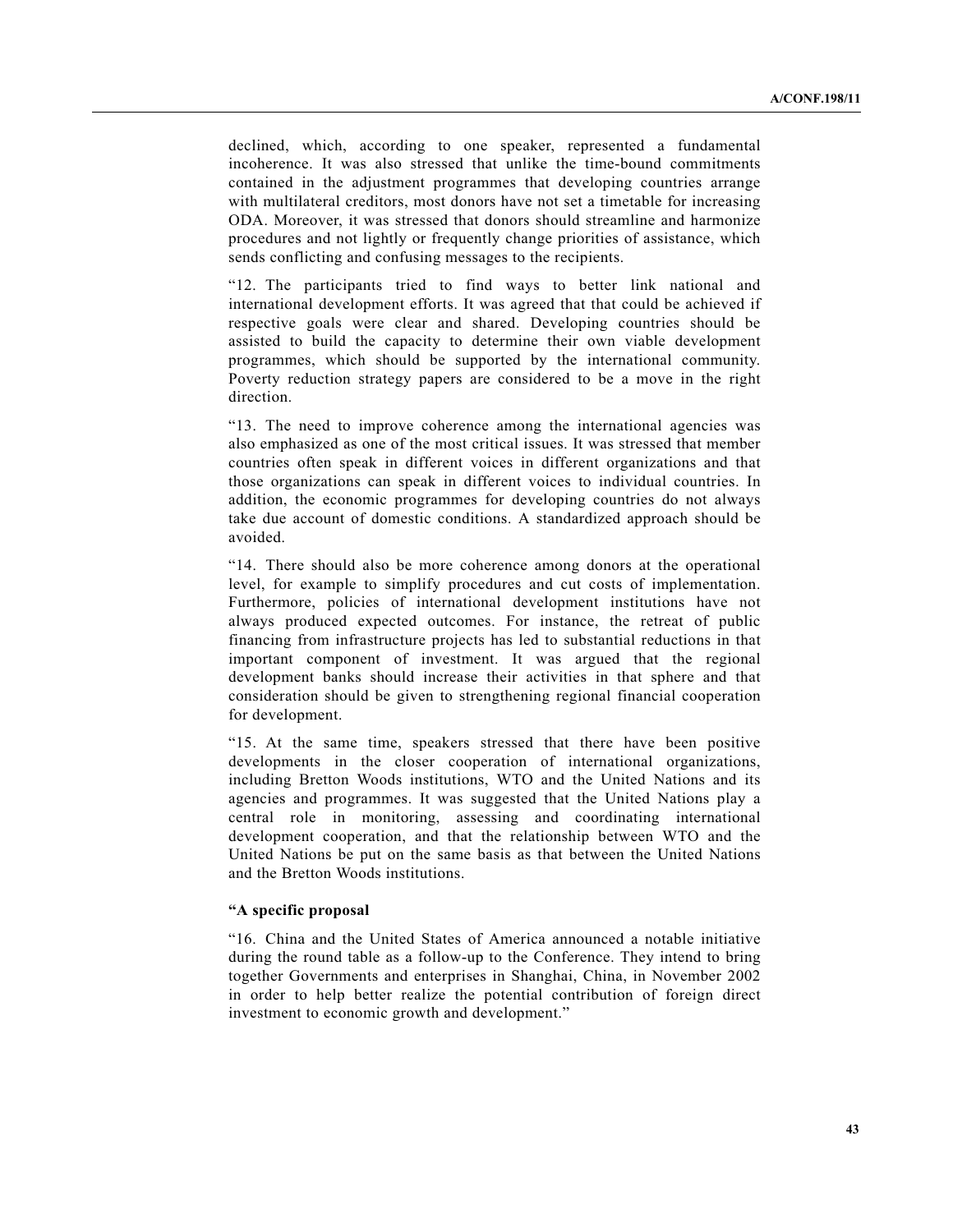declined, which, according to one speaker, represented a fundamental incoherence. It was also stressed that unlike the time-bound commitments contained in the adjustment programmes that developing countries arrange with multilateral creditors, most donors have not set a timetable for increasing ODA. Moreover, it was stressed that donors should streamline and harmonize procedures and not lightly or frequently change priorities of assistance, which sends conflicting and confusing messages to the recipients.

"12. The participants tried to find ways to better link national and international development efforts. It was agreed that that could be achieved if respective goals were clear and shared. Developing countries should be assisted to build the capacity to determine their own viable development programmes, which should be supported by the international community. Poverty reduction strategy papers are considered to be a move in the right direction.

"13. The need to improve coherence among the international agencies was also emphasized as one of the most critical issues. It was stressed that member countries often speak in different voices in different organizations and that those organizations can speak in different voices to individual countries. In addition, the economic programmes for developing countries do not always take due account of domestic conditions. A standardized approach should be avoided.

"14. There should also be more coherence among donors at the operational level, for example to simplify procedures and cut costs of implementation. Furthermore, policies of international development institutions have not always produced expected outcomes. For instance, the retreat of public financing from infrastructure projects has led to substantial reductions in that important component of investment. It was argued that the regional development banks should increase their activities in that sphere and that consideration should be given to strengthening regional financial cooperation for development.

"15. At the same time, speakers stressed that there have been positive developments in the closer cooperation of international organizations, including Bretton Woods institutions, WTO and the United Nations and its agencies and programmes. It was suggested that the United Nations play a central role in monitoring, assessing and coordinating international development cooperation, and that the relationship between WTO and the United Nations be put on the same basis as that between the United Nations and the Bretton Woods institutions.

**"A specific proposal**

"16. China and the United States of America announced a notable initiative during the round table as a follow-up to the Conference. They intend to bring together Governments and enterprises in Shanghai, China, in November 2002 in order to help better realize the potential contribution of foreign direct investment to economic growth and development."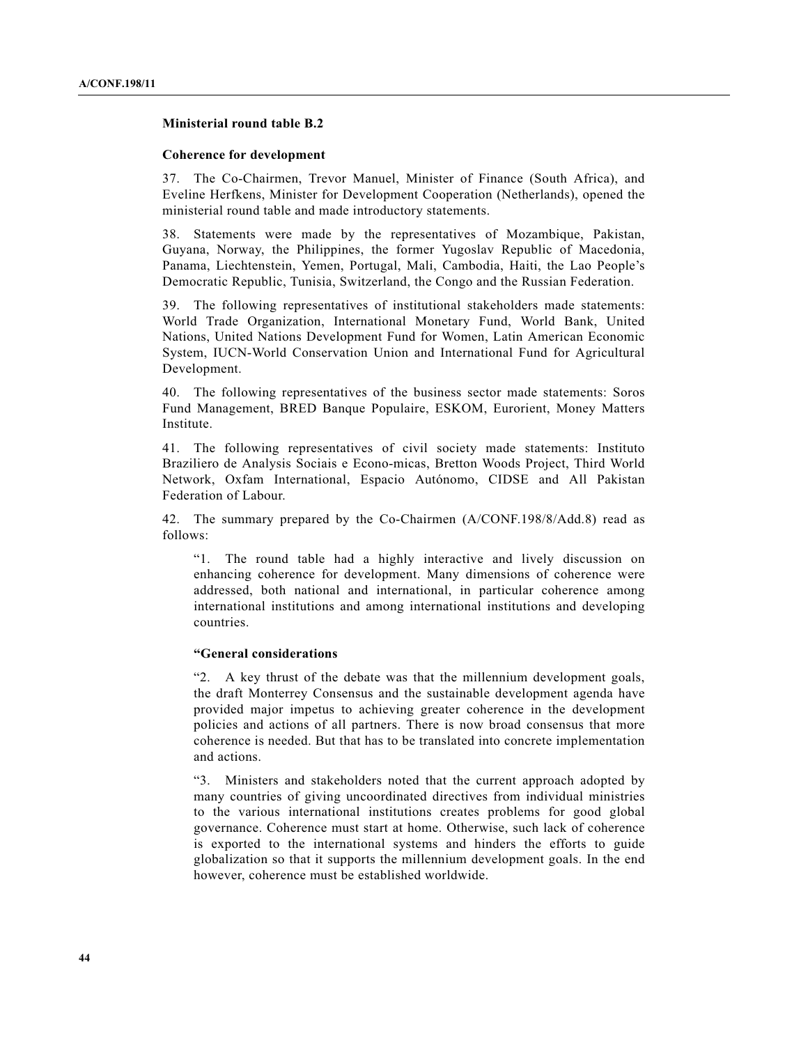**Ministerial round table B.2**

**Coherence for development**

37. The Co-Chairmen, Trevor Manuel, Minister of Finance (South Africa), and Eveline Herfkens, Minister for Development Cooperation (Netherlands), opened the ministerial round table and made introductory statements.

38. Statements were made by the representatives of Mozambique, Pakistan, Guyana, Norway, the Philippines, the former Yugoslav Republic of Macedonia, Panama, Liechtenstein, Yemen, Portugal, Mali, Cambodia, Haiti, the Lao People's Democratic Republic, Tunisia, Switzerland, the Congo and the Russian Federation.

39. The following representatives of institutional stakeholders made statements: World Trade Organization, International Monetary Fund, World Bank, United Nations, United Nations Development Fund for Women, Latin American Economic System, IUCN-World Conservation Union and International Fund for Agricultural Development.

40. The following representatives of the business sector made statements: Soros Fund Management, BRED Banque Populaire, ESKOM, Eurorient, Money Matters Institute.

41. The following representatives of civil society made statements: Instituto Braziliero de Analysis Sociais e Econo-micas, Bretton Woods Project, Third World Network, Oxfam International, Espacio Autónomo, CIDSE and All Pakistan Federation of Labour.

42. The summary prepared by the Co-Chairmen (A/CONF.198/8/Add.8) read as follows:

> "1. The round table had a highly interactive and lively discussion on enhancing coherence for development. Many dimensions of coherence were addressed, both national and international, in particular coherence among international institutions and among international institutions and developing countries.
>
> **"General considerations**
>
> "2. A key thrust of the debate was that the millennium development goals, the draft Monterrey Consensus and the sustainable development agenda have provided major impetus to achieving greater coherence in the development policies and actions of all partners. There is now broad consensus that more coherence is needed. But that has to be translated into concrete implementation and actions.
>
> "3. Ministers and stakeholders noted that the current approach adopted by many countries of giving uncoordinated directives from individual ministries to the various international institutions creates problems for good global governance. Coherence must start at home. Otherwise, such lack of coherence is exported to the international systems and hinders the efforts to guide globalization so that it supports the millennium development goals. In the end however, coherence must be established worldwide.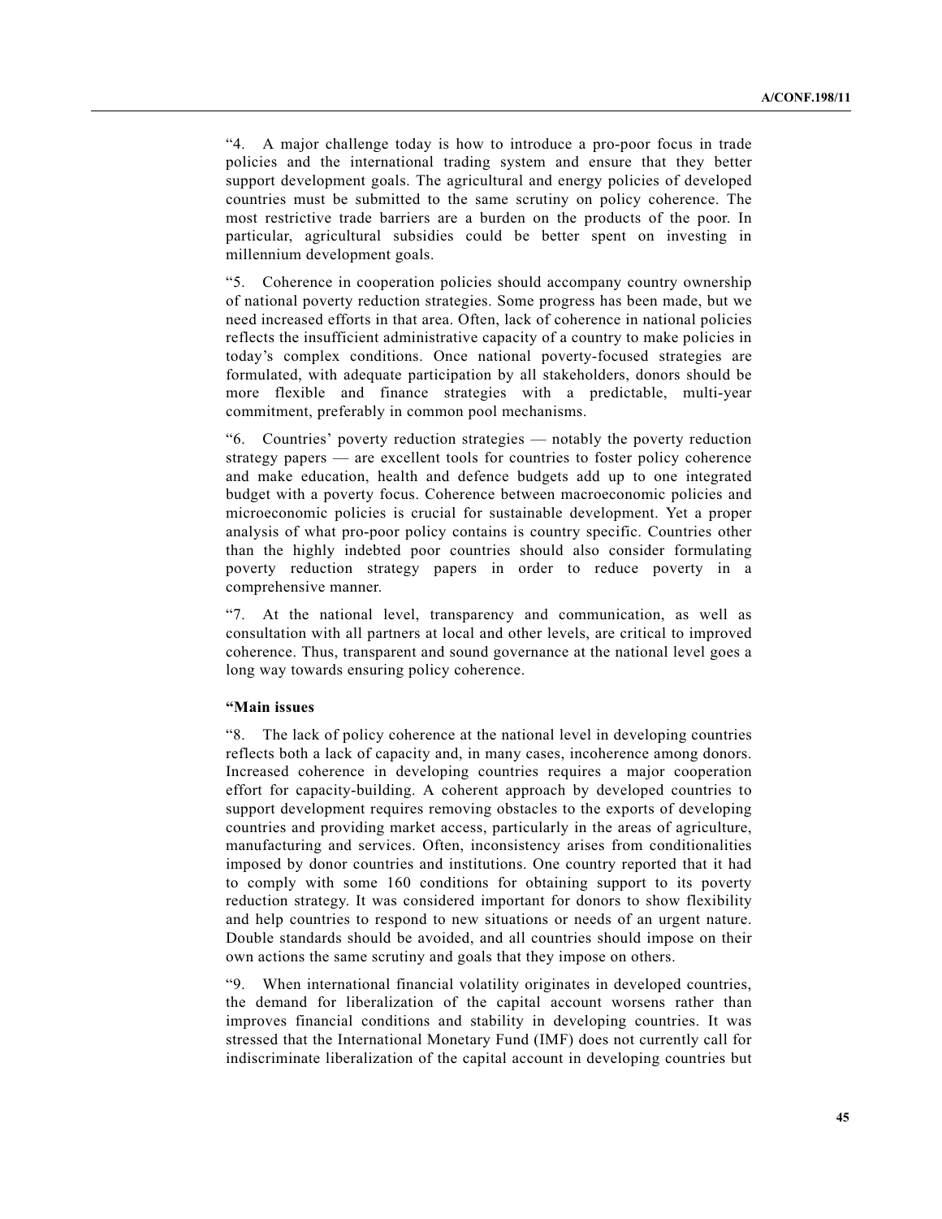"4. A major challenge today is how to introduce a pro-poor focus in trade policies and the international trading system and ensure that they better support development goals. The agricultural and energy policies of developed countries must be submitted to the same scrutiny on policy coherence. The most restrictive trade barriers are a burden on the products of the poor. In particular, agricultural subsidies could be better spent on investing in millennium development goals.

"5. Coherence in cooperation policies should accompany country ownership of national poverty reduction strategies. Some progress has been made, but we need increased efforts in that area. Often, lack of coherence in national policies reflects the insufficient administrative capacity of a country to make policies in today's complex conditions. Once national poverty-focused strategies are formulated, with adequate participation by all stakeholders, donors should be more flexible and finance strategies with a predictable, multi-year commitment, preferably in common pool mechanisms.

"6. Countries' poverty reduction strategies — notably the poverty reduction strategy papers — are excellent tools for countries to foster policy coherence and make education, health and defence budgets add up to one integrated budget with a poverty focus. Coherence between macroeconomic policies and microeconomic policies is crucial for sustainable development. Yet a proper analysis of what pro-poor policy contains is country specific. Countries other than the highly indebted poor countries should also consider formulating poverty reduction strategy papers in order to reduce poverty in a comprehensive manner.

"7. At the national level, transparency and communication, as well as consultation with all partners at local and other levels, are critical to improved coherence. Thus, transparent and sound governance at the national level goes a long way towards ensuring policy coherence.

**"Main issues**

"8. The lack of policy coherence at the national level in developing countries reflects both a lack of capacity and, in many cases, incoherence among donors. Increased coherence in developing countries requires a major cooperation effort for capacity-building. A coherent approach by developed countries to support development requires removing obstacles to the exports of developing countries and providing market access, particularly in the areas of agriculture, manufacturing and services. Often, inconsistency arises from conditionalities imposed by donor countries and institutions. One country reported that it had to comply with some 160 conditions for obtaining support to its poverty reduction strategy. It was considered important for donors to show flexibility and help countries to respond to new situations or needs of an urgent nature. Double standards should be avoided, and all countries should impose on their own actions the same scrutiny and goals that they impose on others.

"9. When international financial volatility originates in developed countries, the demand for liberalization of the capital account worsens rather than improves financial conditions and stability in developing countries. It was stressed that the International Monetary Fund (IMF) does not currently call for indiscriminate liberalization of the capital account in developing countries but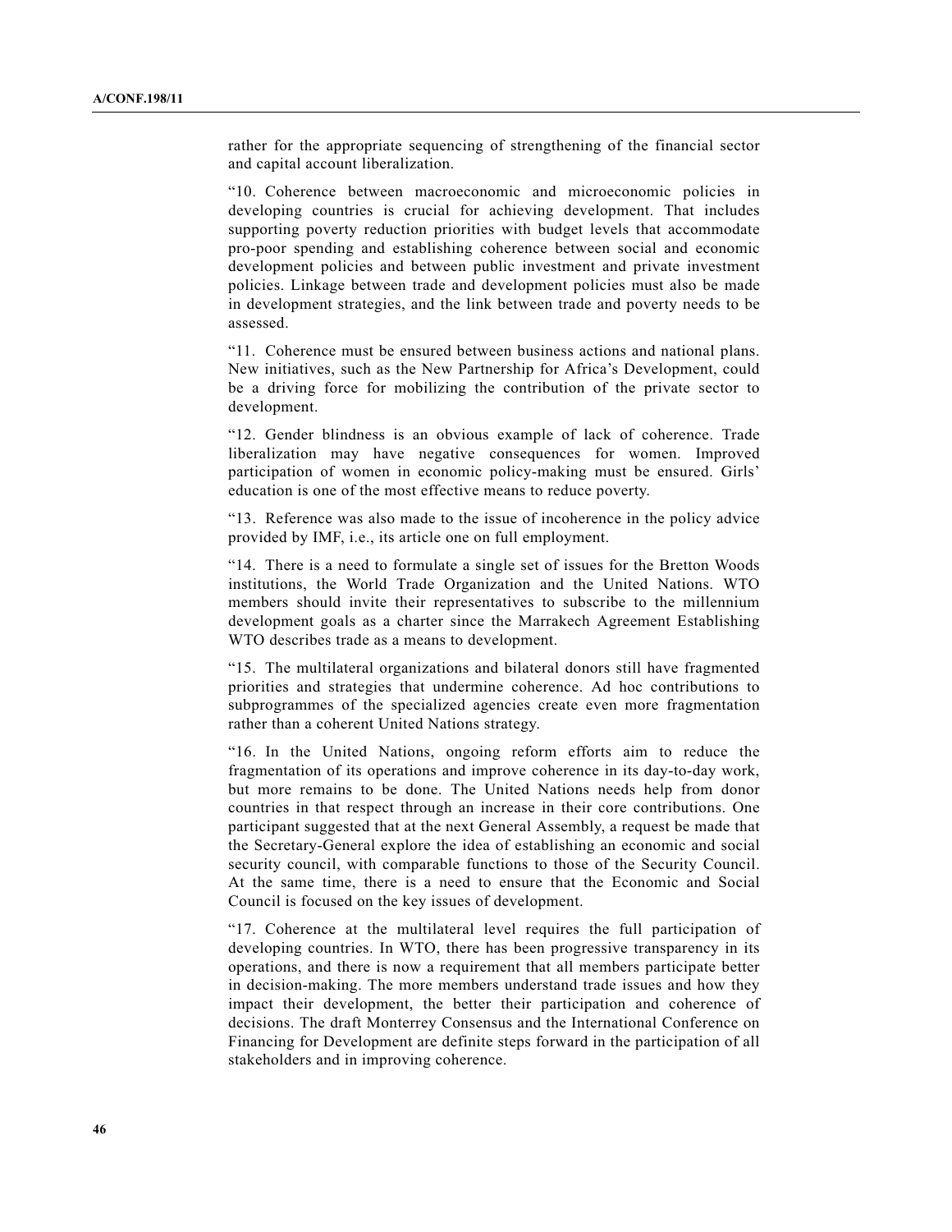rather for the appropriate sequencing of strengthening of the financial sector and capital account liberalization.

"10. Coherence between macroeconomic and microeconomic policies in developing countries is crucial for achieving development. That includes supporting poverty reduction priorities with budget levels that accommodate pro-poor spending and establishing coherence between social and economic development policies and between public investment and private investment policies. Linkage between trade and development policies must also be made in development strategies, and the link between trade and poverty needs to be assessed.

"11. Coherence must be ensured between business actions and national plans. New initiatives, such as the New Partnership for Africa's Development, could be a driving force for mobilizing the contribution of the private sector to development.

"12. Gender blindness is an obvious example of lack of coherence. Trade liberalization may have negative consequences for women. Improved participation of women in economic policy-making must be ensured. Girls' education is one of the most effective means to reduce poverty.

"13. Reference was also made to the issue of incoherence in the policy advice provided by IMF, i.e., its article one on full employment.

"14. There is a need to formulate a single set of issues for the Bretton Woods institutions, the World Trade Organization and the United Nations. WTO members should invite their representatives to subscribe to the millennium development goals as a charter since the Marrakech Agreement Establishing WTO describes trade as a means to development.

"15. The multilateral organizations and bilateral donors still have fragmented priorities and strategies that undermine coherence. Ad hoc contributions to subprogrammes of the specialized agencies create even more fragmentation rather than a coherent United Nations strategy.

"16. In the United Nations, ongoing reform efforts aim to reduce the fragmentation of its operations and improve coherence in its day-to-day work, but more remains to be done. The United Nations needs help from donor countries in that respect through an increase in their core contributions. One participant suggested that at the next General Assembly, a request be made that the Secretary-General explore the idea of establishing an economic and social security council, with comparable functions to those of the Security Council. At the same time, there is a need to ensure that the Economic and Social Council is focused on the key issues of development.

"17. Coherence at the multilateral level requires the full participation of developing countries. In WTO, there has been progressive transparency in its operations, and there is now a requirement that all members participate better in decision-making. The more members understand trade issues and how they impact their development, the better their participation and coherence of decisions. The draft Monterrey Consensus and the International Conference on Financing for Development are definite steps forward in the participation of all stakeholders and in improving coherence.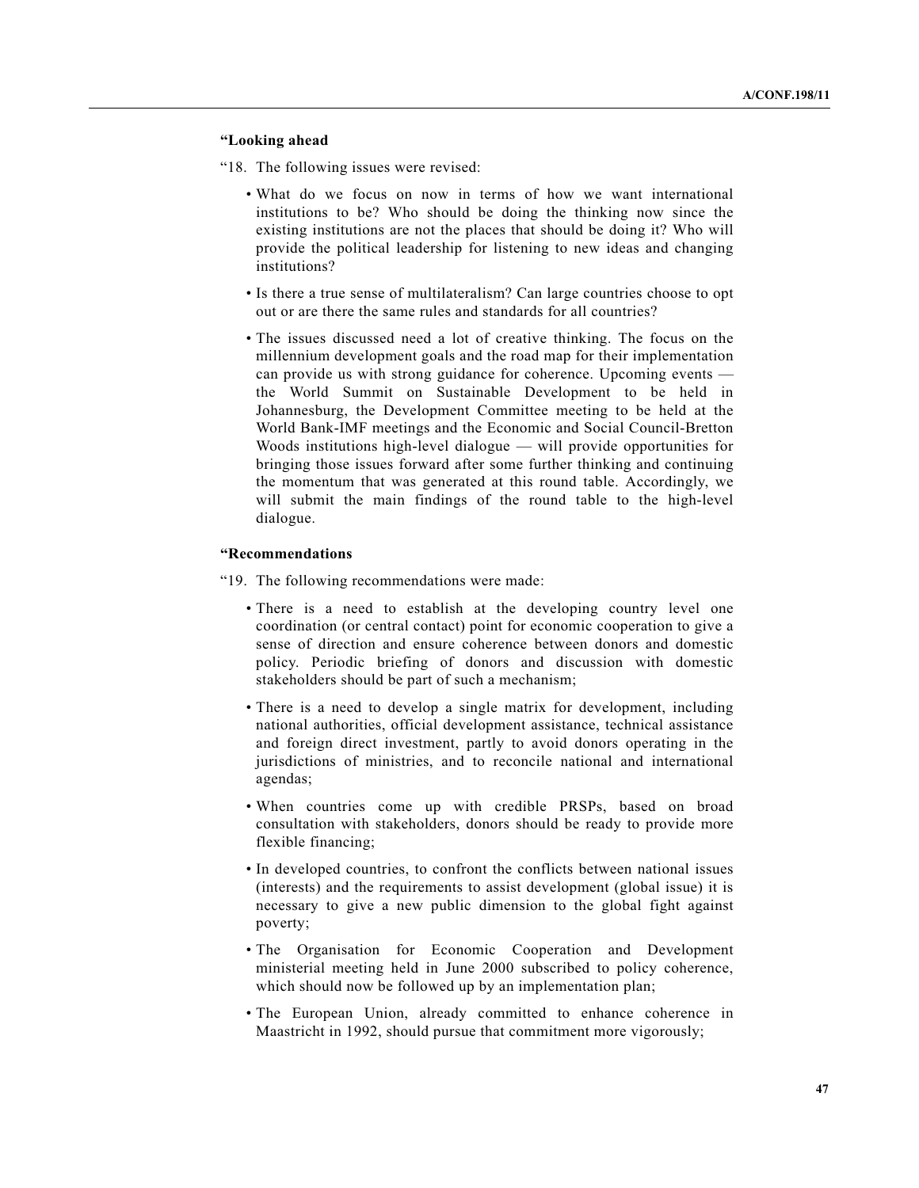**“Looking ahead**

“18. The following issues were revised:

- What do we focus on now in terms of how we want international institutions to be? Who should be doing the thinking now since the existing institutions are not the places that should be doing it? Who will provide the political leadership for listening to new ideas and changing institutions?
- Is there a true sense of multilateralism? Can large countries choose to opt out or are there the same rules and standards for all countries?
- The issues discussed need a lot of creative thinking. The focus on the millennium development goals and the road map for their implementation can provide us with strong guidance for coherence. Upcoming events — the World Summit on Sustainable Development to be held in Johannesburg, the Development Committee meeting to be held at the World Bank-IMF meetings and the Economic and Social Council-Bretton Woods institutions high-level dialogue — will provide opportunities for bringing those issues forward after some further thinking and continuing the momentum that was generated at this round table. Accordingly, we will submit the main findings of the round table to the high-level dialogue.

**“Recommendations**

“19. The following recommendations were made:

- There is a need to establish at the developing country level one coordination (or central contact) point for economic cooperation to give a sense of direction and ensure coherence between donors and domestic policy. Periodic briefing of donors and discussion with domestic stakeholders should be part of such a mechanism;
- There is a need to develop a single matrix for development, including national authorities, official development assistance, technical assistance and foreign direct investment, partly to avoid donors operating in the jurisdictions of ministries, and to reconcile national and international agendas;
- When countries come up with credible PRSPs, based on broad consultation with stakeholders, donors should be ready to provide more flexible financing;
- In developed countries, to confront the conflicts between national issues (interests) and the requirements to assist development (global issue) it is necessary to give a new public dimension to the global fight against poverty;
- The Organisation for Economic Cooperation and Development ministerial meeting held in June 2000 subscribed to policy coherence, which should now be followed up by an implementation plan;
- The European Union, already committed to enhance coherence in Maastricht in 1992, should pursue that commitment more vigorously;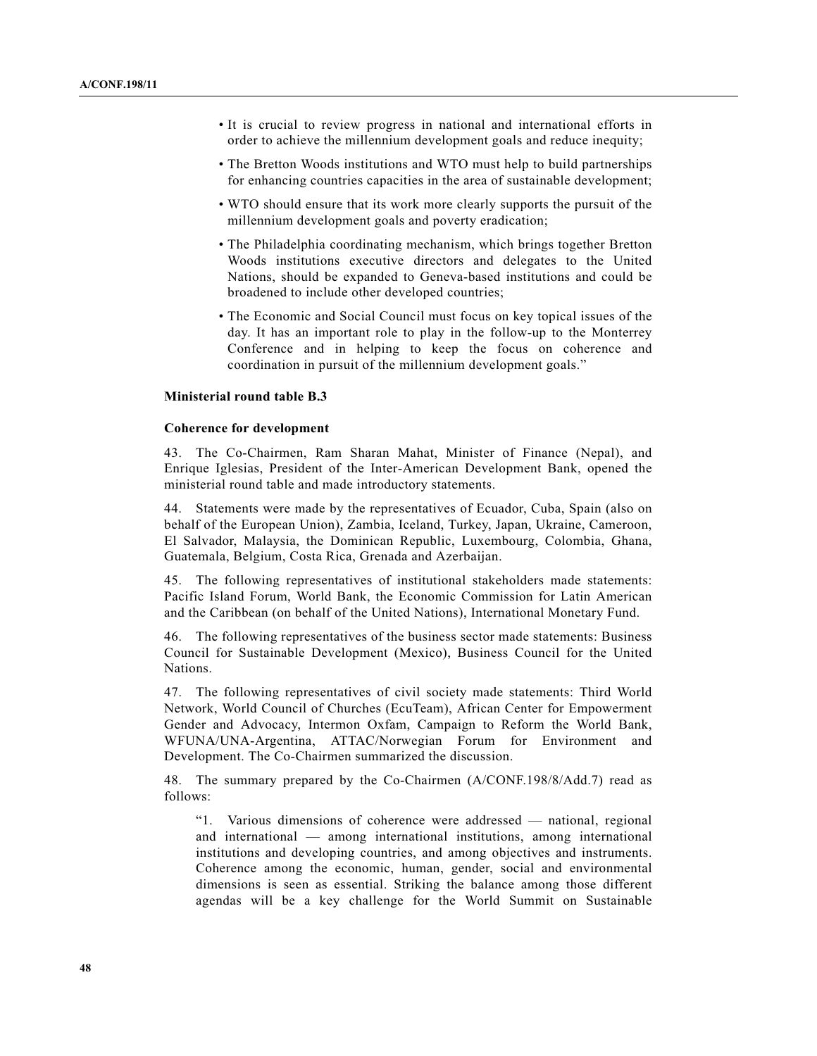- It is crucial to review progress in national and international efforts in order to achieve the millennium development goals and reduce inequity;
- The Bretton Woods institutions and WTO must help to build partnerships for enhancing countries capacities in the area of sustainable development;
- WTO should ensure that its work more clearly supports the pursuit of the millennium development goals and poverty eradication;
- The Philadelphia coordinating mechanism, which brings together Bretton Woods institutions executive directors and delegates to the United Nations, should be expanded to Geneva-based institutions and could be broadened to include other developed countries;
- The Economic and Social Council must focus on key topical issues of the day. It has an important role to play in the follow-up to the Monterrey Conference and in helping to keep the focus on coherence and coordination in pursuit of the millennium development goals."

### Ministerial round table B.3

#### Coherence for development

43. The Co-Chairmen, Ram Sharan Mahat, Minister of Finance (Nepal), and Enrique Iglesias, President of the Inter-American Development Bank, opened the ministerial round table and made introductory statements.

44. Statements were made by the representatives of Ecuador, Cuba, Spain (also on behalf of the European Union), Zambia, Iceland, Turkey, Japan, Ukraine, Cameroon, El Salvador, Malaysia, the Dominican Republic, Luxembourg, Colombia, Ghana, Guatemala, Belgium, Costa Rica, Grenada and Azerbaijan.

45. The following representatives of institutional stakeholders made statements: Pacific Island Forum, World Bank, the Economic Commission for Latin American and the Caribbean (on behalf of the United Nations), International Monetary Fund.

46. The following representatives of the business sector made statements: Business Council for Sustainable Development (Mexico), Business Council for the United Nations.

47. The following representatives of civil society made statements: Third World Network, World Council of Churches (EcuTeam), African Center for Empowerment Gender and Advocacy, Intermon Oxfam, Campaign to Reform the World Bank, WFUNA/UNA-Argentina, ATTAC/Norwegian Forum for Environment and Development. The Co-Chairmen summarized the discussion.

48. The summary prepared by the Co-Chairmen (A/CONF.198/8/Add.7) read as follows:

"1. Various dimensions of coherence were addressed — national, regional and international — among international institutions, among international institutions and developing countries, and among objectives and instruments. Coherence among the economic, human, gender, social and environmental dimensions is seen as essential. Striking the balance among those different agendas will be a key challenge for the World Summit on Sustainable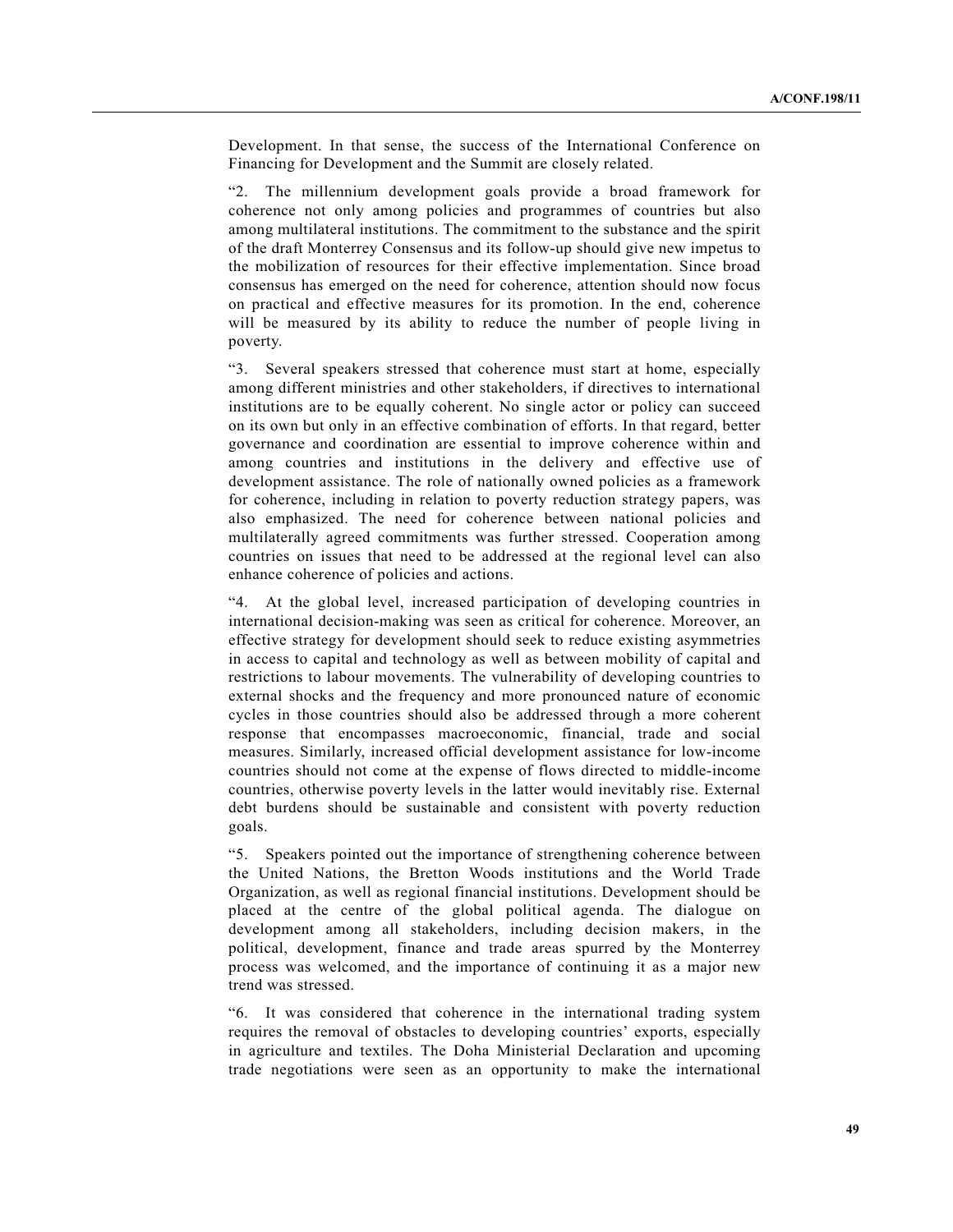Development. In that sense, the success of the International Conference on Financing for Development and the Summit are closely related.

"2. The millennium development goals provide a broad framework for coherence not only among policies and programmes of countries but also among multilateral institutions. The commitment to the substance and the spirit of the draft Monterrey Consensus and its follow-up should give new impetus to the mobilization of resources for their effective implementation. Since broad consensus has emerged on the need for coherence, attention should now focus on practical and effective measures for its promotion. In the end, coherence will be measured by its ability to reduce the number of people living in poverty.

"3. Several speakers stressed that coherence must start at home, especially among different ministries and other stakeholders, if directives to international institutions are to be equally coherent. No single actor or policy can succeed on its own but only in an effective combination of efforts. In that regard, better governance and coordination are essential to improve coherence within and among countries and institutions in the delivery and effective use of development assistance. The role of nationally owned policies as a framework for coherence, including in relation to poverty reduction strategy papers, was also emphasized. The need for coherence between national policies and multilaterally agreed commitments was further stressed. Cooperation among countries on issues that need to be addressed at the regional level can also enhance coherence of policies and actions.

"4. At the global level, increased participation of developing countries in international decision-making was seen as critical for coherence. Moreover, an effective strategy for development should seek to reduce existing asymmetries in access to capital and technology as well as between mobility of capital and restrictions to labour movements. The vulnerability of developing countries to external shocks and the frequency and more pronounced nature of economic cycles in those countries should also be addressed through a more coherent response that encompasses macroeconomic, financial, trade and social measures. Similarly, increased official development assistance for low-income countries should not come at the expense of flows directed to middle-income countries, otherwise poverty levels in the latter would inevitably rise. External debt burdens should be sustainable and consistent with poverty reduction goals.

"5. Speakers pointed out the importance of strengthening coherence between the United Nations, the Bretton Woods institutions and the World Trade Organization, as well as regional financial institutions. Development should be placed at the centre of the global political agenda. The dialogue on development among all stakeholders, including decision makers, in the political, development, finance and trade areas spurred by the Monterrey process was welcomed, and the importance of continuing it as a major new trend was stressed.

"6. It was considered that coherence in the international trading system requires the removal of obstacles to developing countries' exports, especially in agriculture and textiles. The Doha Ministerial Declaration and upcoming trade negotiations were seen as an opportunity to make the international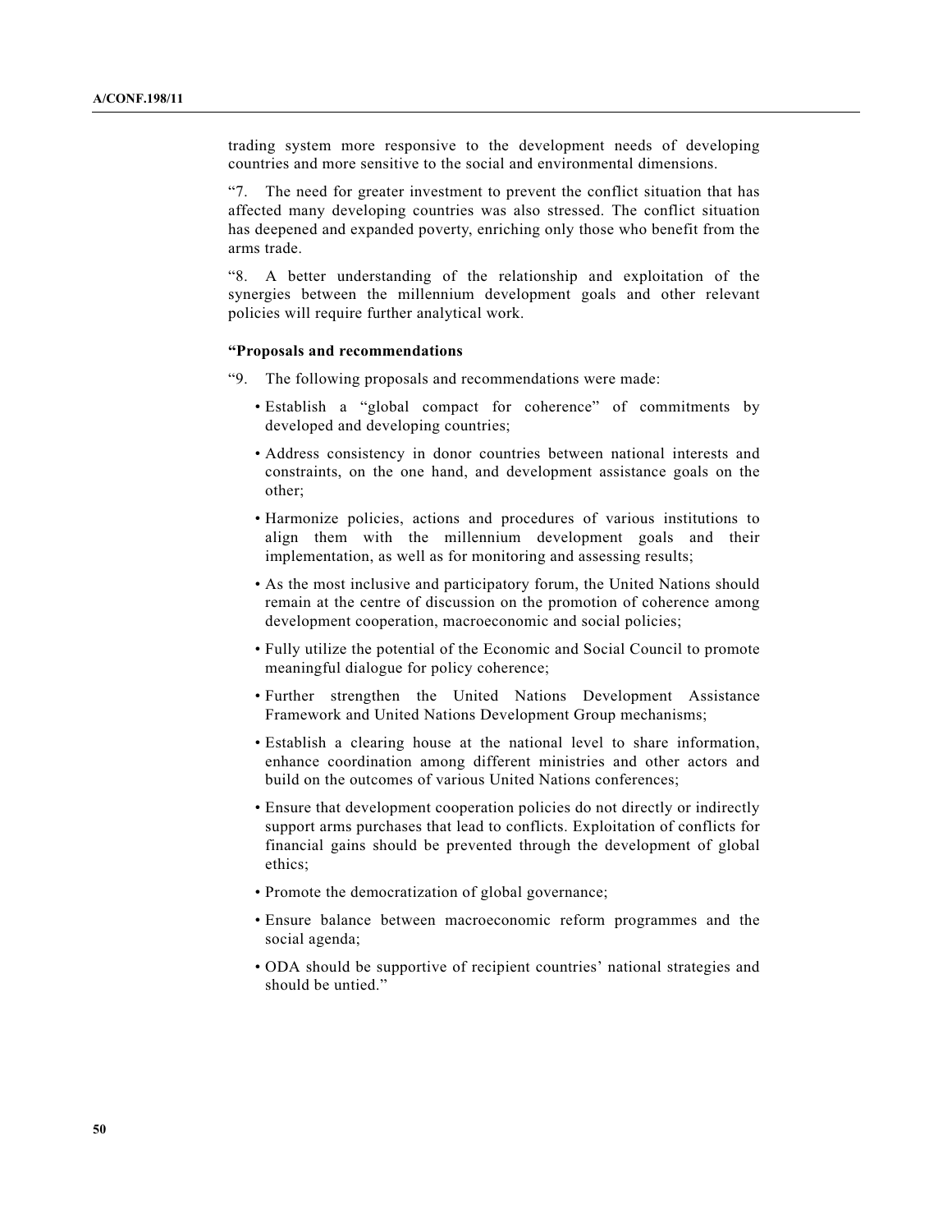trading system more responsive to the development needs of developing countries and more sensitive to the social and environmental dimensions.

"7. The need for greater investment to prevent the conflict situation that has affected many developing countries was also stressed. The conflict situation has deepened and expanded poverty, enriching only those who benefit from the arms trade.

"8. A better understanding of the relationship and exploitation of the synergies between the millennium development goals and other relevant policies will require further analytical work.

**"Proposals and recommendations**

"9. The following proposals and recommendations were made:

- Establish a "global compact for coherence" of commitments by developed and developing countries;
- Address consistency in donor countries between national interests and constraints, on the one hand, and development assistance goals on the other;
- Harmonize policies, actions and procedures of various institutions to align them with the millennium development goals and their implementation, as well as for monitoring and assessing results;
- As the most inclusive and participatory forum, the United Nations should remain at the centre of discussion on the promotion of coherence among development cooperation, macroeconomic and social policies;
- Fully utilize the potential of the Economic and Social Council to promote meaningful dialogue for policy coherence;
- Further strengthen the United Nations Development Assistance Framework and United Nations Development Group mechanisms;
- Establish a clearing house at the national level to share information, enhance coordination among different ministries and other actors and build on the outcomes of various United Nations conferences;
- Ensure that development cooperation policies do not directly or indirectly support arms purchases that lead to conflicts. Exploitation of conflicts for financial gains should be prevented through the development of global ethics;
- Promote the democratization of global governance;
- Ensure balance between macroeconomic reform programmes and the social agenda;
- ODA should be supportive of recipient countries' national strategies and should be untied."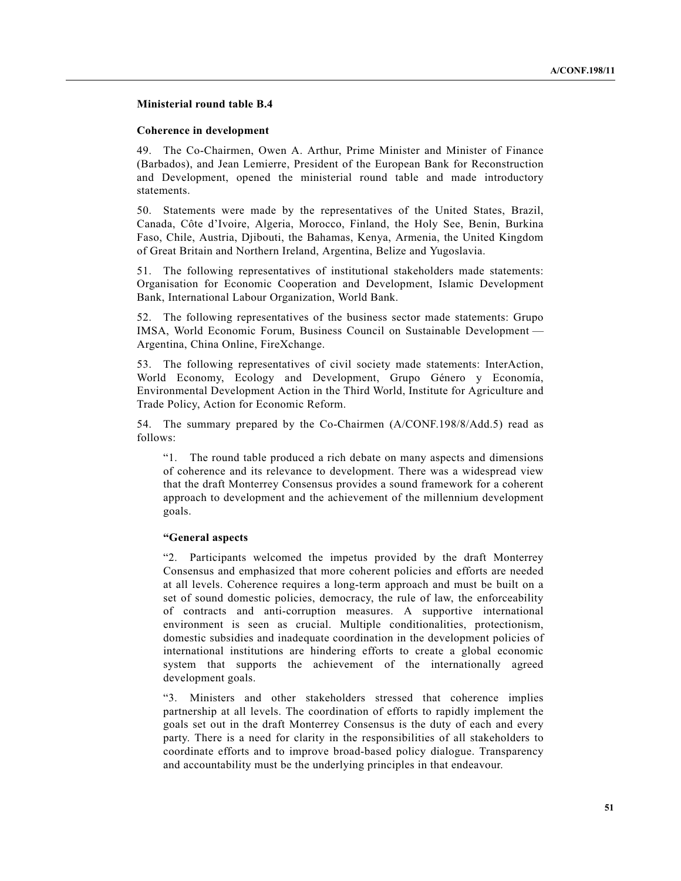**Ministerial round table B.4**

**Coherence in development**

49. The Co-Chairmen, Owen A. Arthur, Prime Minister and Minister of Finance (Barbados), and Jean Lemierre, President of the European Bank for Reconstruction and Development, opened the ministerial round table and made introductory statements.

50. Statements were made by the representatives of the United States, Brazil, Canada, Côte d'Ivoire, Algeria, Morocco, Finland, the Holy See, Benin, Burkina Faso, Chile, Austria, Djibouti, the Bahamas, Kenya, Armenia, the United Kingdom of Great Britain and Northern Ireland, Argentina, Belize and Yugoslavia.

51. The following representatives of institutional stakeholders made statements: Organisation for Economic Cooperation and Development, Islamic Development Bank, International Labour Organization, World Bank.

52. The following representatives of the business sector made statements: Grupo IMSA, World Economic Forum, Business Council on Sustainable Development — Argentina, China Online, FireXchange.

53. The following representatives of civil society made statements: InterAction, World Economy, Ecology and Development, Grupo Género y Economía, Environmental Development Action in the Third World, Institute for Agriculture and Trade Policy, Action for Economic Reform.

54. The summary prepared by the Co-Chairmen (A/CONF.198/8/Add.5) read as follows:

> "1. The round table produced a rich debate on many aspects and dimensions of coherence and its relevance to development. There was a widespread view that the draft Monterrey Consensus provides a sound framework for a coherent approach to development and the achievement of the millennium development goals.
>
> **"General aspects**
>
> "2. Participants welcomed the impetus provided by the draft Monterrey Consensus and emphasized that more coherent policies and efforts are needed at all levels. Coherence requires a long-term approach and must be built on a set of sound domestic policies, democracy, the rule of law, the enforceability of contracts and anti-corruption measures. A supportive international environment is seen as crucial. Multiple conditionalities, protectionism, domestic subsidies and inadequate coordination in the development policies of international institutions are hindering efforts to create a global economic system that supports the achievement of the internationally agreed development goals.
>
> "3. Ministers and other stakeholders stressed that coherence implies partnership at all levels. The coordination of efforts to rapidly implement the goals set out in the draft Monterrey Consensus is the duty of each and every party. There is a need for clarity in the responsibilities of all stakeholders to coordinate efforts and to improve broad-based policy dialogue. Transparency and accountability must be the underlying principles in that endeavour.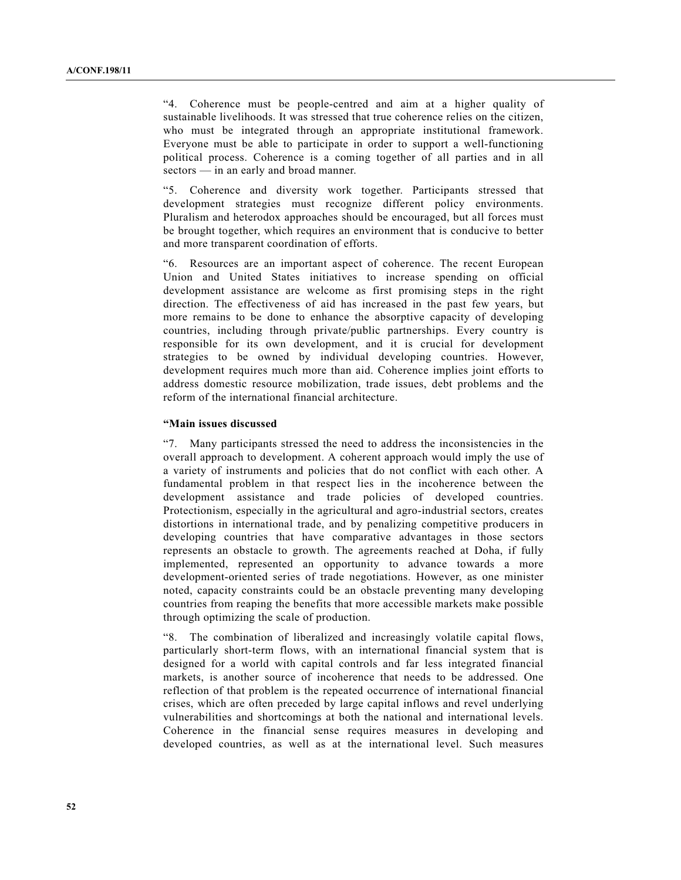"4. Coherence must be people-centred and aim at a higher quality of sustainable livelihoods. It was stressed that true coherence relies on the citizen, who must be integrated through an appropriate institutional framework. Everyone must be able to participate in order to support a well-functioning political process. Coherence is a coming together of all parties and in all sectors — in an early and broad manner.

"5. Coherence and diversity work together. Participants stressed that development strategies must recognize different policy environments. Pluralism and heterodox approaches should be encouraged, but all forces must be brought together, which requires an environment that is conducive to better and more transparent coordination of efforts.

"6. Resources are an important aspect of coherence. The recent European Union and United States initiatives to increase spending on official development assistance are welcome as first promising steps in the right direction. The effectiveness of aid has increased in the past few years, but more remains to be done to enhance the absorptive capacity of developing countries, including through private/public partnerships. Every country is responsible for its own development, and it is crucial for development strategies to be owned by individual developing countries. However, development requires much more than aid. Coherence implies joint efforts to address domestic resource mobilization, trade issues, debt problems and the reform of the international financial architecture.

**"Main issues discussed**

"7. Many participants stressed the need to address the inconsistencies in the overall approach to development. A coherent approach would imply the use of a variety of instruments and policies that do not conflict with each other. A fundamental problem in that respect lies in the incoherence between the development assistance and trade policies of developed countries. Protectionism, especially in the agricultural and agro-industrial sectors, creates distortions in international trade, and by penalizing competitive producers in developing countries that have comparative advantages in those sectors represents an obstacle to growth. The agreements reached at Doha, if fully implemented, represented an opportunity to advance towards a more development-oriented series of trade negotiations. However, as one minister noted, capacity constraints could be an obstacle preventing many developing countries from reaping the benefits that more accessible markets make possible through optimizing the scale of production.

"8. The combination of liberalized and increasingly volatile capital flows, particularly short-term flows, with an international financial system that is designed for a world with capital controls and far less integrated financial markets, is another source of incoherence that needs to be addressed. One reflection of that problem is the repeated occurrence of international financial crises, which are often preceded by large capital inflows and revel underlying vulnerabilities and shortcomings at both the national and international levels. Coherence in the financial sense requires measures in developing and developed countries, as well as at the international level. Such measures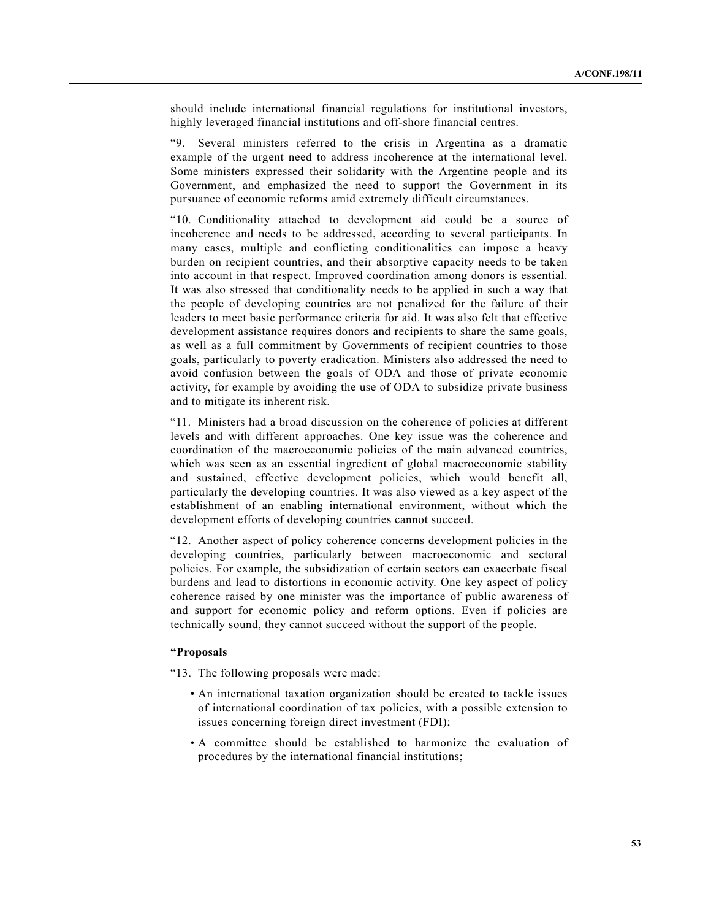should include international financial regulations for institutional investors, highly leveraged financial institutions and off-shore financial centres.

“9. Several ministers referred to the crisis in Argentina as a dramatic example of the urgent need to address incoherence at the international level. Some ministers expressed their solidarity with the Argentine people and its Government, and emphasized the need to support the Government in its pursuance of economic reforms amid extremely difficult circumstances.

“10. Conditionality attached to development aid could be a source of incoherence and needs to be addressed, according to several participants. In many cases, multiple and conflicting conditionalities can impose a heavy burden on recipient countries, and their absorptive capacity needs to be taken into account in that respect. Improved coordination among donors is essential. It was also stressed that conditionality needs to be applied in such a way that the people of developing countries are not penalized for the failure of their leaders to meet basic performance criteria for aid. It was also felt that effective development assistance requires donors and recipients to share the same goals, as well as a full commitment by Governments of recipient countries to those goals, particularly to poverty eradication. Ministers also addressed the need to avoid confusion between the goals of ODA and those of private economic activity, for example by avoiding the use of ODA to subsidize private business and to mitigate its inherent risk.

“11. Ministers had a broad discussion on the coherence of policies at different levels and with different approaches. One key issue was the coherence and coordination of the macroeconomic policies of the main advanced countries, which was seen as an essential ingredient of global macroeconomic stability and sustained, effective development policies, which would benefit all, particularly the developing countries. It was also viewed as a key aspect of the establishment of an enabling international environment, without which the development efforts of developing countries cannot succeed.

“12. Another aspect of policy coherence concerns development policies in the developing countries, particularly between macroeconomic and sectoral policies. For example, the subsidization of certain sectors can exacerbate fiscal burdens and lead to distortions in economic activity. One key aspect of policy coherence raised by one minister was the importance of public awareness of and support for economic policy and reform options. Even if policies are technically sound, they cannot succeed without the support of the people.

**“Proposals**

“13. The following proposals were made:

- An international taxation organization should be created to tackle issues of international coordination of tax policies, with a possible extension to issues concerning foreign direct investment (FDI);
- A committee should be established to harmonize the evaluation of procedures by the international financial institutions;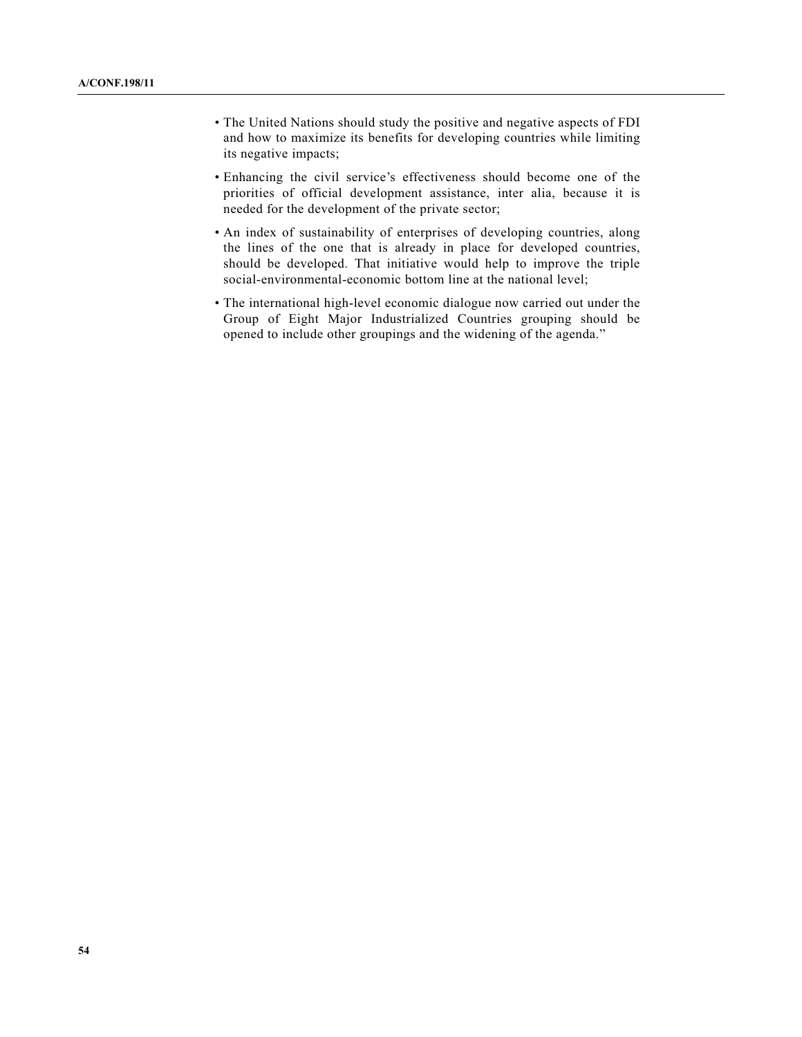- The United Nations should study the positive and negative aspects of FDI and how to maximize its benefits for developing countries while limiting its negative impacts;
- Enhancing the civil service's effectiveness should become one of the priorities of official development assistance, inter alia, because it is needed for the development of the private sector;
- An index of sustainability of enterprises of developing countries, along the lines of the one that is already in place for developed countries, should be developed. That initiative would help to improve the triple social-environmental-economic bottom line at the national level;
- The international high-level economic dialogue now carried out under the Group of Eight Major Industrialized Countries grouping should be opened to include other groupings and the widening of the agenda."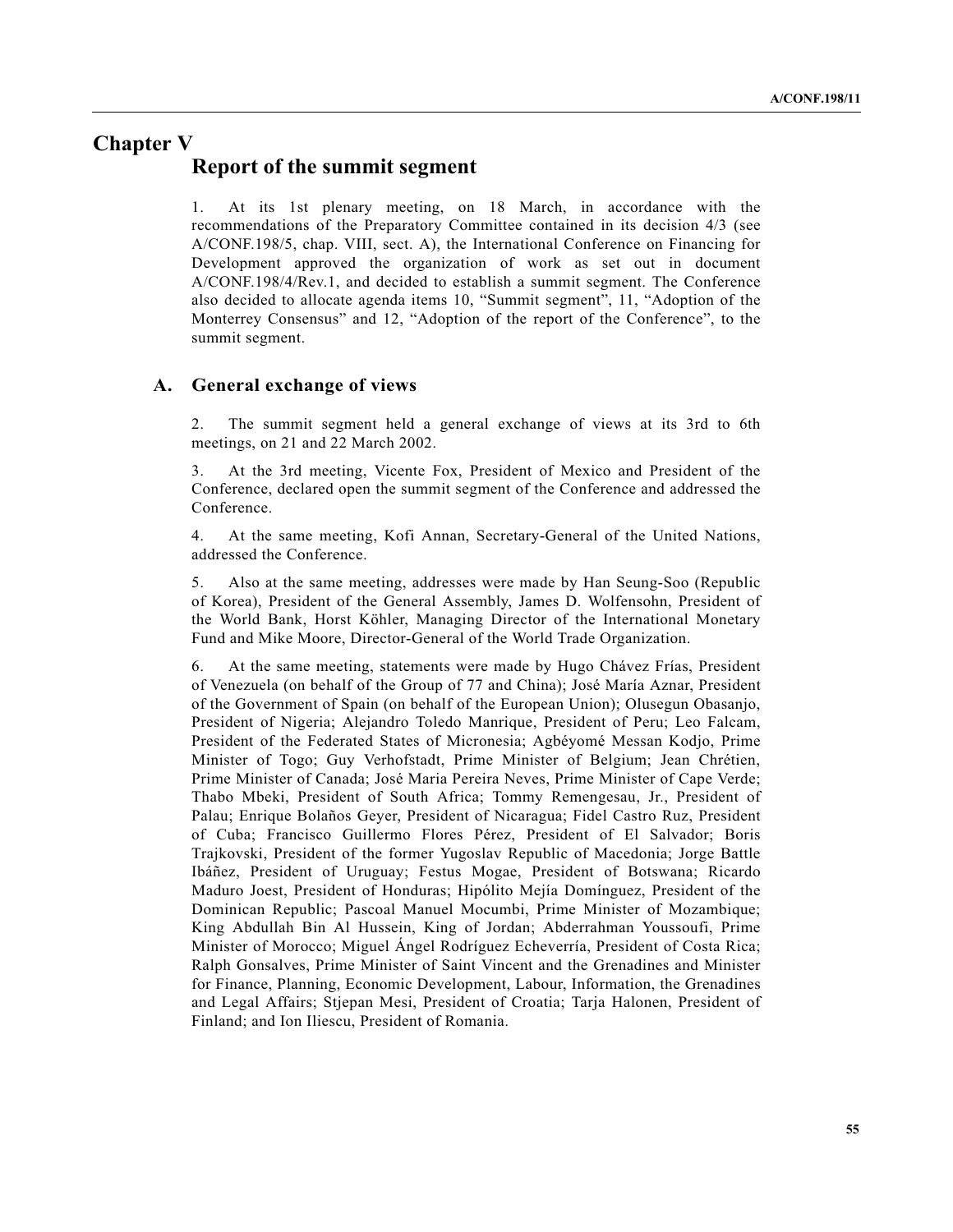# Chapter V
## Report of the summit segment

1. At its 1st plenary meeting, on 18 March, in accordance with the recommendations of the Preparatory Committee contained in its decision 4/3 (see A/CONF.198/5, chap. VIII, sect. A), the International Conference on Financing for Development approved the organization of work as set out in document A/CONF.198/4/Rev.1, and decided to establish a summit segment. The Conference also decided to allocate agenda items 10, “Summit segment”, 11, “Adoption of the Monterrey Consensus” and 12, “Adoption of the report of the Conference”, to the summit segment.

### A. General exchange of views

2. The summit segment held a general exchange of views at its 3rd to 6th meetings, on 21 and 22 March 2002.

3. At the 3rd meeting, Vicente Fox, President of Mexico and President of the Conference, declared open the summit segment of the Conference and addressed the Conference.

4. At the same meeting, Kofi Annan, Secretary-General of the United Nations, addressed the Conference.

5. Also at the same meeting, addresses were made by Han Seung-Soo (Republic of Korea), President of the General Assembly, James D. Wolfensohn, President of the World Bank, Horst Köhler, Managing Director of the International Monetary Fund and Mike Moore, Director-General of the World Trade Organization.

6. At the same meeting, statements were made by Hugo Chávez Frías, President of Venezuela (on behalf of the Group of 77 and China); José María Aznar, President of the Government of Spain (on behalf of the European Union); Olusegun Obasanjo, President of Nigeria; Alejandro Toledo Manrique, President of Peru; Leo Falcam, President of the Federated States of Micronesia; Agbéyomé Messan Kodjo, Prime Minister of Togo; Guy Verhofstadt, Prime Minister of Belgium; Jean Chrétien, Prime Minister of Canada; José Maria Pereira Neves, Prime Minister of Cape Verde; Thabo Mbeki, President of South Africa; Tommy Remengesau, Jr., President of Palau; Enrique Bolaños Geyer, President of Nicaragua; Fidel Castro Ruz, President of Cuba; Francisco Guillermo Flores Pérez, President of El Salvador; Boris Trajkovski, President of the former Yugoslav Republic of Macedonia; Jorge Battle Ibáñez, President of Uruguay; Festus Mogae, President of Botswana; Ricardo Maduro Joest, President of Honduras; Hipólito Mejía Domínguez, President of the Dominican Republic; Pascoal Manuel Mocumbi, Prime Minister of Mozambique; King Abdullah Bin Al Hussein, King of Jordan; Abderrahman Youssoufi, Prime Minister of Morocco; Miguel Ángel Rodríguez Echeverría, President of Costa Rica; Ralph Gonsalves, Prime Minister of Saint Vincent and the Grenadines and Minister for Finance, Planning, Economic Development, Labour, Information, the Grenadines and Legal Affairs; Stjepan Mesi, President of Croatia; Tarja Halonen, President of Finland; and Ion Iliescu, President of Romania.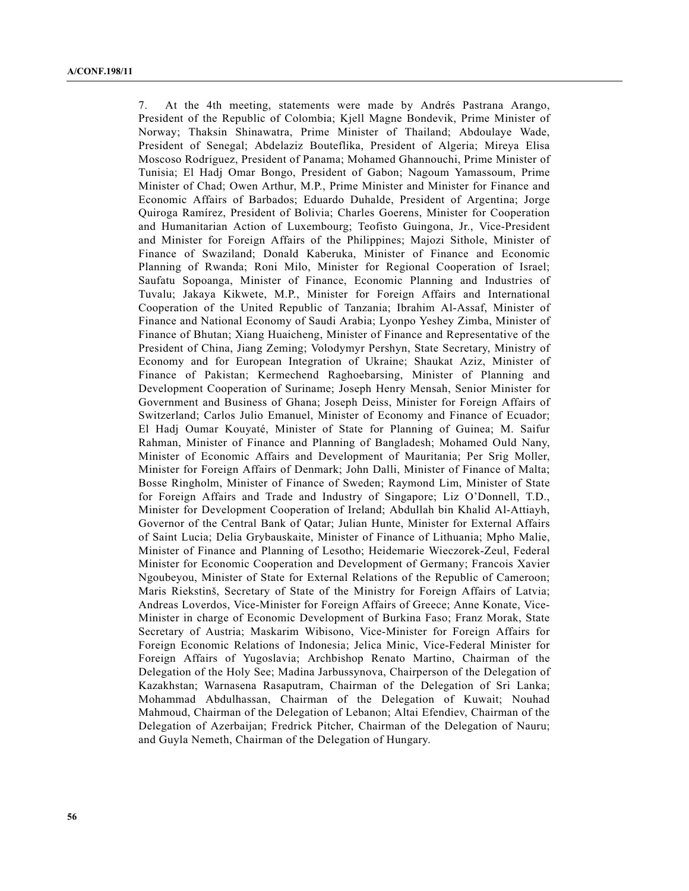7. At the 4th meeting, statements were made by Andrés Pastrana Arango, President of the Republic of Colombia; Kjell Magne Bondevik, Prime Minister of Norway; Thaksin Shinawatra, Prime Minister of Thailand; Abdoulaye Wade, President of Senegal; Abdelaziz Bouteflika, President of Algeria; Mireya Elisa Moscoso Rodríguez, President of Panama; Mohamed Ghannouchi, Prime Minister of Tunisia; El Hadj Omar Bongo, President of Gabon; Nagoum Yamassoum, Prime Minister of Chad; Owen Arthur, M.P., Prime Minister and Minister for Finance and Economic Affairs of Barbados; Eduardo Duhalde, President of Argentina; Jorge Quiroga Ramírez, President of Bolivia; Charles Goerens, Minister for Cooperation and Humanitarian Action of Luxembourg; Teofisto Guingona, Jr., Vice-President and Minister for Foreign Affairs of the Philippines; Majozi Sithole, Minister of Finance of Swaziland; Donald Kaberuka, Minister of Finance and Economic Planning of Rwanda; Roni Milo, Minister for Regional Cooperation of Israel; Saufatu Sopoanga, Minister of Finance, Economic Planning and Industries of Tuvalu; Jakaya Kikwete, M.P., Minister for Foreign Affairs and International Cooperation of the United Republic of Tanzania; Ibrahim Al-Assaf, Minister of Finance and National Economy of Saudi Arabia; Lyonpo Yeshey Zimba, Minister of Finance of Bhutan; Xiang Huaicheng, Minister of Finance and Representative of the President of China, Jiang Zeming; Volodymyr Pershyn, State Secretary, Ministry of Economy and for European Integration of Ukraine; Shaukat Aziz, Minister of Finance of Pakistan; Kermechend Raghoebarsing, Minister of Planning and Development Cooperation of Suriname; Joseph Henry Mensah, Senior Minister for Government and Business of Ghana; Joseph Deiss, Minister for Foreign Affairs of Switzerland; Carlos Julio Emanuel, Minister of Economy and Finance of Ecuador; El Hadj Oumar Kouyaté, Minister of State for Planning of Guinea; M. Saifur Rahman, Minister of Finance and Planning of Bangladesh; Mohamed Ould Nany, Minister of Economic Affairs and Development of Mauritania; Per Srig Moller, Minister for Foreign Affairs of Denmark; John Dalli, Minister of Finance of Malta; Bosse Ringholm, Minister of Finance of Sweden; Raymond Lim, Minister of State for Foreign Affairs and Trade and Industry of Singapore; Liz O'Donnell, T.D., Minister for Development Cooperation of Ireland; Abdullah bin Khalid Al-Attiayh, Governor of the Central Bank of Qatar; Julian Hunte, Minister for External Affairs of Saint Lucia; Delia Grybauskaite, Minister of Finance of Lithuania; Mpho Malie, Minister of Finance and Planning of Lesotho; Heidemarie Wieczorek-Zeul, Federal Minister for Economic Cooperation and Development of Germany; Francois Xavier Ngoubeyou, Minister of State for External Relations of the Republic of Cameroon; Maris Riekstinš, Secretary of State of the Ministry for Foreign Affairs of Latvia; Andreas Loverdos, Vice-Minister for Foreign Affairs of Greece; Anne Konate, Vice-Minister in charge of Economic Development of Burkina Faso; Franz Morak, State Secretary of Austria; Maskarim Wibisono, Vice-Minister for Foreign Affairs for Foreign Economic Relations of Indonesia; Jelica Minic, Vice-Federal Minister for Foreign Affairs of Yugoslavia; Archbishop Renato Martino, Chairman of the Delegation of the Holy See; Madina Jarbussynova, Chairperson of the Delegation of Kazakhstan; Warnasena Rasaputram, Chairman of the Delegation of Sri Lanka; Mohammad Abdulhassan, Chairman of the Delegation of Kuwait; Nouhad Mahmoud, Chairman of the Delegation of Lebanon; Altai Efendiev, Chairman of the Delegation of Azerbaijan; Fredrick Pitcher, Chairman of the Delegation of Nauru; and Guyla Nemeth, Chairman of the Delegation of Hungary.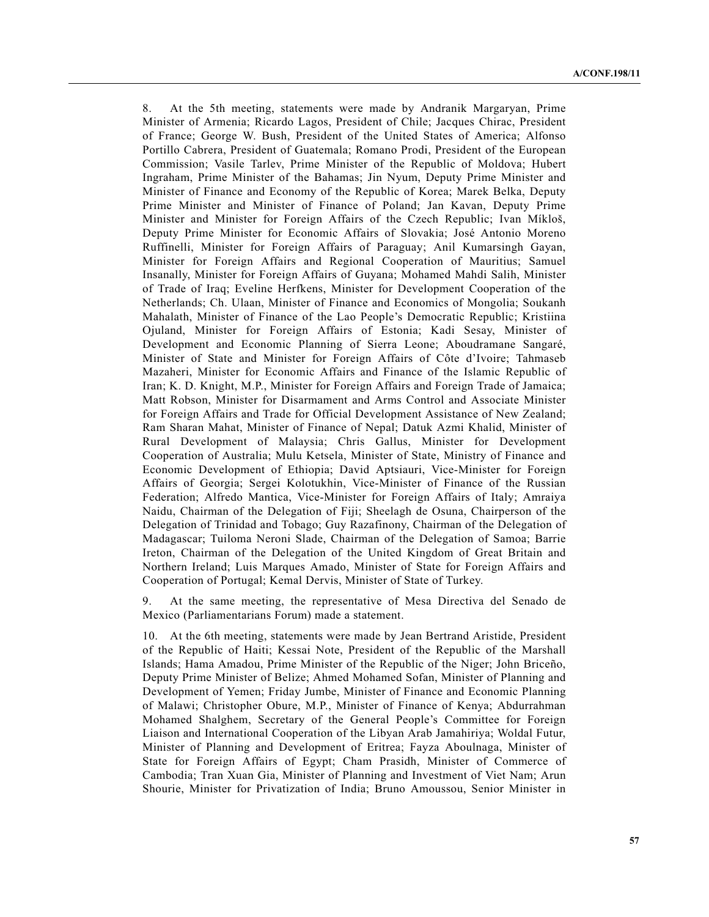8. At the 5th meeting, statements were made by Andranik Margaryan, Prime Minister of Armenia; Ricardo Lagos, President of Chile; Jacques Chirac, President of France; George W. Bush, President of the United States of America; Alfonso Portillo Cabrera, President of Guatemala; Romano Prodi, President of the European Commission; Vasile Tarlev, Prime Minister of the Republic of Moldova; Hubert Ingraham, Prime Minister of the Bahamas; Jin Nyum, Deputy Prime Minister and Minister of Finance and Economy of the Republic of Korea; Marek Belka, Deputy Prime Minister and Minister of Finance of Poland; Jan Kavan, Deputy Prime Minister and Minister for Foreign Affairs of the Czech Republic; Ivan Míkloš, Deputy Prime Minister for Economic Affairs of Slovakia; José Antonio Moreno Ruffinelli, Minister for Foreign Affairs of Paraguay; Anil Kumarsingh Gayan, Minister for Foreign Affairs and Regional Cooperation of Mauritius; Samuel Insanally, Minister for Foreign Affairs of Guyana; Mohamed Mahdi Salih, Minister of Trade of Iraq; Eveline Herfkens, Minister for Development Cooperation of the Netherlands; Ch. Ulaan, Minister of Finance and Economics of Mongolia; Soukanh Mahalath, Minister of Finance of the Lao People's Democratic Republic; Kristiina Ojuland, Minister for Foreign Affairs of Estonia; Kadi Sesay, Minister of Development and Economic Planning of Sierra Leone; Aboudramane Sangaré, Minister of State and Minister for Foreign Affairs of Côte d'Ivoire; Tahmaseb Mazaheri, Minister for Economic Affairs and Finance of the Islamic Republic of Iran; K. D. Knight, M.P., Minister for Foreign Affairs and Foreign Trade of Jamaica; Matt Robson, Minister for Disarmament and Arms Control and Associate Minister for Foreign Affairs and Trade for Official Development Assistance of New Zealand; Ram Sharan Mahat, Minister of Finance of Nepal; Datuk Azmi Khalid, Minister of Rural Development of Malaysia; Chris Gallus, Minister for Development Cooperation of Australia; Mulu Ketsela, Minister of State, Ministry of Finance and Economic Development of Ethiopia; David Aptsiauri, Vice-Minister for Foreign Affairs of Georgia; Sergei Kolotukhin, Vice-Minister of Finance of the Russian Federation; Alfredo Mantica, Vice-Minister for Foreign Affairs of Italy; Amraiya Naidu, Chairman of the Delegation of Fiji; Sheelagh de Osuna, Chairperson of the Delegation of Trinidad and Tobago; Guy Razafinony, Chairman of the Delegation of Madagascar; Tuiloma Neroni Slade, Chairman of the Delegation of Samoa; Barrie Ireton, Chairman of the Delegation of the United Kingdom of Great Britain and Northern Ireland; Luis Marques Amado, Minister of State for Foreign Affairs and Cooperation of Portugal; Kemal Dervis, Minister of State of Turkey.

9. At the same meeting, the representative of Mesa Directiva del Senado de Mexico (Parliamentarians Forum) made a statement.

10. At the 6th meeting, statements were made by Jean Bertrand Aristide, President of the Republic of Haiti; Kessai Note, President of the Republic of the Marshall Islands; Hama Amadou, Prime Minister of the Republic of the Niger; John Briceño, Deputy Prime Minister of Belize; Ahmed Mohamed Sofan, Minister of Planning and Development of Yemen; Friday Jumbe, Minister of Finance and Economic Planning of Malawi; Christopher Obure, M.P., Minister of Finance of Kenya; Abdurrahman Mohamed Shalghem, Secretary of the General People's Committee for Foreign Liaison and International Cooperation of the Libyan Arab Jamahiriya; Woldal Futur, Minister of Planning and Development of Eritrea; Fayza Aboulnaga, Minister of State for Foreign Affairs of Egypt; Cham Prasidh, Minister of Commerce of Cambodia; Tran Xuan Gia, Minister of Planning and Investment of Viet Nam; Arun Shourie, Minister for Privatization of India; Bruno Amoussou, Senior Minister in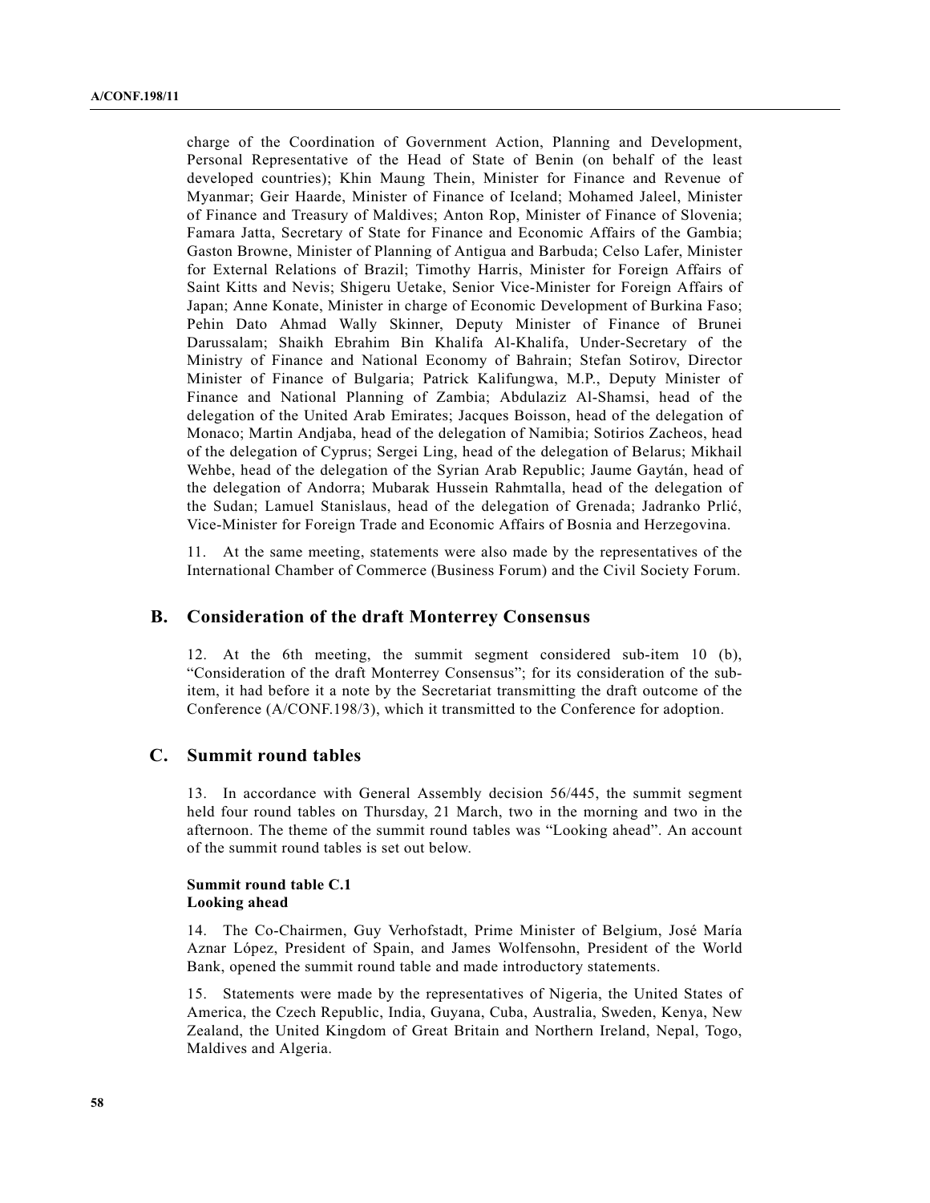charge of the Coordination of Government Action, Planning and Development, Personal Representative of the Head of State of Benin (on behalf of the least developed countries); Khin Maung Thein, Minister for Finance and Revenue of Myanmar; Geir Haarde, Minister of Finance of Iceland; Mohamed Jaleel, Minister of Finance and Treasury of Maldives; Anton Rop, Minister of Finance of Slovenia; Famara Jatta, Secretary of State for Finance and Economic Affairs of the Gambia; Gaston Browne, Minister of Planning of Antigua and Barbuda; Celso Lafer, Minister for External Relations of Brazil; Timothy Harris, Minister for Foreign Affairs of Saint Kitts and Nevis; Shigeru Uetake, Senior Vice-Minister for Foreign Affairs of Japan; Anne Konate, Minister in charge of Economic Development of Burkina Faso; Pehin Dato Ahmad Wally Skinner, Deputy Minister of Finance of Brunei Darussalam; Shaikh Ebrahim Bin Khalifa Al-Khalifa, Under-Secretary of the Ministry of Finance and National Economy of Bahrain; Stefan Sotirov, Director Minister of Finance of Bulgaria; Patrick Kalifungwa, M.P., Deputy Minister of Finance and National Planning of Zambia; Abdulaziz Al-Shamsi, head of the delegation of the United Arab Emirates; Jacques Boisson, head of the delegation of Monaco; Martin Andjaba, head of the delegation of Namibia; Sotirios Zacheos, head of the delegation of Cyprus; Sergei Ling, head of the delegation of Belarus; Mikhail Wehbe, head of the delegation of the Syrian Arab Republic; Jaume Gaytán, head of the delegation of Andorra; Mubarak Hussein Rahmtalla, head of the delegation of the Sudan; Lamuel Stanislaus, head of the delegation of Grenada; Jadranko Prlić, Vice-Minister for Foreign Trade and Economic Affairs of Bosnia and Herzegovina.

11. At the same meeting, statements were also made by the representatives of the International Chamber of Commerce (Business Forum) and the Civil Society Forum.

## B. Consideration of the draft Monterrey Consensus

12. At the 6th meeting, the summit segment considered sub-item 10 (b), "Consideration of the draft Monterrey Consensus"; for its consideration of the sub-item, it had before it a note by the Secretariat transmitting the draft outcome of the Conference (A/CONF.198/3), which it transmitted to the Conference for adoption.

## C. Summit round tables

13. In accordance with General Assembly decision 56/445, the summit segment held four round tables on Thursday, 21 March, two in the morning and two in the afternoon. The theme of the summit round tables was "Looking ahead". An account of the summit round tables is set out below.

### Summit round table C.1
### Looking ahead

14. The Co-Chairmen, Guy Verhofstadt, Prime Minister of Belgium, José María Aznar López, President of Spain, and James Wolfensohn, President of the World Bank, opened the summit round table and made introductory statements.

15. Statements were made by the representatives of Nigeria, the United States of America, the Czech Republic, India, Guyana, Cuba, Australia, Sweden, Kenya, New Zealand, the United Kingdom of Great Britain and Northern Ireland, Nepal, Togo, Maldives and Algeria.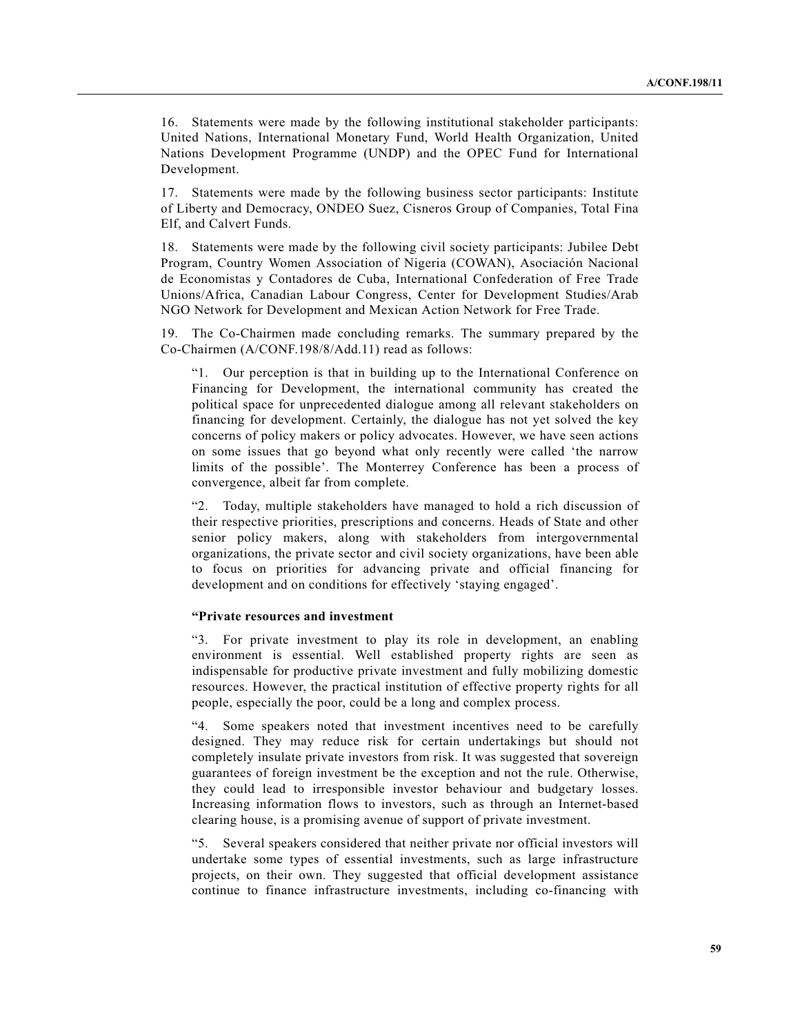16. Statements were made by the following institutional stakeholder participants: United Nations, International Monetary Fund, World Health Organization, United Nations Development Programme (UNDP) and the OPEC Fund for International Development.

17. Statements were made by the following business sector participants: Institute of Liberty and Democracy, ONDEO Suez, Cisneros Group of Companies, Total Fina Elf, and Calvert Funds.

18. Statements were made by the following civil society participants: Jubilee Debt Program, Country Women Association of Nigeria (COWAN), Asociación Nacional de Economistas y Contadores de Cuba, International Confederation of Free Trade Unions/Africa, Canadian Labour Congress, Center for Development Studies/Arab NGO Network for Development and Mexican Action Network for Free Trade.

19. The Co-Chairmen made concluding remarks. The summary prepared by the Co-Chairmen (A/CONF.198/8/Add.11) read as follows:

> "1. Our perception is that in building up to the International Conference on Financing for Development, the international community has created the political space for unprecedented dialogue among all relevant stakeholders on financing for development. Certainly, the dialogue has not yet solved the key concerns of policy makers or policy advocates. However, we have seen actions on some issues that go beyond what only recently were called 'the narrow limits of the possible'. The Monterrey Conference has been a process of convergence, albeit far from complete.
>
> "2. Today, multiple stakeholders have managed to hold a rich discussion of their respective priorities, prescriptions and concerns. Heads of State and other senior policy makers, along with stakeholders from intergovernmental organizations, the private sector and civil society organizations, have been able to focus on priorities for advancing private and official financing for development and on conditions for effectively 'staying engaged'.
>
> **"Private resources and investment**
>
> "3. For private investment to play its role in development, an enabling environment is essential. Well established property rights are seen as indispensable for productive private investment and fully mobilizing domestic resources. However, the practical institution of effective property rights for all people, especially the poor, could be a long and complex process.
>
> "4. Some speakers noted that investment incentives need to be carefully designed. They may reduce risk for certain undertakings but should not completely insulate private investors from risk. It was suggested that sovereign guarantees of foreign investment be the exception and not the rule. Otherwise, they could lead to irresponsible investor behaviour and budgetary losses. Increasing information flows to investors, such as through an Internet-based clearing house, is a promising avenue of support of private investment.
>
> "5. Several speakers considered that neither private nor official investors will undertake some types of essential investments, such as large infrastructure projects, on their own. They suggested that official development assistance continue to finance infrastructure investments, including co-financing with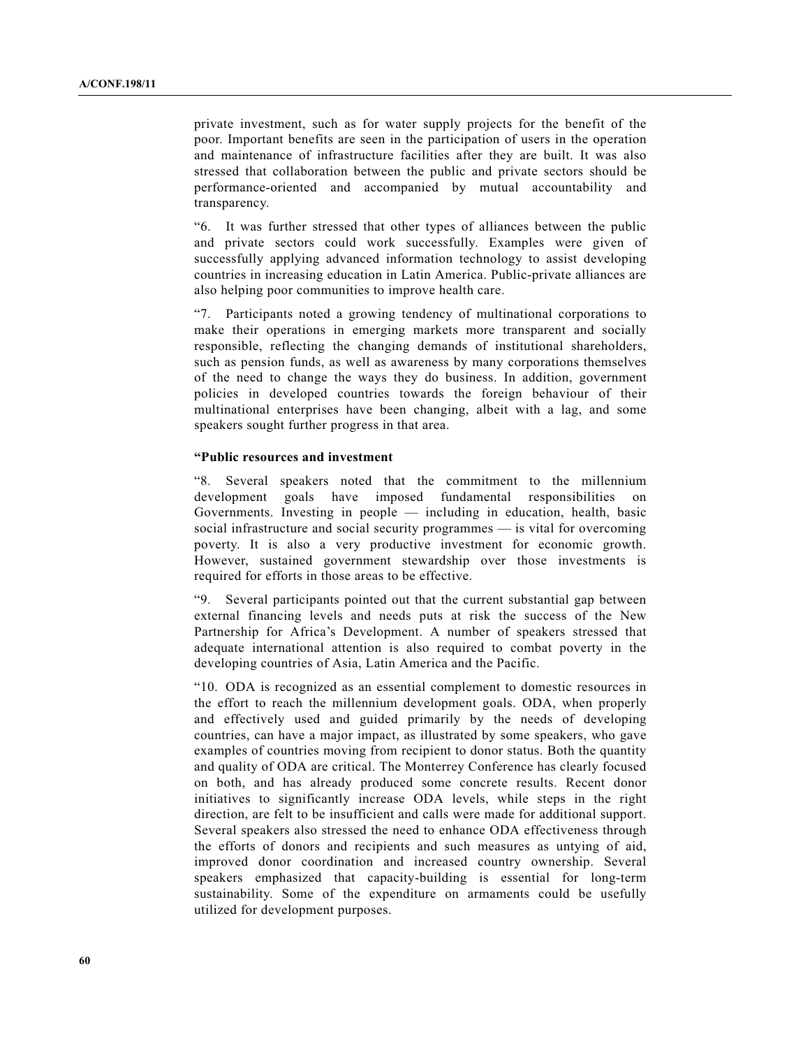private investment, such as for water supply projects for the benefit of the poor. Important benefits are seen in the participation of users in the operation and maintenance of infrastructure facilities after they are built. It was also stressed that collaboration between the public and private sectors should be performance-oriented and accompanied by mutual accountability and transparency.

“6. It was further stressed that other types of alliances between the public and private sectors could work successfully. Examples were given of successfully applying advanced information technology to assist developing countries in increasing education in Latin America. Public-private alliances are also helping poor communities to improve health care.

“7. Participants noted a growing tendency of multinational corporations to make their operations in emerging markets more transparent and socially responsible, reflecting the changing demands of institutional shareholders, such as pension funds, as well as awareness by many corporations themselves of the need to change the ways they do business. In addition, government policies in developed countries towards the foreign behaviour of their multinational enterprises have been changing, albeit with a lag, and some speakers sought further progress in that area.

**“Public resources and investment**

“8. Several speakers noted that the commitment to the millennium development goals have imposed fundamental responsibilities on Governments. Investing in people — including in education, health, basic social infrastructure and social security programmes — is vital for overcoming poverty. It is also a very productive investment for economic growth. However, sustained government stewardship over those investments is required for efforts in those areas to be effective.

“9. Several participants pointed out that the current substantial gap between external financing levels and needs puts at risk the success of the New Partnership for Africa’s Development. A number of speakers stressed that adequate international attention is also required to combat poverty in the developing countries of Asia, Latin America and the Pacific.

“10. ODA is recognized as an essential complement to domestic resources in the effort to reach the millennium development goals. ODA, when properly and effectively used and guided primarily by the needs of developing countries, can have a major impact, as illustrated by some speakers, who gave examples of countries moving from recipient to donor status. Both the quantity and quality of ODA are critical. The Monterrey Conference has clearly focused on both, and has already produced some concrete results. Recent donor initiatives to significantly increase ODA levels, while steps in the right direction, are felt to be insufficient and calls were made for additional support. Several speakers also stressed the need to enhance ODA effectiveness through the efforts of donors and recipients and such measures as untying of aid, improved donor coordination and increased country ownership. Several speakers emphasized that capacity-building is essential for long-term sustainability. Some of the expenditure on armaments could be usefully utilized for development purposes.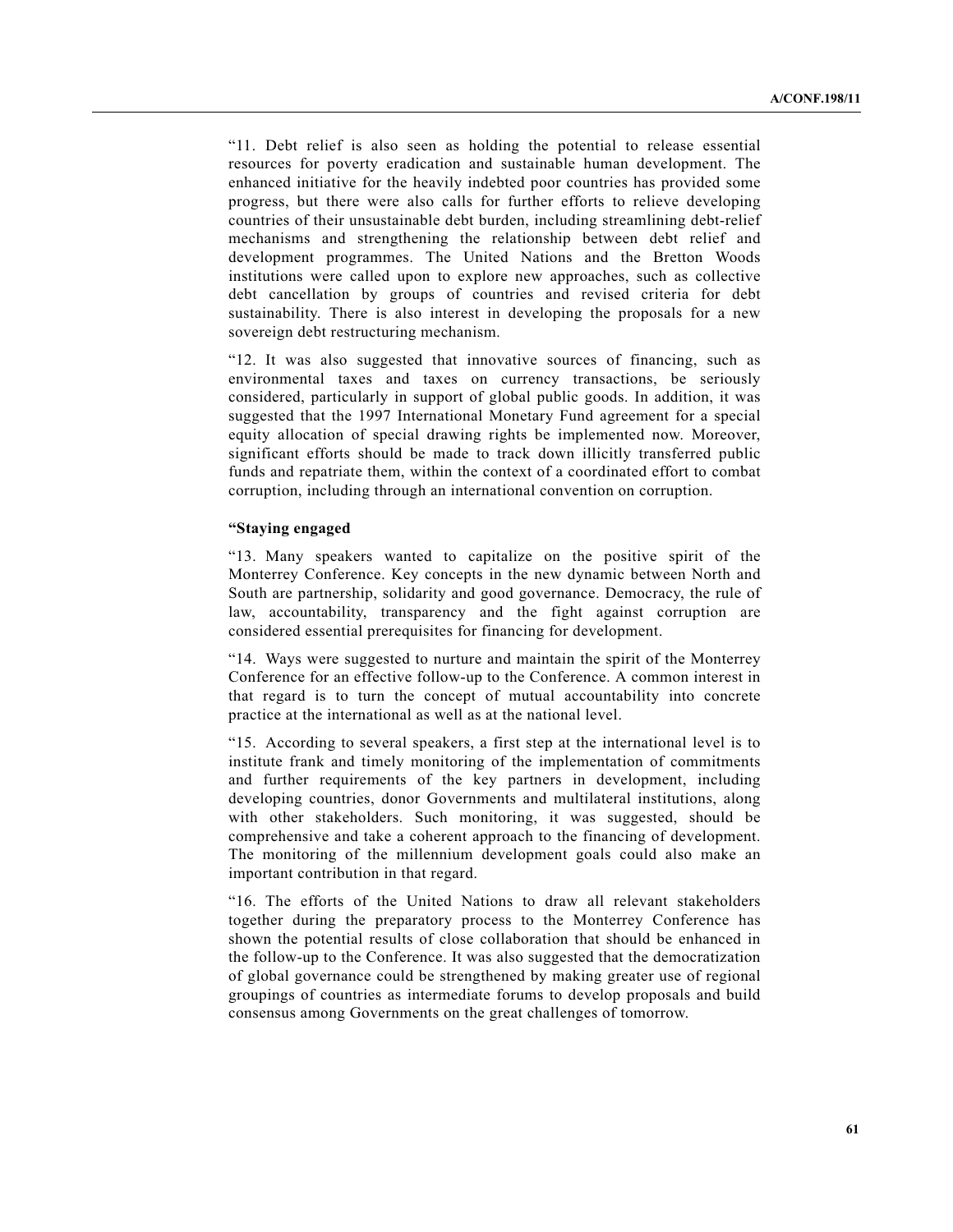“11. Debt relief is also seen as holding the potential to release essential resources for poverty eradication and sustainable human development. The enhanced initiative for the heavily indebted poor countries has provided some progress, but there were also calls for further efforts to relieve developing countries of their unsustainable debt burden, including streamlining debt-relief mechanisms and strengthening the relationship between debt relief and development programmes. The United Nations and the Bretton Woods institutions were called upon to explore new approaches, such as collective debt cancellation by groups of countries and revised criteria for debt sustainability. There is also interest in developing the proposals for a new sovereign debt restructuring mechanism.

“12. It was also suggested that innovative sources of financing, such as environmental taxes and taxes on currency transactions, be seriously considered, particularly in support of global public goods. In addition, it was suggested that the 1997 International Monetary Fund agreement for a special equity allocation of special drawing rights be implemented now. Moreover, significant efforts should be made to track down illicitly transferred public funds and repatriate them, within the context of a coordinated effort to combat corruption, including through an international convention on corruption.

**“Staying engaged**

“13. Many speakers wanted to capitalize on the positive spirit of the Monterrey Conference. Key concepts in the new dynamic between North and South are partnership, solidarity and good governance. Democracy, the rule of law, accountability, transparency and the fight against corruption are considered essential prerequisites for financing for development.

“14. Ways were suggested to nurture and maintain the spirit of the Monterrey Conference for an effective follow-up to the Conference. A common interest in that regard is to turn the concept of mutual accountability into concrete practice at the international as well as at the national level.

“15. According to several speakers, a first step at the international level is to institute frank and timely monitoring of the implementation of commitments and further requirements of the key partners in development, including developing countries, donor Governments and multilateral institutions, along with other stakeholders. Such monitoring, it was suggested, should be comprehensive and take a coherent approach to the financing of development. The monitoring of the millennium development goals could also make an important contribution in that regard.

“16. The efforts of the United Nations to draw all relevant stakeholders together during the preparatory process to the Monterrey Conference has shown the potential results of close collaboration that should be enhanced in the follow-up to the Conference. It was also suggested that the democratization of global governance could be strengthened by making greater use of regional groupings of countries as intermediate forums to develop proposals and build consensus among Governments on the great challenges of tomorrow.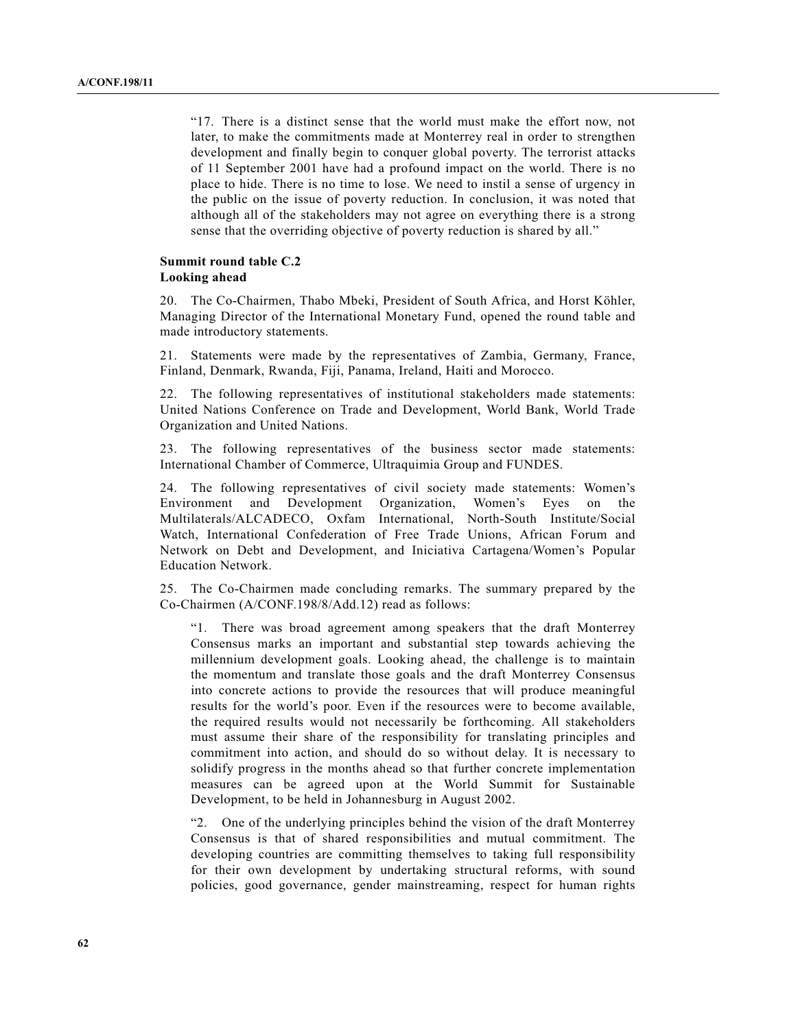"17. There is a distinct sense that the world must make the effort now, not later, to make the commitments made at Monterrey real in order to strengthen development and finally begin to conquer global poverty. The terrorist attacks of 11 September 2001 have had a profound impact on the world. There is no place to hide. There is no time to lose. We need to instil a sense of urgency in the public on the issue of poverty reduction. In conclusion, it was noted that although all of the stakeholders may not agree on everything there is a strong sense that the overriding objective of poverty reduction is shared by all."

**Summit round table C.2**
**Looking ahead**

20. The Co-Chairmen, Thabo Mbeki, President of South Africa, and Horst Köhler, Managing Director of the International Monetary Fund, opened the round table and made introductory statements.

21. Statements were made by the representatives of Zambia, Germany, France, Finland, Denmark, Rwanda, Fiji, Panama, Ireland, Haiti and Morocco.

22. The following representatives of institutional stakeholders made statements: United Nations Conference on Trade and Development, World Bank, World Trade Organization and United Nations.

23. The following representatives of the business sector made statements: International Chamber of Commerce, Ultraquimia Group and FUNDES.

24. The following representatives of civil society made statements: Women's Environment and Development Organization, Women's Eyes on the Multilaterals/ALCADECO, Oxfam International, North-South Institute/Social Watch, International Confederation of Free Trade Unions, African Forum and Network on Debt and Development, and Iniciativa Cartagena/Women's Popular Education Network.

25. The Co-Chairmen made concluding remarks. The summary prepared by the Co-Chairmen (A/CONF.198/8/Add.12) read as follows:

"1. There was broad agreement among speakers that the draft Monterrey Consensus marks an important and substantial step towards achieving the millennium development goals. Looking ahead, the challenge is to maintain the momentum and translate those goals and the draft Monterrey Consensus into concrete actions to provide the resources that will produce meaningful results for the world's poor. Even if the resources were to become available, the required results would not necessarily be forthcoming. All stakeholders must assume their share of the responsibility for translating principles and commitment into action, and should do so without delay. It is necessary to solidify progress in the months ahead so that further concrete implementation measures can be agreed upon at the World Summit for Sustainable Development, to be held in Johannesburg in August 2002.

"2. One of the underlying principles behind the vision of the draft Monterrey Consensus is that of shared responsibilities and mutual commitment. The developing countries are committing themselves to taking full responsibility for their own development by undertaking structural reforms, with sound policies, good governance, gender mainstreaming, respect for human rights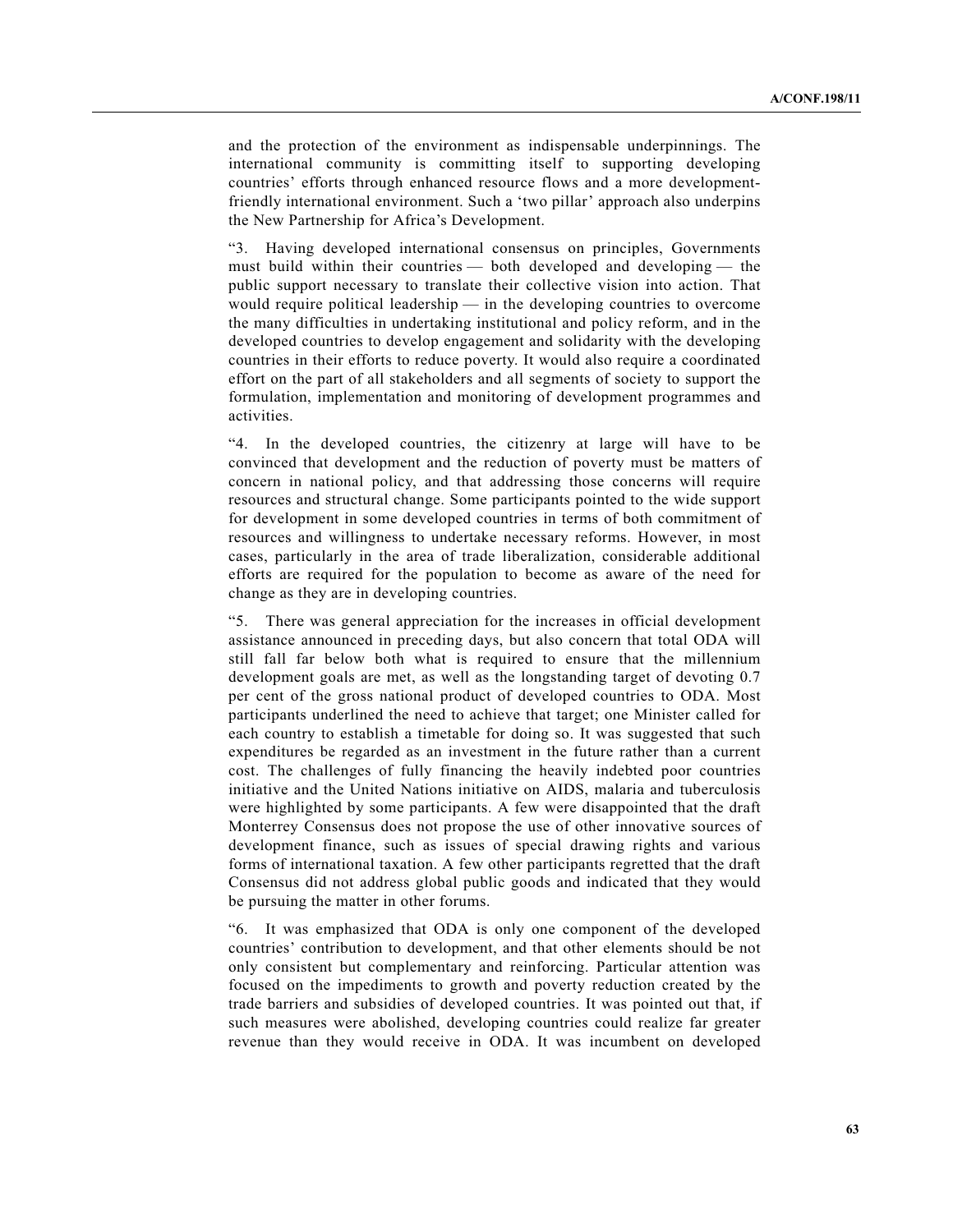and the protection of the environment as indispensable underpinnings. The international community is committing itself to supporting developing countries' efforts through enhanced resource flows and a more development-friendly international environment. Such a 'two pillar' approach also underpins the New Partnership for Africa's Development.

"3. Having developed international consensus on principles, Governments must build within their countries — both developed and developing — the public support necessary to translate their collective vision into action. That would require political leadership — in the developing countries to overcome the many difficulties in undertaking institutional and policy reform, and in the developed countries to develop engagement and solidarity with the developing countries in their efforts to reduce poverty. It would also require a coordinated effort on the part of all stakeholders and all segments of society to support the formulation, implementation and monitoring of development programmes and activities.

"4. In the developed countries, the citizenry at large will have to be convinced that development and the reduction of poverty must be matters of concern in national policy, and that addressing those concerns will require resources and structural change. Some participants pointed to the wide support for development in some developed countries in terms of both commitment of resources and willingness to undertake necessary reforms. However, in most cases, particularly in the area of trade liberalization, considerable additional efforts are required for the population to become as aware of the need for change as they are in developing countries.

"5. There was general appreciation for the increases in official development assistance announced in preceding days, but also concern that total ODA will still fall far below both what is required to ensure that the millennium development goals are met, as well as the longstanding target of devoting 0.7 per cent of the gross national product of developed countries to ODA. Most participants underlined the need to achieve that target; one Minister called for each country to establish a timetable for doing so. It was suggested that such expenditures be regarded as an investment in the future rather than a current cost. The challenges of fully financing the heavily indebted poor countries initiative and the United Nations initiative on AIDS, malaria and tuberculosis were highlighted by some participants. A few were disappointed that the draft Monterrey Consensus does not propose the use of other innovative sources of development finance, such as issues of special drawing rights and various forms of international taxation. A few other participants regretted that the draft Consensus did not address global public goods and indicated that they would be pursuing the matter in other forums.

"6. It was emphasized that ODA is only one component of the developed countries' contribution to development, and that other elements should be not only consistent but complementary and reinforcing. Particular attention was focused on the impediments to growth and poverty reduction created by the trade barriers and subsidies of developed countries. It was pointed out that, if such measures were abolished, developing countries could realize far greater revenue than they would receive in ODA. It was incumbent on developed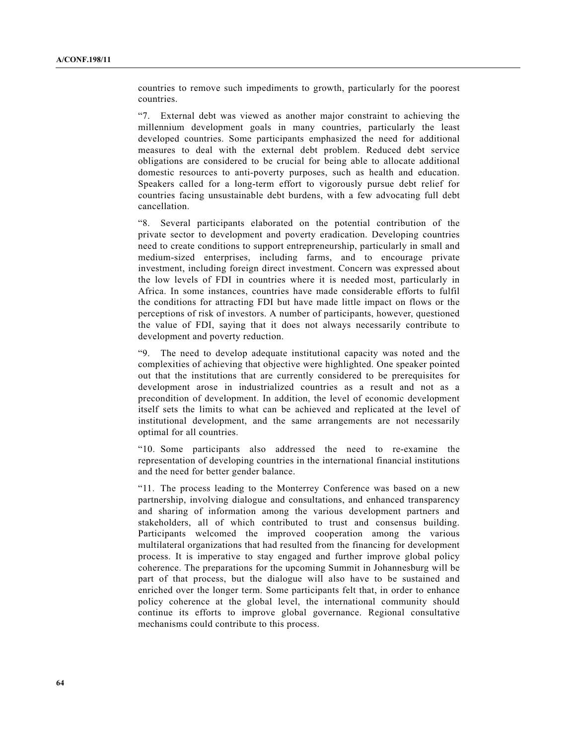countries to remove such impediments to growth, particularly for the poorest countries.

“7. External debt was viewed as another major constraint to achieving the millennium development goals in many countries, particularly the least developed countries. Some participants emphasized the need for additional measures to deal with the external debt problem. Reduced debt service obligations are considered to be crucial for being able to allocate additional domestic resources to anti-poverty purposes, such as health and education. Speakers called for a long-term effort to vigorously pursue debt relief for countries facing unsustainable debt burdens, with a few advocating full debt cancellation.

“8. Several participants elaborated on the potential contribution of the private sector to development and poverty eradication. Developing countries need to create conditions to support entrepreneurship, particularly in small and medium-sized enterprises, including farms, and to encourage private investment, including foreign direct investment. Concern was expressed about the low levels of FDI in countries where it is needed most, particularly in Africa. In some instances, countries have made considerable efforts to fulfil the conditions for attracting FDI but have made little impact on flows or the perceptions of risk of investors. A number of participants, however, questioned the value of FDI, saying that it does not always necessarily contribute to development and poverty reduction.

“9. The need to develop adequate institutional capacity was noted and the complexities of achieving that objective were highlighted. One speaker pointed out that the institutions that are currently considered to be prerequisites for development arose in industrialized countries as a result and not as a precondition of development. In addition, the level of economic development itself sets the limits to what can be achieved and replicated at the level of institutional development, and the same arrangements are not necessarily optimal for all countries.

“10. Some participants also addressed the need to re-examine the representation of developing countries in the international financial institutions and the need for better gender balance.

“11. The process leading to the Monterrey Conference was based on a new partnership, involving dialogue and consultations, and enhanced transparency and sharing of information among the various development partners and stakeholders, all of which contributed to trust and consensus building. Participants welcomed the improved cooperation among the various multilateral organizations that had resulted from the financing for development process. It is imperative to stay engaged and further improve global policy coherence. The preparations for the upcoming Summit in Johannesburg will be part of that process, but the dialogue will also have to be sustained and enriched over the longer term. Some participants felt that, in order to enhance policy coherence at the global level, the international community should continue its efforts to improve global governance. Regional consultative mechanisms could contribute to this process.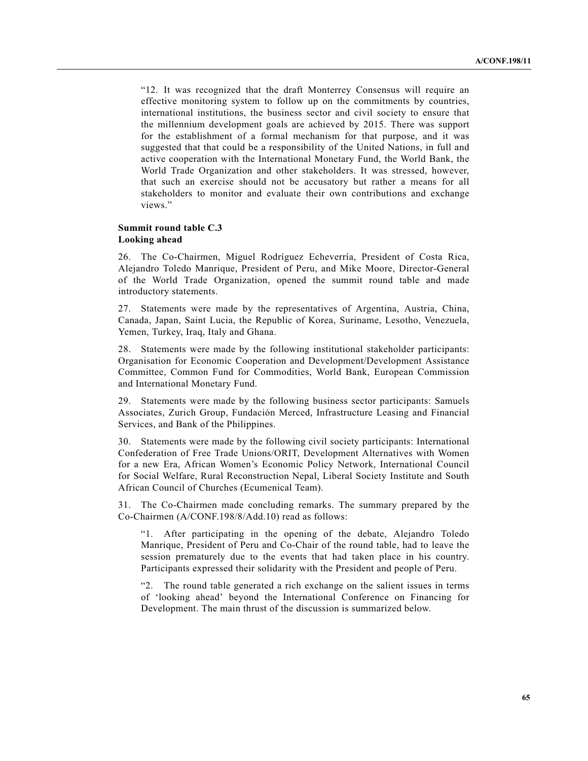> "12. It was recognized that the draft Monterrey Consensus will require an effective monitoring system to follow up on the commitments by countries, international institutions, the business sector and civil society to ensure that the millennium development goals are achieved by 2015. There was support for the establishment of a formal mechanism for that purpose, and it was suggested that that could be a responsibility of the United Nations, in full and active cooperation with the International Monetary Fund, the World Bank, the World Trade Organization and other stakeholders. It was stressed, however, that such an exercise should not be accusatory but rather a means for all stakeholders to monitor and evaluate their own contributions and exchange views."

**Summit round table C.3**
**Looking ahead**

26. The Co-Chairmen, Miguel Rodríguez Echeverría, President of Costa Rica, Alejandro Toledo Manrique, President of Peru, and Mike Moore, Director-General of the World Trade Organization, opened the summit round table and made introductory statements.

27. Statements were made by the representatives of Argentina, Austria, China, Canada, Japan, Saint Lucia, the Republic of Korea, Suriname, Lesotho, Venezuela, Yemen, Turkey, Iraq, Italy and Ghana.

28. Statements were made by the following institutional stakeholder participants: Organisation for Economic Cooperation and Development/Development Assistance Committee, Common Fund for Commodities, World Bank, European Commission and International Monetary Fund.

29. Statements were made by the following business sector participants: Samuels Associates, Zurich Group, Fundación Merced, Infrastructure Leasing and Financial Services, and Bank of the Philippines.

30. Statements were made by the following civil society participants: International Confederation of Free Trade Unions/ORIT, Development Alternatives with Women for a new Era, African Women's Economic Policy Network, International Council for Social Welfare, Rural Reconstruction Nepal, Liberal Society Institute and South African Council of Churches (Ecumenical Team).

31. The Co-Chairmen made concluding remarks. The summary prepared by the Co-Chairmen (A/CONF.198/8/Add.10) read as follows:

> "1. After participating in the opening of the debate, Alejandro Toledo Manrique, President of Peru and Co-Chair of the round table, had to leave the session prematurely due to the events that had taken place in his country. Participants expressed their solidarity with the President and people of Peru.
>
> "2. The round table generated a rich exchange on the salient issues in terms of 'looking ahead' beyond the International Conference on Financing for Development. The main thrust of the discussion is summarized below.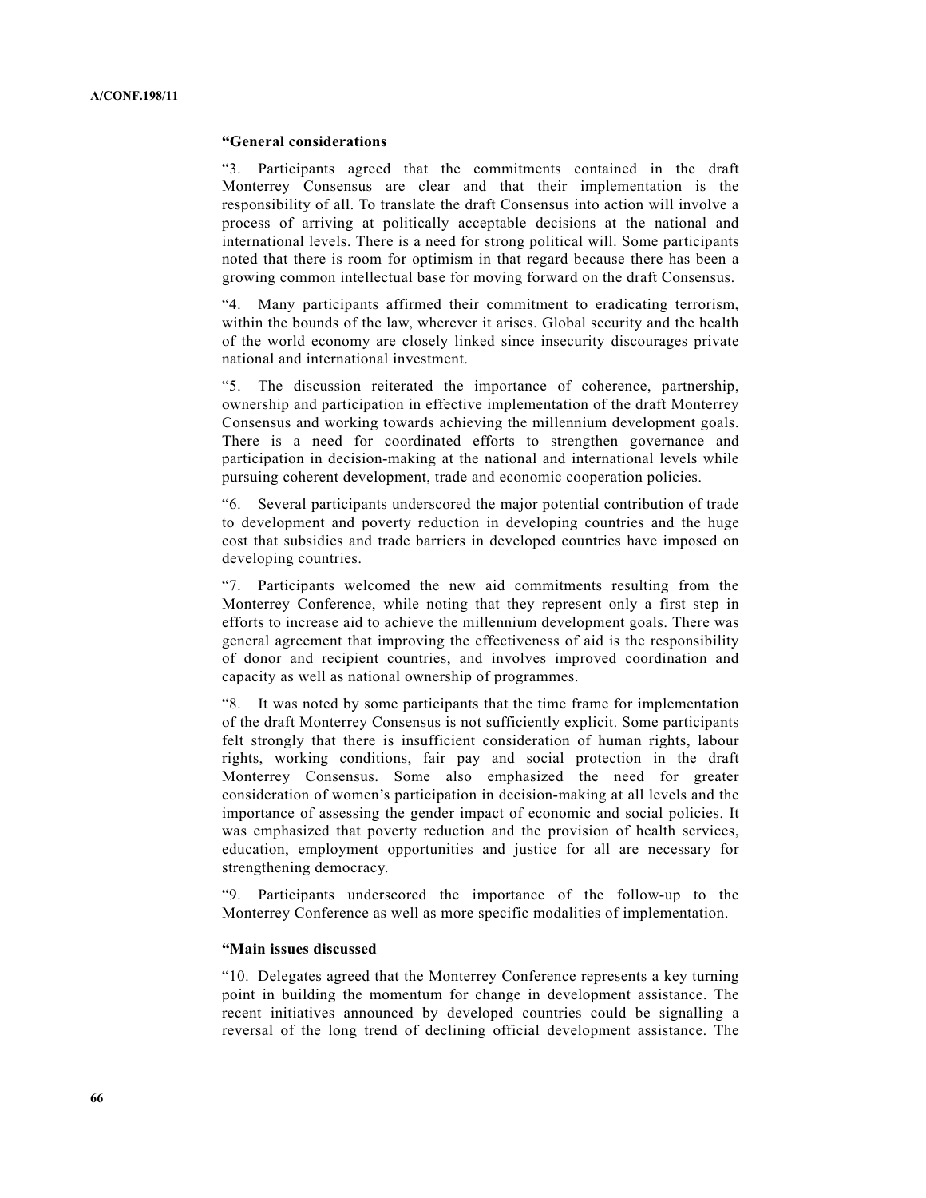**“General considerations**

“3. Participants agreed that the commitments contained in the draft Monterrey Consensus are clear and that their implementation is the responsibility of all. To translate the draft Consensus into action will involve a process of arriving at politically acceptable decisions at the national and international levels. There is a need for strong political will. Some participants noted that there is room for optimism in that regard because there has been a growing common intellectual base for moving forward on the draft Consensus.

“4. Many participants affirmed their commitment to eradicating terrorism, within the bounds of the law, wherever it arises. Global security and the health of the world economy are closely linked since insecurity discourages private national and international investment.

“5. The discussion reiterated the importance of coherence, partnership, ownership and participation in effective implementation of the draft Monterrey Consensus and working towards achieving the millennium development goals. There is a need for coordinated efforts to strengthen governance and participation in decision-making at the national and international levels while pursuing coherent development, trade and economic cooperation policies.

“6. Several participants underscored the major potential contribution of trade to development and poverty reduction in developing countries and the huge cost that subsidies and trade barriers in developed countries have imposed on developing countries.

“7. Participants welcomed the new aid commitments resulting from the Monterrey Conference, while noting that they represent only a first step in efforts to increase aid to achieve the millennium development goals. There was general agreement that improving the effectiveness of aid is the responsibility of donor and recipient countries, and involves improved coordination and capacity as well as national ownership of programmes.

“8. It was noted by some participants that the time frame for implementation of the draft Monterrey Consensus is not sufficiently explicit. Some participants felt strongly that there is insufficient consideration of human rights, labour rights, working conditions, fair pay and social protection in the draft Monterrey Consensus. Some also emphasized the need for greater consideration of women’s participation in decision-making at all levels and the importance of assessing the gender impact of economic and social policies. It was emphasized that poverty reduction and the provision of health services, education, employment opportunities and justice for all are necessary for strengthening democracy.

“9. Participants underscored the importance of the follow-up to the Monterrey Conference as well as more specific modalities of implementation.

**“Main issues discussed**

“10. Delegates agreed that the Monterrey Conference represents a key turning point in building the momentum for change in development assistance. The recent initiatives announced by developed countries could be signalling a reversal of the long trend of declining official development assistance. The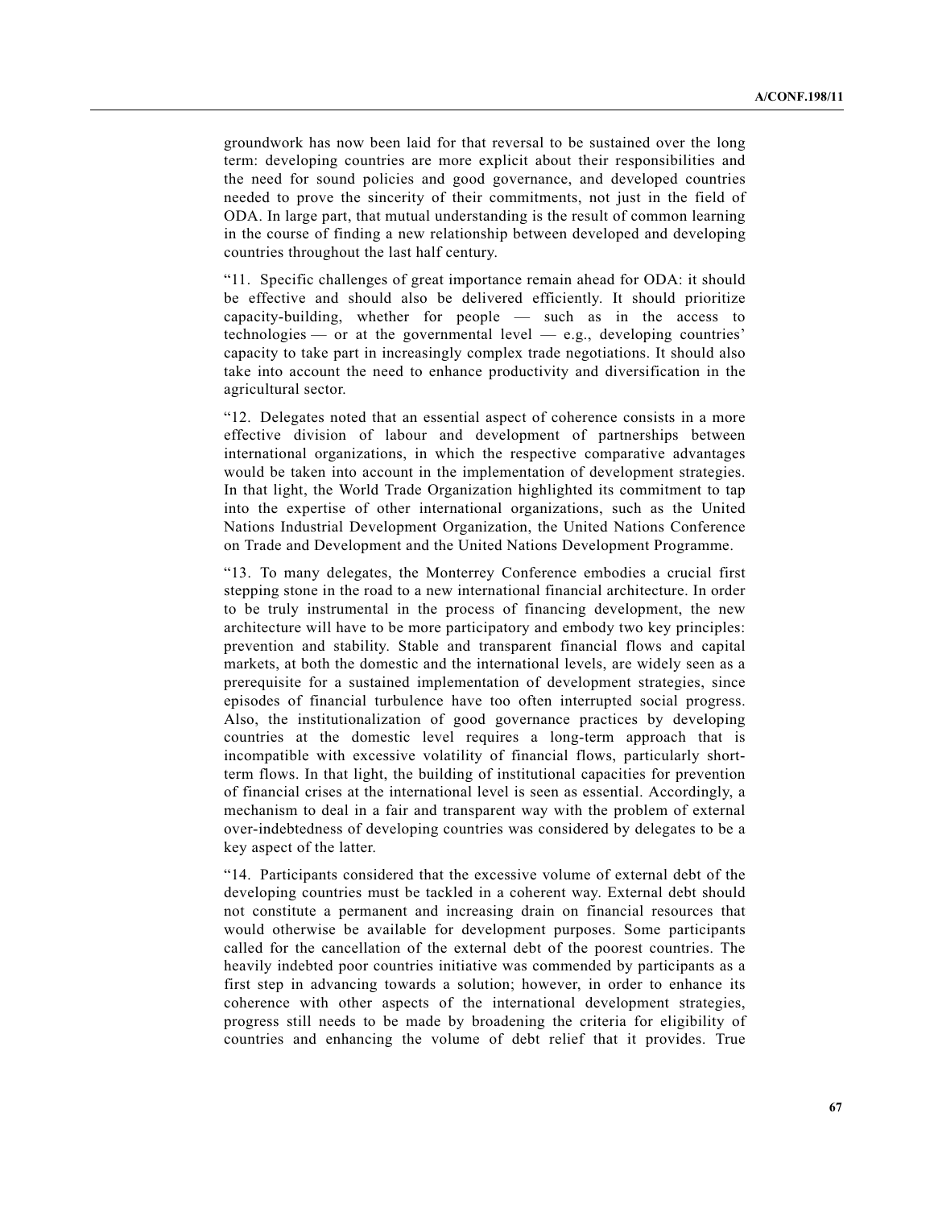groundwork has now been laid for that reversal to be sustained over the long term: developing countries are more explicit about their responsibilities and the need for sound policies and good governance, and developed countries needed to prove the sincerity of their commitments, not just in the field of ODA. In large part, that mutual understanding is the result of common learning in the course of finding a new relationship between developed and developing countries throughout the last half century.

"11. Specific challenges of great importance remain ahead for ODA: it should be effective and should also be delivered efficiently. It should prioritize capacity-building, whether for people — such as in the access to technologies — or at the governmental level — e.g., developing countries' capacity to take part in increasingly complex trade negotiations. It should also take into account the need to enhance productivity and diversification in the agricultural sector.

"12. Delegates noted that an essential aspect of coherence consists in a more effective division of labour and development of partnerships between international organizations, in which the respective comparative advantages would be taken into account in the implementation of development strategies. In that light, the World Trade Organization highlighted its commitment to tap into the expertise of other international organizations, such as the United Nations Industrial Development Organization, the United Nations Conference on Trade and Development and the United Nations Development Programme.

"13. To many delegates, the Monterrey Conference embodies a crucial first stepping stone in the road to a new international financial architecture. In order to be truly instrumental in the process of financing development, the new architecture will have to be more participatory and embody two key principles: prevention and stability. Stable and transparent financial flows and capital markets, at both the domestic and the international levels, are widely seen as a prerequisite for a sustained implementation of development strategies, since episodes of financial turbulence have too often interrupted social progress. Also, the institutionalization of good governance practices by developing countries at the domestic level requires a long-term approach that is incompatible with excessive volatility of financial flows, particularly short-term flows. In that light, the building of institutional capacities for prevention of financial crises at the international level is seen as essential. Accordingly, a mechanism to deal in a fair and transparent way with the problem of external over-indebtedness of developing countries was considered by delegates to be a key aspect of the latter.

"14. Participants considered that the excessive volume of external debt of the developing countries must be tackled in a coherent way. External debt should not constitute a permanent and increasing drain on financial resources that would otherwise be available for development purposes. Some participants called for the cancellation of the external debt of the poorest countries. The heavily indebted poor countries initiative was commended by participants as a first step in advancing towards a solution; however, in order to enhance its coherence with other aspects of the international development strategies, progress still needs to be made by broadening the criteria for eligibility of countries and enhancing the volume of debt relief that it provides. True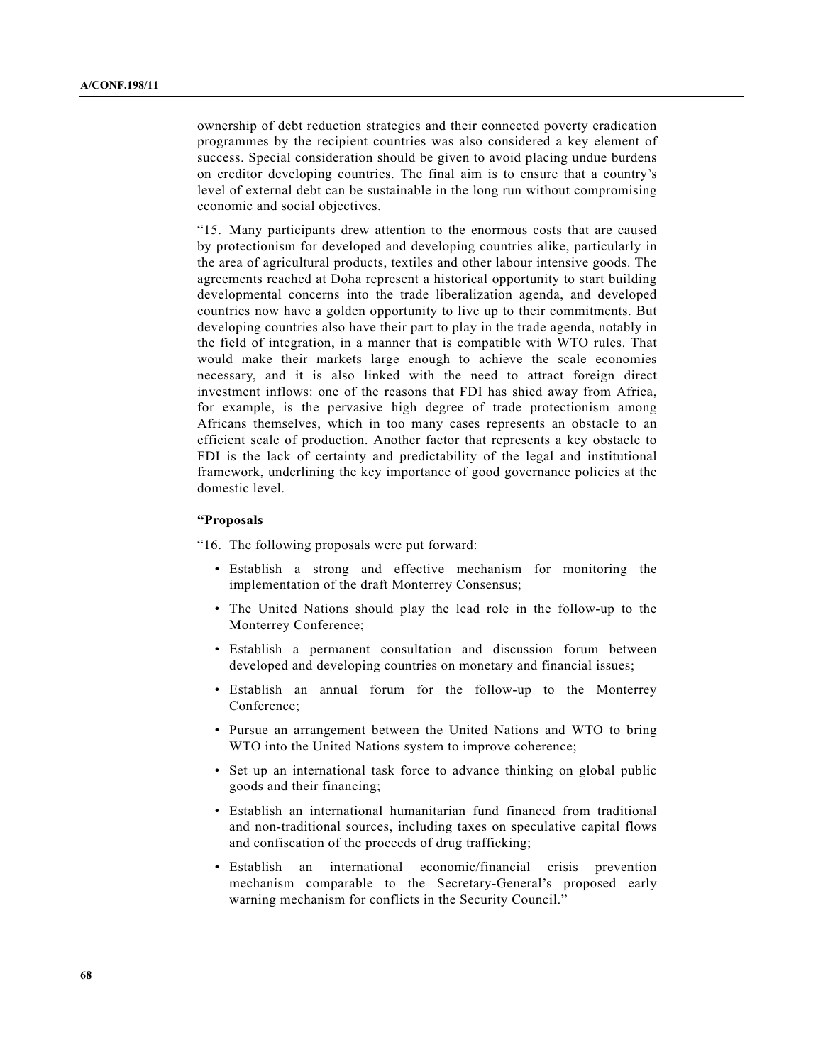ownership of debt reduction strategies and their connected poverty eradication programmes by the recipient countries was also considered a key element of success. Special consideration should be given to avoid placing undue burdens on creditor developing countries. The final aim is to ensure that a country's level of external debt can be sustainable in the long run without compromising economic and social objectives.

"15. Many participants drew attention to the enormous costs that are caused by protectionism for developed and developing countries alike, particularly in the area of agricultural products, textiles and other labour intensive goods. The agreements reached at Doha represent a historical opportunity to start building developmental concerns into the trade liberalization agenda, and developed countries now have a golden opportunity to live up to their commitments. But developing countries also have their part to play in the trade agenda, notably in the field of integration, in a manner that is compatible with WTO rules. That would make their markets large enough to achieve the scale economies necessary, and it is also linked with the need to attract foreign direct investment inflows: one of the reasons that FDI has shied away from Africa, for example, is the pervasive high degree of trade protectionism among Africans themselves, which in too many cases represents an obstacle to an efficient scale of production. Another factor that represents a key obstacle to FDI is the lack of certainty and predictability of the legal and institutional framework, underlining the key importance of good governance policies at the domestic level.

**"Proposals**

"16. The following proposals were put forward:

- Establish a strong and effective mechanism for monitoring the implementation of the draft Monterrey Consensus;
- The United Nations should play the lead role in the follow-up to the Monterrey Conference;
- Establish a permanent consultation and discussion forum between developed and developing countries on monetary and financial issues;
- Establish an annual forum for the follow-up to the Monterrey Conference;
- Pursue an arrangement between the United Nations and WTO to bring WTO into the United Nations system to improve coherence;
- Set up an international task force to advance thinking on global public goods and their financing;
- Establish an international humanitarian fund financed from traditional and non-traditional sources, including taxes on speculative capital flows and confiscation of the proceeds of drug trafficking;
- Establish an international economic/financial crisis prevention mechanism comparable to the Secretary-General's proposed early warning mechanism for conflicts in the Security Council."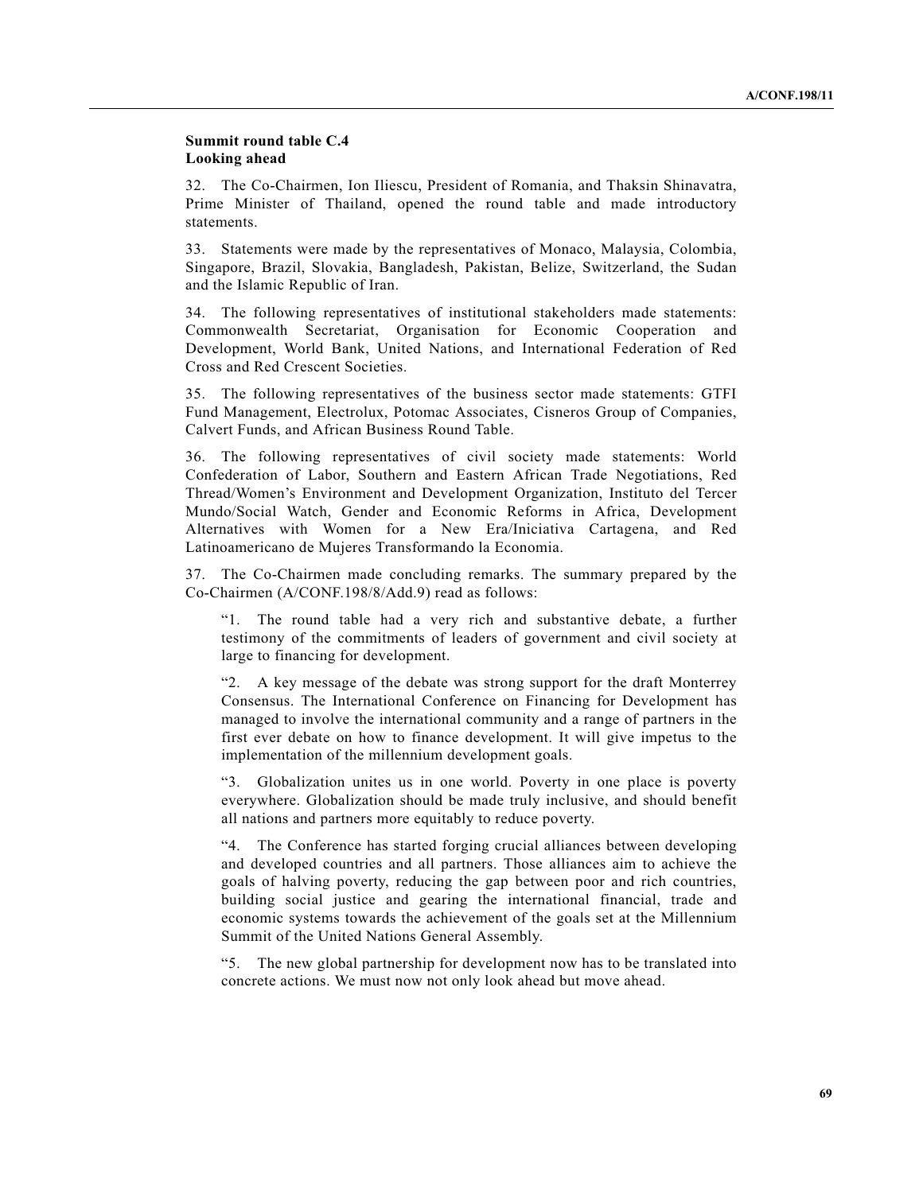**Summit round table C.4**
**Looking ahead**

32. The Co-Chairmen, Ion Iliescu, President of Romania, and Thaksin Shinavatra, Prime Minister of Thailand, opened the round table and made introductory statements.

33. Statements were made by the representatives of Monaco, Malaysia, Colombia, Singapore, Brazil, Slovakia, Bangladesh, Pakistan, Belize, Switzerland, the Sudan and the Islamic Republic of Iran.

34. The following representatives of institutional stakeholders made statements: Commonwealth Secretariat, Organisation for Economic Cooperation and Development, World Bank, United Nations, and International Federation of Red Cross and Red Crescent Societies.

35. The following representatives of the business sector made statements: GTFI Fund Management, Electrolux, Potomac Associates, Cisneros Group of Companies, Calvert Funds, and African Business Round Table.

36. The following representatives of civil society made statements: World Confederation of Labor, Southern and Eastern African Trade Negotiations, Red Thread/Women's Environment and Development Organization, Instituto del Tercer Mundo/Social Watch, Gender and Economic Reforms in Africa, Development Alternatives with Women for a New Era/Iniciativa Cartagena, and Red Latinoamericano de Mujeres Transformando la Economia.

37. The Co-Chairmen made concluding remarks. The summary prepared by the Co-Chairmen (A/CONF.198/8/Add.9) read as follows:

> "1. The round table had a very rich and substantive debate, a further testimony of the commitments of leaders of government and civil society at large to financing for development.
>
> "2. A key message of the debate was strong support for the draft Monterrey Consensus. The International Conference on Financing for Development has managed to involve the international community and a range of partners in the first ever debate on how to finance development. It will give impetus to the implementation of the millennium development goals.
>
> "3. Globalization unites us in one world. Poverty in one place is poverty everywhere. Globalization should be made truly inclusive, and should benefit all nations and partners more equitably to reduce poverty.
>
> "4. The Conference has started forging crucial alliances between developing and developed countries and all partners. Those alliances aim to achieve the goals of halving poverty, reducing the gap between poor and rich countries, building social justice and gearing the international financial, trade and economic systems towards the achievement of the goals set at the Millennium Summit of the United Nations General Assembly.
>
> "5. The new global partnership for development now has to be translated into concrete actions. We must now not only look ahead but move ahead.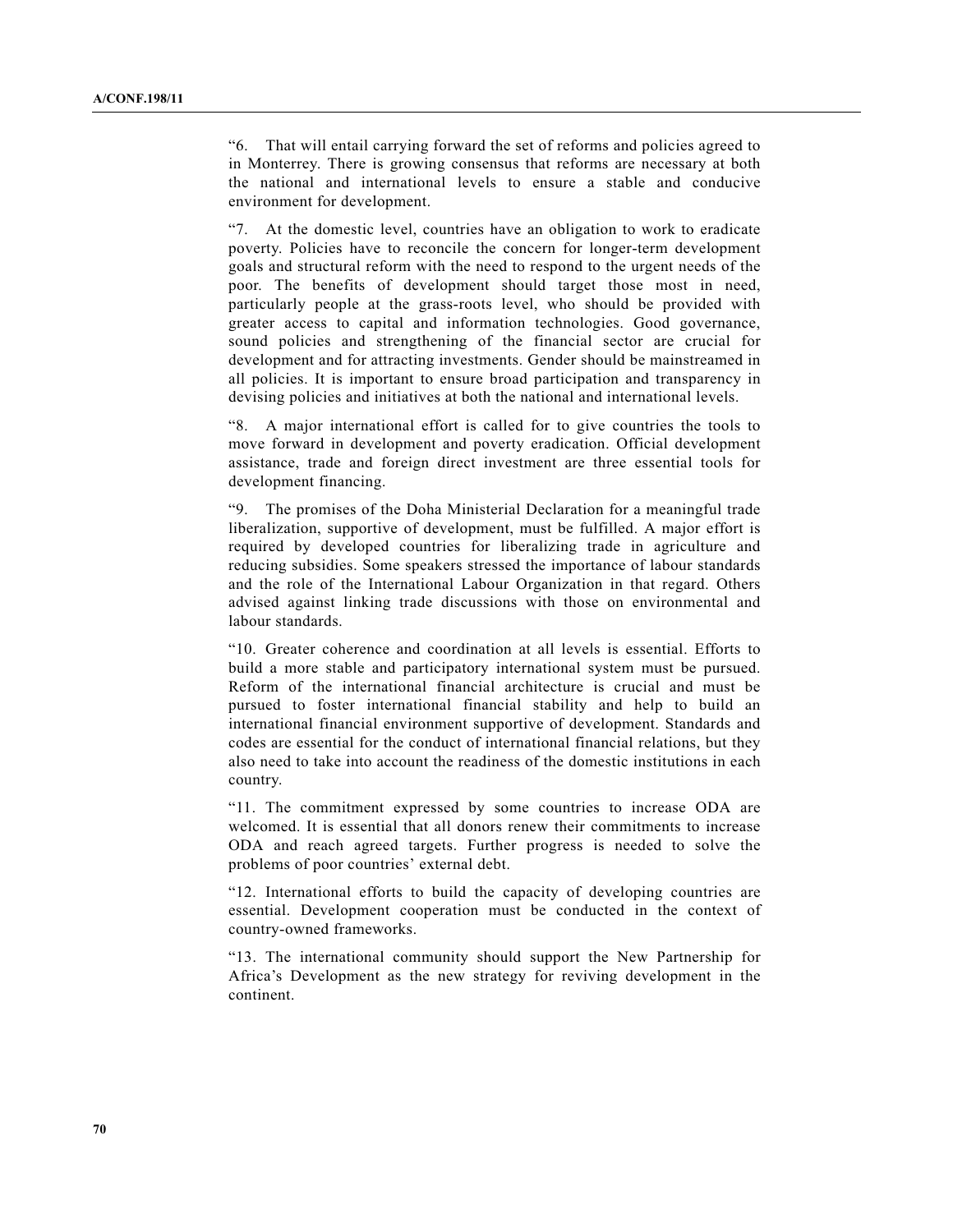"6. That will entail carrying forward the set of reforms and policies agreed to in Monterrey. There is growing consensus that reforms are necessary at both the national and international levels to ensure a stable and conducive environment for development.

"7. At the domestic level, countries have an obligation to work to eradicate poverty. Policies have to reconcile the concern for longer-term development goals and structural reform with the need to respond to the urgent needs of the poor. The benefits of development should target those most in need, particularly people at the grass-roots level, who should be provided with greater access to capital and information technologies. Good governance, sound policies and strengthening of the financial sector are crucial for development and for attracting investments. Gender should be mainstreamed in all policies. It is important to ensure broad participation and transparency in devising policies and initiatives at both the national and international levels.

"8. A major international effort is called for to give countries the tools to move forward in development and poverty eradication. Official development assistance, trade and foreign direct investment are three essential tools for development financing.

"9. The promises of the Doha Ministerial Declaration for a meaningful trade liberalization, supportive of development, must be fulfilled. A major effort is required by developed countries for liberalizing trade in agriculture and reducing subsidies. Some speakers stressed the importance of labour standards and the role of the International Labour Organization in that regard. Others advised against linking trade discussions with those on environmental and labour standards.

"10. Greater coherence and coordination at all levels is essential. Efforts to build a more stable and participatory international system must be pursued. Reform of the international financial architecture is crucial and must be pursued to foster international financial stability and help to build an international financial environment supportive of development. Standards and codes are essential for the conduct of international financial relations, but they also need to take into account the readiness of the domestic institutions in each country.

"11. The commitment expressed by some countries to increase ODA are welcomed. It is essential that all donors renew their commitments to increase ODA and reach agreed targets. Further progress is needed to solve the problems of poor countries' external debt.

"12. International efforts to build the capacity of developing countries are essential. Development cooperation must be conducted in the context of country-owned frameworks.

"13. The international community should support the New Partnership for Africa's Development as the new strategy for reviving development in the continent.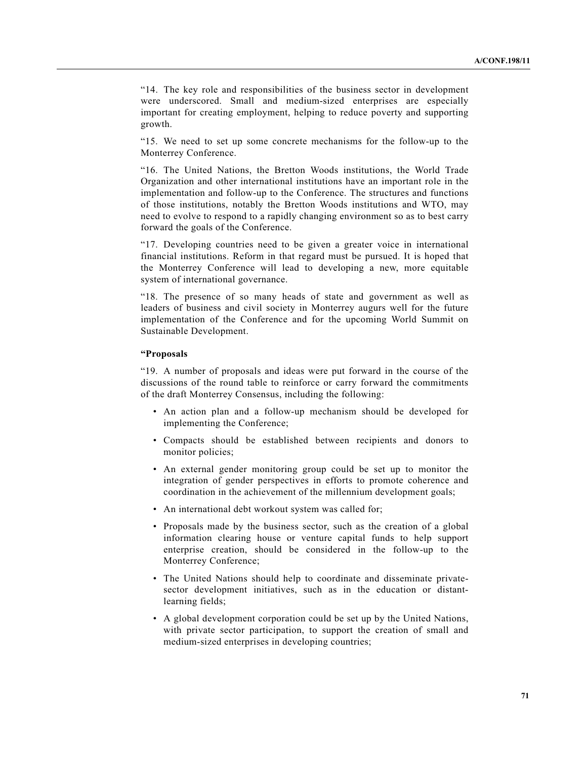“14. The key role and responsibilities of the business sector in development were underscored. Small and medium-sized enterprises are especially important for creating employment, helping to reduce poverty and supporting growth.

“15. We need to set up some concrete mechanisms for the follow-up to the Monterrey Conference.

“16. The United Nations, the Bretton Woods institutions, the World Trade Organization and other international institutions have an important role in the implementation and follow-up to the Conference. The structures and functions of those institutions, notably the Bretton Woods institutions and WTO, may need to evolve to respond to a rapidly changing environment so as to best carry forward the goals of the Conference.

“17. Developing countries need to be given a greater voice in international financial institutions. Reform in that regard must be pursued. It is hoped that the Monterrey Conference will lead to developing a new, more equitable system of international governance.

“18. The presence of so many heads of state and government as well as leaders of business and civil society in Monterrey augurs well for the future implementation of the Conference and for the upcoming World Summit on Sustainable Development.

**“Proposals**

“19. A number of proposals and ideas were put forward in the course of the discussions of the round table to reinforce or carry forward the commitments of the draft Monterrey Consensus, including the following:

- An action plan and a follow-up mechanism should be developed for implementing the Conference;
- Compacts should be established between recipients and donors to monitor policies;
- An external gender monitoring group could be set up to monitor the integration of gender perspectives in efforts to promote coherence and coordination in the achievement of the millennium development goals;
- An international debt workout system was called for;
- Proposals made by the business sector, such as the creation of a global information clearing house or venture capital funds to help support enterprise creation, should be considered in the follow-up to the Monterrey Conference;
- The United Nations should help to coordinate and disseminate private-sector development initiatives, such as in the education or distant-learning fields;
- A global development corporation could be set up by the United Nations, with private sector participation, to support the creation of small and medium-sized enterprises in developing countries;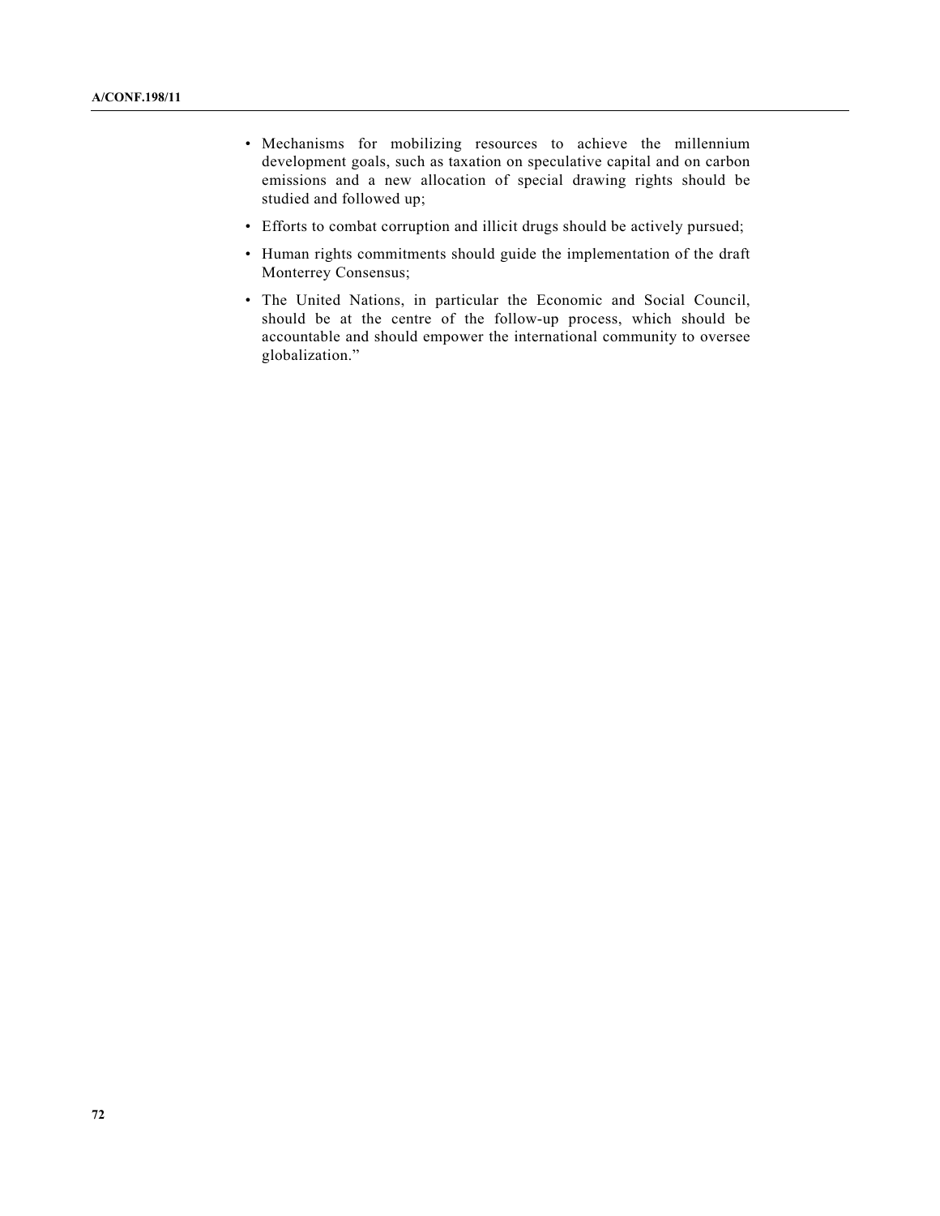- Mechanisms for mobilizing resources to achieve the millennium development goals, such as taxation on speculative capital and on carbon emissions and a new allocation of special drawing rights should be studied and followed up;
- Efforts to combat corruption and illicit drugs should be actively pursued;
- Human rights commitments should guide the implementation of the draft Monterrey Consensus;
- The United Nations, in particular the Economic and Social Council, should be at the centre of the follow-up process, which should be accountable and should empower the international community to oversee globalization."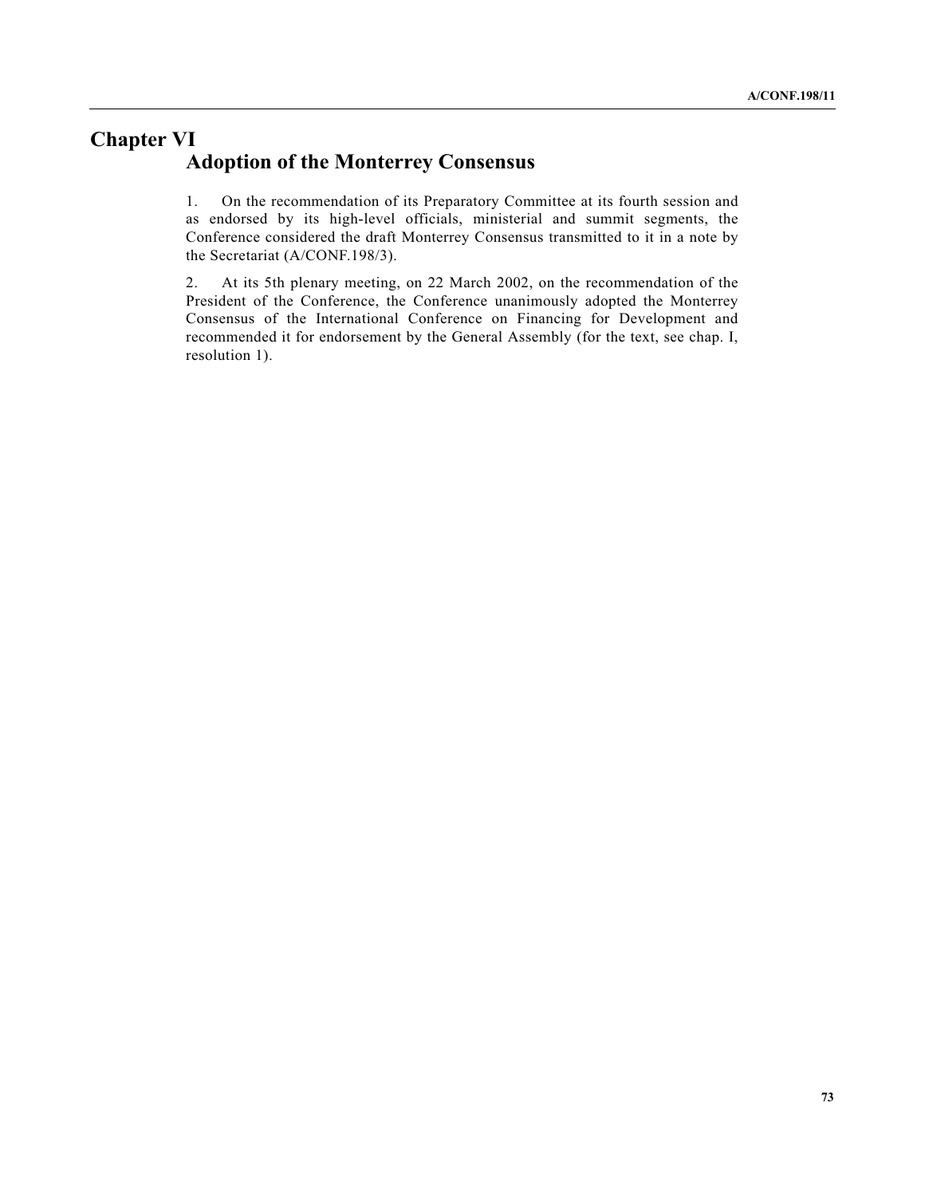# Chapter VI
## Adoption of the Monterrey Consensus

1. On the recommendation of its Preparatory Committee at its fourth session and as endorsed by its high-level officials, ministerial and summit segments, the Conference considered the draft Monterrey Consensus transmitted to it in a note by the Secretariat (A/CONF.198/3).

2. At its 5th plenary meeting, on 22 March 2002, on the recommendation of the President of the Conference, the Conference unanimously adopted the Monterrey Consensus of the International Conference on Financing for Development and recommended it for endorsement by the General Assembly (for the text, see chap. I, resolution 1).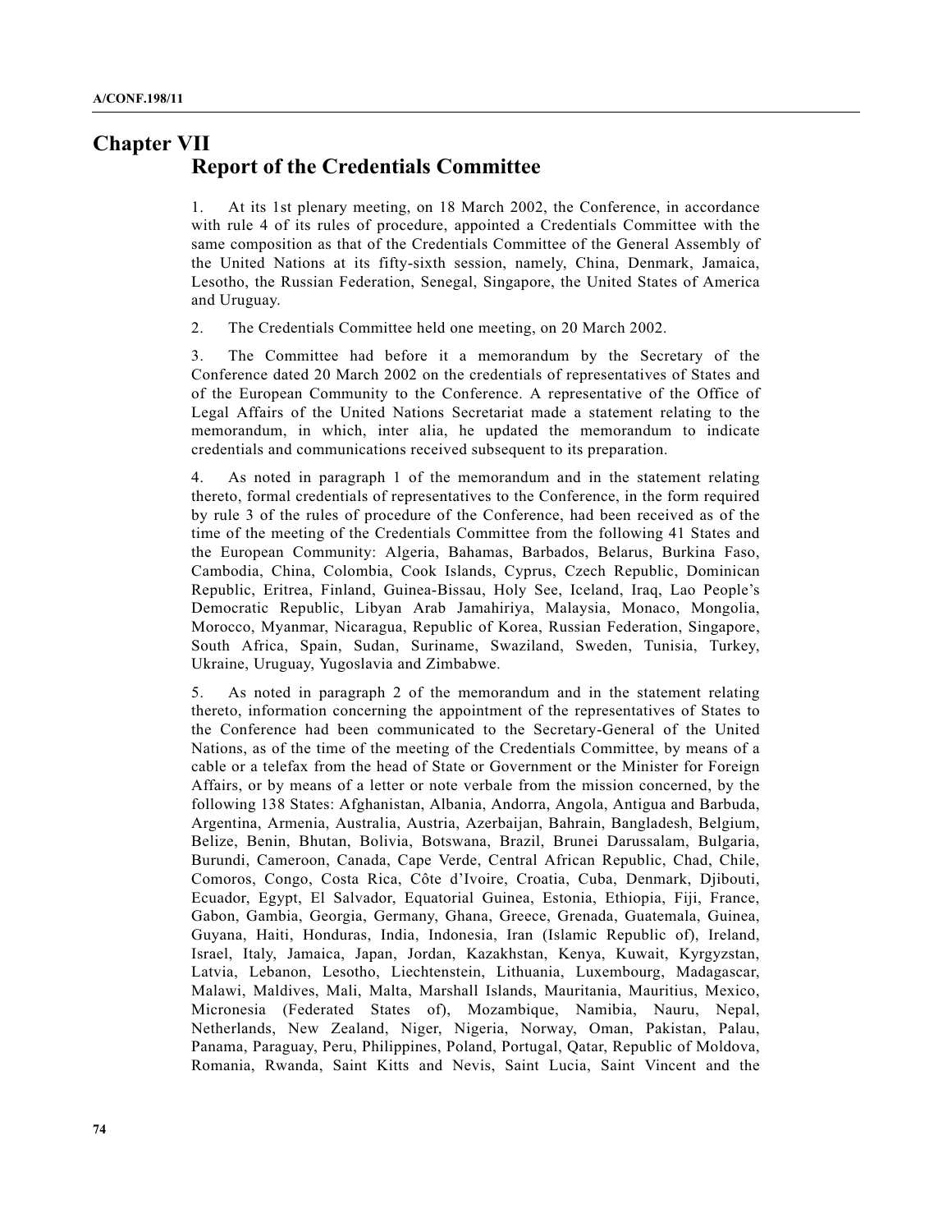# Chapter VII

## Report of the Credentials Committee

1. At its 1st plenary meeting, on 18 March 2002, the Conference, in accordance with rule 4 of its rules of procedure, appointed a Credentials Committee with the same composition as that of the Credentials Committee of the General Assembly of the United Nations at its fifty-sixth session, namely, China, Denmark, Jamaica, Lesotho, the Russian Federation, Senegal, Singapore, the United States of America and Uruguay.

2. The Credentials Committee held one meeting, on 20 March 2002.

3. The Committee had before it a memorandum by the Secretary of the Conference dated 20 March 2002 on the credentials of representatives of States and of the European Community to the Conference. A representative of the Office of Legal Affairs of the United Nations Secretariat made a statement relating to the memorandum, in which, inter alia, he updated the memorandum to indicate credentials and communications received subsequent to its preparation.

4. As noted in paragraph 1 of the memorandum and in the statement relating thereto, formal credentials of representatives to the Conference, in the form required by rule 3 of the rules of procedure of the Conference, had been received as of the time of the meeting of the Credentials Committee from the following 41 States and the European Community: Algeria, Bahamas, Barbados, Belarus, Burkina Faso, Cambodia, China, Colombia, Cook Islands, Cyprus, Czech Republic, Dominican Republic, Eritrea, Finland, Guinea-Bissau, Holy See, Iceland, Iraq, Lao People's Democratic Republic, Libyan Arab Jamahiriya, Malaysia, Monaco, Mongolia, Morocco, Myanmar, Nicaragua, Republic of Korea, Russian Federation, Singapore, South Africa, Spain, Sudan, Suriname, Swaziland, Sweden, Tunisia, Turkey, Ukraine, Uruguay, Yugoslavia and Zimbabwe.

5. As noted in paragraph 2 of the memorandum and in the statement relating thereto, information concerning the appointment of the representatives of States to the Conference had been communicated to the Secretary-General of the United Nations, as of the time of the meeting of the Credentials Committee, by means of a cable or a telefax from the head of State or Government or the Minister for Foreign Affairs, or by means of a letter or note verbale from the mission concerned, by the following 138 States: Afghanistan, Albania, Andorra, Angola, Antigua and Barbuda, Argentina, Armenia, Australia, Austria, Azerbaijan, Bahrain, Bangladesh, Belgium, Belize, Benin, Bhutan, Bolivia, Botswana, Brazil, Brunei Darussalam, Bulgaria, Burundi, Cameroon, Canada, Cape Verde, Central African Republic, Chad, Chile, Comoros, Congo, Costa Rica, Côte d'Ivoire, Croatia, Cuba, Denmark, Djibouti, Ecuador, Egypt, El Salvador, Equatorial Guinea, Estonia, Ethiopia, Fiji, France, Gabon, Gambia, Georgia, Germany, Ghana, Greece, Grenada, Guatemala, Guinea, Guyana, Haiti, Honduras, India, Indonesia, Iran (Islamic Republic of), Ireland, Israel, Italy, Jamaica, Japan, Jordan, Kazakhstan, Kenya, Kuwait, Kyrgyzstan, Latvia, Lebanon, Lesotho, Liechtenstein, Lithuania, Luxembourg, Madagascar, Malawi, Maldives, Mali, Malta, Marshall Islands, Mauritania, Mauritius, Mexico, Micronesia (Federated States of), Mozambique, Namibia, Nauru, Nepal, Netherlands, New Zealand, Niger, Nigeria, Norway, Oman, Pakistan, Palau, Panama, Paraguay, Peru, Philippines, Poland, Portugal, Qatar, Republic of Moldova, Romania, Rwanda, Saint Kitts and Nevis, Saint Lucia, Saint Vincent and the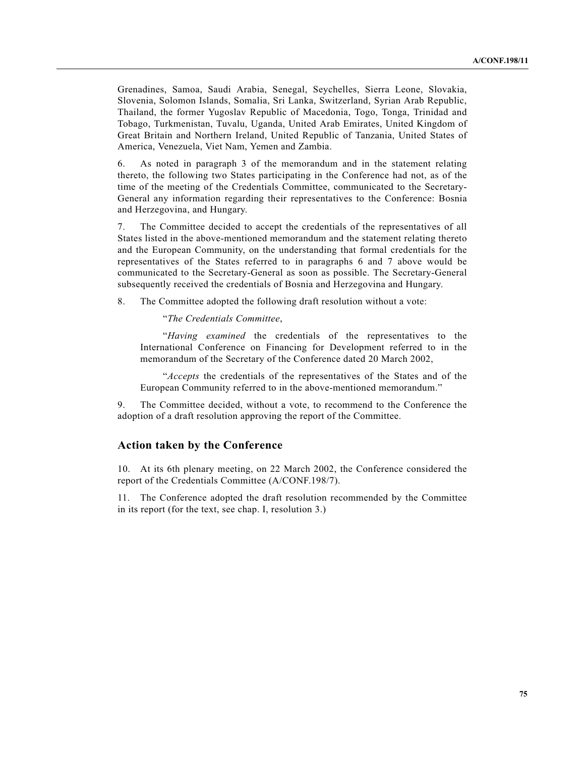Grenadines, Samoa, Saudi Arabia, Senegal, Seychelles, Sierra Leone, Slovakia, Slovenia, Solomon Islands, Somalia, Sri Lanka, Switzerland, Syrian Arab Republic, Thailand, the former Yugoslav Republic of Macedonia, Togo, Tonga, Trinidad and Tobago, Turkmenistan, Tuvalu, Uganda, United Arab Emirates, United Kingdom of Great Britain and Northern Ireland, United Republic of Tanzania, United States of America, Venezuela, Viet Nam, Yemen and Zambia.

6. As noted in paragraph 3 of the memorandum and in the statement relating thereto, the following two States participating in the Conference had not, as of the time of the meeting of the Credentials Committee, communicated to the Secretary-General any information regarding their representatives to the Conference: Bosnia and Herzegovina, and Hungary.

7. The Committee decided to accept the credentials of the representatives of all States listed in the above-mentioned memorandum and the statement relating thereto and the European Community, on the understanding that formal credentials for the representatives of the States referred to in paragraphs 6 and 7 above would be communicated to the Secretary-General as soon as possible. The Secretary-General subsequently received the credentials of Bosnia and Herzegovina and Hungary.

8. The Committee adopted the following draft resolution without a vote:

> "*The Credentials Committee*,
>
> "*Having examined* the credentials of the representatives to the International Conference on Financing for Development referred to in the memorandum of the Secretary of the Conference dated 20 March 2002,
>
> "*Accepts* the credentials of the representatives of the States and of the European Community referred to in the above-mentioned memorandum."

9. The Committee decided, without a vote, to recommend to the Conference the adoption of a draft resolution approving the report of the Committee.

## Action taken by the Conference

10. At its 6th plenary meeting, on 22 March 2002, the Conference considered the report of the Credentials Committee (A/CONF.198/7).

11. The Conference adopted the draft resolution recommended by the Committee in its report (for the text, see chap. I, resolution 3.)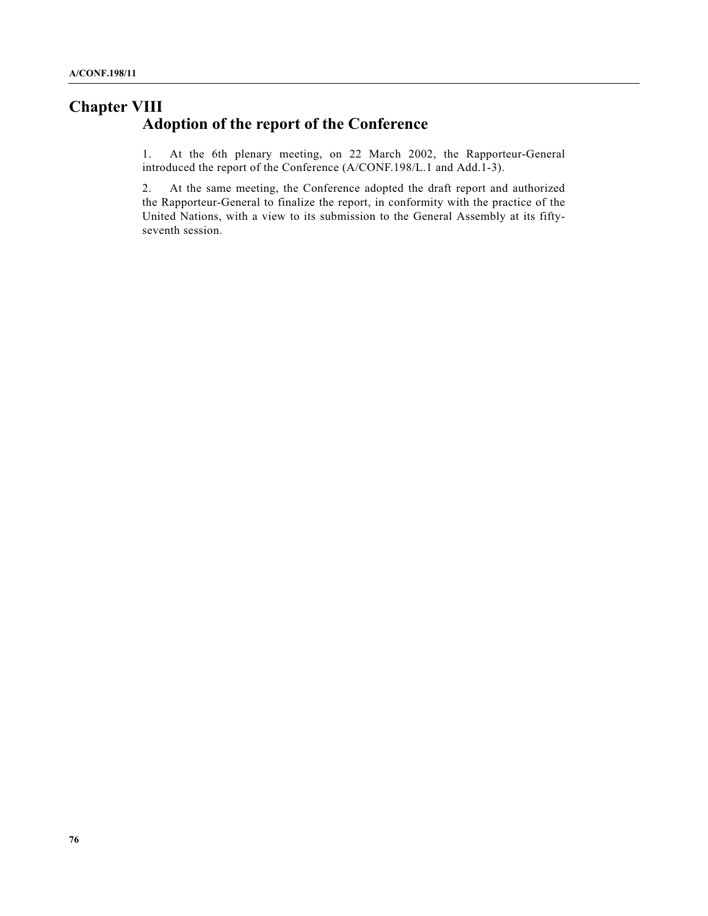# Chapter VIII
## Adoption of the report of the Conference

1. At the 6th plenary meeting, on 22 March 2002, the Rapporteur-General introduced the report of the Conference (A/CONF.198/L.1 and Add.1-3).

2. At the same meeting, the Conference adopted the draft report and authorized the Rapporteur-General to finalize the report, in conformity with the practice of the United Nations, with a view to its submission to the General Assembly at its fifty-seventh session.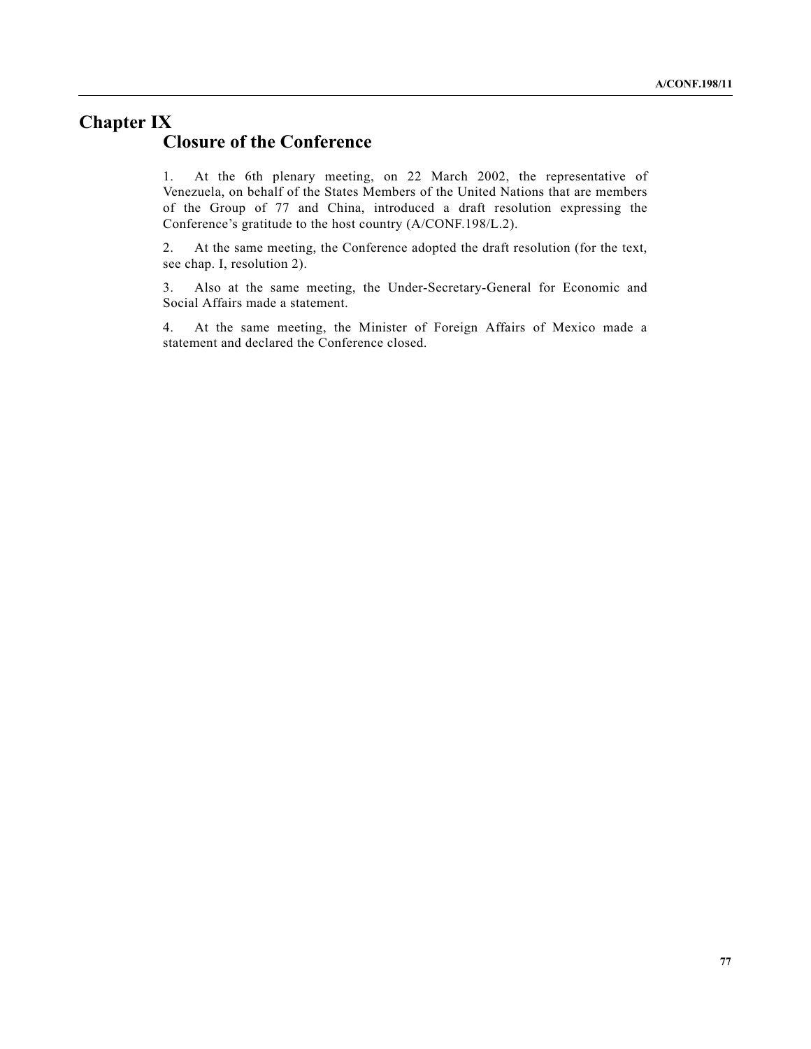# Chapter IX
## Closure of the Conference

1. At the 6th plenary meeting, on 22 March 2002, the representative of Venezuela, on behalf of the States Members of the United Nations that are members of the Group of 77 and China, introduced a draft resolution expressing the Conference's gratitude to the host country (A/CONF.198/L.2).

2. At the same meeting, the Conference adopted the draft resolution (for the text, see chap. I, resolution 2).

3. Also at the same meeting, the Under-Secretary-General for Economic and Social Affairs made a statement.

4. At the same meeting, the Minister of Foreign Affairs of Mexico made a statement and declared the Conference closed.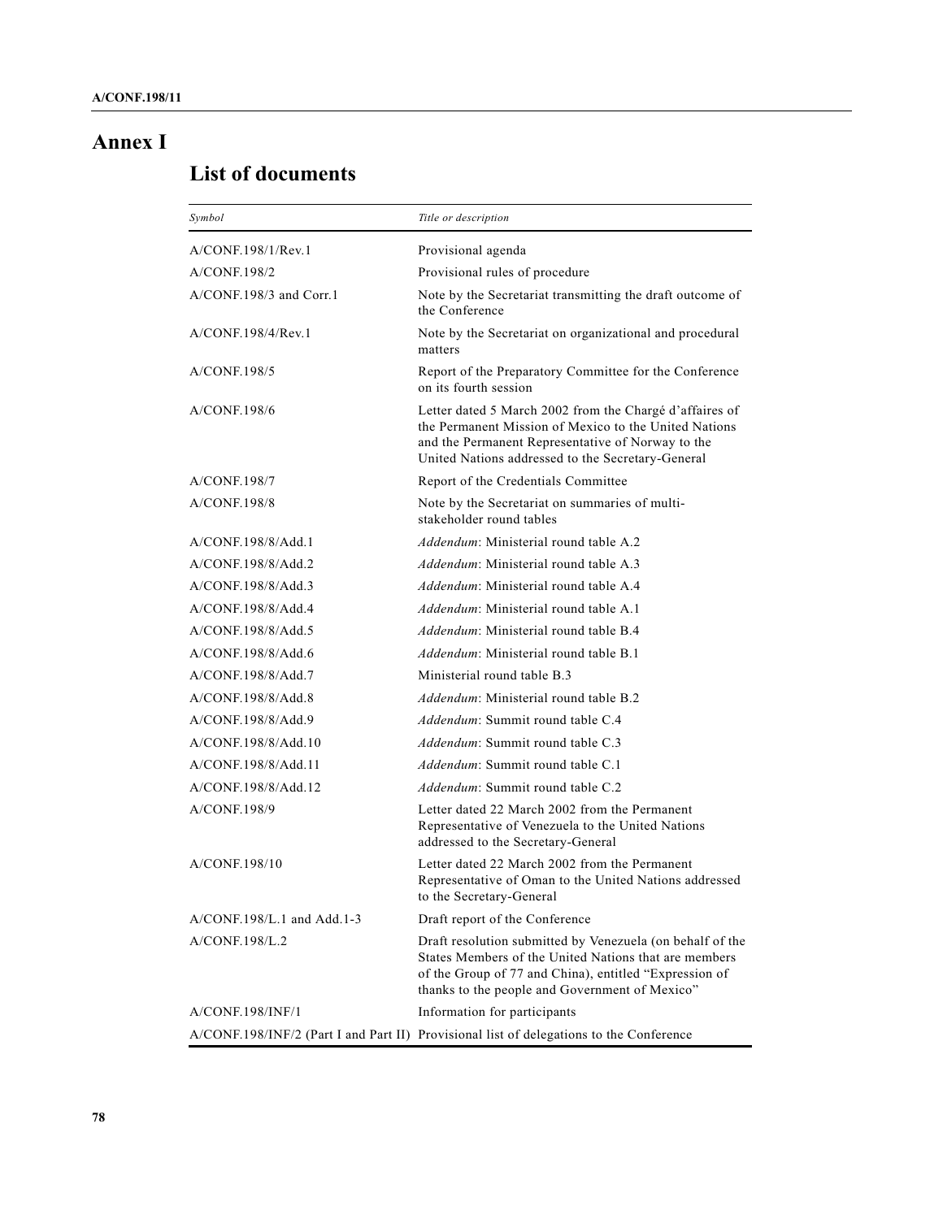# Annex I

## List of documents

| *Symbol* | *Title or description* |
|---|---|
| A/CONF.198/1/Rev.1 | Provisional agenda |
| A/CONF.198/2 | Provisional rules of procedure |
| A/CONF.198/3 and Corr.1 | Note by the Secretariat transmitting the draft outcome of the Conference |
| A/CONF.198/4/Rev.1 | Note by the Secretariat on organizational and procedural matters |
| A/CONF.198/5 | Report of the Preparatory Committee for the Conference on its fourth session |
| A/CONF.198/6 | Letter dated 5 March 2002 from the Chargé d'affaires of the Permanent Mission of Mexico to the United Nations and the Permanent Representative of Norway to the United Nations addressed to the Secretary-General |
| A/CONF.198/7 | Report of the Credentials Committee |
| A/CONF.198/8 | Note by the Secretariat on summaries of multi-stakeholder round tables |
| A/CONF.198/8/Add.1 | *Addendum*: Ministerial round table A.2 |
| A/CONF.198/8/Add.2 | *Addendum*: Ministerial round table A.3 |
| A/CONF.198/8/Add.3 | *Addendum*: Ministerial round table A.4 |
| A/CONF.198/8/Add.4 | *Addendum*: Ministerial round table A.1 |
| A/CONF.198/8/Add.5 | *Addendum*: Ministerial round table B.4 |
| A/CONF.198/8/Add.6 | *Addendum*: Ministerial round table B.1 |
| A/CONF.198/8/Add.7 | Ministerial round table B.3 |
| A/CONF.198/8/Add.8 | *Addendum*: Ministerial round table B.2 |
| A/CONF.198/8/Add.9 | *Addendum*: Summit round table C.4 |
| A/CONF.198/8/Add.10 | *Addendum*: Summit round table C.3 |
| A/CONF.198/8/Add.11 | *Addendum*: Summit round table C.1 |
| A/CONF.198/8/Add.12 | *Addendum*: Summit round table C.2 |
| A/CONF.198/9 | Letter dated 22 March 2002 from the Permanent Representative of Venezuela to the United Nations addressed to the Secretary-General |
| A/CONF.198/10 | Letter dated 22 March 2002 from the Permanent Representative of Oman to the United Nations addressed to the Secretary-General |
| A/CONF.198/L.1 and Add.1-3 | Draft report of the Conference |
| A/CONF.198/L.2 | Draft resolution submitted by Venezuela (on behalf of the States Members of the United Nations that are members of the Group of 77 and China), entitled "Expression of thanks to the people and Government of Mexico" |
| A/CONF.198/INF/1 | Information for participants |
| A/CONF.198/INF/2 (Part I and Part II) | Provisional list of delegations to the Conference |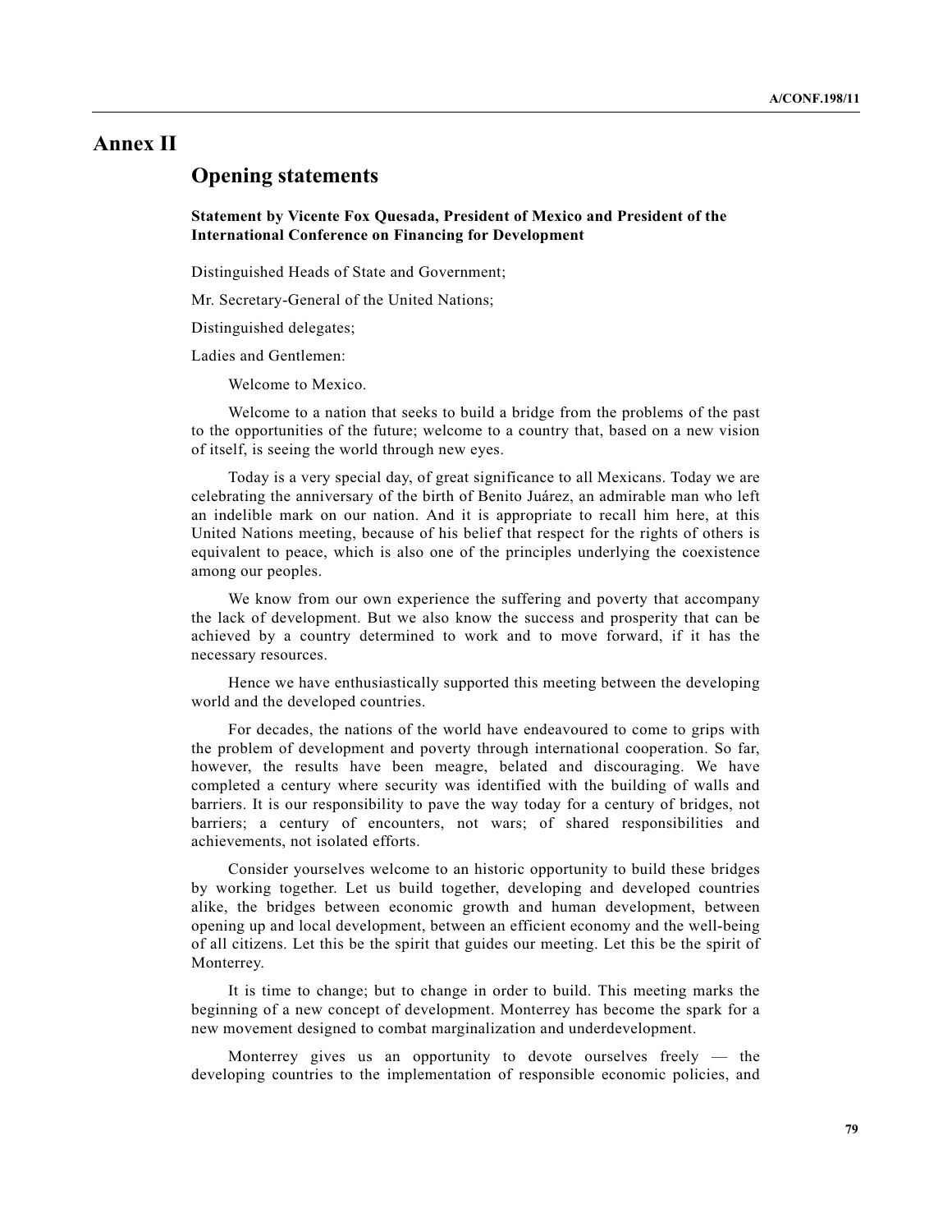# Annex II

## Opening statements

### Statement by Vicente Fox Quesada, President of Mexico and President of the International Conference on Financing for Development

Distinguished Heads of State and Government;

Mr. Secretary-General of the United Nations;

Distinguished delegates;

Ladies and Gentlemen:

Welcome to Mexico.

Welcome to a nation that seeks to build a bridge from the problems of the past to the opportunities of the future; welcome to a country that, based on a new vision of itself, is seeing the world through new eyes.

Today is a very special day, of great significance to all Mexicans. Today we are celebrating the anniversary of the birth of Benito Juárez, an admirable man who left an indelible mark on our nation. And it is appropriate to recall him here, at this United Nations meeting, because of his belief that respect for the rights of others is equivalent to peace, which is also one of the principles underlying the coexistence among our peoples.

We know from our own experience the suffering and poverty that accompany the lack of development. But we also know the success and prosperity that can be achieved by a country determined to work and to move forward, if it has the necessary resources.

Hence we have enthusiastically supported this meeting between the developing world and the developed countries.

For decades, the nations of the world have endeavoured to come to grips with the problem of development and poverty through international cooperation. So far, however, the results have been meagre, belated and discouraging. We have completed a century where security was identified with the building of walls and barriers. It is our responsibility to pave the way today for a century of bridges, not barriers; a century of encounters, not wars; of shared responsibilities and achievements, not isolated efforts.

Consider yourselves welcome to an historic opportunity to build these bridges by working together. Let us build together, developing and developed countries alike, the bridges between economic growth and human development, between opening up and local development, between an efficient economy and the well-being of all citizens. Let this be the spirit that guides our meeting. Let this be the spirit of Monterrey.

It is time to change; but to change in order to build. This meeting marks the beginning of a new concept of development. Monterrey has become the spark for a new movement designed to combat marginalization and underdevelopment.

Monterrey gives us an opportunity to devote ourselves freely — the developing countries to the implementation of responsible economic policies, and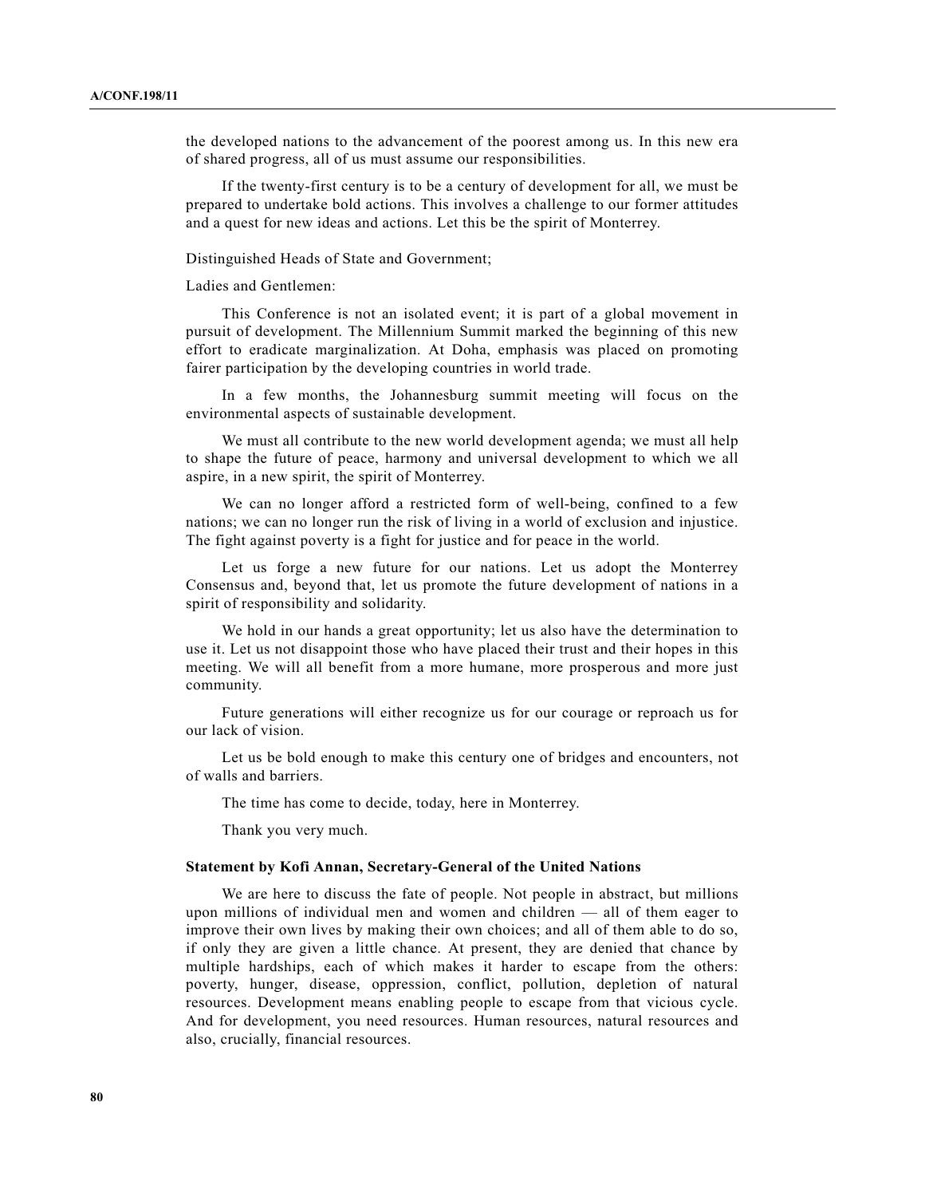the developed nations to the advancement of the poorest among us. In this new era of shared progress, all of us must assume our responsibilities.

If the twenty-first century is to be a century of development for all, we must be prepared to undertake bold actions. This involves a challenge to our former attitudes and a quest for new ideas and actions. Let this be the spirit of Monterrey.

Distinguished Heads of State and Government;

Ladies and Gentlemen:

This Conference is not an isolated event; it is part of a global movement in pursuit of development. The Millennium Summit marked the beginning of this new effort to eradicate marginalization. At Doha, emphasis was placed on promoting fairer participation by the developing countries in world trade.

In a few months, the Johannesburg summit meeting will focus on the environmental aspects of sustainable development.

We must all contribute to the new world development agenda; we must all help to shape the future of peace, harmony and universal development to which we all aspire, in a new spirit, the spirit of Monterrey.

We can no longer afford a restricted form of well-being, confined to a few nations; we can no longer run the risk of living in a world of exclusion and injustice. The fight against poverty is a fight for justice and for peace in the world.

Let us forge a new future for our nations. Let us adopt the Monterrey Consensus and, beyond that, let us promote the future development of nations in a spirit of responsibility and solidarity.

We hold in our hands a great opportunity; let us also have the determination to use it. Let us not disappoint those who have placed their trust and their hopes in this meeting. We will all benefit from a more humane, more prosperous and more just community.

Future generations will either recognize us for our courage or reproach us for our lack of vision.

Let us be bold enough to make this century one of bridges and encounters, not of walls and barriers.

The time has come to decide, today, here in Monterrey.

Thank you very much.

**Statement by Kofi Annan, Secretary-General of the United Nations**

We are here to discuss the fate of people. Not people in abstract, but millions upon millions of individual men and women and children — all of them eager to improve their own lives by making their own choices; and all of them able to do so, if only they are given a little chance. At present, they are denied that chance by multiple hardships, each of which makes it harder to escape from the others: poverty, hunger, disease, oppression, conflict, pollution, depletion of natural resources. Development means enabling people to escape from that vicious cycle. And for development, you need resources. Human resources, natural resources and also, crucially, financial resources.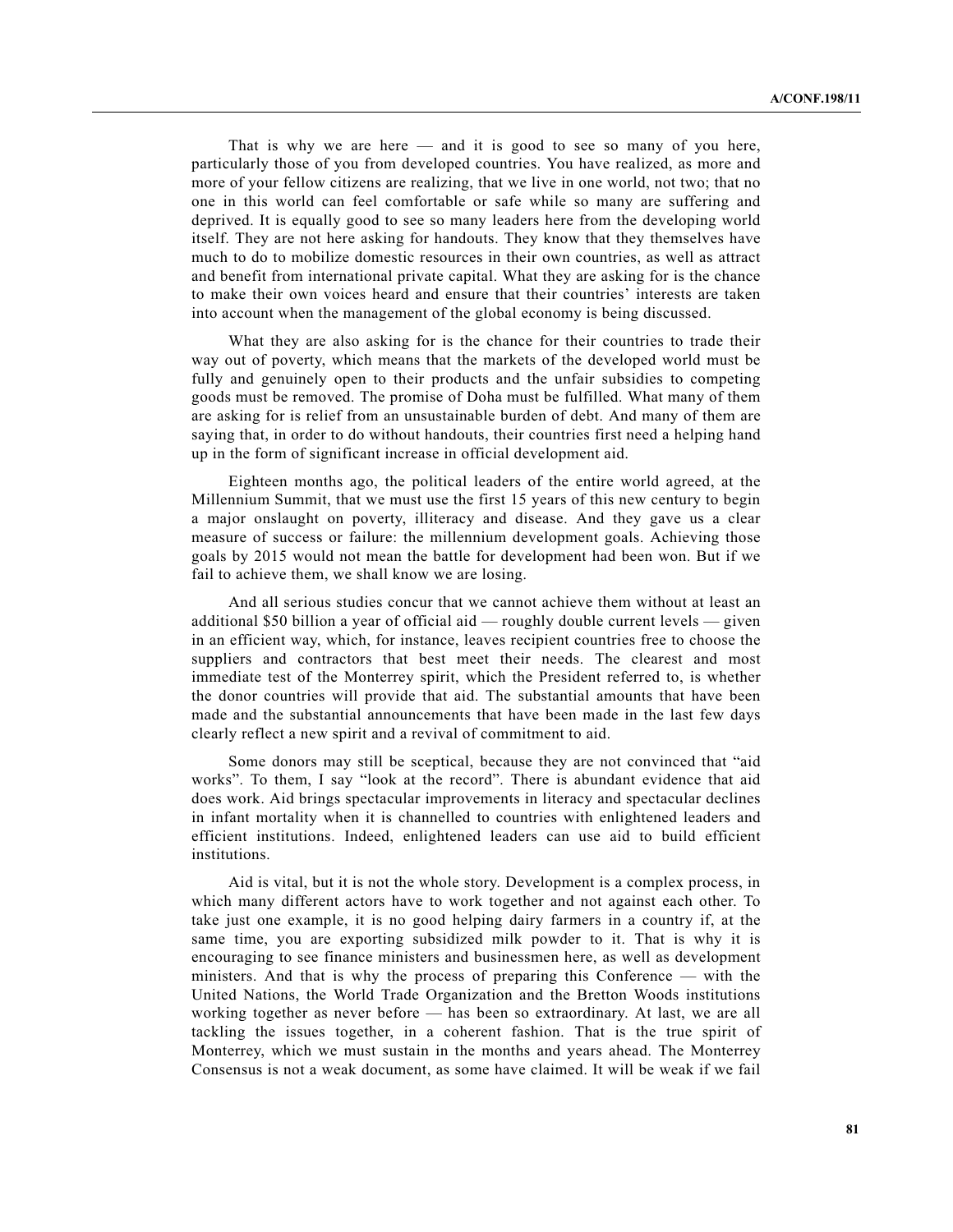That is why we are here — and it is good to see so many of you here, particularly those of you from developed countries. You have realized, as more and more of your fellow citizens are realizing, that we live in one world, not two; that no one in this world can feel comfortable or safe while so many are suffering and deprived. It is equally good to see so many leaders here from the developing world itself. They are not here asking for handouts. They know that they themselves have much to do to mobilize domestic resources in their own countries, as well as attract and benefit from international private capital. What they are asking for is the chance to make their own voices heard and ensure that their countries' interests are taken into account when the management of the global economy is being discussed.

What they are also asking for is the chance for their countries to trade their way out of poverty, which means that the markets of the developed world must be fully and genuinely open to their products and the unfair subsidies to competing goods must be removed. The promise of Doha must be fulfilled. What many of them are asking for is relief from an unsustainable burden of debt. And many of them are saying that, in order to do without handouts, their countries first need a helping hand up in the form of significant increase in official development aid.

Eighteen months ago, the political leaders of the entire world agreed, at the Millennium Summit, that we must use the first 15 years of this new century to begin a major onslaught on poverty, illiteracy and disease. And they gave us a clear measure of success or failure: the millennium development goals. Achieving those goals by 2015 would not mean the battle for development had been won. But if we fail to achieve them, we shall know we are losing.

And all serious studies concur that we cannot achieve them without at least an additional $50 billion a year of official aid — roughly double current levels — given in an efficient way, which, for instance, leaves recipient countries free to choose the suppliers and contractors that best meet their needs. The clearest and most immediate test of the Monterrey spirit, which the President referred to, is whether the donor countries will provide that aid. The substantial amounts that have been made and the substantial announcements that have been made in the last few days clearly reflect a new spirit and a revival of commitment to aid.

Some donors may still be sceptical, because they are not convinced that "aid works". To them, I say "look at the record". There is abundant evidence that aid does work. Aid brings spectacular improvements in literacy and spectacular declines in infant mortality when it is channelled to countries with enlightened leaders and efficient institutions. Indeed, enlightened leaders can use aid to build efficient institutions.

Aid is vital, but it is not the whole story. Development is a complex process, in which many different actors have to work together and not against each other. To take just one example, it is no good helping dairy farmers in a country if, at the same time, you are exporting subsidized milk powder to it. That is why it is encouraging to see finance ministers and businessmen here, as well as development ministers. And that is why the process of preparing this Conference — with the United Nations, the World Trade Organization and the Bretton Woods institutions working together as never before — has been so extraordinary. At last, we are all tackling the issues together, in a coherent fashion. That is the true spirit of Monterrey, which we must sustain in the months and years ahead. The Monterrey Consensus is not a weak document, as some have claimed. It will be weak if we fail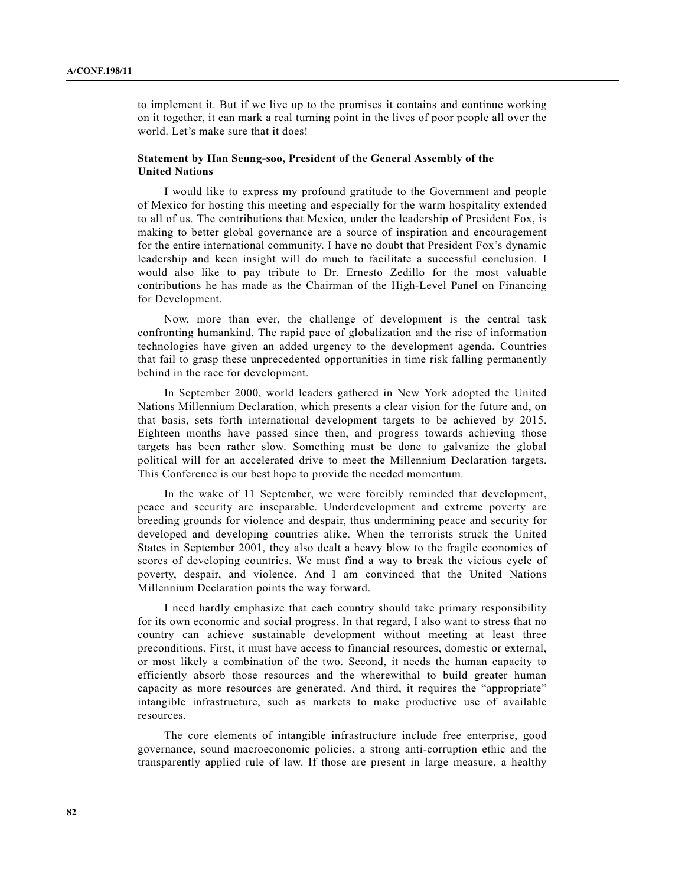to implement it. But if we live up to the promises it contains and continue working on it together, it can mark a real turning point in the lives of poor people all over the world. Let's make sure that it does!

**Statement by Han Seung-soo, President of the General Assembly of the United Nations**

I would like to express my profound gratitude to the Government and people of Mexico for hosting this meeting and especially for the warm hospitality extended to all of us. The contributions that Mexico, under the leadership of President Fox, is making to better global governance are a source of inspiration and encouragement for the entire international community. I have no doubt that President Fox's dynamic leadership and keen insight will do much to facilitate a successful conclusion. I would also like to pay tribute to Dr. Ernesto Zedillo for the most valuable contributions he has made as the Chairman of the High-Level Panel on Financing for Development.

Now, more than ever, the challenge of development is the central task confronting humankind. The rapid pace of globalization and the rise of information technologies have given an added urgency to the development agenda. Countries that fail to grasp these unprecedented opportunities in time risk falling permanently behind in the race for development.

In September 2000, world leaders gathered in New York adopted the United Nations Millennium Declaration, which presents a clear vision for the future and, on that basis, sets forth international development targets to be achieved by 2015. Eighteen months have passed since then, and progress towards achieving those targets has been rather slow. Something must be done to galvanize the global political will for an accelerated drive to meet the Millennium Declaration targets. This Conference is our best hope to provide the needed momentum.

In the wake of 11 September, we were forcibly reminded that development, peace and security are inseparable. Underdevelopment and extreme poverty are breeding grounds for violence and despair, thus undermining peace and security for developed and developing countries alike. When the terrorists struck the United States in September 2001, they also dealt a heavy blow to the fragile economies of scores of developing countries. We must find a way to break the vicious cycle of poverty, despair, and violence. And I am convinced that the United Nations Millennium Declaration points the way forward.

I need hardly emphasize that each country should take primary responsibility for its own economic and social progress. In that regard, I also want to stress that no country can achieve sustainable development without meeting at least three preconditions. First, it must have access to financial resources, domestic or external, or most likely a combination of the two. Second, it needs the human capacity to efficiently absorb those resources and the wherewithal to build greater human capacity as more resources are generated. And third, it requires the "appropriate" intangible infrastructure, such as markets to make productive use of available resources.

The core elements of intangible infrastructure include free enterprise, good governance, sound macroeconomic policies, a strong anti-corruption ethic and the transparently applied rule of law. If those are present in large measure, a healthy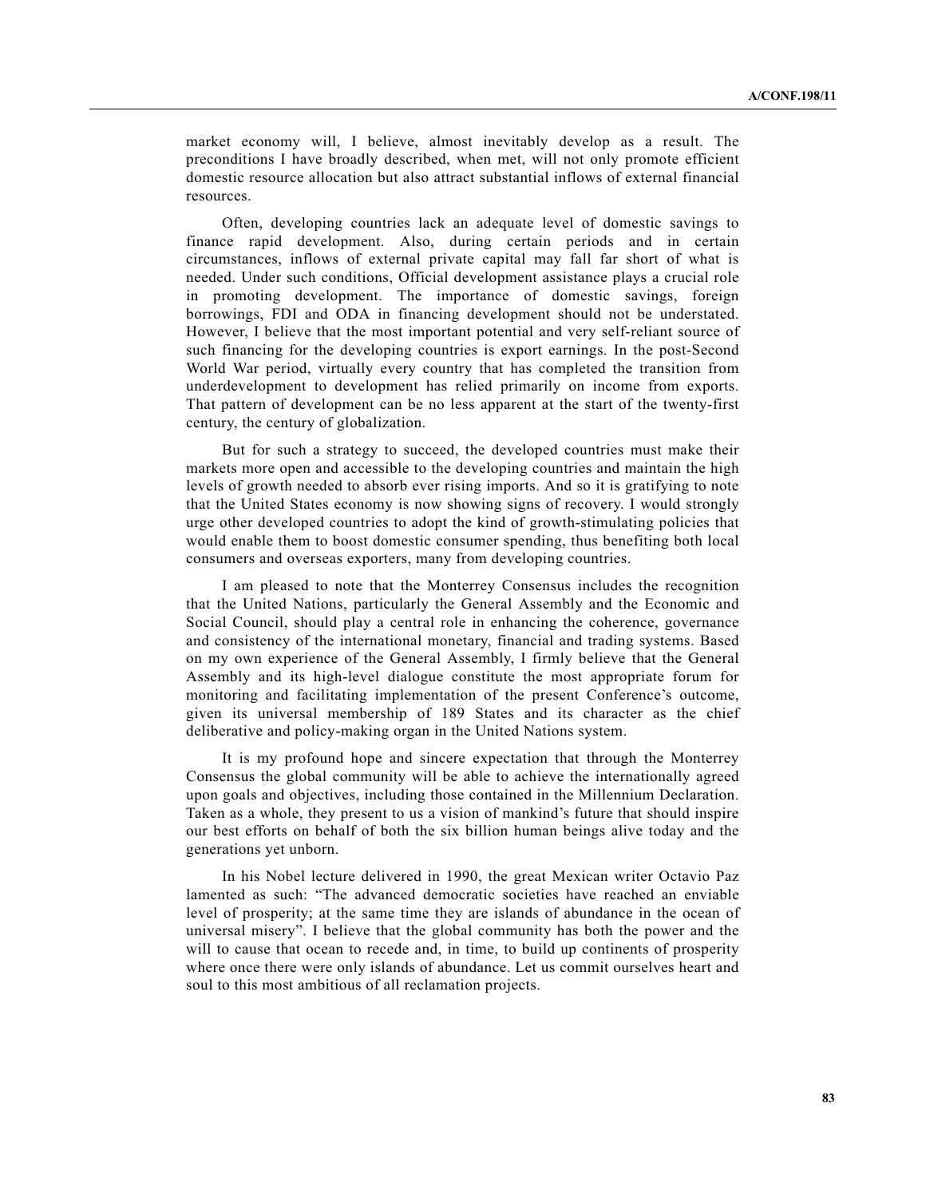market economy will, I believe, almost inevitably develop as a result. The preconditions I have broadly described, when met, will not only promote efficient domestic resource allocation but also attract substantial inflows of external financial resources.

Often, developing countries lack an adequate level of domestic savings to finance rapid development. Also, during certain periods and in certain circumstances, inflows of external private capital may fall far short of what is needed. Under such conditions, Official development assistance plays a crucial role in promoting development. The importance of domestic savings, foreign borrowings, FDI and ODA in financing development should not be understated. However, I believe that the most important potential and very self-reliant source of such financing for the developing countries is export earnings. In the post-Second World War period, virtually every country that has completed the transition from underdevelopment to development has relied primarily on income from exports. That pattern of development can be no less apparent at the start of the twenty-first century, the century of globalization.

But for such a strategy to succeed, the developed countries must make their markets more open and accessible to the developing countries and maintain the high levels of growth needed to absorb ever rising imports. And so it is gratifying to note that the United States economy is now showing signs of recovery. I would strongly urge other developed countries to adopt the kind of growth-stimulating policies that would enable them to boost domestic consumer spending, thus benefiting both local consumers and overseas exporters, many from developing countries.

I am pleased to note that the Monterrey Consensus includes the recognition that the United Nations, particularly the General Assembly and the Economic and Social Council, should play a central role in enhancing the coherence, governance and consistency of the international monetary, financial and trading systems. Based on my own experience of the General Assembly, I firmly believe that the General Assembly and its high-level dialogue constitute the most appropriate forum for monitoring and facilitating implementation of the present Conference's outcome, given its universal membership of 189 States and its character as the chief deliberative and policy-making organ in the United Nations system.

It is my profound hope and sincere expectation that through the Monterrey Consensus the global community will be able to achieve the internationally agreed upon goals and objectives, including those contained in the Millennium Declaration. Taken as a whole, they present to us a vision of mankind's future that should inspire our best efforts on behalf of both the six billion human beings alive today and the generations yet unborn.

In his Nobel lecture delivered in 1990, the great Mexican writer Octavio Paz lamented as such: "The advanced democratic societies have reached an enviable level of prosperity; at the same time they are islands of abundance in the ocean of universal misery". I believe that the global community has both the power and the will to cause that ocean to recede and, in time, to build up continents of prosperity where once there were only islands of abundance. Let us commit ourselves heart and soul to this most ambitious of all reclamation projects.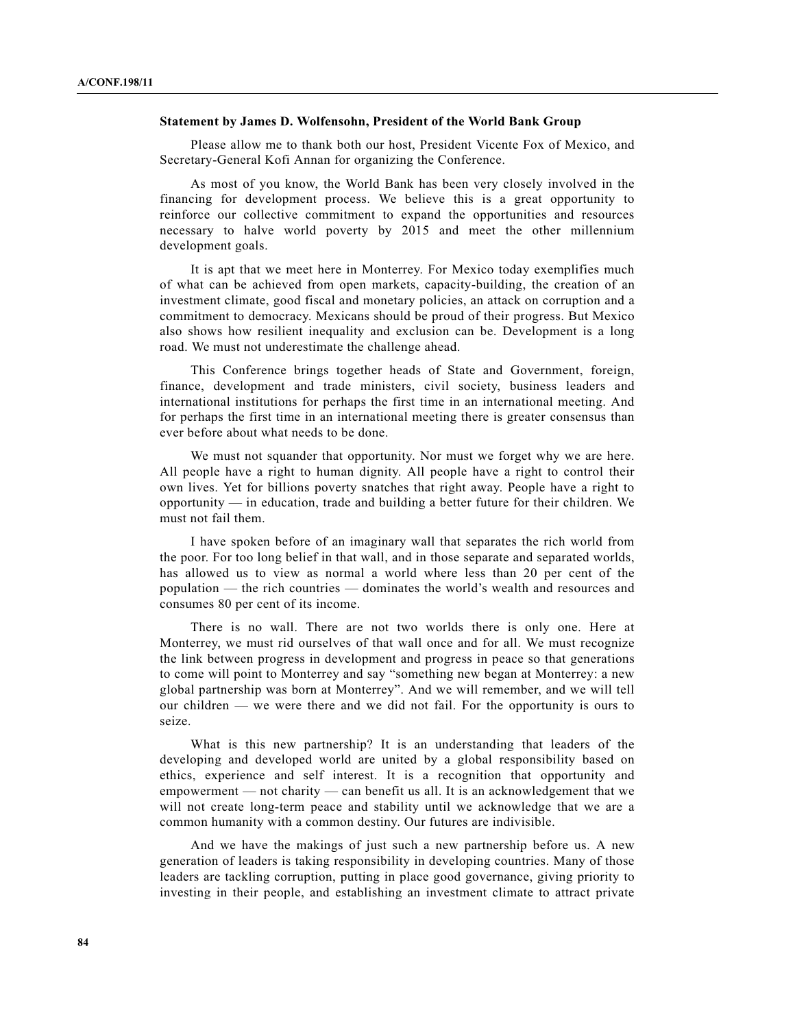**Statement by James D. Wolfensohn, President of the World Bank Group**

Please allow me to thank both our host, President Vicente Fox of Mexico, and Secretary-General Kofi Annan for organizing the Conference.

As most of you know, the World Bank has been very closely involved in the financing for development process. We believe this is a great opportunity to reinforce our collective commitment to expand the opportunities and resources necessary to halve world poverty by 2015 and meet the other millennium development goals.

It is apt that we meet here in Monterrey. For Mexico today exemplifies much of what can be achieved from open markets, capacity-building, the creation of an investment climate, good fiscal and monetary policies, an attack on corruption and a commitment to democracy. Mexicans should be proud of their progress. But Mexico also shows how resilient inequality and exclusion can be. Development is a long road. We must not underestimate the challenge ahead.

This Conference brings together heads of State and Government, foreign, finance, development and trade ministers, civil society, business leaders and international institutions for perhaps the first time in an international meeting. And for perhaps the first time in an international meeting there is greater consensus than ever before about what needs to be done.

We must not squander that opportunity. Nor must we forget why we are here. All people have a right to human dignity. All people have a right to control their own lives. Yet for billions poverty snatches that right away. People have a right to opportunity — in education, trade and building a better future for their children. We must not fail them.

I have spoken before of an imaginary wall that separates the rich world from the poor. For too long belief in that wall, and in those separate and separated worlds, has allowed us to view as normal a world where less than 20 per cent of the population — the rich countries — dominates the world's wealth and resources and consumes 80 per cent of its income.

There is no wall. There are not two worlds there is only one. Here at Monterrey, we must rid ourselves of that wall once and for all. We must recognize the link between progress in development and progress in peace so that generations to come will point to Monterrey and say "something new began at Monterrey: a new global partnership was born at Monterrey". And we will remember, and we will tell our children — we were there and we did not fail. For the opportunity is ours to seize.

What is this new partnership? It is an understanding that leaders of the developing and developed world are united by a global responsibility based on ethics, experience and self interest. It is a recognition that opportunity and empowerment — not charity — can benefit us all. It is an acknowledgement that we will not create long-term peace and stability until we acknowledge that we are a common humanity with a common destiny. Our futures are indivisible.

And we have the makings of just such a new partnership before us. A new generation of leaders is taking responsibility in developing countries. Many of those leaders are tackling corruption, putting in place good governance, giving priority to investing in their people, and establishing an investment climate to attract private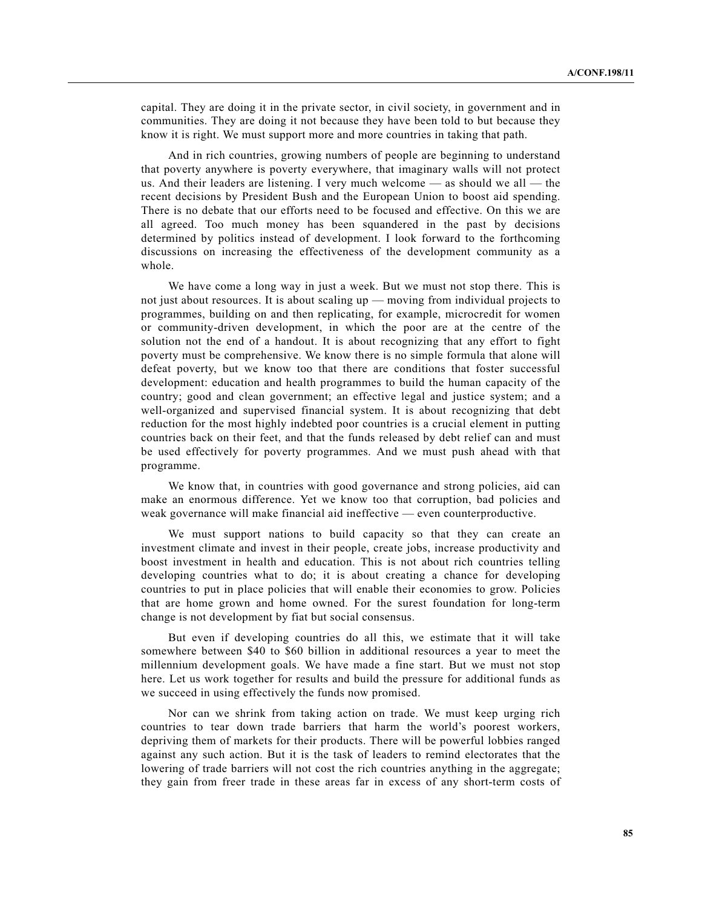capital. They are doing it in the private sector, in civil society, in government and in communities. They are doing it not because they have been told to but because they know it is right. We must support more and more countries in taking that path.

And in rich countries, growing numbers of people are beginning to understand that poverty anywhere is poverty everywhere, that imaginary walls will not protect us. And their leaders are listening. I very much welcome — as should we all — the recent decisions by President Bush and the European Union to boost aid spending. There is no debate that our efforts need to be focused and effective. On this we are all agreed. Too much money has been squandered in the past by decisions determined by politics instead of development. I look forward to the forthcoming discussions on increasing the effectiveness of the development community as a whole.

We have come a long way in just a week. But we must not stop there. This is not just about resources. It is about scaling up — moving from individual projects to programmes, building on and then replicating, for example, microcredit for women or community-driven development, in which the poor are at the centre of the solution not the end of a handout. It is about recognizing that any effort to fight poverty must be comprehensive. We know there is no simple formula that alone will defeat poverty, but we know too that there are conditions that foster successful development: education and health programmes to build the human capacity of the country; good and clean government; an effective legal and justice system; and a well-organized and supervised financial system. It is about recognizing that debt reduction for the most highly indebted poor countries is a crucial element in putting countries back on their feet, and that the funds released by debt relief can and must be used effectively for poverty programmes. And we must push ahead with that programme.

We know that, in countries with good governance and strong policies, aid can make an enormous difference. Yet we know too that corruption, bad policies and weak governance will make financial aid ineffective — even counterproductive.

We must support nations to build capacity so that they can create an investment climate and invest in their people, create jobs, increase productivity and boost investment in health and education. This is not about rich countries telling developing countries what to do; it is about creating a chance for developing countries to put in place policies that will enable their economies to grow. Policies that are home grown and home owned. For the surest foundation for long-term change is not development by fiat but social consensus.

But even if developing countries do all this, we estimate that it will take somewhere between $40 to $60 billion in additional resources a year to meet the millennium development goals. We have made a fine start. But we must not stop here. Let us work together for results and build the pressure for additional funds as we succeed in using effectively the funds now promised.

Nor can we shrink from taking action on trade. We must keep urging rich countries to tear down trade barriers that harm the world's poorest workers, depriving them of markets for their products. There will be powerful lobbies ranged against any such action. But it is the task of leaders to remind electorates that the lowering of trade barriers will not cost the rich countries anything in the aggregate; they gain from freer trade in these areas far in excess of any short-term costs of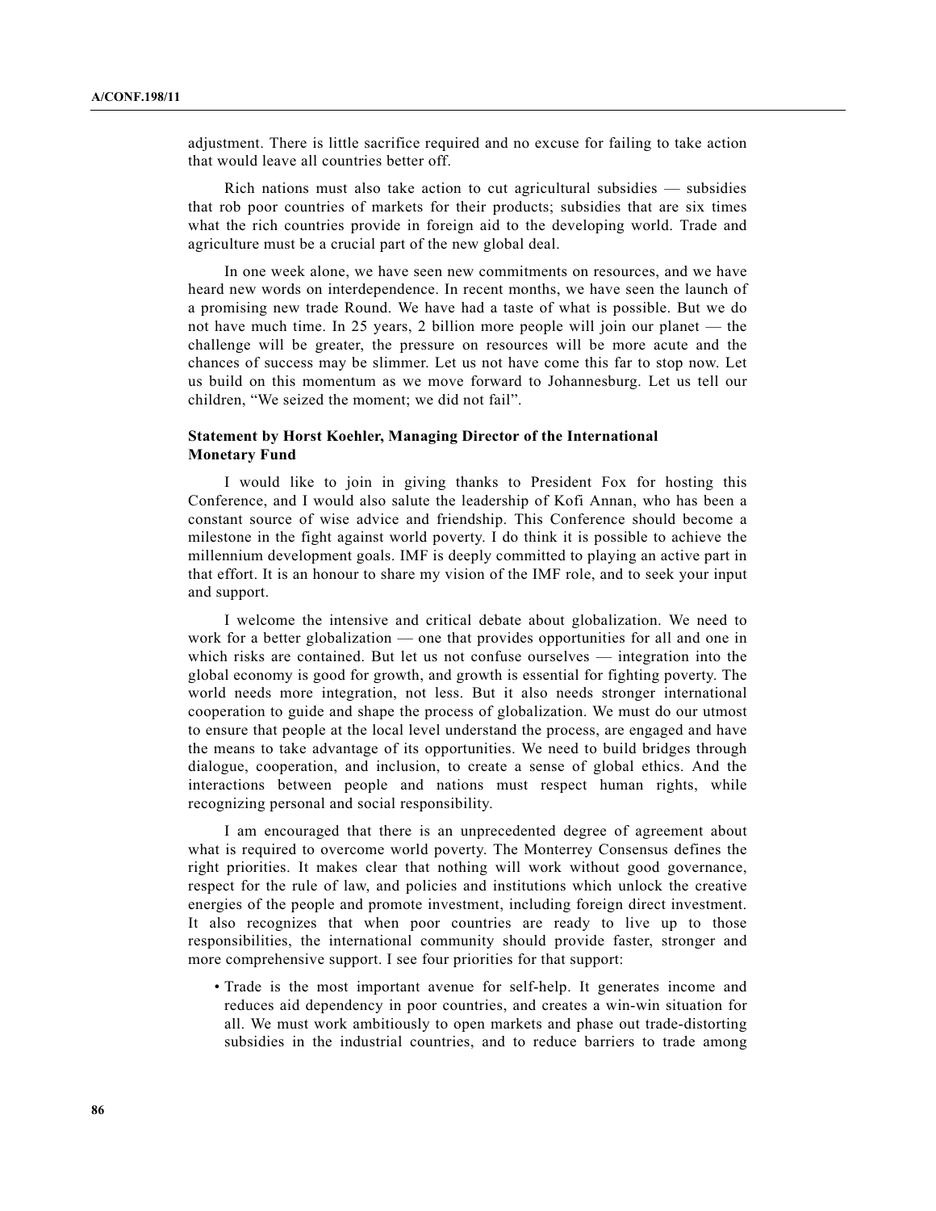adjustment. There is little sacrifice required and no excuse for failing to take action that would leave all countries better off.

Rich nations must also take action to cut agricultural subsidies — subsidies that rob poor countries of markets for their products; subsidies that are six times what the rich countries provide in foreign aid to the developing world. Trade and agriculture must be a crucial part of the new global deal.

In one week alone, we have seen new commitments on resources, and we have heard new words on interdependence. In recent months, we have seen the launch of a promising new trade Round. We have had a taste of what is possible. But we do not have much time. In 25 years, 2 billion more people will join our planet — the challenge will be greater, the pressure on resources will be more acute and the chances of success may be slimmer. Let us not have come this far to stop now. Let us build on this momentum as we move forward to Johannesburg. Let us tell our children, "We seized the moment; we did not fail".

### Statement by Horst Koehler, Managing Director of the International Monetary Fund

I would like to join in giving thanks to President Fox for hosting this Conference, and I would also salute the leadership of Kofi Annan, who has been a constant source of wise advice and friendship. This Conference should become a milestone in the fight against world poverty. I do think it is possible to achieve the millennium development goals. IMF is deeply committed to playing an active part in that effort. It is an honour to share my vision of the IMF role, and to seek your input and support.

I welcome the intensive and critical debate about globalization. We need to work for a better globalization — one that provides opportunities for all and one in which risks are contained. But let us not confuse ourselves — integration into the global economy is good for growth, and growth is essential for fighting poverty. The world needs more integration, not less. But it also needs stronger international cooperation to guide and shape the process of globalization. We must do our utmost to ensure that people at the local level understand the process, are engaged and have the means to take advantage of its opportunities. We need to build bridges through dialogue, cooperation, and inclusion, to create a sense of global ethics. And the interactions between people and nations must respect human rights, while recognizing personal and social responsibility.

I am encouraged that there is an unprecedented degree of agreement about what is required to overcome world poverty. The Monterrey Consensus defines the right priorities. It makes clear that nothing will work without good governance, respect for the rule of law, and policies and institutions which unlock the creative energies of the people and promote investment, including foreign direct investment. It also recognizes that when poor countries are ready to live up to those responsibilities, the international community should provide faster, stronger and more comprehensive support. I see four priorities for that support:

- Trade is the most important avenue for self-help. It generates income and reduces aid dependency in poor countries, and creates a win-win situation for all. We must work ambitiously to open markets and phase out trade-distorting subsidies in the industrial countries, and to reduce barriers to trade among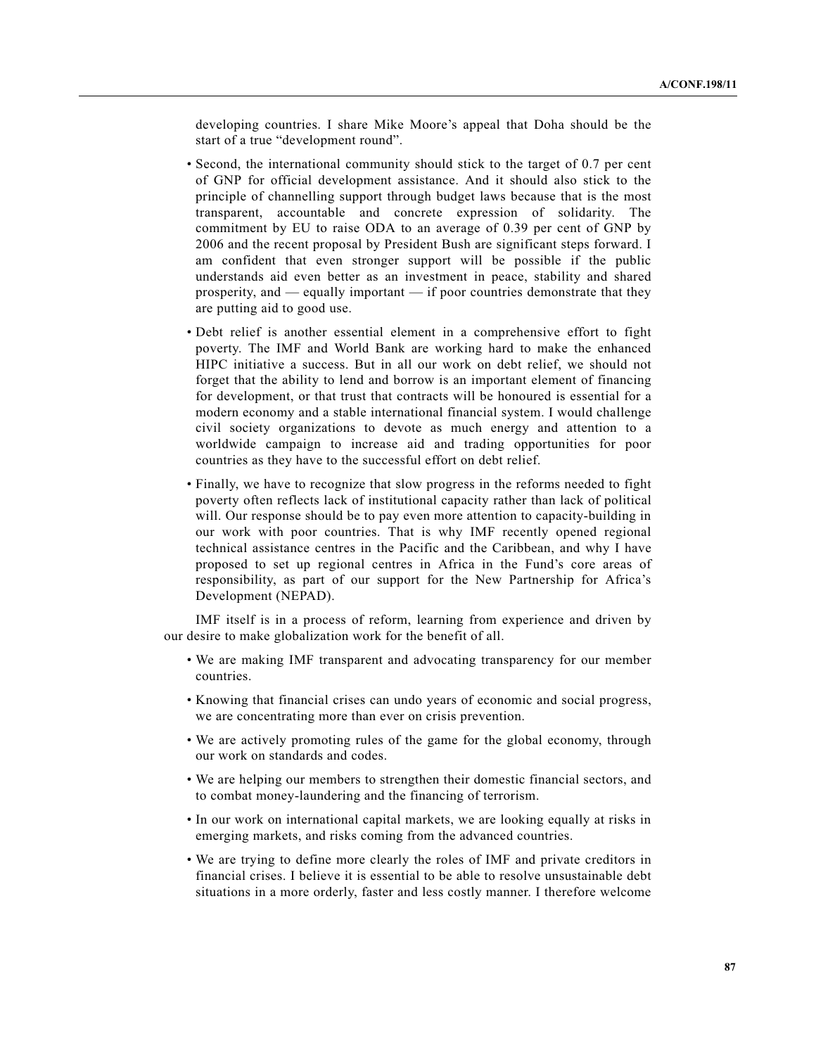developing countries. I share Mike Moore's appeal that Doha should be the start of a true "development round".

- Second, the international community should stick to the target of 0.7 per cent of GNP for official development assistance. And it should also stick to the principle of channelling support through budget laws because that is the most transparent, accountable and concrete expression of solidarity. The commitment by EU to raise ODA to an average of 0.39 per cent of GNP by 2006 and the recent proposal by President Bush are significant steps forward. I am confident that even stronger support will be possible if the public understands aid even better as an investment in peace, stability and shared prosperity, and — equally important — if poor countries demonstrate that they are putting aid to good use.

- Debt relief is another essential element in a comprehensive effort to fight poverty. The IMF and World Bank are working hard to make the enhanced HIPC initiative a success. But in all our work on debt relief, we should not forget that the ability to lend and borrow is an important element of financing for development, or that trust that contracts will be honoured is essential for a modern economy and a stable international financial system. I would challenge civil society organizations to devote as much energy and attention to a worldwide campaign to increase aid and trading opportunities for poor countries as they have to the successful effort on debt relief.

- Finally, we have to recognize that slow progress in the reforms needed to fight poverty often reflects lack of institutional capacity rather than lack of political will. Our response should be to pay even more attention to capacity-building in our work with poor countries. That is why IMF recently opened regional technical assistance centres in the Pacific and the Caribbean, and why I have proposed to set up regional centres in Africa in the Fund's core areas of responsibility, as part of our support for the New Partnership for Africa's Development (NEPAD).

IMF itself is in a process of reform, learning from experience and driven by our desire to make globalization work for the benefit of all.

- We are making IMF transparent and advocating transparency for our member countries.

- Knowing that financial crises can undo years of economic and social progress, we are concentrating more than ever on crisis prevention.

- We are actively promoting rules of the game for the global economy, through our work on standards and codes.

- We are helping our members to strengthen their domestic financial sectors, and to combat money-laundering and the financing of terrorism.

- In our work on international capital markets, we are looking equally at risks in emerging markets, and risks coming from the advanced countries.

- We are trying to define more clearly the roles of IMF and private creditors in financial crises. I believe it is essential to be able to resolve unsustainable debt situations in a more orderly, faster and less costly manner. I therefore welcome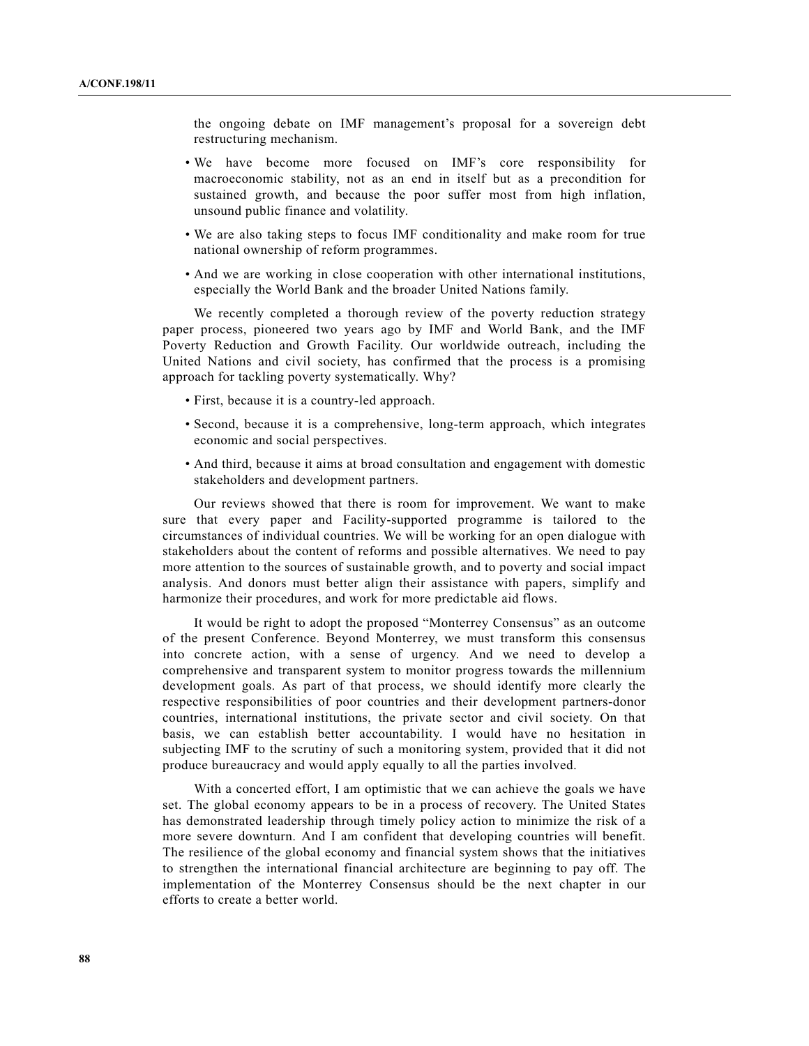the ongoing debate on IMF management's proposal for a sovereign debt restructuring mechanism.

- We have become more focused on IMF's core responsibility for macroeconomic stability, not as an end in itself but as a precondition for sustained growth, and because the poor suffer most from high inflation, unsound public finance and volatility.
- We are also taking steps to focus IMF conditionality and make room for true national ownership of reform programmes.
- And we are working in close cooperation with other international institutions, especially the World Bank and the broader United Nations family.

We recently completed a thorough review of the poverty reduction strategy paper process, pioneered two years ago by IMF and World Bank, and the IMF Poverty Reduction and Growth Facility. Our worldwide outreach, including the United Nations and civil society, has confirmed that the process is a promising approach for tackling poverty systematically. Why?

- First, because it is a country-led approach.
- Second, because it is a comprehensive, long-term approach, which integrates economic and social perspectives.
- And third, because it aims at broad consultation and engagement with domestic stakeholders and development partners.

Our reviews showed that there is room for improvement. We want to make sure that every paper and Facility-supported programme is tailored to the circumstances of individual countries. We will be working for an open dialogue with stakeholders about the content of reforms and possible alternatives. We need to pay more attention to the sources of sustainable growth, and to poverty and social impact analysis. And donors must better align their assistance with papers, simplify and harmonize their procedures, and work for more predictable aid flows.

It would be right to adopt the proposed "Monterrey Consensus" as an outcome of the present Conference. Beyond Monterrey, we must transform this consensus into concrete action, with a sense of urgency. And we need to develop a comprehensive and transparent system to monitor progress towards the millennium development goals. As part of that process, we should identify more clearly the respective responsibilities of poor countries and their development partners-donor countries, international institutions, the private sector and civil society. On that basis, we can establish better accountability. I would have no hesitation in subjecting IMF to the scrutiny of such a monitoring system, provided that it did not produce bureaucracy and would apply equally to all the parties involved.

With a concerted effort, I am optimistic that we can achieve the goals we have set. The global economy appears to be in a process of recovery. The United States has demonstrated leadership through timely policy action to minimize the risk of a more severe downturn. And I am confident that developing countries will benefit. The resilience of the global economy and financial system shows that the initiatives to strengthen the international financial architecture are beginning to pay off. The implementation of the Monterrey Consensus should be the next chapter in our efforts to create a better world.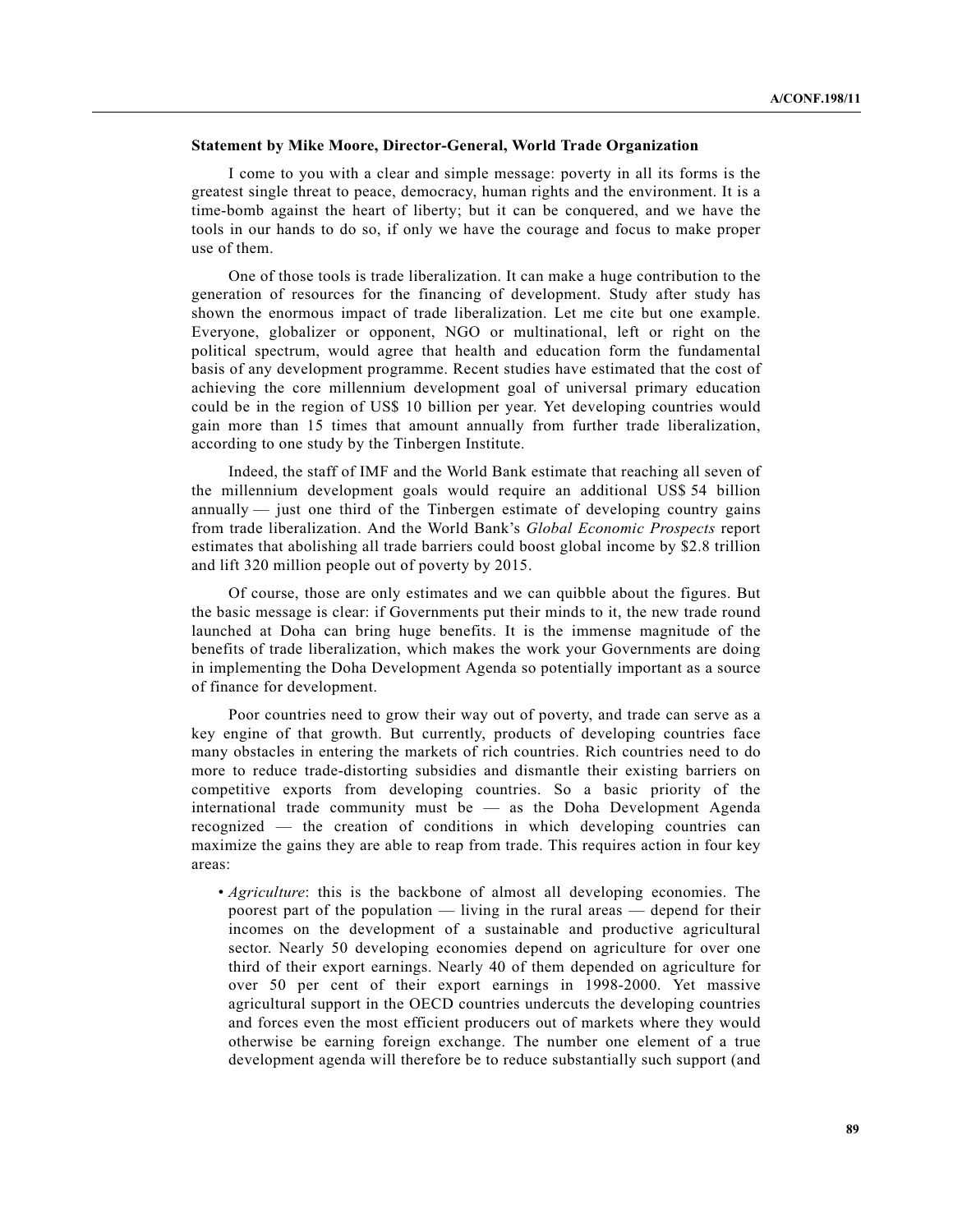**Statement by Mike Moore, Director-General, World Trade Organization**

I come to you with a clear and simple message: poverty in all its forms is the greatest single threat to peace, democracy, human rights and the environment. It is a time-bomb against the heart of liberty; but it can be conquered, and we have the tools in our hands to do so, if only we have the courage and focus to make proper use of them.

One of those tools is trade liberalization. It can make a huge contribution to the generation of resources for the financing of development. Study after study has shown the enormous impact of trade liberalization. Let me cite but one example. Everyone, globalizer or opponent, NGO or multinational, left or right on the political spectrum, would agree that health and education form the fundamental basis of any development programme. Recent studies have estimated that the cost of achieving the core millennium development goal of universal primary education could be in the region of US$ 10 billion per year. Yet developing countries would gain more than 15 times that amount annually from further trade liberalization, according to one study by the Tinbergen Institute.

Indeed, the staff of IMF and the World Bank estimate that reaching all seven of the millennium development goals would require an additional US$ 54 billion annually — just one third of the Tinbergen estimate of developing country gains from trade liberalization. And the World Bank's *Global Economic Prospects* report estimates that abolishing all trade barriers could boost global income by $2.8 trillion and lift 320 million people out of poverty by 2015.

Of course, those are only estimates and we can quibble about the figures. But the basic message is clear: if Governments put their minds to it, the new trade round launched at Doha can bring huge benefits. It is the immense magnitude of the benefits of trade liberalization, which makes the work your Governments are doing in implementing the Doha Development Agenda so potentially important as a source of finance for development.

Poor countries need to grow their way out of poverty, and trade can serve as a key engine of that growth. But currently, products of developing countries face many obstacles in entering the markets of rich countries. Rich countries need to do more to reduce trade-distorting subsidies and dismantle their existing barriers on competitive exports from developing countries. So a basic priority of the international trade community must be — as the Doha Development Agenda recognized — the creation of conditions in which developing countries can maximize the gains they are able to reap from trade. This requires action in four key areas:

- *Agriculture*: this is the backbone of almost all developing economies. The poorest part of the population — living in the rural areas — depend for their incomes on the development of a sustainable and productive agricultural sector. Nearly 50 developing economies depend on agriculture for over one third of their export earnings. Nearly 40 of them depended on agriculture for over 50 per cent of their export earnings in 1998-2000. Yet massive agricultural support in the OECD countries undercuts the developing countries and forces even the most efficient producers out of markets where they would otherwise be earning foreign exchange. The number one element of a true development agenda will therefore be to reduce substantially such support (and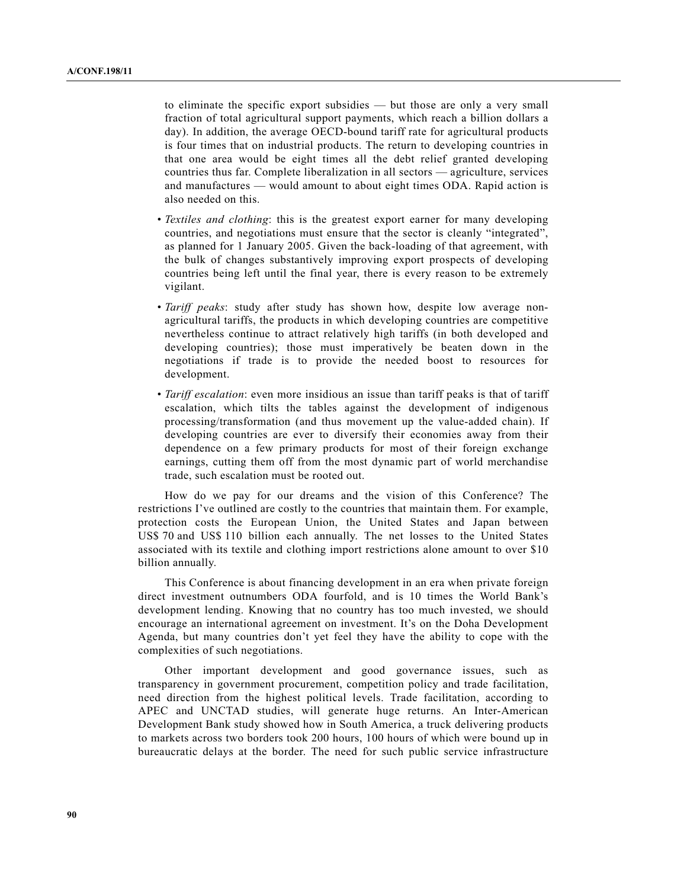to eliminate the specific export subsidies — but those are only a very small fraction of total agricultural support payments, which reach a billion dollars a day). In addition, the average OECD-bound tariff rate for agricultural products is four times that on industrial products. The return to developing countries in that one area would be eight times all the debt relief granted developing countries thus far. Complete liberalization in all sectors — agriculture, services and manufactures — would amount to about eight times ODA. Rapid action is also needed on this.

- *Textiles and clothing*: this is the greatest export earner for many developing countries, and negotiations must ensure that the sector is cleanly "integrated", as planned for 1 January 2005. Given the back-loading of that agreement, with the bulk of changes substantively improving export prospects of developing countries being left until the final year, there is every reason to be extremely vigilant.
- *Tariff peaks*: study after study has shown how, despite low average non-agricultural tariffs, the products in which developing countries are competitive nevertheless continue to attract relatively high tariffs (in both developed and developing countries); those must imperatively be beaten down in the negotiations if trade is to provide the needed boost to resources for development.
- *Tariff escalation*: even more insidious an issue than tariff peaks is that of tariff escalation, which tilts the tables against the development of indigenous processing/transformation (and thus movement up the value-added chain). If developing countries are ever to diversify their economies away from their dependence on a few primary products for most of their foreign exchange earnings, cutting them off from the most dynamic part of world merchandise trade, such escalation must be rooted out.

How do we pay for our dreams and the vision of this Conference? The restrictions I've outlined are costly to the countries that maintain them. For example, protection costs the European Union, the United States and Japan between US$ 70 and US$ 110 billion each annually. The net losses to the United States associated with its textile and clothing import restrictions alone amount to over $10 billion annually.

This Conference is about financing development in an era when private foreign direct investment outnumbers ODA fourfold, and is 10 times the World Bank's development lending. Knowing that no country has too much invested, we should encourage an international agreement on investment. It's on the Doha Development Agenda, but many countries don't yet feel they have the ability to cope with the complexities of such negotiations.

Other important development and good governance issues, such as transparency in government procurement, competition policy and trade facilitation, need direction from the highest political levels. Trade facilitation, according to APEC and UNCTAD studies, will generate huge returns. An Inter-American Development Bank study showed how in South America, a truck delivering products to markets across two borders took 200 hours, 100 hours of which were bound up in bureaucratic delays at the border. The need for such public service infrastructure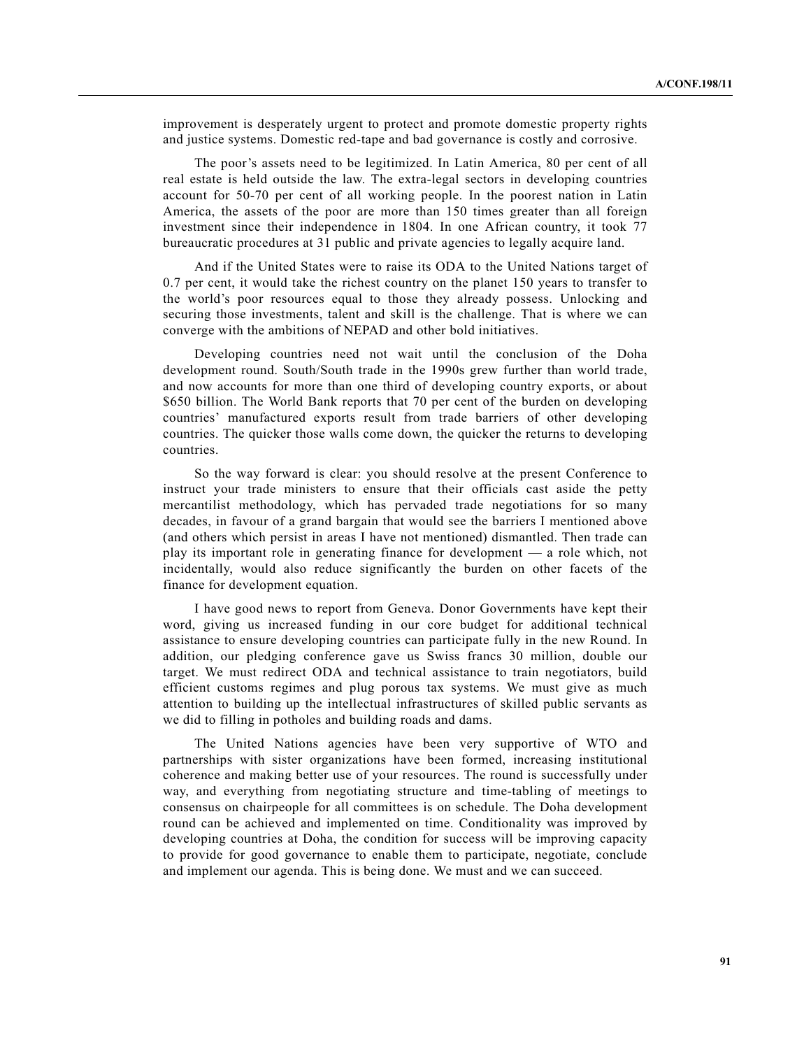improvement is desperately urgent to protect and promote domestic property rights and justice systems. Domestic red-tape and bad governance is costly and corrosive.

The poor's assets need to be legitimized. In Latin America, 80 per cent of all real estate is held outside the law. The extra-legal sectors in developing countries account for 50-70 per cent of all working people. In the poorest nation in Latin America, the assets of the poor are more than 150 times greater than all foreign investment since their independence in 1804. In one African country, it took 77 bureaucratic procedures at 31 public and private agencies to legally acquire land.

And if the United States were to raise its ODA to the United Nations target of 0.7 per cent, it would take the richest country on the planet 150 years to transfer to the world's poor resources equal to those they already possess. Unlocking and securing those investments, talent and skill is the challenge. That is where we can converge with the ambitions of NEPAD and other bold initiatives.

Developing countries need not wait until the conclusion of the Doha development round. South/South trade in the 1990s grew further than world trade, and now accounts for more than one third of developing country exports, or about $650 billion. The World Bank reports that 70 per cent of the burden on developing countries' manufactured exports result from trade barriers of other developing countries. The quicker those walls come down, the quicker the returns to developing countries.

So the way forward is clear: you should resolve at the present Conference to instruct your trade ministers to ensure that their officials cast aside the petty mercantilist methodology, which has pervaded trade negotiations for so many decades, in favour of a grand bargain that would see the barriers I mentioned above (and others which persist in areas I have not mentioned) dismantled. Then trade can play its important role in generating finance for development — a role which, not incidentally, would also reduce significantly the burden on other facets of the finance for development equation.

I have good news to report from Geneva. Donor Governments have kept their word, giving us increased funding in our core budget for additional technical assistance to ensure developing countries can participate fully in the new Round. In addition, our pledging conference gave us Swiss francs 30 million, double our target. We must redirect ODA and technical assistance to train negotiators, build efficient customs regimes and plug porous tax systems. We must give as much attention to building up the intellectual infrastructures of skilled public servants as we did to filling in potholes and building roads and dams.

The United Nations agencies have been very supportive of WTO and partnerships with sister organizations have been formed, increasing institutional coherence and making better use of your resources. The round is successfully under way, and everything from negotiating structure and time-tabling of meetings to consensus on chairpeople for all committees is on schedule. The Doha development round can be achieved and implemented on time. Conditionality was improved by developing countries at Doha, the condition for success will be improving capacity to provide for good governance to enable them to participate, negotiate, conclude and implement our agenda. This is being done. We must and we can succeed.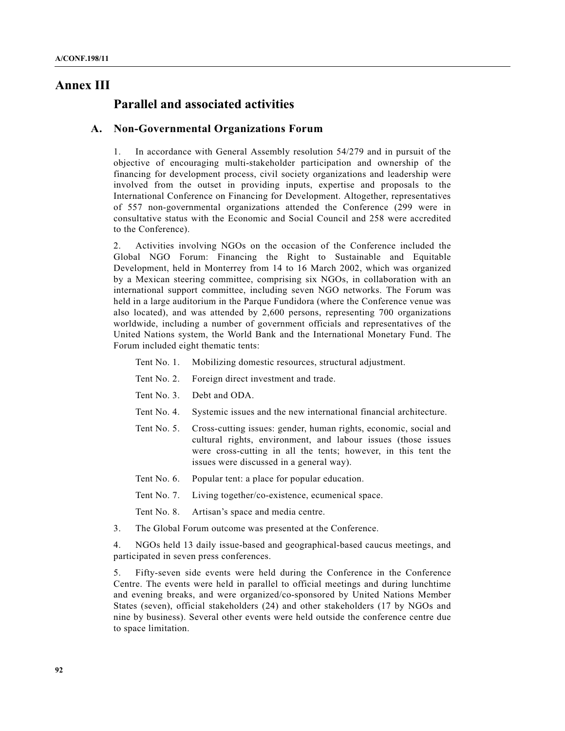# Annex III

## Parallel and associated activities

### A. Non-Governmental Organizations Forum

1. In accordance with General Assembly resolution 54/279 and in pursuit of the objective of encouraging multi-stakeholder participation and ownership of the financing for development process, civil society organizations and leadership were involved from the outset in providing inputs, expertise and proposals to the International Conference on Financing for Development. Altogether, representatives of 557 non-governmental organizations attended the Conference (299 were in consultative status with the Economic and Social Council and 258 were accredited to the Conference).

2. Activities involving NGOs on the occasion of the Conference included the Global NGO Forum: Financing the Right to Sustainable and Equitable Development, held in Monterrey from 14 to 16 March 2002, which was organized by a Mexican steering committee, comprising six NGOs, in collaboration with an international support committee, including seven NGO networks. The Forum was held in a large auditorium in the Parque Fundidora (where the Conference venue was also located), and was attended by 2,600 persons, representing 700 organizations worldwide, including a number of government officials and representatives of the United Nations system, the World Bank and the International Monetary Fund. The Forum included eight thematic tents:

- Tent No. 1. Mobilizing domestic resources, structural adjustment.
- Tent No. 2. Foreign direct investment and trade.
- Tent No. 3. Debt and ODA.
- Tent No. 4. Systemic issues and the new international financial architecture.
- Tent No. 5. Cross-cutting issues: gender, human rights, economic, social and cultural rights, environment, and labour issues (those issues were cross-cutting in all the tents; however, in this tent the issues were discussed in a general way).
- Tent No. 6. Popular tent: a place for popular education.
- Tent No. 7. Living together/co-existence, ecumenical space.
- Tent No. 8. Artisan's space and media centre.

3. The Global Forum outcome was presented at the Conference.

4. NGOs held 13 daily issue-based and geographical-based caucus meetings, and participated in seven press conferences.

5. Fifty-seven side events were held during the Conference in the Conference Centre. The events were held in parallel to official meetings and during lunchtime and evening breaks, and were organized/co-sponsored by United Nations Member States (seven), official stakeholders (24) and other stakeholders (17 by NGOs and nine by business). Several other events were held outside the conference centre due to space limitation.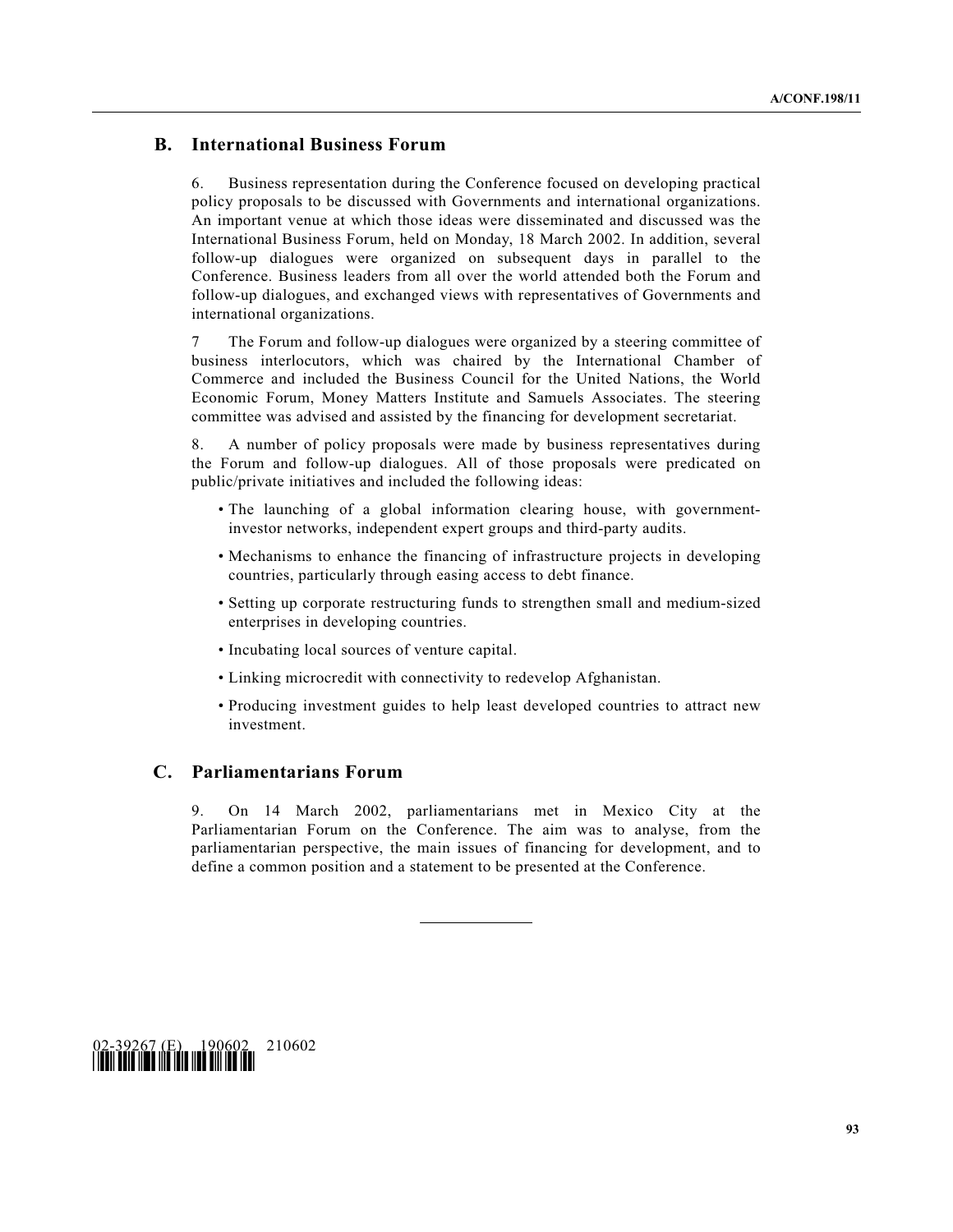## B. International Business Forum

6. Business representation during the Conference focused on developing practical policy proposals to be discussed with Governments and international organizations. An important venue at which those ideas were disseminated and discussed was the International Business Forum, held on Monday, 18 March 2002. In addition, several follow-up dialogues were organized on subsequent days in parallel to the Conference. Business leaders from all over the world attended both the Forum and follow-up dialogues, and exchanged views with representatives of Governments and international organizations.

7 The Forum and follow-up dialogues were organized by a steering committee of business interlocutors, which was chaired by the International Chamber of Commerce and included the Business Council for the United Nations, the World Economic Forum, Money Matters Institute and Samuels Associates. The steering committee was advised and assisted by the financing for development secretariat.

8. A number of policy proposals were made by business representatives during the Forum and follow-up dialogues. All of those proposals were predicated on public/private initiatives and included the following ideas:

- The launching of a global information clearing house, with government-investor networks, independent expert groups and third-party audits.
- Mechanisms to enhance the financing of infrastructure projects in developing countries, particularly through easing access to debt finance.
- Setting up corporate restructuring funds to strengthen small and medium-sized enterprises in developing countries.
- Incubating local sources of venture capital.
- Linking microcredit with connectivity to redevelop Afghanistan.
- Producing investment guides to help least developed countries to attract new investment.

## C. Parliamentarians Forum

9. On 14 March 2002, parliamentarians met in Mexico City at the Parliamentarian Forum on the Conference. The aim was to analyse, from the parliamentarian perspective, the main issues of financing for development, and to define a common position and a statement to be presented at the Conference.

02-39267 (E) 190602 210602